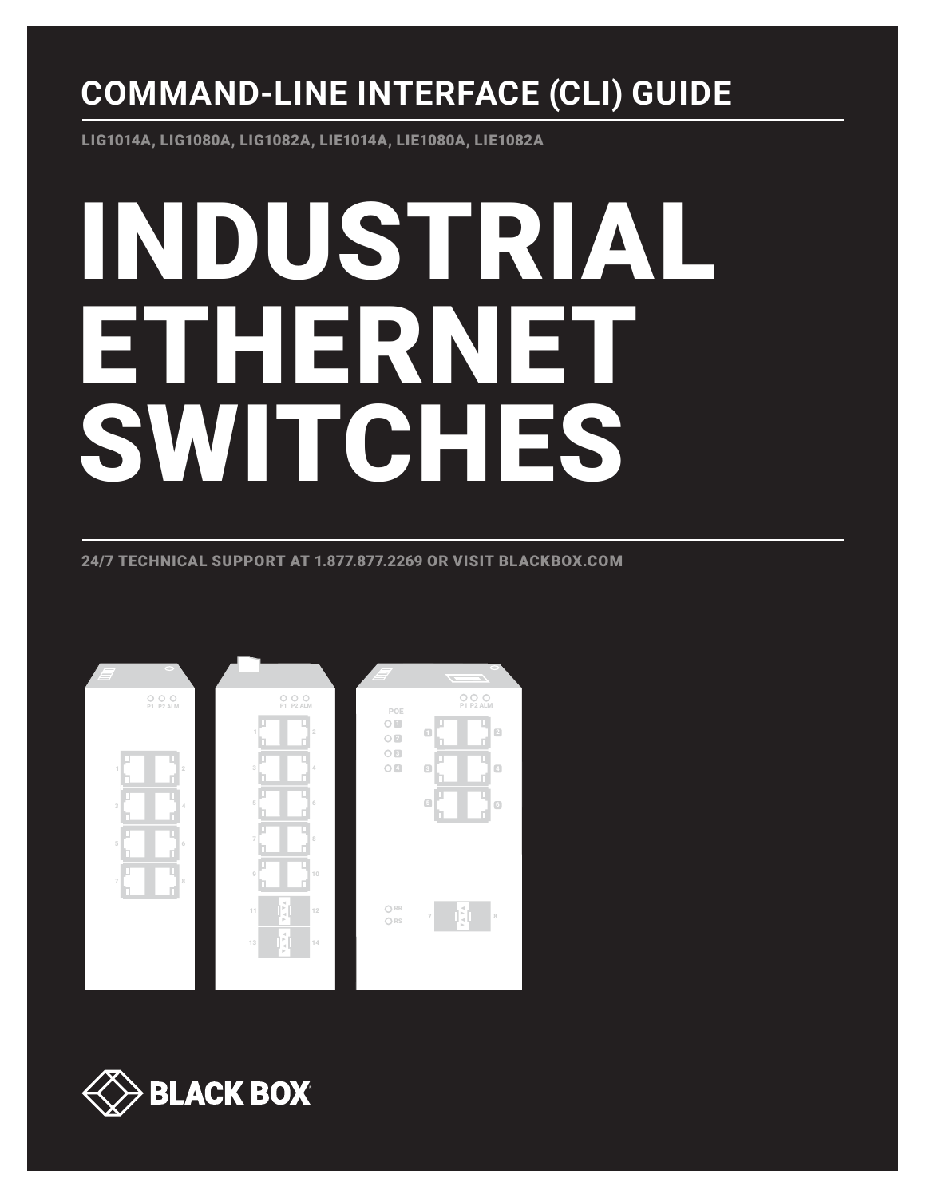## COMMAND-LINE INTERFACE (CLI) GUIDE

LIG1014A, LIG1080A, LIG1082A, LIE1014A, LIE1080A, LIE1082A

# INDUSTRIAL ETHERNET SWITCHES

24/7 TECHNICAL SUPPORT AT 1.877.877.2269 OR VISIT BLACKBOX.COM

BLACK BOX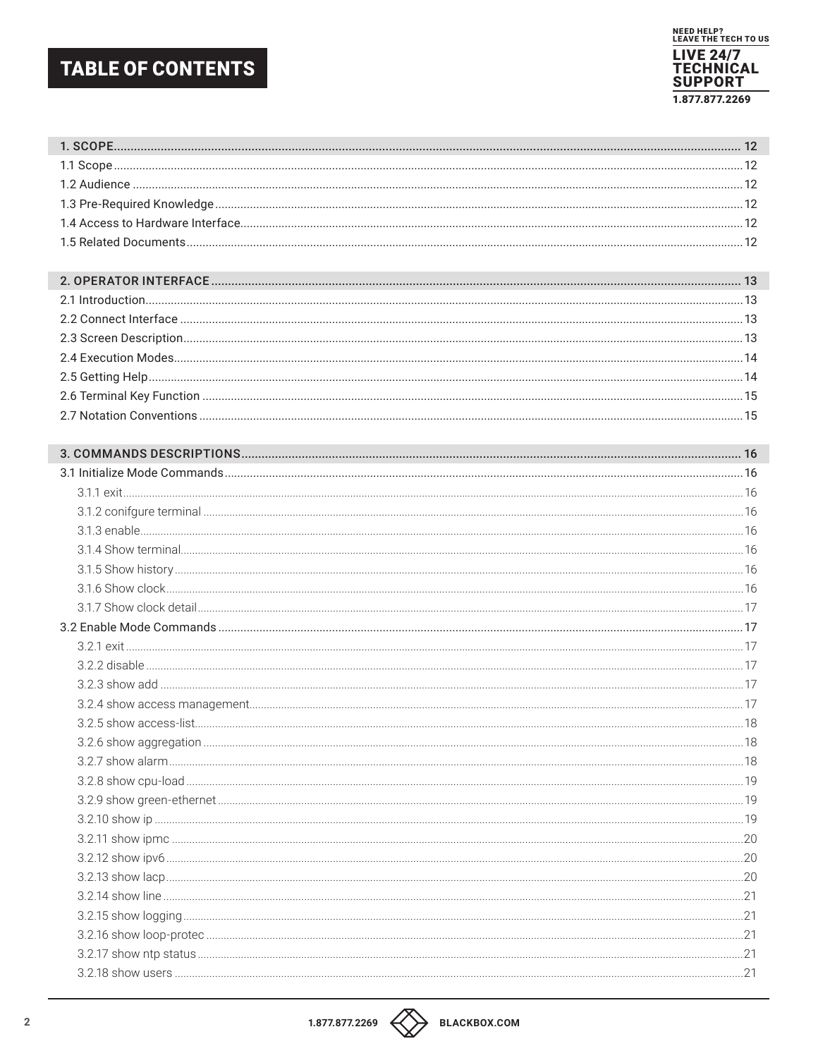# TABLE OF CONTENTS

NEED HELP? LEAVE THE TECH TO US

LIVE 24/7 TECHNICAL SUPPORT

1.877.877.2269

**1. SCOPE** ..... 12

- 1.1 Scope ..... 12
- 1.2 Audience ..... 12
- 1.3 Pre-Required Knowledge ..... 12
- 1.4 Access to Hardware Interface ..... 12
- 1.5 Related Documents ..... 12

**2. OPERATOR INTERFACE** ..... 13

- 2.1 Introduction ..... 13
- 2.2 Connect Interface ..... 13
- 2.3 Screen Description ..... 13
- 2.4 Execution Modes ..... 14
- 2.5 Getting Help ..... 14
- 2.6 Terminal Key Function ..... 15
- 2.7 Notation Conventions ..... 15

**3. COMMANDS DESCRIPTIONS** ..... 16

- 3.1 Initialize Mode Commands ..... 16
  - 3.1.1 exit ..... 16
  - 3.1.2 conifgure terminal ..... 16
  - 3.1.3 enable ..... 16
  - 3.1.4 Show terminal ..... 16
  - 3.1.5 Show history ..... 16
  - 3.1.6 Show clock ..... 16
  - 3.1.7 Show clock detail ..... 17
- 3.2 Enable Mode Commands ..... 17
  - 3.2.1 exit ..... 17
  - 3.2.2 disable ..... 17
  - 3.2.3 show add ..... 17
  - 3.2.4 show access management ..... 17
  - 3.2.5 show access-list ..... 18
  - 3.2.6 show aggregation ..... 18
  - 3.2.7 show alarm ..... 18
  - 3.2.8 show cpu-load ..... 19
  - 3.2.9 show green-ethernet ..... 19
  - 3.2.10 show ip ..... 19
  - 3.2.11 show ipmc ..... 20
  - 3.2.12 show ipv6 ..... 20
  - 3.2.13 show lacp ..... 20
  - 3.2.14 show line ..... 21
  - 3.2.15 show logging ..... 21
  - 3.2.16 show loop-protec ..... 21
  - 3.2.17 show ntp status ..... 21
  - 3.2.18 show users ..... 21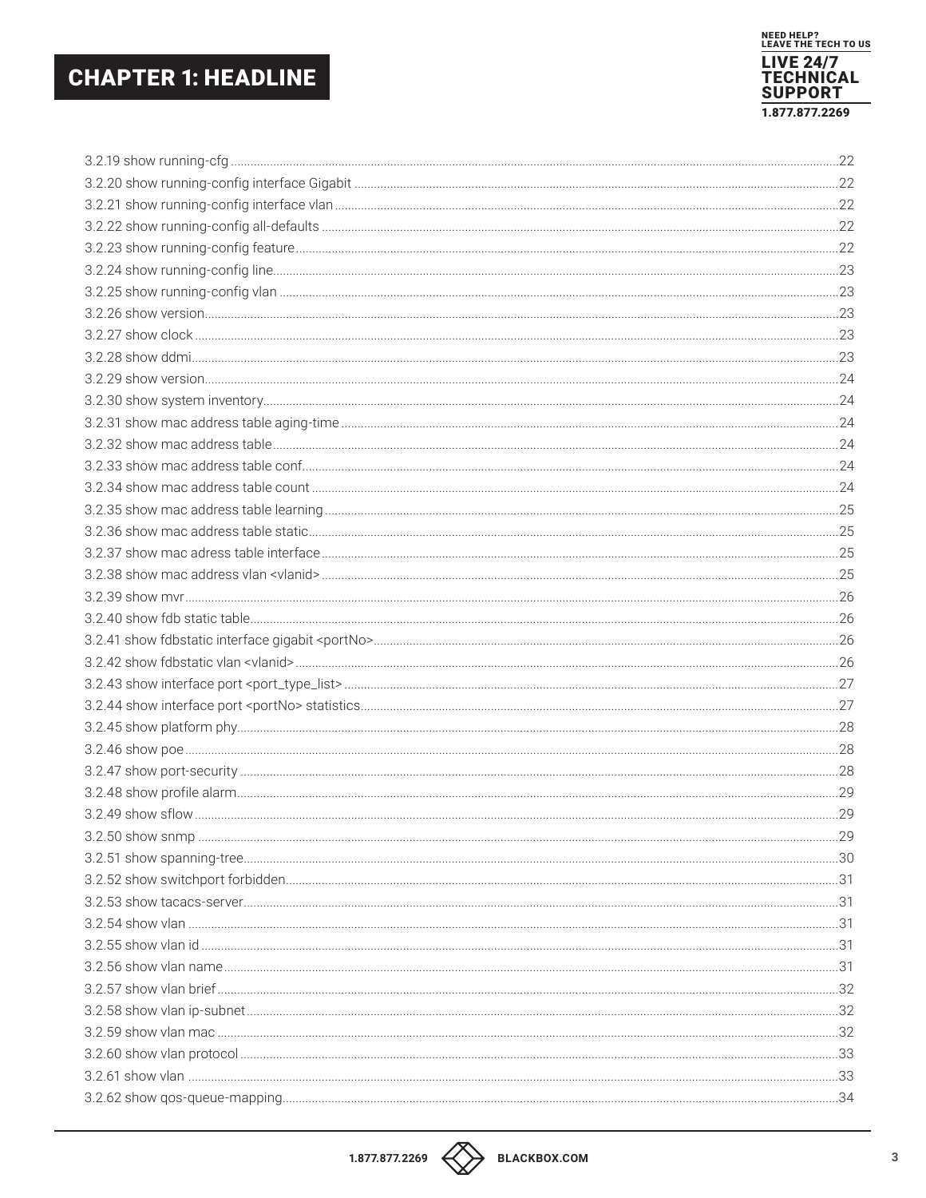3.2.19 show running-cfg ....................................................22
3.2.20 show running-config interface Gigabit ....................................................22
3.2.21 show running-config interface vlan ....................................................22
3.2.22 show running-config all-defaults ....................................................22
3.2.23 show running-config feature ....................................................22
3.2.24 show running-config line ....................................................23
3.2.25 show running-config vlan ....................................................23
3.2.26 show version ....................................................23
3.2.27 show clock ....................................................23
3.2.28 show ddmi ....................................................23
3.2.29 show version ....................................................24
3.2.30 show system inventory ....................................................24
3.2.31 show mac address table aging-time ....................................................24
3.2.32 show mac address table ....................................................24
3.2.33 show mac address table conf ....................................................24
3.2.34 show mac address table count ....................................................24
3.2.35 show mac address table learning ....................................................25
3.2.36 show mac address table static ....................................................25
3.2.37 show mac adress table interface ....................................................25
3.2.38 show mac address vlan <vlanid> ....................................................25
3.2.39 show mvr ....................................................26
3.2.40 show fdb static table ....................................................26
3.2.41 show fdbstatic interface gigabit <portNo> ....................................................26
3.2.42 show fdbstatic vlan <vlanid> ....................................................26
3.2.43 show interface port <port_type_list> ....................................................27
3.2.44 show interface port <portNo> statistics ....................................................27
3.2.45 show platform phy ....................................................28
3.2.46 show poe ....................................................28
3.2.47 show port-security ....................................................28
3.2.48 show profile alarm ....................................................29
3.2.49 show sflow ....................................................29
3.2.50 show snmp ....................................................29
3.2.51 show spanning-tree ....................................................30
3.2.52 show switchport forbidden ....................................................31
3.2.53 show tacacs-server ....................................................31
3.2.54 show vlan ....................................................31
3.2.55 show vlan id ....................................................31
3.2.56 show vlan name ....................................................31
3.2.57 show vlan brief ....................................................32
3.2.58 show vlan ip-subnet ....................................................32
3.2.59 show vlan mac ....................................................32
3.2.60 show vlan protocol ....................................................33
3.2.61 show vlan ....................................................33
3.2.62 show qos-queue-mapping ....................................................34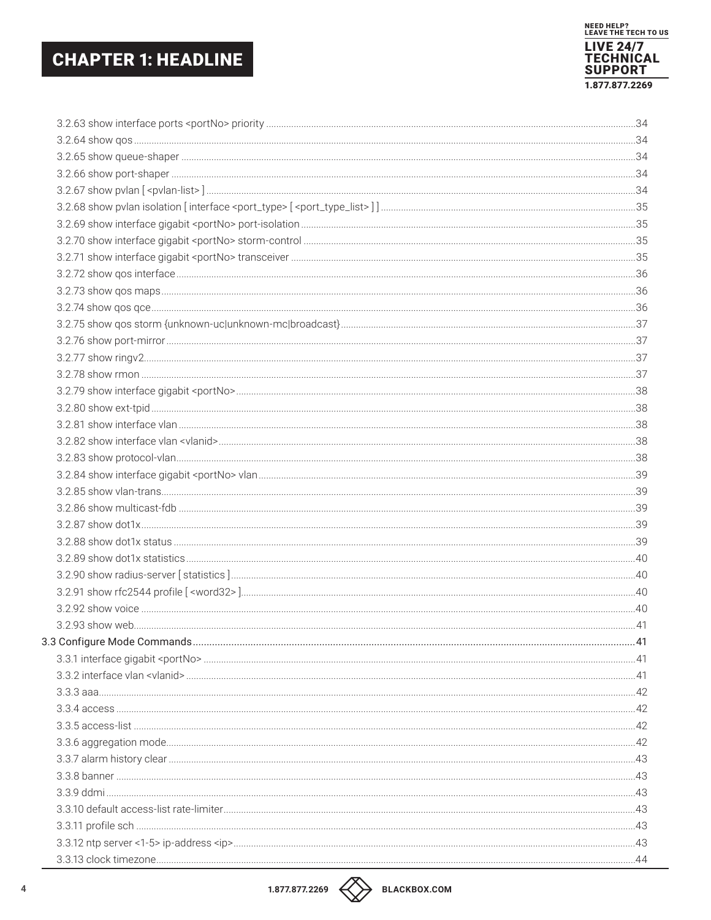3.2.63 show interface ports <portNo> priority ..... 34
3.2.64 show qos ..... 34
3.2.65 show queue-shaper ..... 34
3.2.66 show port-shaper ..... 34
3.2.67 show pvlan [ <pvlan-list> ] ..... 34
3.2.68 show pvlan isolation [ interface <port_type> [ <port_type_list> ] ] ..... 35
3.2.69 show interface gigabit <portNo> port-isolation ..... 35
3.2.70 show interface gigabit <portNo> storm-control ..... 35
3.2.71 show interface gigabit <portNo> transceiver ..... 35
3.2.72 show qos interface ..... 36
3.2.73 show qos maps ..... 36
3.2.74 show qos qce ..... 36
3.2.75 show qos storm {unknown-uc|unknown-mc|broadcast} ..... 37
3.2.76 show port-mirror ..... 37
3.2.77 show ringv2 ..... 37
3.2.78 show rmon ..... 37
3.2.79 show interface gigabit <portNo> ..... 38
3.2.80 show ext-tpid ..... 38
3.2.81 show interface vlan ..... 38
3.2.82 show interface vlan <vlanid> ..... 38
3.2.83 show protocol-vlan ..... 38
3.2.84 show interface gigabit <portNo> vlan ..... 39
3.2.85 show vlan-trans ..... 39
3.2.86 show multicast-fdb ..... 39
3.2.87 show dot1x ..... 39
3.2.88 show dot1x status ..... 39
3.2.89 show dot1x statistics ..... 40
3.2.90 show radius-server [ statistics ] ..... 40
3.2.91 show rfc2544 profile [ <word32> ] ..... 40
3.2.92 show voice ..... 40
3.2.93 show web ..... 41

3.3 Configure Mode Commands ..... 41

3.3.1 interface gigabit <portNo> ..... 41
3.3.2 interface vlan <vlanid> ..... 41
3.3.3 aaa ..... 42
3.3.4 access ..... 42
3.3.5 access-list ..... 42
3.3.6 aggregation mode ..... 42
3.3.7 alarm history clear ..... 43
3.3.8 banner ..... 43
3.3.9 ddmi ..... 43
3.3.10 default access-list rate-limiter ..... 43
3.3.11 profile sch ..... 43
3.3.12 ntp server <1-5> ip-address <ip> ..... 43
3.3.13 clock timezone ..... 44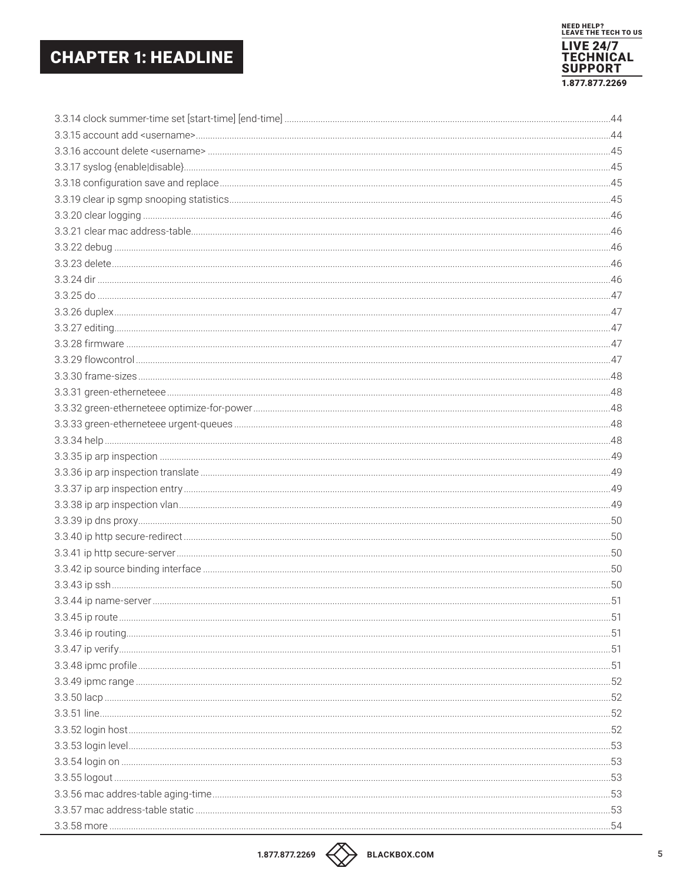3.3.14 clock summer-time set [start-time] [end-time] ..... 44
3.3.15 account add <username> ..... 44
3.3.16 account delete <username> ..... 45
3.3.17 syslog {enable|disable} ..... 45
3.3.18 configuration save and replace ..... 45
3.3.19 clear ip sgmp snooping statistics ..... 45
3.3.20 clear logging ..... 46
3.3.21 clear mac address-table ..... 46
3.3.22 debug ..... 46
3.3.23 delete ..... 46
3.3.24 dir ..... 46
3.3.25 do ..... 47
3.3.26 duplex ..... 47
3.3.27 editing ..... 47
3.3.28 firmware ..... 47
3.3.29 flowcontrol ..... 47
3.3.30 frame-sizes ..... 48
3.3.31 green-etherneteee ..... 48
3.3.32 green-etherneteee optimize-for-power ..... 48
3.3.33 green-etherneteee urgent-queues ..... 48
3.3.34 help ..... 48
3.3.35 ip arp inspection ..... 49
3.3.36 ip arp inspection translate ..... 49
3.3.37 ip arp inspection entry ..... 49
3.3.38 ip arp inspection vlan ..... 49
3.3.39 ip dns proxy ..... 50
3.3.40 ip http secure-redirect ..... 50
3.3.41 ip http secure-server ..... 50
3.3.42 ip source binding interface ..... 50
3.3.43 ip ssh ..... 50
3.3.44 ip name-server ..... 51
3.3.45 ip route ..... 51
3.3.46 ip routing ..... 51
3.3.47 ip verify ..... 51
3.3.48 ipmc profile ..... 51
3.3.49 ipmc range ..... 52
3.3.50 lacp ..... 52
3.3.51 line ..... 52
3.3.52 login host ..... 52
3.3.53 login level ..... 53
3.3.54 login on ..... 53
3.3.55 logout ..... 53
3.3.56 mac addres-table aging-time ..... 53
3.3.57 mac address-table static ..... 53
3.3.58 more ..... 54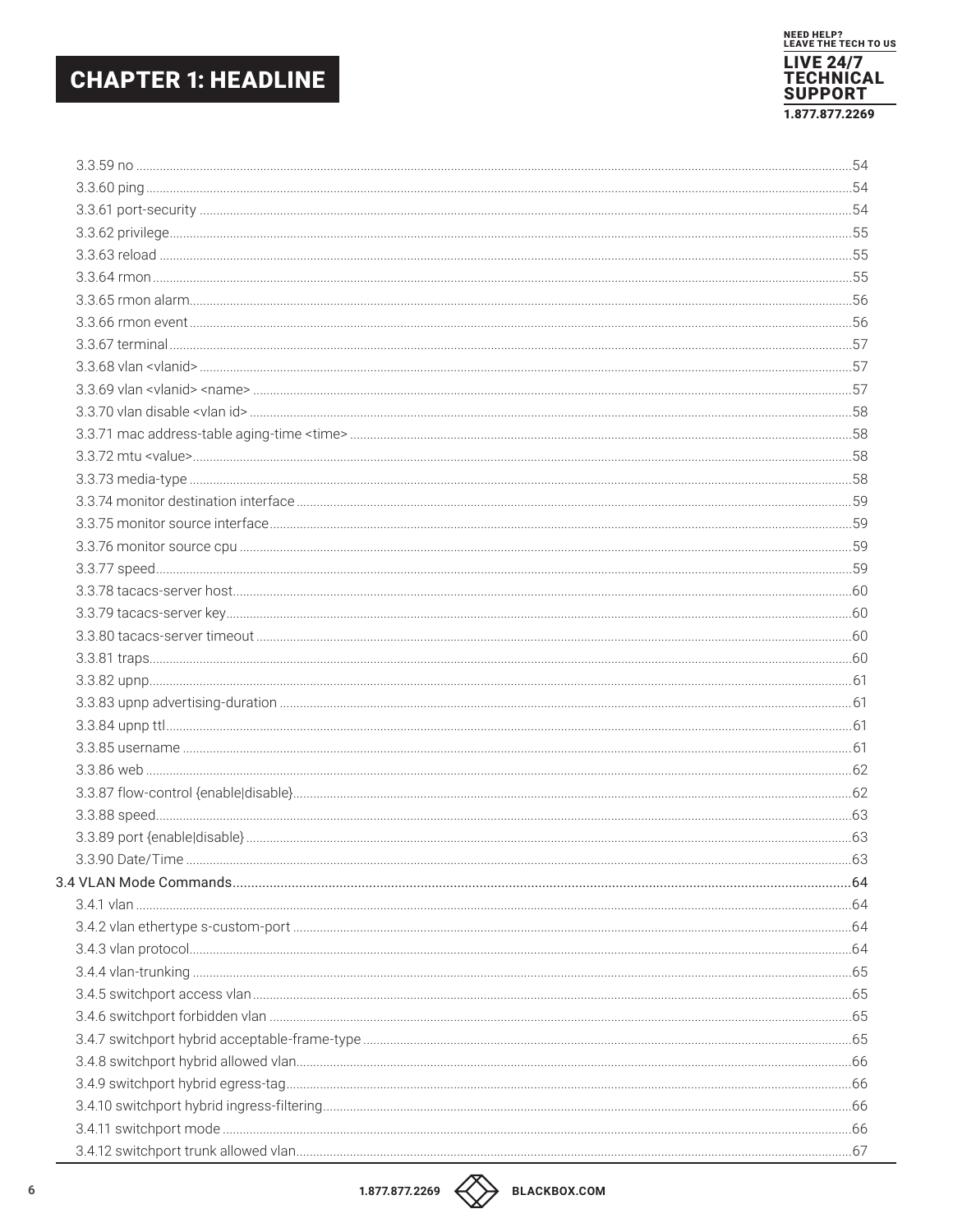3.3.59 no ....................................................................................................................................54
3.3.60 ping ................................................................................................................................54
3.3.61 port-security ....................................................................................................................54
3.3.62 privilege...........................................................................................................................55
3.3.63 reload ..............................................................................................................................55
3.3.64 rmon ................................................................................................................................55
3.3.65 rmon alarm.......................................................................................................................56
3.3.66 rmon event .......................................................................................................................56
3.3.67 terminal ...........................................................................................................................57
3.3.68 vlan <vlanid> ....................................................................................................................57
3.3.69 vlan <vlanid> <name> ......................................................................................................57
3.3.70 vlan disable <vlan id> .......................................................................................................58
3.3.71 mac address-table aging-time <time> ...............................................................................58
3.3.72 mtu <value>......................................................................................................................58
3.3.73 media-type .......................................................................................................................58
3.3.74 monitor destination interface ............................................................................................59
3.3.75 monitor source interface....................................................................................................59
3.3.76 monitor source cpu ...........................................................................................................59
3.3.77 speed................................................................................................................................59
3.3.78 tacacs-server host.............................................................................................................60
3.3.79 tacacs-server key..............................................................................................................60
3.3.80 tacacs-server timeout .......................................................................................................60
3.3.81 traps.................................................................................................................................60
3.3.82 upnp.................................................................................................................................61
3.3.83 upnp advertising-duration .................................................................................................61
3.3.84 upnp ttl.............................................................................................................................61
3.3.85 username .........................................................................................................................61
3.3.86 web ..................................................................................................................................62
3.3.87 flow-control {enable|disable}..............................................................................................62
3.3.88 speed................................................................................................................................63
3.3.89 port {enable|disable} .........................................................................................................63
3.3.90 Date/Time .........................................................................................................................63

3.4 VLAN Mode Commands.........................................................................................................64

3.4.1 vlan ....................................................................................................................................64
3.4.2 vlan ethertype s-custom-port ..............................................................................................64
3.4.3 vlan protocol.........................................................................................................................64
3.4.4 vlan-trunking .......................................................................................................................65
3.4.5 switchport access vlan .........................................................................................................65
3.4.6 switchport forbidden vlan ....................................................................................................65
3.4.7 switchport hybrid acceptable-frame-type .............................................................................65
3.4.8 switchport hybrid allowed vlan.............................................................................................66
3.4.9 switchport hybrid egress-tag................................................................................................66
3.4.10 switchport hybrid ingress-filtering.......................................................................................66
3.4.11 switchport mode ...............................................................................................................66
3.4.12 switchport trunk allowed vlan..............................................................................................67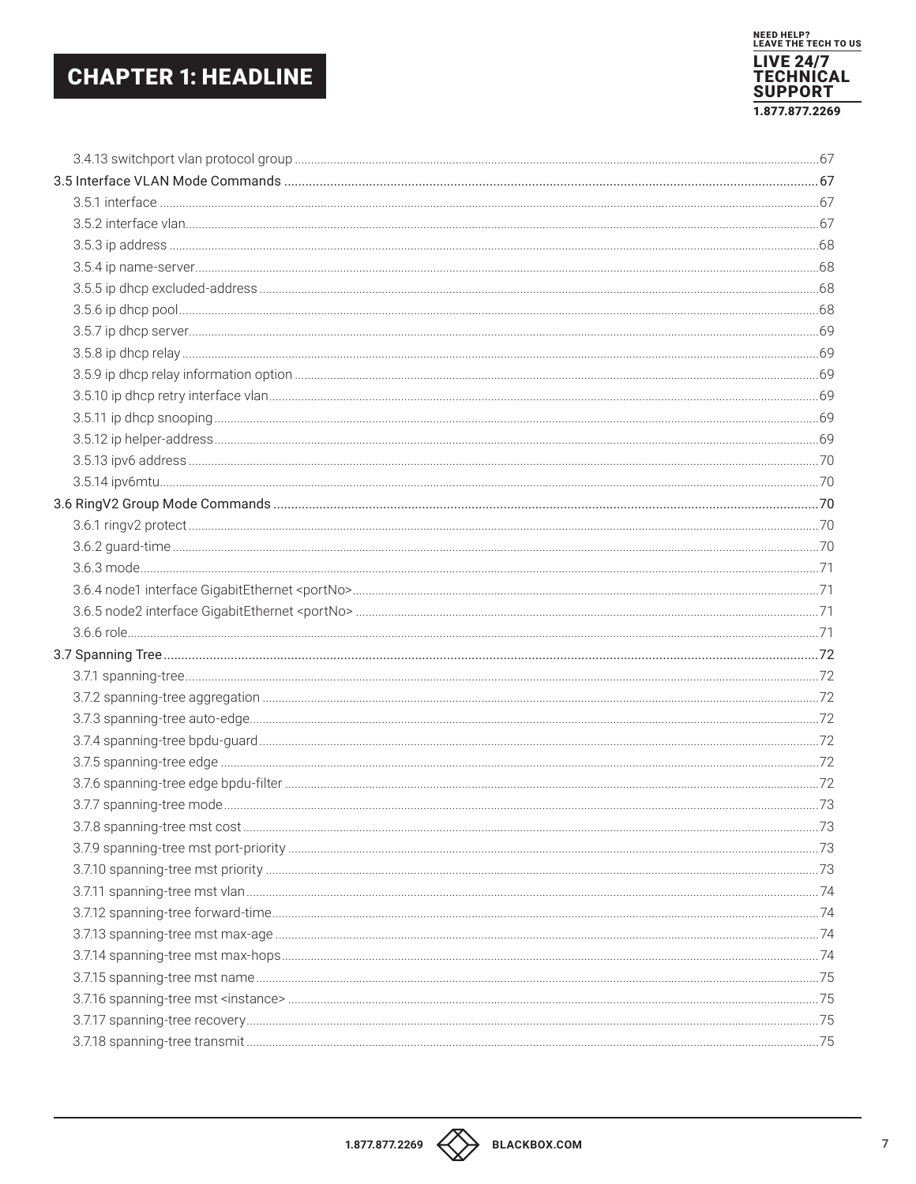3.4.13 switchport vlan protocol group ....................................................................................................67

3.5 Interface VLAN Mode Commands ....................................................................................................67

3.5.1 interface ....................................................................................................67

3.5.2 interface vlan....................................................................................................67

3.5.3 ip address ....................................................................................................68

3.5.4 ip name-server....................................................................................................68

3.5.5 ip dhcp excluded-address ....................................................................................................68

3.5.6 ip dhcp pool....................................................................................................68

3.5.7 ip dhcp server....................................................................................................69

3.5.8 ip dhcp relay ....................................................................................................69

3.5.9 ip dhcp relay information option ....................................................................................................69

3.5.10 ip dhcp retry interface vlan....................................................................................................69

3.5.11 ip dhcp snooping ....................................................................................................69

3.5.12 ip helper-address....................................................................................................69

3.5.13 ipv6 address ....................................................................................................70

3.5.14 ipv6mtu....................................................................................................70

3.6 RingV2 Group Mode Commands ....................................................................................................70

3.6.1 ringv2 protect ....................................................................................................70

3.6.2 guard-time ....................................................................................................70

3.6.3 mode....................................................................................................71

3.6.4 node1 interface GigabitEthernet <portNo>....................................................................................................71

3.6.5 node2 interface GigabitEthernet <portNo> ....................................................................................................71

3.6.6 role....................................................................................................71

3.7 Spanning Tree....................................................................................................72

3.7.1 spanning-tree....................................................................................................72

3.7.2 spanning-tree aggregation ....................................................................................................72

3.7.3 spanning-tree auto-edge....................................................................................................72

3.7.4 spanning-tree bpdu-guard ....................................................................................................72

3.7.5 spanning-tree edge ....................................................................................................72

3.7.6 spanning-tree edge bpdu-filter ....................................................................................................72

3.7.7 spanning-tree mode....................................................................................................73

3.7.8 spanning-tree mst cost ....................................................................................................73

3.7.9 spanning-tree mst port-priority ....................................................................................................73

3.7.10 spanning-tree mst priority ....................................................................................................73

3.7.11 spanning-tree mst vlan ....................................................................................................74

3.7.12 spanning-tree forward-time....................................................................................................74

3.7.13 spanning-tree mst max-age ....................................................................................................74

3.7.14 spanning-tree mst max-hops....................................................................................................74

3.7.15 spanning-tree mst name....................................................................................................75

3.7.16 spanning-tree mst <instance> ....................................................................................................75

3.7.17 spanning-tree recovery....................................................................................................75

3.7.18 spanning-tree transmit ....................................................................................................75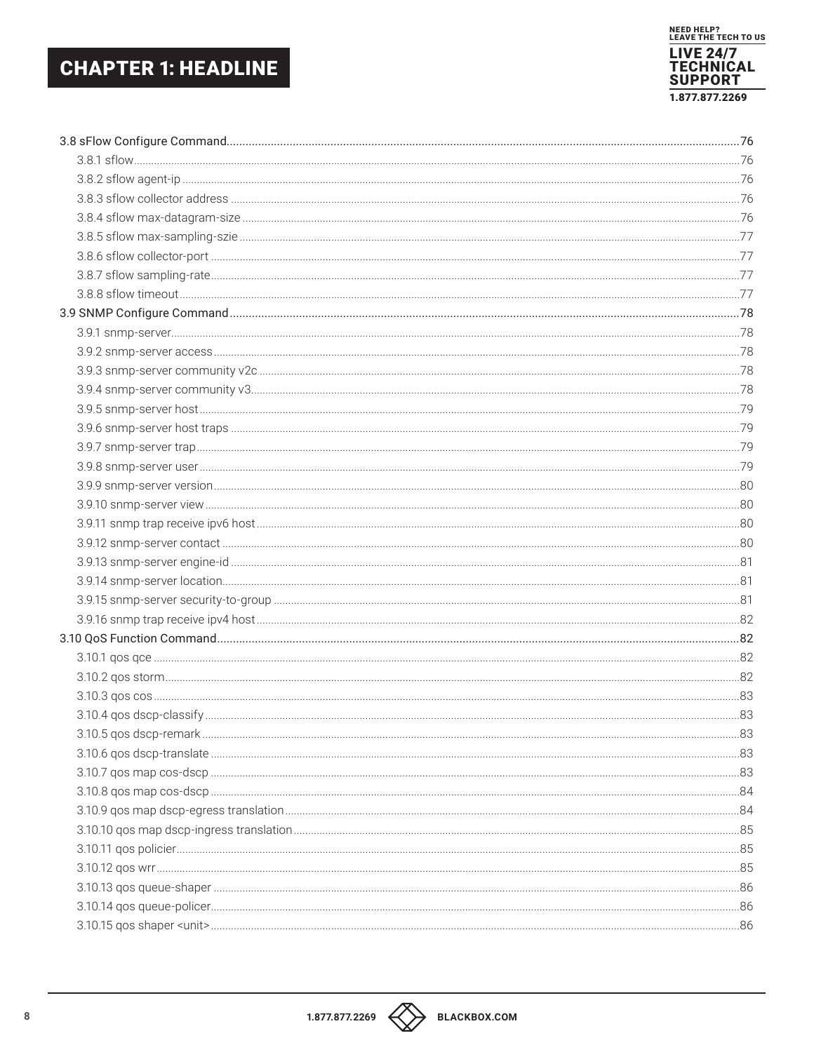3.8 sFlow Configure Command......76

- 3.8.1 sflow......76
- 3.8.2 sflow agent-ip......76
- 3.8.3 sflow collector address......76
- 3.8.4 sflow max-datagram-size......76
- 3.8.5 sflow max-sampling-szie......77
- 3.8.6 sflow collector-port......77
- 3.8.7 sflow sampling-rate......77
- 3.8.8 sflow timeout......77

3.9 SNMP Configure Command......78

- 3.9.1 snmp-server......78
- 3.9.2 snmp-server access......78
- 3.9.3 snmp-server community v2c......78
- 3.9.4 snmp-server community v3......78
- 3.9.5 snmp-server host......79
- 3.9.6 snmp-server host traps......79
- 3.9.7 snmp-server trap......79
- 3.9.8 snmp-server user......79
- 3.9.9 snmp-server version......80
- 3.9.10 snmp-server view......80
- 3.9.11 snmp trap receive ipv6 host......80
- 3.9.12 snmp-server contact......80
- 3.9.13 snmp-server engine-id......81
- 3.9.14 snmp-server location......81
- 3.9.15 snmp-server security-to-group......81
- 3.9.16 snmp trap receive ipv4 host......82

3.10 QoS Function Command......82

- 3.10.1 qos qce......82
- 3.10.2 qos storm......82
- 3.10.3 qos cos......83
- 3.10.4 qos dscp-classify......83
- 3.10.5 qos dscp-remark......83
- 3.10.6 qos dscp-translate......83
- 3.10.7 qos map cos-dscp......83
- 3.10.8 qos map cos-dscp......84
- 3.10.9 qos map dscp-egress translation......84
- 3.10.10 qos map dscp-ingress translation......85
- 3.10.11 qos policier......85
- 3.10.12 qos wrr......85
- 3.10.13 qos queue-shaper......86
- 3.10.14 qos queue-policer......86
- 3.10.15 qos shaper <unit>......86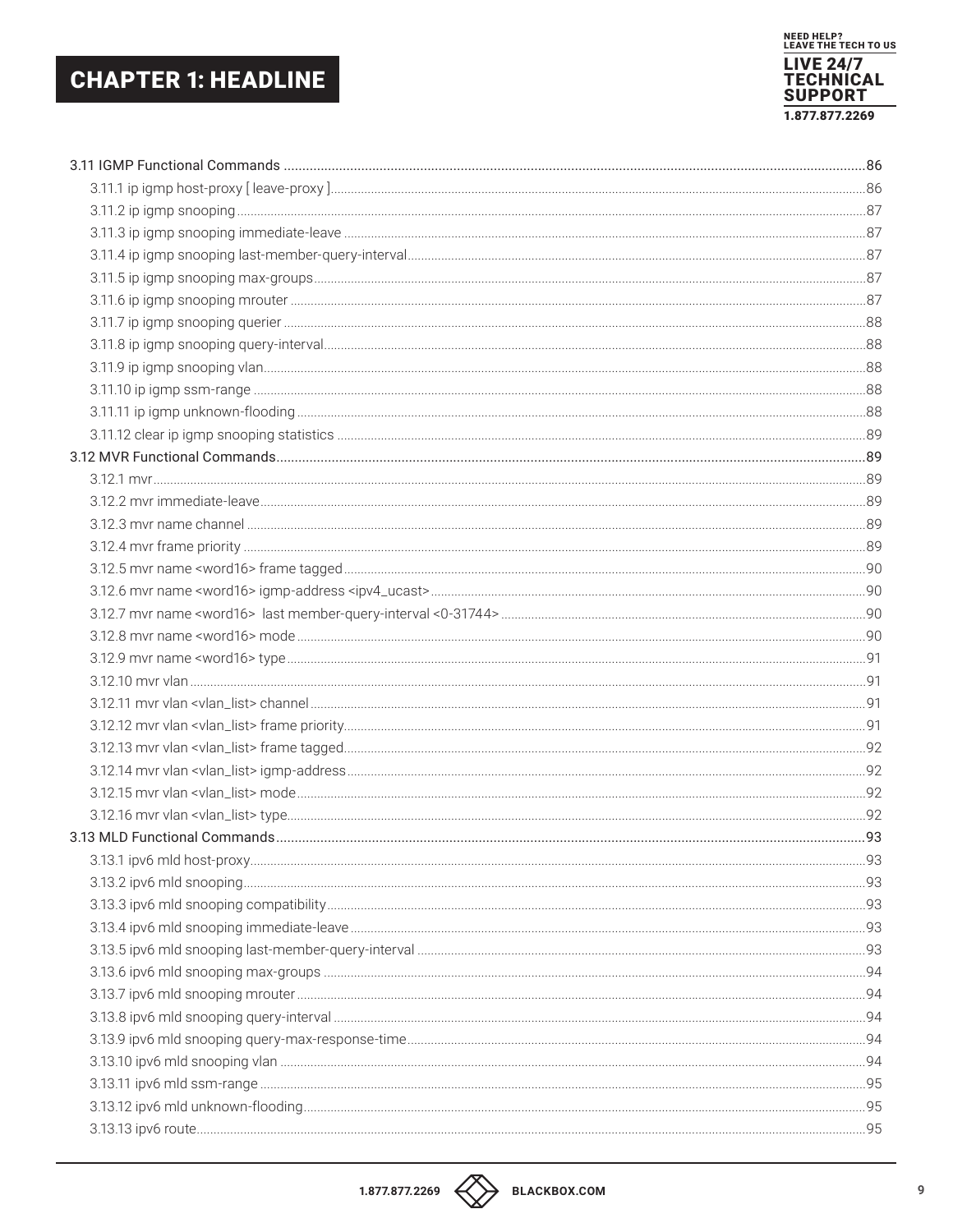3.11 IGMP Functional Commands ..... 86
- 3.11.1 ip igmp host-proxy [ leave-proxy ] ..... 86
- 3.11.2 ip igmp snooping ..... 87
- 3.11.3 ip igmp snooping immediate-leave ..... 87
- 3.11.4 ip igmp snooping last-member-query-interval ..... 87
- 3.11.5 ip igmp snooping max-groups ..... 87
- 3.11.6 ip igmp snooping mrouter ..... 87
- 3.11.7 ip igmp snooping querier ..... 88
- 3.11.8 ip igmp snooping query-interval ..... 88
- 3.11.9 ip igmp snooping vlan ..... 88
- 3.11.10 ip igmp ssm-range ..... 88
- 3.11.11 ip igmp unknown-flooding ..... 88
- 3.11.12 clear ip igmp snooping statistics ..... 89

3.12 MVR Functional Commands ..... 89
- 3.12.1 mvr ..... 89
- 3.12.2 mvr immediate-leave ..... 89
- 3.12.3 mvr name channel ..... 89
- 3.12.4 mvr frame priority ..... 89
- 3.12.5 mvr name <word16> frame tagged ..... 90
- 3.12.6 mvr name <word16> igmp-address <ipv4_ucast> ..... 90
- 3.12.7 mvr name <word16> last member-query-interval <0-31744> ..... 90
- 3.12.8 mvr name <word16> mode ..... 90
- 3.12.9 mvr name <word16> type ..... 91
- 3.12.10 mvr vlan ..... 91
- 3.12.11 mvr vlan <vlan_list> channel ..... 91
- 3.12.12 mvr vlan <vlan_list> frame priority ..... 91
- 3.12.13 mvr vlan <vlan_list> frame tagged ..... 92
- 3.12.14 mvr vlan <vlan_list> igmp-address ..... 92
- 3.12.15 mvr vlan <vlan_list> mode ..... 92
- 3.12.16 mvr vlan <vlan_list> type ..... 92

3.13 MLD Functional Commands ..... 93
- 3.13.1 ipv6 mld host-proxy ..... 93
- 3.13.2 ipv6 mld snooping ..... 93
- 3.13.3 ipv6 mld snooping compatibility ..... 93
- 3.13.4 ipv6 mld snooping immediate-leave ..... 93
- 3.13.5 ipv6 mld snooping last-member-query-interval ..... 93
- 3.13.6 ipv6 mld snooping max-groups ..... 94
- 3.13.7 ipv6 mld snooping mrouter ..... 94
- 3.13.8 ipv6 mld snooping query-interval ..... 94
- 3.13.9 ipv6 mld snooping query-max-response-time ..... 94
- 3.13.10 ipv6 mld snooping vlan ..... 94
- 3.13.11 ipv6 mld ssm-range ..... 95
- 3.13.12 ipv6 mld unknown-flooding ..... 95
- 3.13.13 ipv6 route ..... 95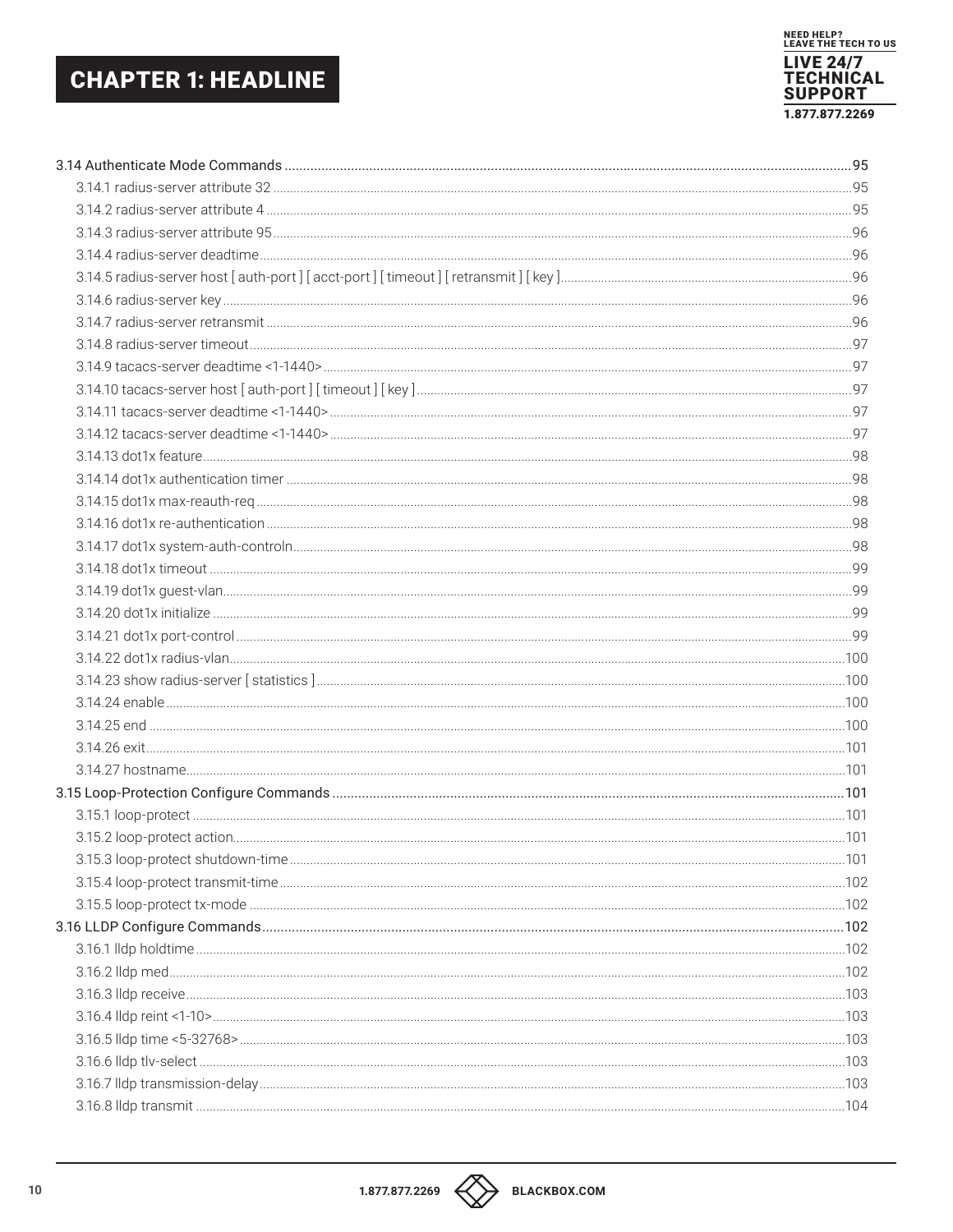3.14 Authenticate Mode Commands ....................................................................................................................................................95
- 3.14.1 radius-server attribute 32 ....................................................................................................................................................95
- 3.14.2 radius-server attribute 4 ....................................................................................................................................................95
- 3.14.3 radius-server attribute 95 ....................................................................................................................................................96
- 3.14.4 radius-server deadtime ....................................................................................................................................................96
- 3.14.5 radius-server host [ auth-port ] [ acct-port ] [ timeout ] [ retransmit ] [ key ] ....................................................................................................................................................96
- 3.14.6 radius-server key ....................................................................................................................................................96
- 3.14.7 radius-server retransmit ....................................................................................................................................................96
- 3.14.8 radius-server timeout ....................................................................................................................................................97
- 3.14.9 tacacs-server deadtime <1-1440> ....................................................................................................................................................97
- 3.14.10 tacacs-server host [ auth-port ] [ timeout ] [ key ] ....................................................................................................................................................97
- 3.14.11 tacacs-server deadtime <1-1440> ....................................................................................................................................................97
- 3.14.12 tacacs-server deadtime <1-1440> ....................................................................................................................................................97
- 3.14.13 dot1x feature ....................................................................................................................................................98
- 3.14.14 dot1x authentication timer ....................................................................................................................................................98
- 3.14.15 dot1x max-reauth-req ....................................................................................................................................................98
- 3.14.16 dot1x re-authentication ....................................................................................................................................................98
- 3.14.17 dot1x system-auth-controln ....................................................................................................................................................98
- 3.14.18 dot1x timeout ....................................................................................................................................................99
- 3.14.19 dot1x guest-vlan ....................................................................................................................................................99
- 3.14.20 dot1x initialize ....................................................................................................................................................99
- 3.14.21 dot1x port-control ....................................................................................................................................................99
- 3.14.22 dot1x radius-vlan ....................................................................................................................................................100
- 3.14.23 show radius-server [ statistics ] ....................................................................................................................................................100
- 3.14.24 enable ....................................................................................................................................................100
- 3.14.25 end ....................................................................................................................................................100
- 3.14.26 exit ....................................................................................................................................................101
- 3.14.27 hostname ....................................................................................................................................................101

3.15 Loop-Protection Configure Commands ....................................................................................................................................................101
- 3.15.1 loop-protect ....................................................................................................................................................101
- 3.15.2 loop-protect action ....................................................................................................................................................101
- 3.15.3 loop-protect shutdown-time ....................................................................................................................................................101
- 3.15.4 loop-protect transmit-time ....................................................................................................................................................102
- 3.15.5 loop-protect tx-mode ....................................................................................................................................................102

3.16 LLDP Configure Commands ....................................................................................................................................................102
- 3.16.1 lldp holdtime ....................................................................................................................................................102
- 3.16.2 lldp med ....................................................................................................................................................102
- 3.16.3 lldp receive ....................................................................................................................................................103
- 3.16.4 lldp reint <1-10> ....................................................................................................................................................103
- 3.16.5 lldp time <5-32768> ....................................................................................................................................................103
- 3.16.6 lldp tlv-select ....................................................................................................................................................103
- 3.16.7 lldp transmission-delay ....................................................................................................................................................103
- 3.16.8 lldp transmit ....................................................................................................................................................104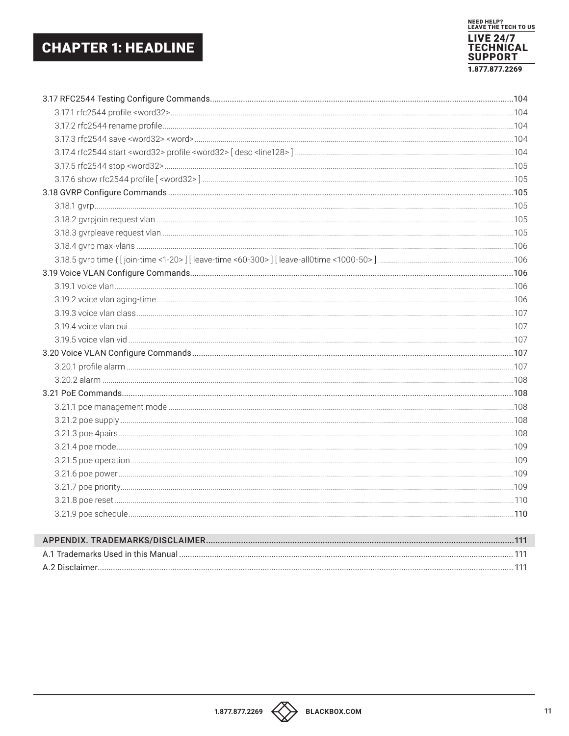3.17 RFC2544 Testing Configure Commands....104
- 3.17.1 rfc2544 profile <word32>....104
- 3.17.2 rfc2544 rename profile....104
- 3.17.3 rfc2544 save <word32> <word>....104
- 3.17.4 rfc2544 start <word32> profile <word32> [ desc <line128> ]....104
- 3.17.5 rfc2544 stop <word32>....105
- 3.17.6 show rfc2544 profile [ <word32> ]....105

3.18 GVRP Configure Commands....105
- 3.18.1 gvrp....105
- 3.18.2 gvrpjoin request vlan....105
- 3.18.3 gvrpleave request vlan....105
- 3.18.4 gvrp max-vlans....106
- 3.18.5 gvrp time { [ join-time <1-20> ] [ leave-time <60-300> ] [ leave-all0time <1000-50> ]....106

3.19 Voice VLAN Configure Commands....106
- 3.19.1 voice vlan....106
- 3.19.2 voice vlan aging-time....106
- 3.19.3 voice vlan class....107
- 3.19.4 voice vlan oui....107
- 3.19.5 voice vlan vid....107

3.20 Voice VLAN Configure Commands....107
- 3.20.1 profile alarm....107
- 3.20.2 alarm....108

3.21 PoE Commands....108
- 3.21.1 poe management mode....108
- 3.21.2 poe supply....108
- 3.21.3 poe 4pairs....108
- 3.21.4 poe mode....109
- 3.21.5 poe operation....109
- 3.21.6 poe power....109
- 3.21.7 poe priority....109
- 3.21.8 poe reset....110
- 3.21.9 poe schedule....110

APPENDIX. TRADEMARKS/DISCLAIMER....111

A.1 Trademarks Used in this Manual....111

A.2 Disclaimer....111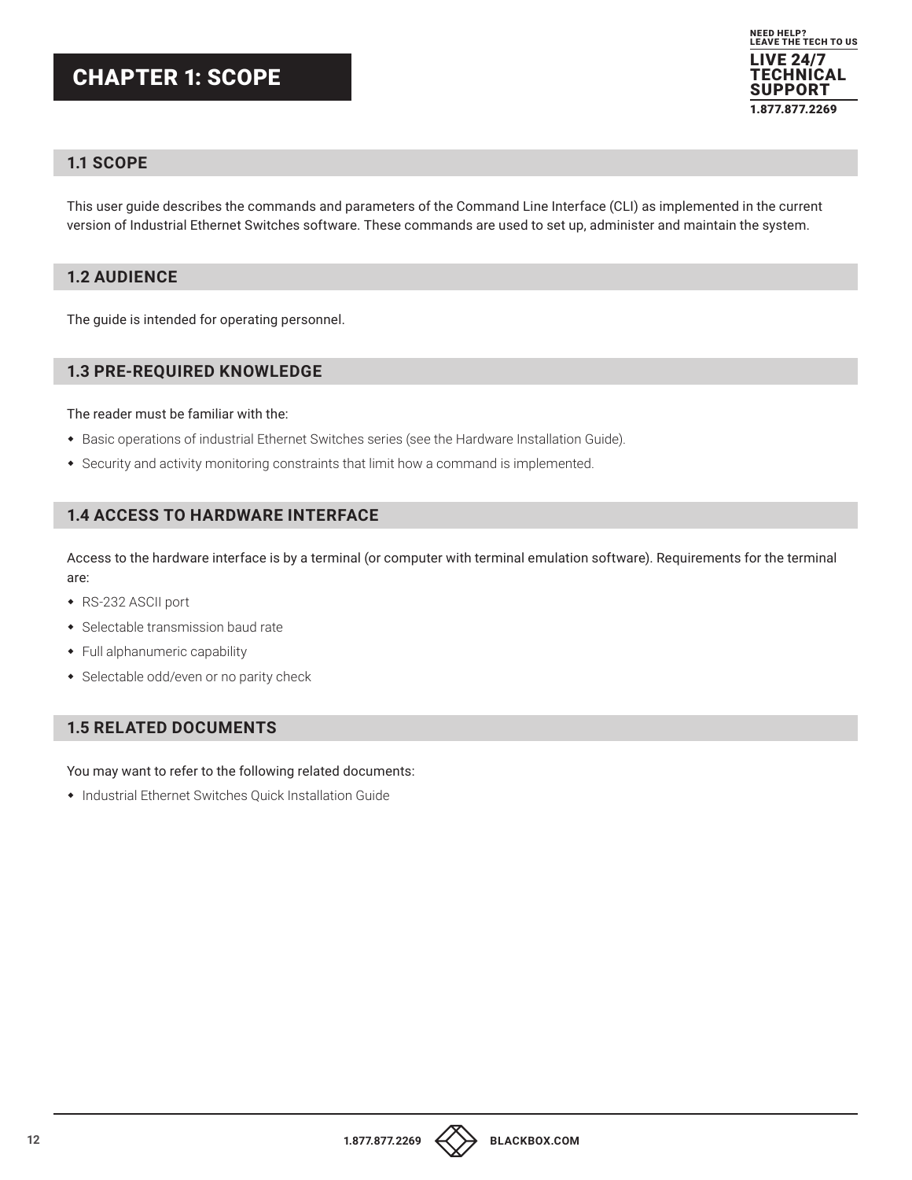# CHAPTER 1: SCOPE

## 1.1 SCOPE

This user guide describes the commands and parameters of the Command Line Interface (CLI) as implemented in the current version of Industrial Ethernet Switches software. These commands are used to set up, administer and maintain the system.

## 1.2 AUDIENCE

The guide is intended for operating personnel.

## 1.3 PRE-REQUIRED KNOWLEDGE

The reader must be familiar with the:

- Basic operations of industrial Ethernet Switches series (see the Hardware Installation Guide).
- Security and activity monitoring constraints that limit how a command is implemented.

## 1.4 ACCESS TO HARDWARE INTERFACE

Access to the hardware interface is by a terminal (or computer with terminal emulation software). Requirements for the terminal are:

- RS-232 ASCII port
- Selectable transmission baud rate
- Full alphanumeric capability
- Selectable odd/even or no parity check

## 1.5 RELATED DOCUMENTS

You may want to refer to the following related documents:

- Industrial Ethernet Switches Quick Installation Guide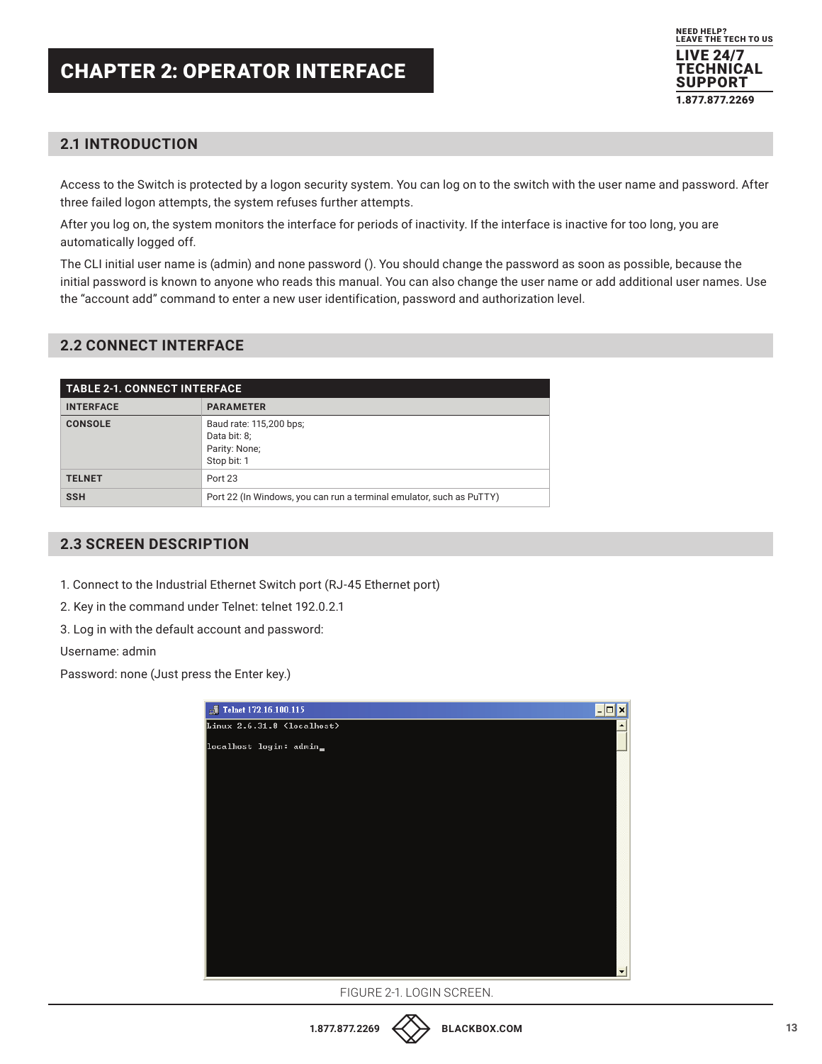// Header sidebar "NEED HELP? LEAVE THE TECH TO US / LIVE 24/7 TECHNICAL SUPPORT / 1.877.877.2269" omitted as running header.

# CHAPTER 2: OPERATOR INTERFACE

## 2.1 INTRODUCTION

Access to the Switch is protected by a logon security system. You can log on to the switch with the user name and password. After three failed logon attempts, the system refuses further attempts.

After you log on, the system monitors the interface for periods of inactivity. If the interface is inactive for too long, you are automatically logged off.

The CLI initial user name is (admin) and none password (). You should change the password as soon as possible, because the initial password is known to anyone who reads this manual. You can also change the user name or add additional user names. Use the "account add" command to enter a new user identification, password and authorization level.

## 2.2 CONNECT INTERFACE

**TABLE 2-1. CONNECT INTERFACE**

| INTERFACE | PARAMETER |
|---|---|
| CONSOLE | Baud rate: 115,200 bps;<br>Data bit: 8;<br>Parity: None;<br>Stop bit: 1 |
| TELNET | Port 23 |
| SSH | Port 22 (In Windows, you can run a terminal emulator, such as PuTTY) |

## 2.3 SCREEN DESCRIPTION

1. Connect to the Industrial Ethernet Switch port (RJ-45 Ethernet port)
2. Key in the command under Telnet: telnet 192.0.2.1
3. Log in with the default account and password:

Username: admin

Password: none (Just press the Enter key.)

```
Telnet 172.16.100.115

Linux 2.6.31.8 (localhost)

localhost login: admin_
```

FIGURE 2-1. LOGIN SCREEN.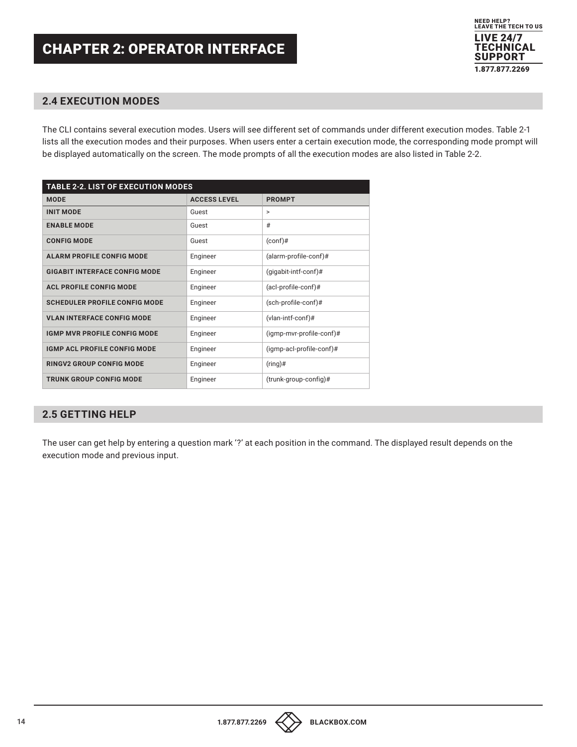# CHAPTER 2: OPERATOR INTERFACE

## 2.4 EXECUTION MODES

The CLI contains several execution modes. Users will see different set of commands under different execution modes. Table 2-1 lists all the execution modes and their purposes. When users enter a certain execution mode, the corresponding mode prompt will be displayed automatically on the screen. The mode prompts of all the execution modes are also listed in Table 2-2.

**TABLE 2-2. LIST OF EXECUTION MODES**

| MODE | ACCESS LEVEL | PROMPT |
|---|---|---|
| **INIT MODE** | Guest | > |
| **ENABLE MODE** | Guest | # |
| **CONFIG MODE** | Guest | (conf)# |
| **ALARM PROFILE CONFIG MODE** | Engineer | (alarm-profile-conf)# |
| **GIGABIT INTERFACE CONFIG MODE** | Engineer | (gigabit-intf-conf)# |
| **ACL PROFILE CONFIG MODE** | Engineer | (acl-profile-conf)# |
| **SCHEDULER PROFILE CONFIG MODE** | Engineer | (sch-profile-conf)# |
| **VLAN INTERFACE CONFIG MODE** | Engineer | (vlan-intf-conf)# |
| **IGMP MVR PROFILE CONFIG MODE** | Engineer | (igmp-mvr-profile-conf)# |
| **IGMP ACL PROFILE CONFIG MODE** | Engineer | (igmp-acl-profile-conf)# |
| **RINGV2 GROUP CONFIG MODE** | Engineer | (ring)# |
| **TRUNK GROUP CONFIG MODE** | Engineer | (trunk-group-config)# |

## 2.5 GETTING HELP

The user can get help by entering a question mark '?' at each position in the command. The displayed result depends on the execution mode and previous input.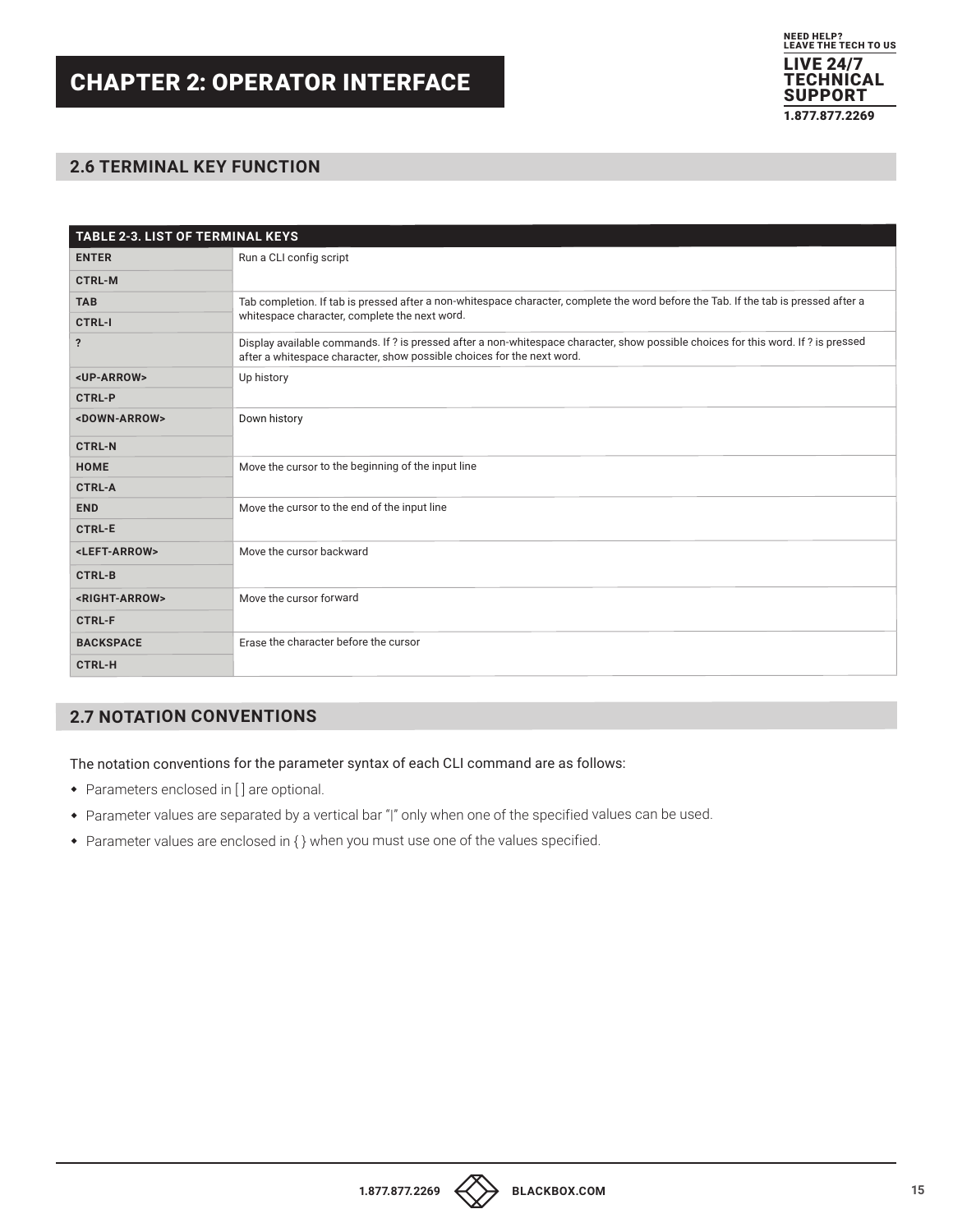# CHAPTER 2: OPERATOR INTERFACE

## 2.6 TERMINAL KEY FUNCTION

| TABLE 2-3. LIST OF TERMINAL KEYS | |
|---|---|
| **ENTER** | Run a CLI config script |
| **CTRL-M** | |
| **TAB** | Tab completion. If tab is pressed after a non-whitespace character, complete the word before the Tab. If the tab is pressed after a whitespace character, complete the next word. |
| **CTRL-I** | |
| **?** | Display available commands. If ? is pressed after a non-whitespace character, show possible choices for this word. If ? is pressed after a whitespace character, show possible choices for the next word. |
| **<UP-ARROW>** | Up history |
| **CTRL-P** | |
| **<DOWN-ARROW>** | Down history |
| **CTRL-N** | |
| **HOME** | Move the cursor to the beginning of the input line |
| **CTRL-A** | |
| **END** | Move the cursor to the end of the input line |
| **CTRL-E** | |
| **<LEFT-ARROW>** | Move the cursor backward |
| **CTRL-B** | |
| **<RIGHT-ARROW>** | Move the cursor forward |
| **CTRL-F** | |
| **BACKSPACE** | Erase the character before the cursor |
| **CTRL-H** | |

## 2.7 NOTATION CONVENTIONS

The notation conventions for the parameter syntax of each CLI command are as follows:

- Parameters enclosed in [ ] are optional.
- Parameter values are separated by a vertical bar "|" only when one of the specified values can be used.
- Parameter values are enclosed in { } when you must use one of the values specified.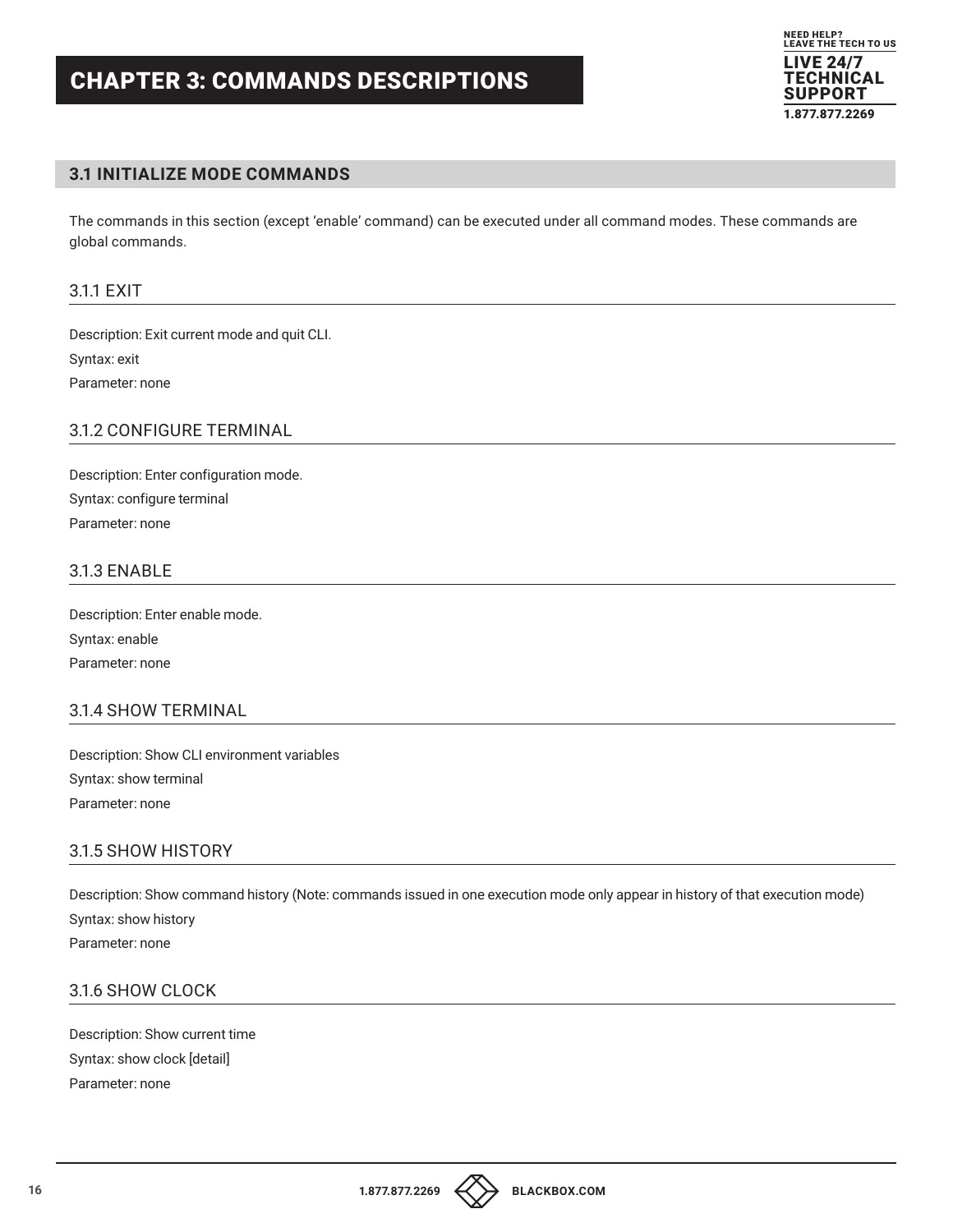# CHAPTER 3: COMMANDS DESCRIPTIONS

## 3.1 INITIALIZE MODE COMMANDS

The commands in this section (except 'enable' command) can be executed under all command modes. These commands are global commands.

### 3.1.1 EXIT

Description: Exit current mode and quit CLI.

Syntax: exit

Parameter: none

### 3.1.2 CONFIGURE TERMINAL

Description: Enter configuration mode.

Syntax: configure terminal

Parameter: none

### 3.1.3 ENABLE

Description: Enter enable mode.

Syntax: enable

Parameter: none

### 3.1.4 SHOW TERMINAL

Description: Show CLI environment variables

Syntax: show terminal

Parameter: none

### 3.1.5 SHOW HISTORY

Description: Show command history (Note: commands issued in one execution mode only appear in history of that execution mode)

Syntax: show history

Parameter: none

### 3.1.6 SHOW CLOCK

Description: Show current time

Syntax: show clock [detail]

Parameter: none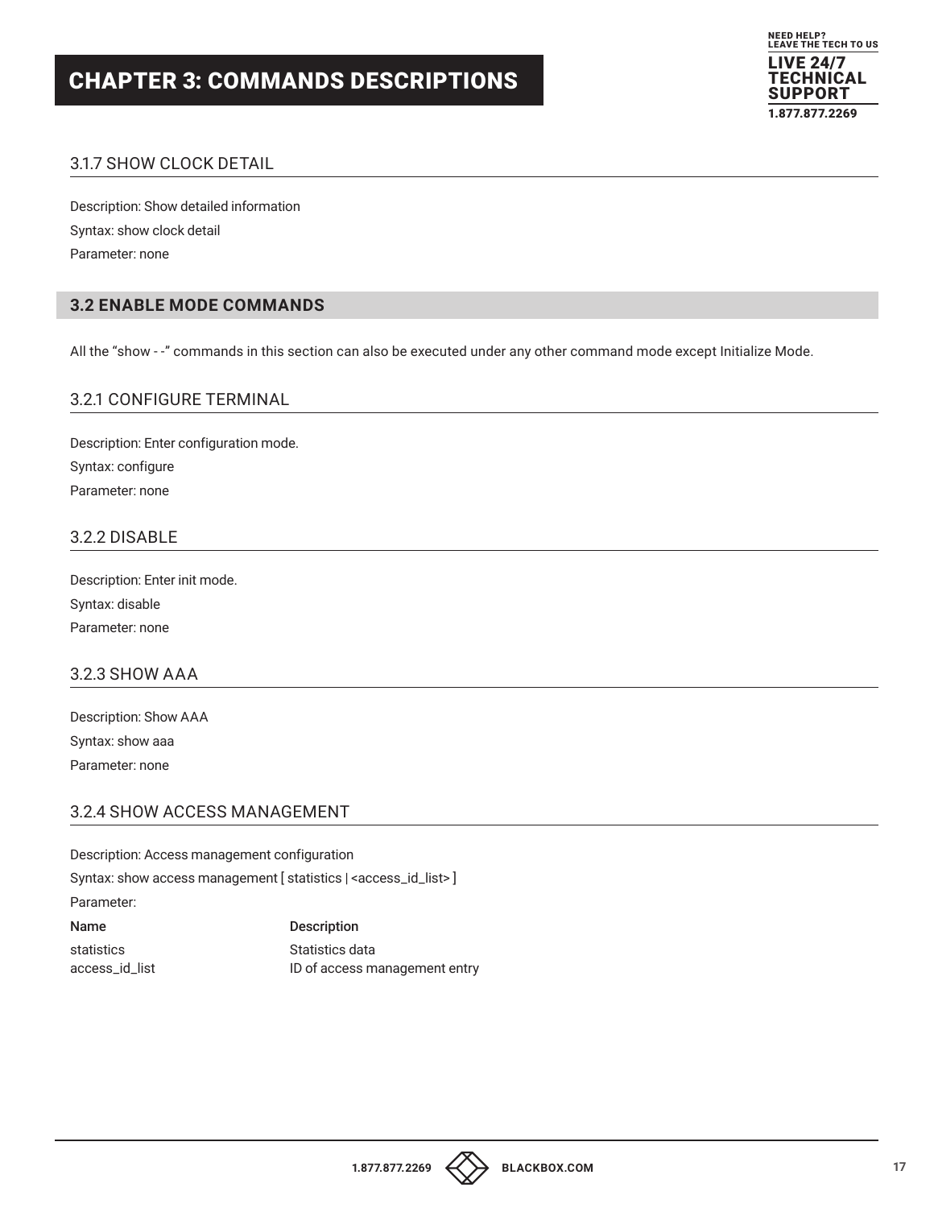### 3.1.7 SHOW CLOCK DETAIL

Description: Show detailed information

Syntax: show clock detail

Parameter: none

## 3.2 ENABLE MODE COMMANDS

All the "show - -" commands in this section can also be executed under any other command mode except Initialize Mode.

### 3.2.1 CONFIGURE TERMINAL

Description: Enter configuration mode.

Syntax: configure

Parameter: none

### 3.2.2 DISABLE

Description: Enter init mode.

Syntax: disable

Parameter: none

### 3.2.3 SHOW AAA

Description: Show AAA

Syntax: show aaa

Parameter: none

### 3.2.4 SHOW ACCESS MANAGEMENT

Description: Access management configuration

Syntax: show access management [ statistics | <access_id_list> ]

Parameter:

| Name | Description |
|---|---|
| statistics | Statistics data |
| access_id_list | ID of access management entry |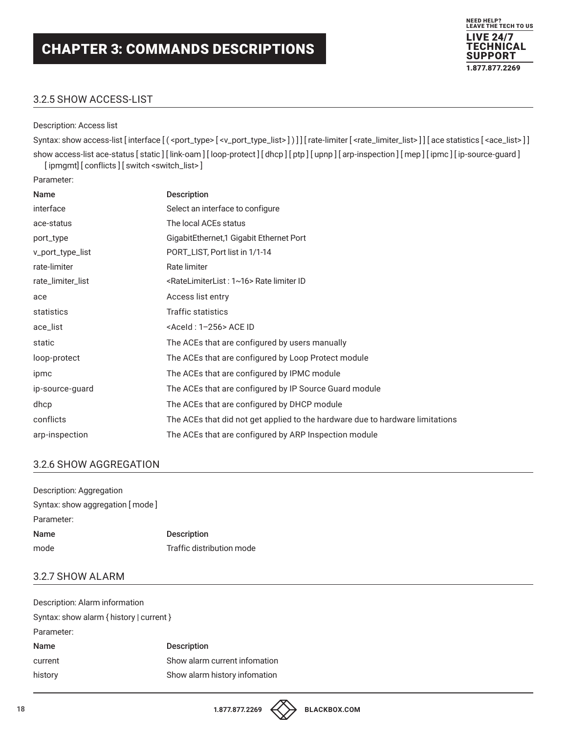## 3.2.5 SHOW ACCESS-LIST

Description: Access list

Syntax: show access-list [ interface [ ( <port_type> [ <v_port_type_list> ] ) ] ] [ rate-limiter [ <rate_limiter_list> ] ] [ ace statistics [ <ace_list> ] ]

show access-list ace-status [ static ] [ link-oam ] [ loop-protect ] [ dhcp ] [ ptp ] [ upnp ] [ arp-inspection ] [ mep ] [ ipmc ] [ ip-source-guard ] [ ipmgmt] [ conflicts ] [ switch <switch_list> ]

Parameter:

| Name | Description |
|---|---|
| interface | Select an interface to configure |
| ace-status | The local ACEs status |
| port_type | GigabitEthernet,1 Gigabit Ethernet Port |
| v_port_type_list | PORT_LIST, Port list in 1/1-14 |
| rate-limiter | Rate limiter |
| rate_limiter_list | <RateLimiterList : 1~16> Rate limiter ID |
| ace | Access list entry |
| statistics | Traffic statistics |
| ace_list | <AceId : 1–256> ACE ID |
| static | The ACEs that are configured by users manually |
| loop-protect | The ACEs that are configured by Loop Protect module |
| ipmc | The ACEs that are configured by IPMC module |
| ip-source-guard | The ACEs that are configured by IP Source Guard module |
| dhcp | The ACEs that are configured by DHCP module |
| conflicts | The ACEs that did not get applied to the hardware due to hardware limitations |
| arp-inspection | The ACEs that are configured by ARP Inspection module |

## 3.2.6 SHOW AGGREGATION

Description: Aggregation

Syntax: show aggregation [ mode ]

Parameter:

| Name | Description |
|---|---|
| mode | Traffic distribution mode |

## 3.2.7 SHOW ALARM

Description: Alarm information

Syntax: show alarm { history | current }

Parameter:

| Name | Description |
|---|---|
| current | Show alarm current infomation |
| history | Show alarm history infomation |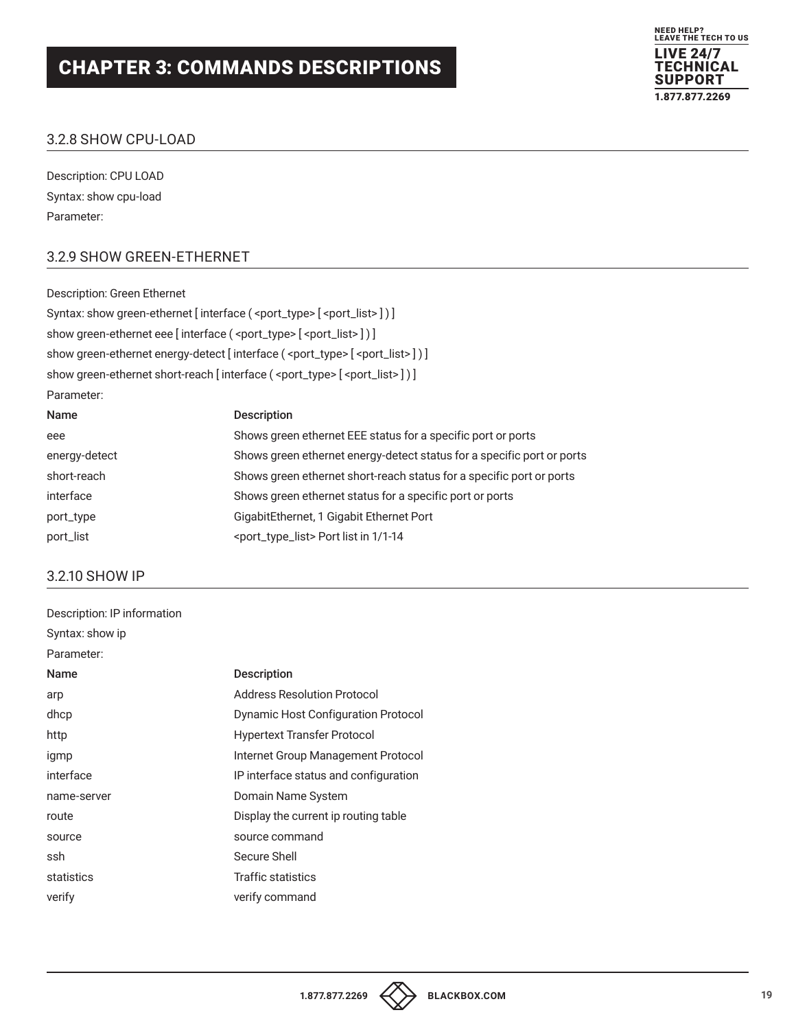# CHAPTER 3: COMMANDS DESCRIPTIONS

## 3.2.8 SHOW CPU-LOAD

Description: CPU LOAD

Syntax: show cpu-load

Parameter:

## 3.2.9 SHOW GREEN-ETHERNET

Description: Green Ethernet

Syntax: show green-ethernet [ interface ( <port_type> [ <port_list> ] ) ]

show green-ethernet eee [ interface ( <port_type> [ <port_list> ] ) ]

show green-ethernet energy-detect [ interface ( <port_type> [ <port_list> ] ) ]

show green-ethernet short-reach [ interface ( <port_type> [ <port_list> ] ) ]

Parameter:

| Name | Description |
|---|---|
| eee | Shows green ethernet EEE status for a specific port or ports |
| energy-detect | Shows green ethernet energy-detect status for a specific port or ports |
| short-reach | Shows green ethernet short-reach status for a specific port or ports |
| interface | Shows green ethernet status for a specific port or ports |
| port_type | GigabitEthernet, 1 Gigabit Ethernet Port |
| port_list | <port_type_list> Port list in 1/1-14 |

## 3.2.10 SHOW IP

Description: IP information

Syntax: show ip

Parameter:

| Name | Description |
|---|---|
| arp | Address Resolution Protocol |
| dhcp | Dynamic Host Configuration Protocol |
| http | Hypertext Transfer Protocol |
| igmp | Internet Group Management Protocol |
| interface | IP interface status and configuration |
| name-server | Domain Name System |
| route | Display the current ip routing table |
| source | source command |
| ssh | Secure Shell |
| statistics | Traffic statistics |
| verify | verify command |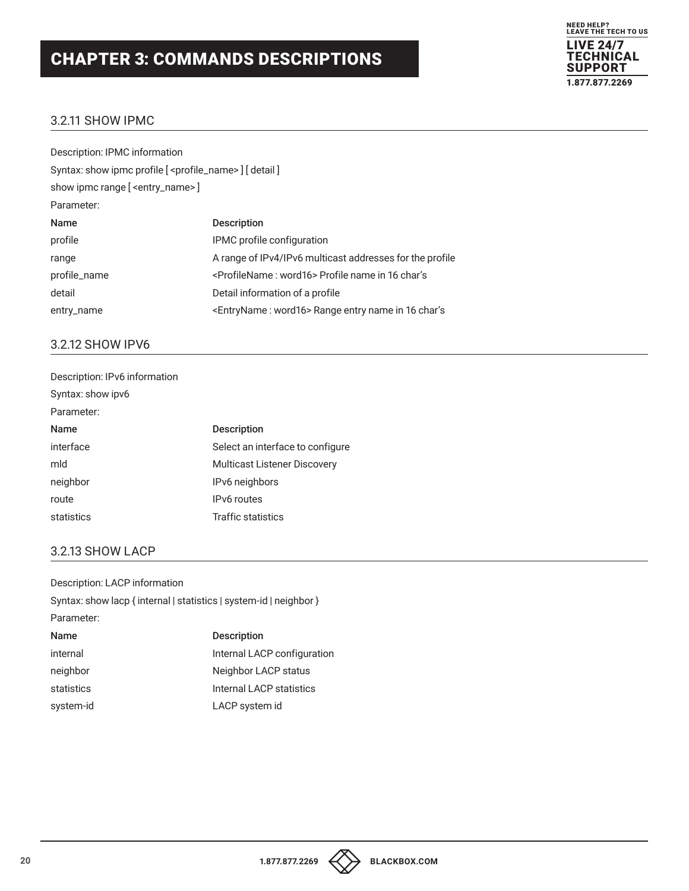# CHAPTER 3: COMMANDS DESCRIPTIONS

## 3.2.11 SHOW IPMC

Description: IPMC information

Syntax: show ipmc profile [ <profile_name> ] [ detail ]

show ipmc range [ <entry_name> ]

Parameter:

| Name | Description |
|---|---|
| profile | IPMC profile configuration |
| range | A range of IPv4/IPv6 multicast addresses for the profile |
| profile_name | <ProfileName : word16> Profile name in 16 char's |
| detail | Detail information of a profile |
| entry_name | <EntryName : word16> Range entry name in 16 char's |

## 3.2.12 SHOW IPV6

Description: IPv6 information

Syntax: show ipv6

Parameter:

| Name | Description |
|---|---|
| interface | Select an interface to configure |
| mld | Multicast Listener Discovery |
| neighbor | IPv6 neighbors |
| route | IPv6 routes |
| statistics | Traffic statistics |

## 3.2.13 SHOW LACP

Description: LACP information

Syntax: show lacp { internal | statistics | system-id | neighbor }

Parameter:

| Name | Description |
|---|---|
| internal | Internal LACP configuration |
| neighbor | Neighbor LACP status |
| statistics | Internal LACP statistics |
| system-id | LACP system id |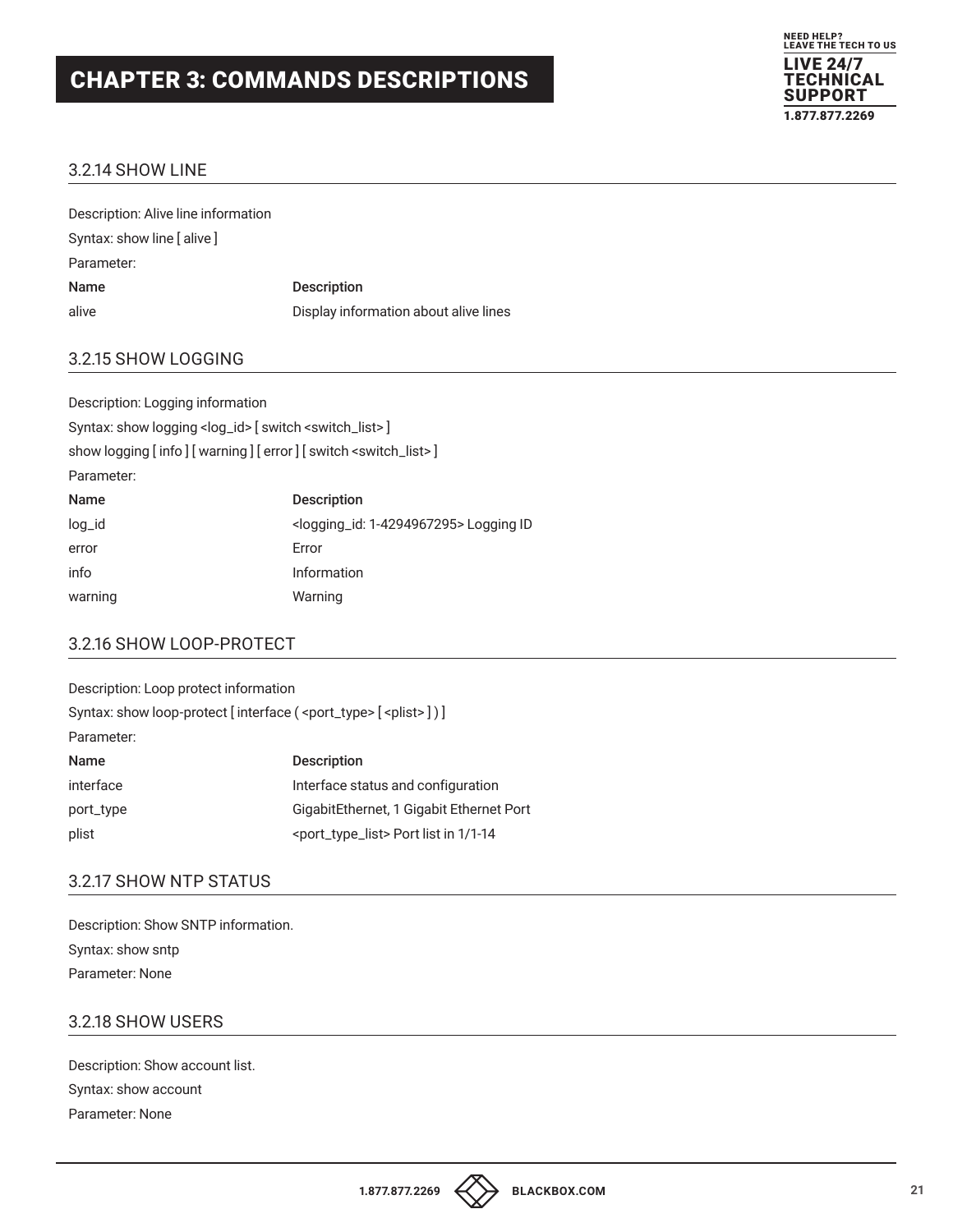## CHAPTER 3: COMMANDS DESCRIPTIONS

### 3.2.14 SHOW LINE

Description: Alive line information

Syntax: show line [ alive ]

Parameter:

| Name | Description |
|---|---|
| alive | Display information about alive lines |

### 3.2.15 SHOW LOGGING

Description: Logging information

Syntax: show logging <log_id> [ switch <switch_list> ]

show logging [ info ] [ warning ] [ error ] [ switch <switch_list> ]

Parameter:

| Name | Description |
|---|---|
| log_id | <logging_id: 1-4294967295> Logging ID |
| error | Error |
| info | Information |
| warning | Warning |

### 3.2.16 SHOW LOOP-PROTECT

Description: Loop protect information

Syntax: show loop-protect [ interface ( <port_type> [ <plist> ] ) ]

Parameter:

| Name | Description |
|---|---|
| interface | Interface status and configuration |
| port_type | GigabitEthernet, 1 Gigabit Ethernet Port |
| plist | <port_type_list> Port list in 1/1-14 |

### 3.2.17 SHOW NTP STATUS

Description: Show SNTP information.

Syntax: show sntp

Parameter: None

### 3.2.18 SHOW USERS

Description: Show account list.

Syntax: show account

Parameter: None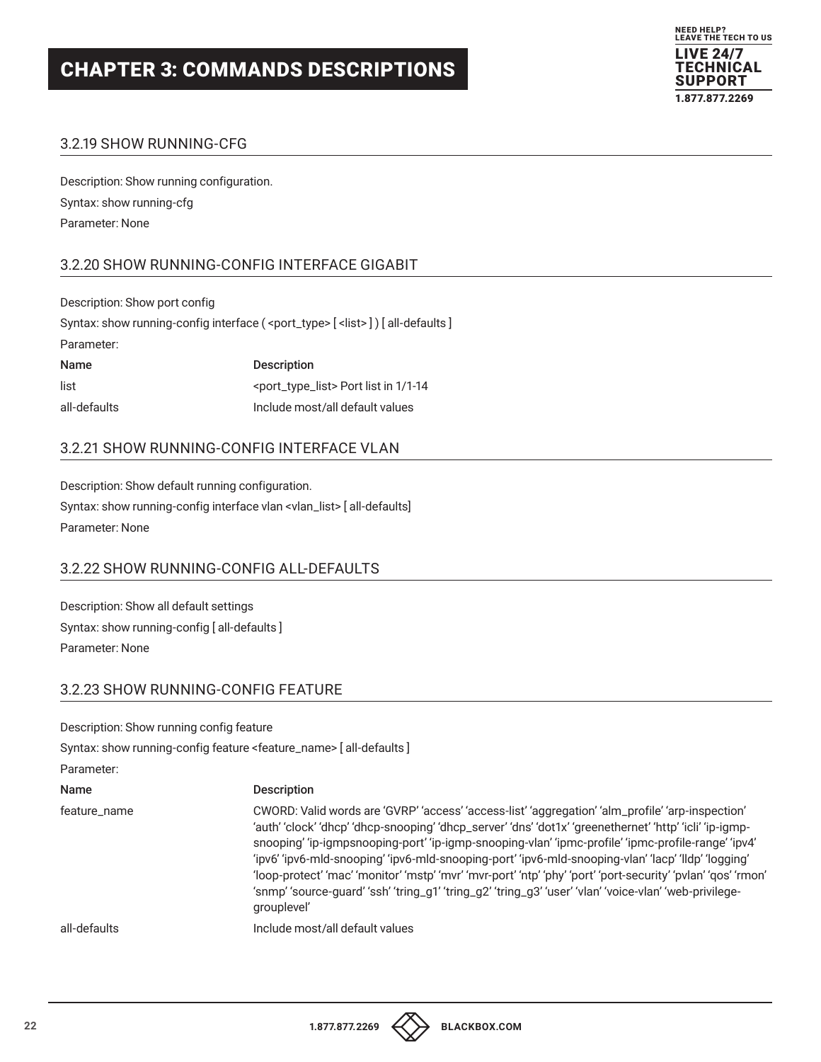# CHAPTER 3: COMMANDS DESCRIPTIONS

### 3.2.19 SHOW RUNNING-CFG

Description: Show running configuration.

Syntax: show running-cfg

Parameter: None

### 3.2.20 SHOW RUNNING-CONFIG INTERFACE GIGABIT

Description: Show port config

Syntax: show running-config interface ( <port_type> [ <list> ] ) [ all-defaults ]

Parameter:

| Name | Description |
|---|---|
| list | <port_type_list> Port list in 1/1-14 |
| all-defaults | Include most/all default values |

### 3.2.21 SHOW RUNNING-CONFIG INTERFACE VLAN

Description: Show default running configuration.

Syntax: show running-config interface vlan <vlan_list> [ all-defaults]

Parameter: None

### 3.2.22 SHOW RUNNING-CONFIG ALL-DEFAULTS

Description: Show all default settings

Syntax: show running-config [ all-defaults ]

Parameter: None

### 3.2.23 SHOW RUNNING-CONFIG FEATURE

Description: Show running config feature

Syntax: show running-config feature <feature_name> [ all-defaults ]

Parameter:

| Name | Description |
|---|---|
| feature_name | CWORD: Valid words are 'GVRP' 'access' 'access-list' 'aggregation' 'alm_profile' 'arp-inspection' 'auth' 'clock' 'dhcp' 'dhcp-snooping' 'dhcp_server' 'dns' 'dot1x' 'greenethernet' 'http' 'icli' 'ip-igmp-snooping' 'ip-igmpsnooping-port' 'ip-igmp-snooping-vlan' 'ipmc-profile' 'ipmc-profile-range' 'ipv4' 'ipv6' 'ipv6-mld-snooping' 'ipv6-mld-snooping-port' 'ipv6-mld-snooping-vlan' 'lacp' 'lldp' 'logging' 'loop-protect' 'mac' 'monitor' 'mstp' 'mvr' 'mvr-port' 'ntp' 'phy' 'port' 'port-security' 'pvlan' 'qos' 'rmon' 'snmp' 'source-guard' 'ssh' 'tring_g1' 'tring_g2' 'tring_g3' 'user' 'vlan' 'voice-vlan' 'web-privilege-grouplevel' |
| all-defaults | Include most/all default values |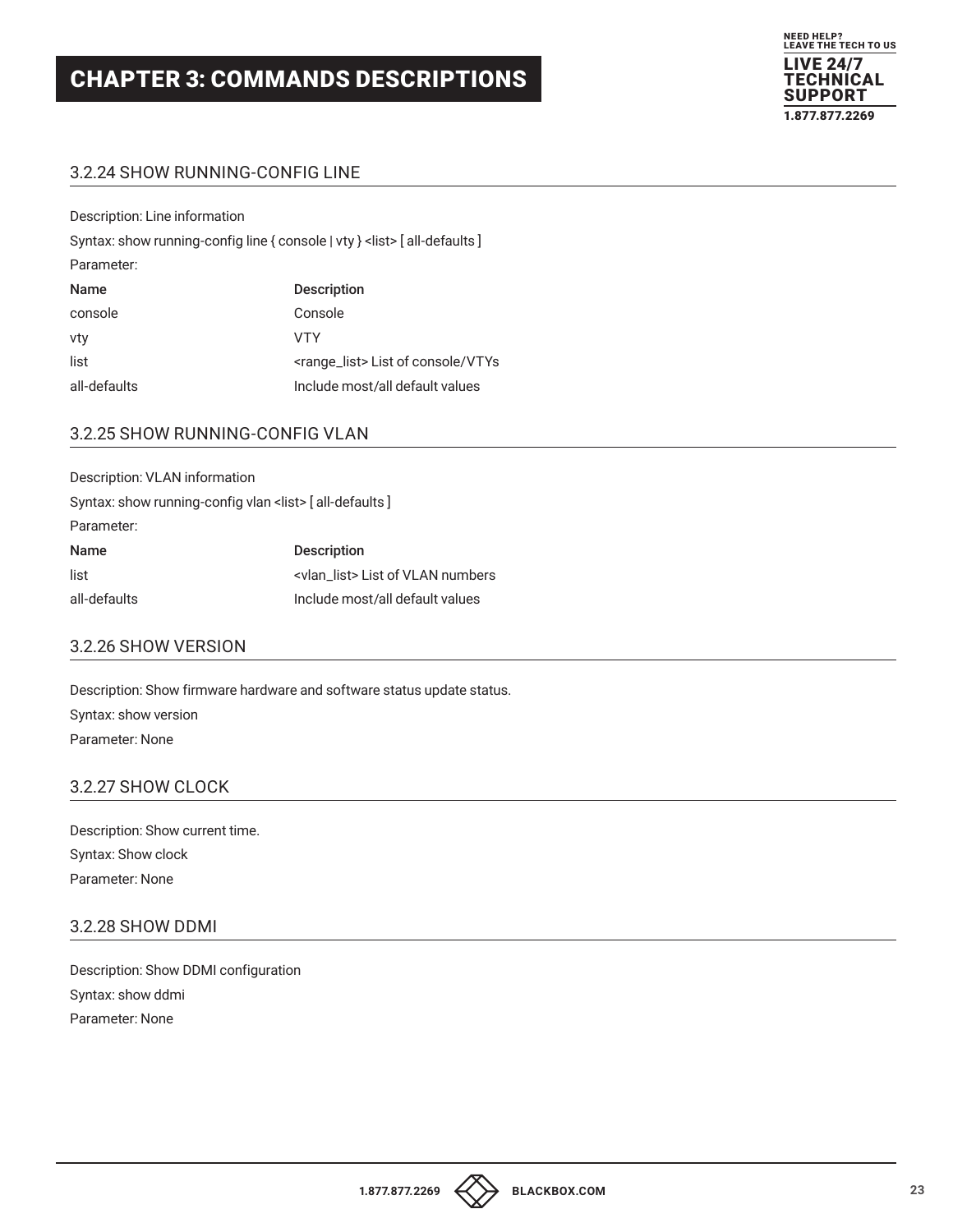## 3.2.24 SHOW RUNNING-CONFIG LINE

Description: Line information

Syntax: show running-config line { console | vty } <list> [ all-defaults ]

Parameter:

| Name | Description |
|---|---|
| console | Console |
| vty | VTY |
| list | <range_list> List of console/VTYs |
| all-defaults | Include most/all default values |

## 3.2.25 SHOW RUNNING-CONFIG VLAN

Description: VLAN information

Syntax: show running-config vlan <list> [ all-defaults ]

Parameter:

| Name | Description |
|---|---|
| list | <vlan_list> List of VLAN numbers |
| all-defaults | Include most/all default values |

## 3.2.26 SHOW VERSION

Description: Show firmware hardware and software status update status.

Syntax: show version

Parameter: None

## 3.2.27 SHOW CLOCK

Description: Show current time.

Syntax: Show clock

Parameter: None

## 3.2.28 SHOW DDMI

Description: Show DDMI configuration

Syntax: show ddmi

Parameter: None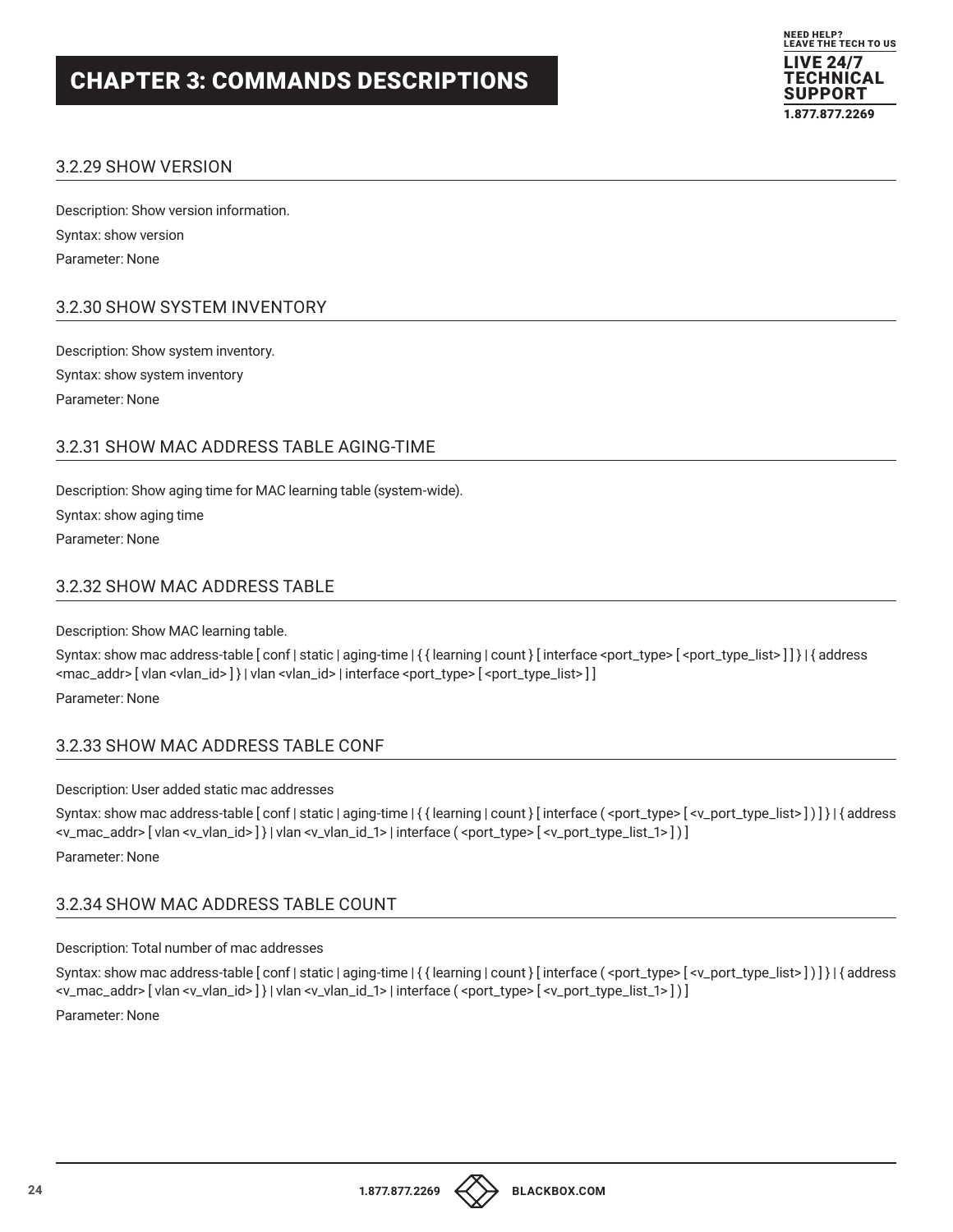# CHAPTER 3: COMMANDS DESCRIPTIONS

### 3.2.29 SHOW VERSION

Description: Show version information.

Syntax: show version

Parameter: None

### 3.2.30 SHOW SYSTEM INVENTORY

Description: Show system inventory.

Syntax: show system inventory

Parameter: None

### 3.2.31 SHOW MAC ADDRESS TABLE AGING-TIME

Description: Show aging time for MAC learning table (system-wide).

Syntax: show aging time

Parameter: None

### 3.2.32 SHOW MAC ADDRESS TABLE

Description: Show MAC learning table.

Syntax: show mac address-table [ conf | static | aging-time | { { learning | count } [ interface <port_type> [ <port_type_list> ] ] } | { address <mac_addr> [ vlan <vlan_id> ] } | vlan <vlan_id> | interface <port_type> [ <port_type_list> ] ]

Parameter: None

### 3.2.33 SHOW MAC ADDRESS TABLE CONF

Description: User added static mac addresses

Syntax: show mac address-table [ conf | static | aging-time | { { learning | count } [ interface ( <port_type> [ <v_port_type_list> ] ) ] } | { address <v_mac_addr> [ vlan <v_vlan_id> ] } | vlan <v_vlan_id_1> | interface ( <port_type> [ <v_port_type_list_1> ] ) ]

Parameter: None

### 3.2.34 SHOW MAC ADDRESS TABLE COUNT

Description: Total number of mac addresses

Syntax: show mac address-table [ conf | static | aging-time | { { learning | count } [ interface ( <port_type> [ <v_port_type_list> ] ) ] } | { address <v_mac_addr> [ vlan <v_vlan_id> ] } | vlan <v_vlan_id_1> | interface ( <port_type> [ <v_port_type_list_1> ] ) ]

Parameter: None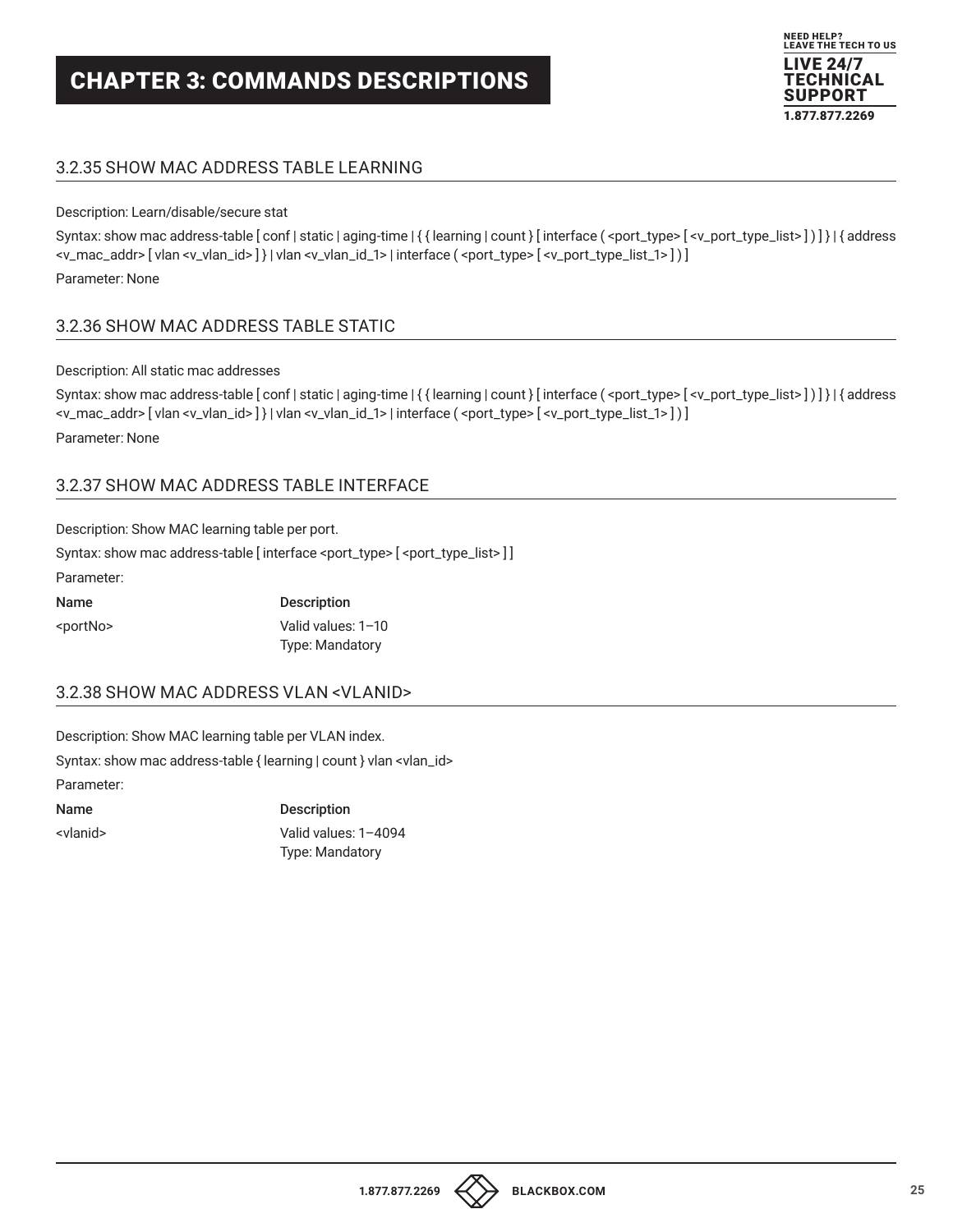## 3.2.35 SHOW MAC ADDRESS TABLE LEARNING

Description: Learn/disable/secure stat

Syntax: show mac address-table [ conf | static | aging-time | { { learning | count } [ interface ( <port_type> [ <v_port_type_list> ] ) ] } | { address <v_mac_addr> [ vlan <v_vlan_id> ] } | vlan <v_vlan_id_1> | interface ( <port_type> [ <v_port_type_list_1> ] ) ]

Parameter: None

## 3.2.36 SHOW MAC ADDRESS TABLE STATIC

Description: All static mac addresses

Syntax: show mac address-table [ conf | static | aging-time | { { learning | count } [ interface ( <port_type> [ <v_port_type_list> ] ) ] } | { address <v_mac_addr> [ vlan <v_vlan_id> ] } | vlan <v_vlan_id_1> | interface ( <port_type> [ <v_port_type_list_1> ] ) ]

Parameter: None

## 3.2.37 SHOW MAC ADDRESS TABLE INTERFACE

Description: Show MAC learning table per port.

Syntax: show mac address-table [ interface <port_type> [ <port_type_list> ] ]

Parameter:

| Name | Description |
| --- | --- |
| <portNo> | Valid values: 1–10<br>Type: Mandatory |

## 3.2.38 SHOW MAC ADDRESS VLAN <VLANID>

Description: Show MAC learning table per VLAN index.

Syntax: show mac address-table { learning | count } vlan <vlan_id>

Parameter:

| Name | Description |
| --- | --- |
| <vlanid> | Valid values: 1–4094<br>Type: Mandatory |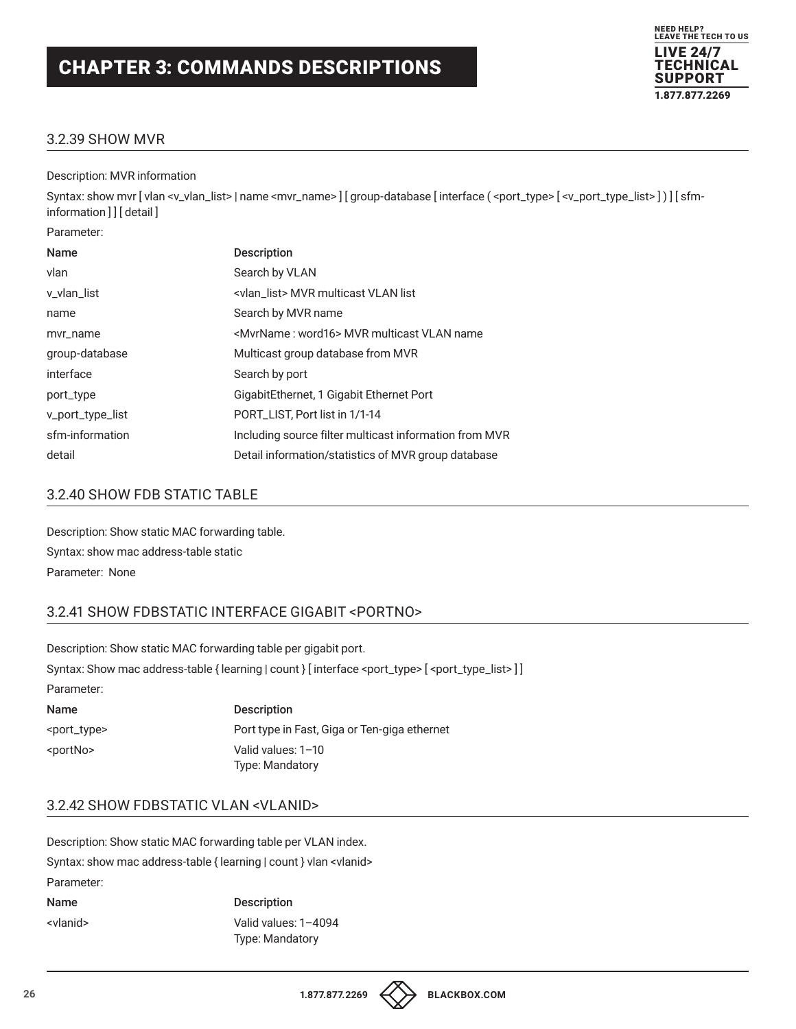# CHAPTER 3: COMMANDS DESCRIPTIONS

## 3.2.39 SHOW MVR

Description: MVR information

Syntax: show mvr [ vlan <v_vlan_list> | name <mvr_name> ] [ group-database [ interface ( <port_type> [ <v_port_type_list> ] ) ] [ sfm-information ] ] [ detail ]

Parameter:

| Name | Description |
|---|---|
| vlan | Search by VLAN |
| v_vlan_list | <vlan_list> MVR multicast VLAN list |
| name | Search by MVR name |
| mvr_name | <MvrName : word16> MVR multicast VLAN name |
| group-database | Multicast group database from MVR |
| interface | Search by port |
| port_type | GigabitEthernet, 1 Gigabit Ethernet Port |
| v_port_type_list | PORT_LIST, Port list in 1/1-14 |
| sfm-information | Including source filter multicast information from MVR |
| detail | Detail information/statistics of MVR group database |

## 3.2.40 SHOW FDB STATIC TABLE

Description: Show static MAC forwarding table.

Syntax: show mac address-table static

Parameter: None

## 3.2.41 SHOW FDBSTATIC INTERFACE GIGABIT <PORTNO>

Description: Show static MAC forwarding table per gigabit port.

Syntax: Show mac address-table { learning | count } [ interface <port_type> [ <port_type_list> ] ]

Parameter:

| Name | Description |
|---|---|
| <port_type> | Port type in Fast, Giga or Ten-giga ethernet |
| <portNo> | Valid values: 1–10<br>Type: Mandatory |

## 3.2.42 SHOW FDBSTATIC VLAN <VLANID>

Description: Show static MAC forwarding table per VLAN index.

Syntax: show mac address-table { learning | count } vlan <vlanid>

Parameter:

| Name | Description |
|---|---|
| <vlanid> | Valid values: 1–4094<br>Type: Mandatory |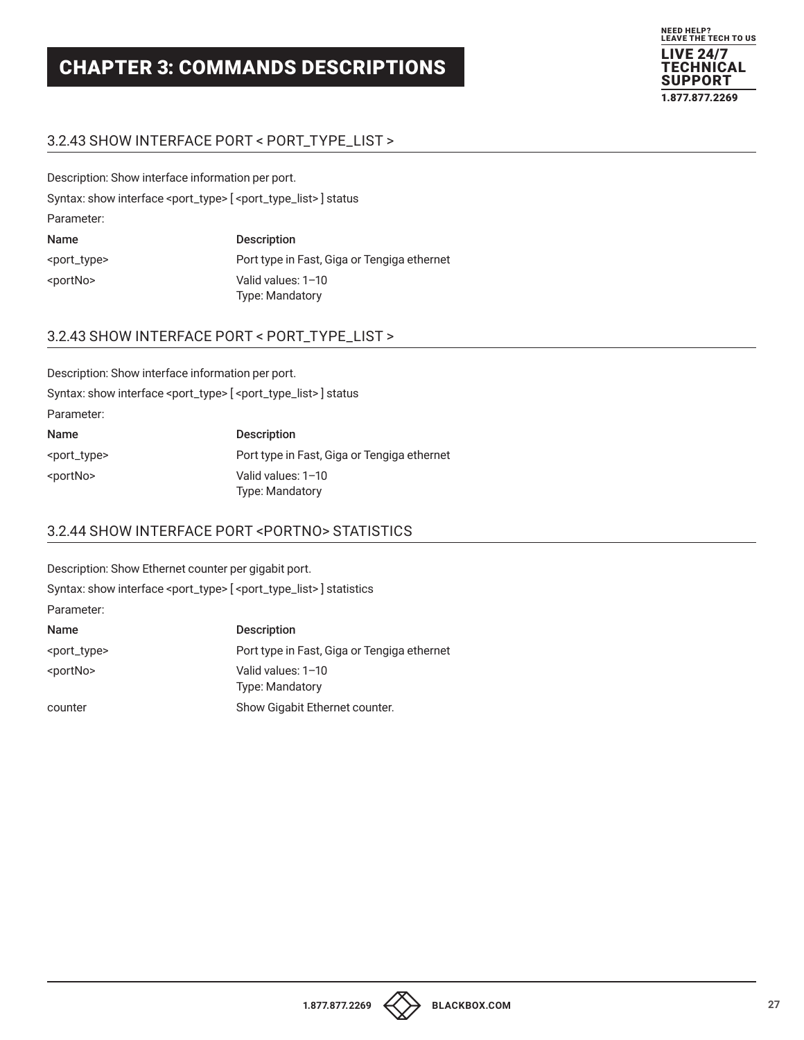# CHAPTER 3: COMMANDS DESCRIPTIONS

### 3.2.43 SHOW INTERFACE PORT < PORT_TYPE_LIST >

Description: Show interface information per port.

Syntax: show interface <port_type> [ <port_type_list> ] status

Parameter:

| Name | Description |
| --- | --- |
| <port_type> | Port type in Fast, Giga or Tengiga ethernet |
| <portNo> | Valid values: 1–10<br>Type: Mandatory |

### 3.2.43 SHOW INTERFACE PORT < PORT_TYPE_LIST >

Description: Show interface information per port.

Syntax: show interface <port_type> [ <port_type_list> ] status

Parameter:

| Name | Description |
| --- | --- |
| <port_type> | Port type in Fast, Giga or Tengiga ethernet |
| <portNo> | Valid values: 1–10<br>Type: Mandatory |

### 3.2.44 SHOW INTERFACE PORT <PORTNO> STATISTICS

Description: Show Ethernet counter per gigabit port.

Syntax: show interface <port_type> [ <port_type_list> ] statistics

Parameter:

| Name | Description |
| --- | --- |
| <port_type> | Port type in Fast, Giga or Tengiga ethernet |
| <portNo> | Valid values: 1–10<br>Type: Mandatory |
| counter | Show Gigabit Ethernet counter. |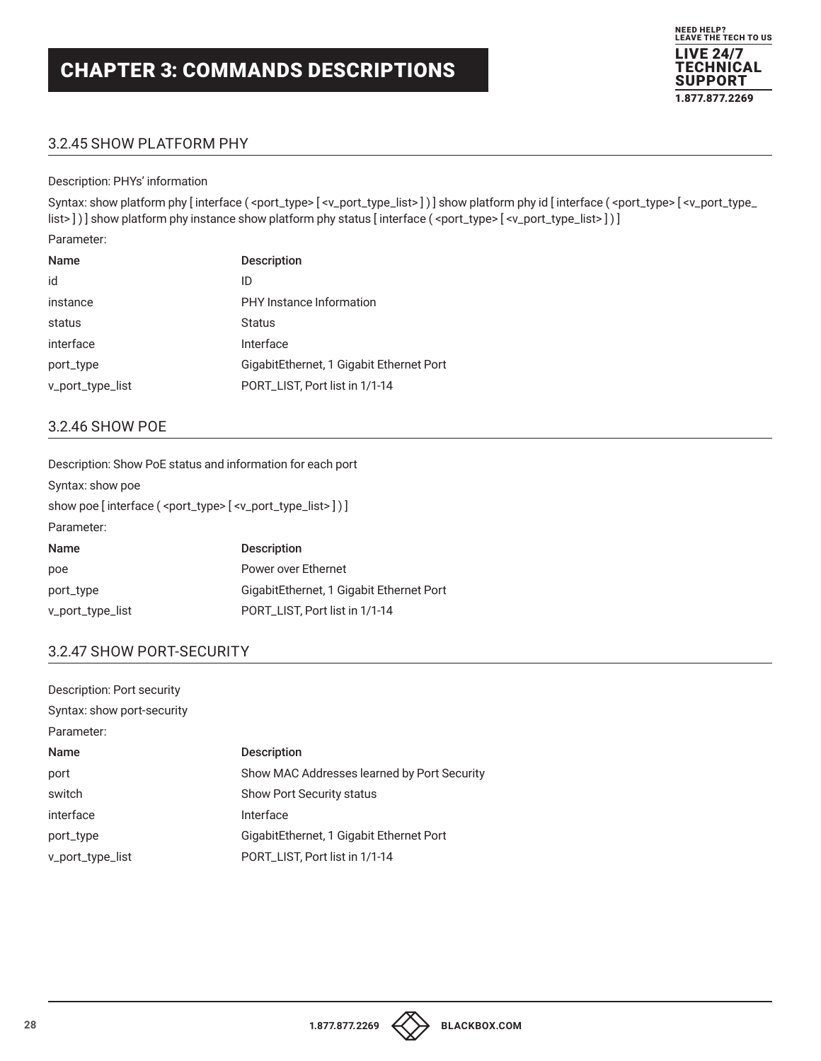# CHAPTER 3: COMMANDS DESCRIPTIONS

## 3.2.45 SHOW PLATFORM PHY

Description: PHYs' information

Syntax: show platform phy [ interface ( <port_type> [ <v_port_type_list> ] ) ] show platform phy id [ interface ( <port_type> [ <v_port_type_list> ] ) ] show platform phy instance show platform phy status [ interface ( <port_type> [ <v_port_type_list> ] ) ]

Parameter:

| Name | Description |
|---|---|
| id | ID |
| instance | PHY Instance Information |
| status | Status |
| interface | Interface |
| port_type | GigabitEthernet, 1 Gigabit Ethernet Port |
| v_port_type_list | PORT_LIST, Port list in 1/1-14 |

## 3.2.46 SHOW POE

Description: Show PoE status and information for each port

Syntax: show poe

show poe [ interface ( <port_type> [ <v_port_type_list> ] ) ]

Parameter:

| Name | Description |
|---|---|
| poe | Power over Ethernet |
| port_type | GigabitEthernet, 1 Gigabit Ethernet Port |
| v_port_type_list | PORT_LIST, Port list in 1/1-14 |

## 3.2.47 SHOW PORT-SECURITY

Description: Port security

Syntax: show port-security

Parameter:

| Name | Description |
|---|---|
| port | Show MAC Addresses learned by Port Security |
| switch | Show Port Security status |
| interface | Interface |
| port_type | GigabitEthernet, 1 Gigabit Ethernet Port |
| v_port_type_list | PORT_LIST, Port list in 1/1-14 |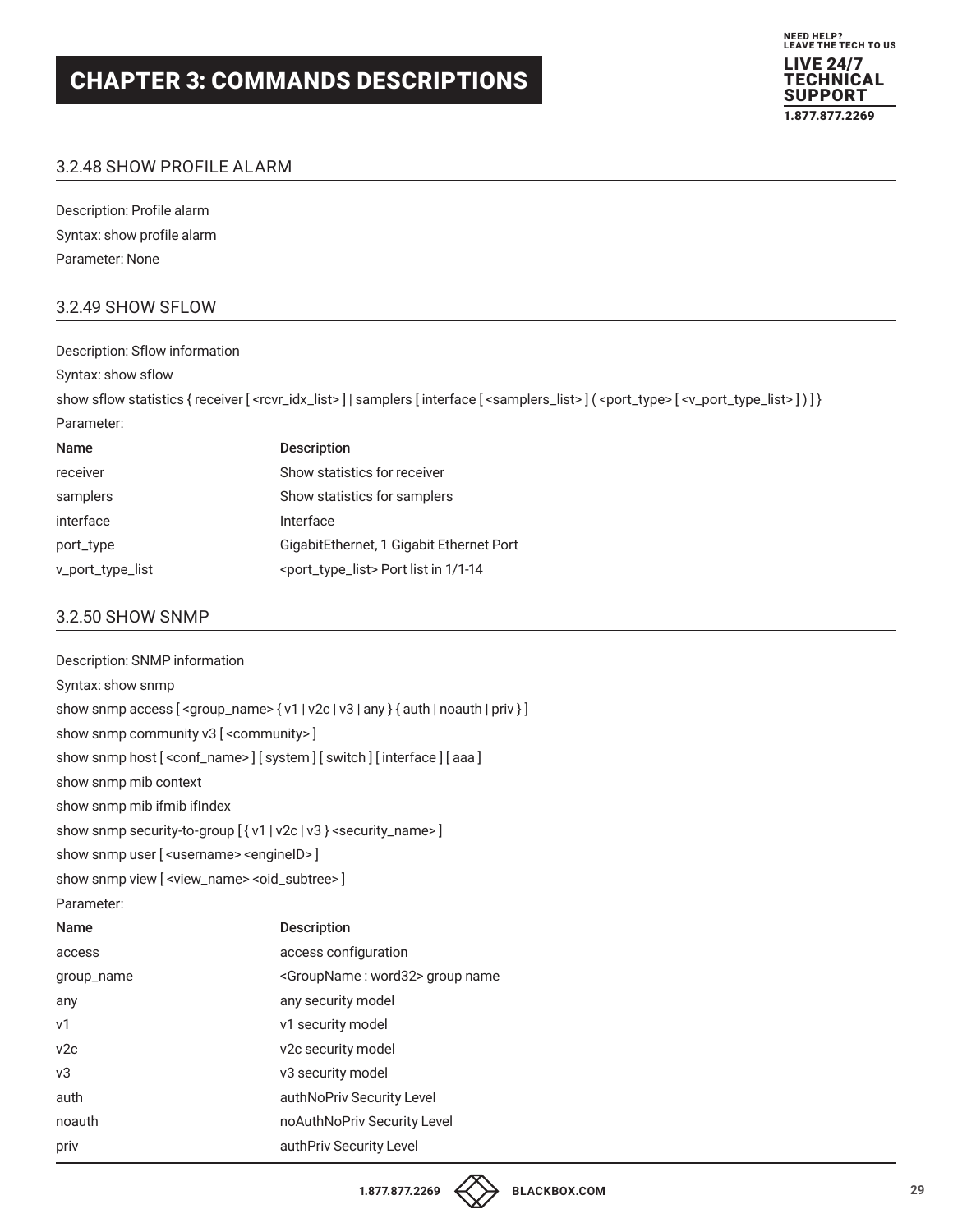# CHAPTER 3: COMMANDS DESCRIPTIONS

## 3.2.48 SHOW PROFILE ALARM

Description: Profile alarm

Syntax: show profile alarm

Parameter: None

## 3.2.49 SHOW SFLOW

Description: Sflow information

Syntax: show sflow

show sflow statistics { receiver [ <rcvr_idx_list> ] | samplers [ interface [ <samplers_list> ] ( <port_type> [ <v_port_type_list> ] ) ] }

Parameter:

| Name | Description |
|---|---|
| receiver | Show statistics for receiver |
| samplers | Show statistics for samplers |
| interface | Interface |
| port_type | GigabitEthernet, 1 Gigabit Ethernet Port |
| v_port_type_list | <port_type_list> Port list in 1/1-14 |

## 3.2.50 SHOW SNMP

Description: SNMP information

Syntax: show snmp

show snmp access [ <group_name> { v1 | v2c | v3 | any } { auth | noauth | priv } ]

show snmp community v3 [ <community> ]

show snmp host [ <conf_name> ] [ system ] [ switch ] [ interface ] [ aaa ]

show snmp mib context

show snmp mib ifmib ifIndex

show snmp security-to-group [ { v1 | v2c | v3 } <security_name> ]

show snmp user [ <username> <engineID> ]

show snmp view [ <view_name> <oid_subtree> ]

Parameter:

| Name | Description |
|---|---|
| access | access configuration |
| group_name | <GroupName : word32> group name |
| any | any security model |
| v1 | v1 security model |
| v2c | v2c security model |
| v3 | v3 security model |
| auth | authNoPriv Security Level |
| noauth | noAuthNoPriv Security Level |
| priv | authPriv Security Level |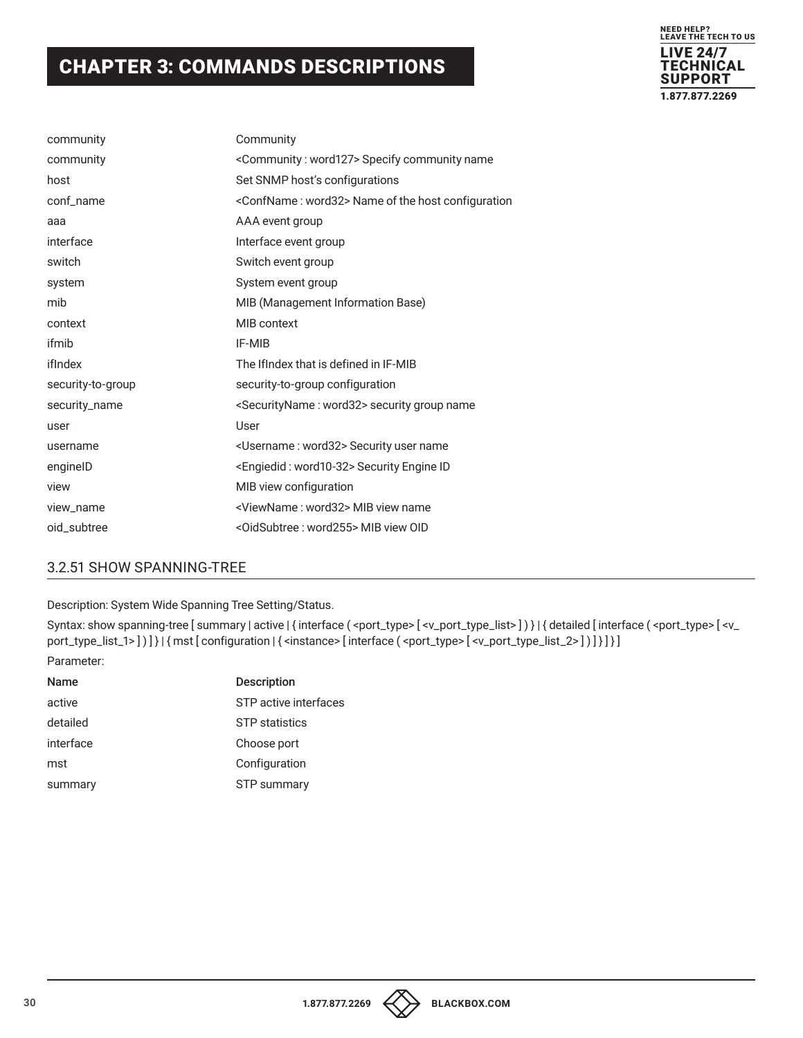| | |
|---|---|
| community | Community |
| community | <Community : word127> Specify community name |
| host | Set SNMP host's configurations |
| conf_name | <ConfName : word32> Name of the host configuration |
| aaa | AAA event group |
| interface | Interface event group |
| switch | Switch event group |
| system | System event group |
| mib | MIB (Management Information Base) |
| context | MIB context |
| ifmib | IF-MIB |
| ifIndex | The IfIndex that is defined in IF-MIB |
| security-to-group | security-to-group configuration |
| security_name | <SecurityName : word32> security group name |
| user | User |
| username | <Username : word32> Security user name |
| engineID | <Engiedid : word10-32> Security Engine ID |
| view | MIB view configuration |
| view_name | <ViewName : word32> MIB view name |
| oid_subtree | <OidSubtree : word255> MIB view OID |

## 3.2.51 SHOW SPANNING-TREE

Description: System Wide Spanning Tree Setting/Status.

Syntax: show spanning-tree [ summary | active | { interface ( <port_type> [ <v_port_type_list> ] ) } | { detailed [ interface ( <port_type> [ <v_port_type_list_1> ] ) ] } | { mst [ configuration | { <instance> [ interface ( <port_type> [ <v_port_type_list_2> ] ) ] } ] } ]

Parameter:

| Name | Description |
|---|---|
| active | STP active interfaces |
| detailed | STP statistics |
| interface | Choose port |
| mst | Configuration |
| summary | STP summary |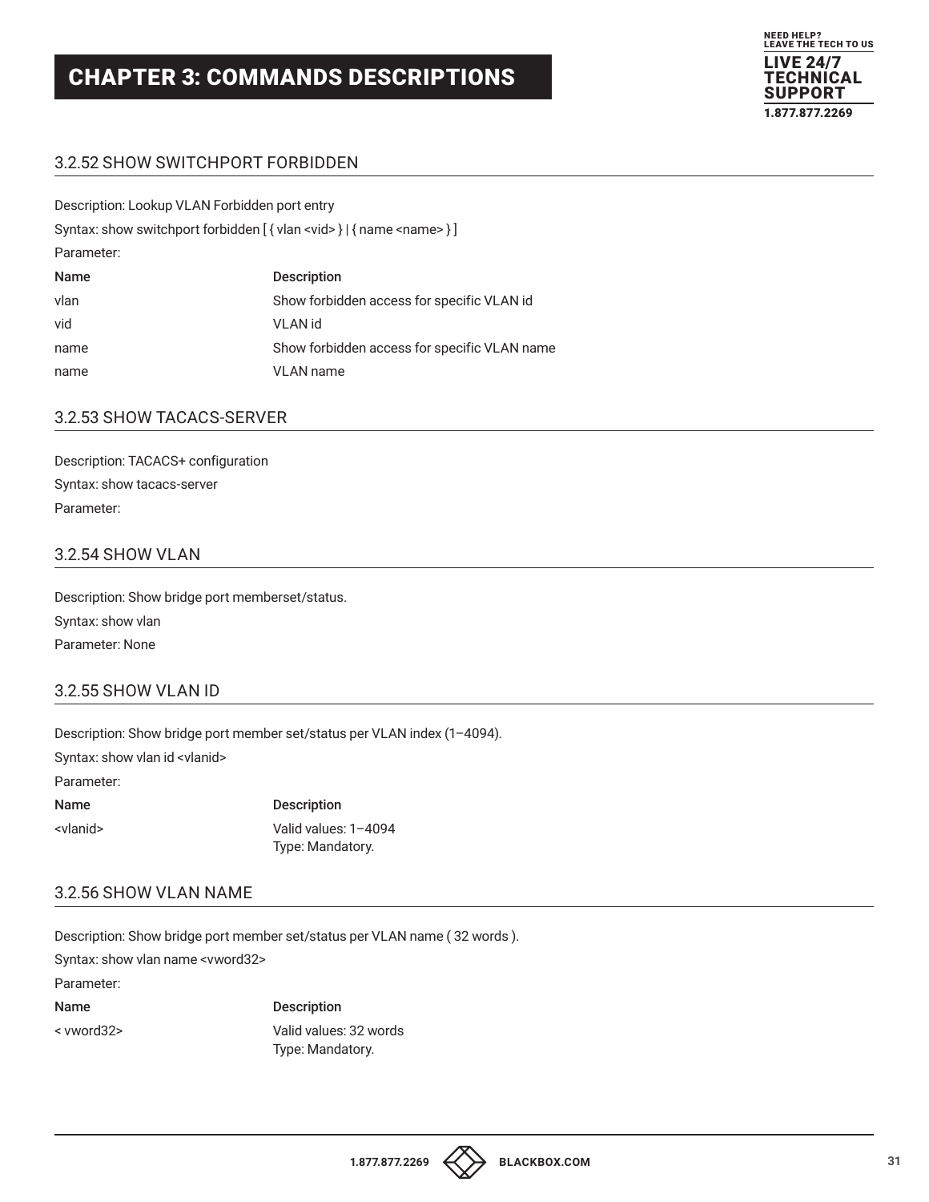# CHAPTER 3: COMMANDS DESCRIPTIONS

### 3.2.52 SHOW SWITCHPORT FORBIDDEN

Description: Lookup VLAN Forbidden port entry

Syntax: show switchport forbidden [ { vlan <vid> } | { name <name> } ]

Parameter:

| Name | Description |
| --- | --- |
| vlan | Show forbidden access for specific VLAN id |
| vid | VLAN id |
| name | Show forbidden access for specific VLAN name |
| name | VLAN name |

### 3.2.53 SHOW TACACS-SERVER

Description: TACACS+ configuration

Syntax: show tacacs-server

Parameter:

### 3.2.54 SHOW VLAN

Description: Show bridge port memberset/status.

Syntax: show vlan

Parameter: None

### 3.2.55 SHOW VLAN ID

Description: Show bridge port member set/status per VLAN index (1–4094).

Syntax: show vlan id <vlanid>

Parameter:

| Name | Description |
| --- | --- |
| <vlanid> | Valid values: 1–4094<br>Type: Mandatory. |

### 3.2.56 SHOW VLAN NAME

Description: Show bridge port member set/status per VLAN name ( 32 words ).

Syntax: show vlan name <vword32>

Parameter:

| Name | Description |
| --- | --- |
| < vword32> | Valid values: 32 words<br>Type: Mandatory. |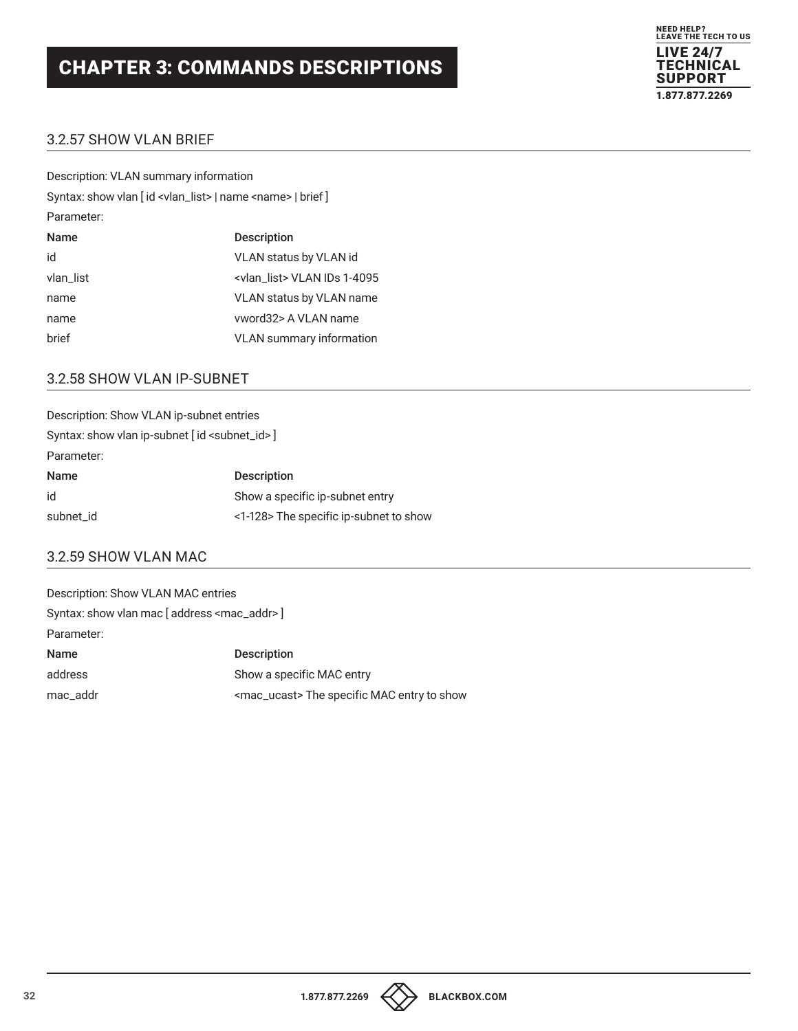## 3.2.57 SHOW VLAN BRIEF

Description: VLAN summary information

Syntax: show vlan [ id <vlan_list> | name <name> | brief ]

Parameter:

| Name | Description |
|---|---|
| id | VLAN status by VLAN id |
| vlan_list | <vlan_list> VLAN IDs 1-4095 |
| name | VLAN status by VLAN name |
| name | vword32> A VLAN name |
| brief | VLAN summary information |

## 3.2.58 SHOW VLAN IP-SUBNET

Description: Show VLAN ip-subnet entries

Syntax: show vlan ip-subnet [ id <subnet_id> ]

Parameter:

| Name | Description |
|---|---|
| id | Show a specific ip-subnet entry |
| subnet_id | <1-128> The specific ip-subnet to show |

## 3.2.59 SHOW VLAN MAC

Description: Show VLAN MAC entries

Syntax: show vlan mac [ address <mac_addr> ]

Parameter:

| Name | Description |
|---|---|
| address | Show a specific MAC entry |
| mac_addr | <mac_ucast> The specific MAC entry to show |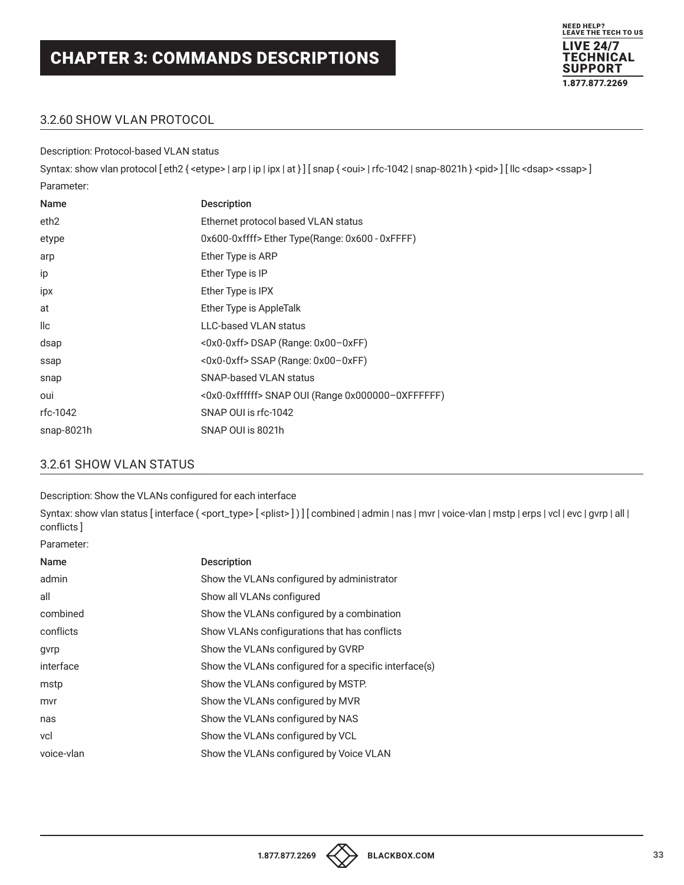## 3.2.60 SHOW VLAN PROTOCOL

Description: Protocol-based VLAN status

Syntax: show vlan protocol [ eth2 { <etype> | arp | ip | ipx | at } ] [ snap { <oui> | rfc-1042 | snap-8021h } <pid> ] [ llc <dsap> <ssap> ]

Parameter:

| Name | Description |
| --- | --- |
| eth2 | Ethernet protocol based VLAN status |
| etype | 0x600-0xffff> Ether Type(Range: 0x600 - 0xFFFF) |
| arp | Ether Type is ARP |
| ip | Ether Type is IP |
| ipx | Ether Type is IPX |
| at | Ether Type is AppleTalk |
| llc | LLC-based VLAN status |
| dsap | <0x0-0xff> DSAP (Range: 0x00–0xFF) |
| ssap | <0x0-0xff> SSAP (Range: 0x00–0xFF) |
| snap | SNAP-based VLAN status |
| oui | <0x0-0xffffff> SNAP OUI (Range 0x000000–0XFFFFFF) |
| rfc-1042 | SNAP OUI is rfc-1042 |
| snap-8021h | SNAP OUI is 8021h |

## 3.2.61 SHOW VLAN STATUS

Description: Show the VLANs configured for each interface

Syntax: show vlan status [ interface ( <port_type> [ <plist> ] ) ] [ combined | admin | nas | mvr | voice-vlan | mstp | erps | vcl | evc | gvrp | all | conflicts ]

Parameter:

| Name | Description |
| --- | --- |
| admin | Show the VLANs configured by administrator |
| all | Show all VLANs configured |
| combined | Show the VLANs configured by a combination |
| conflicts | Show VLANs configurations that has conflicts |
| gvrp | Show the VLANs configured by GVRP |
| interface | Show the VLANs configured for a specific interface(s) |
| mstp | Show the VLANs configured by MSTP. |
| mvr | Show the VLANs configured by MVR |
| nas | Show the VLANs configured by NAS |
| vcl | Show the VLANs configured by VCL |
| voice-vlan | Show the VLANs configured by Voice VLAN |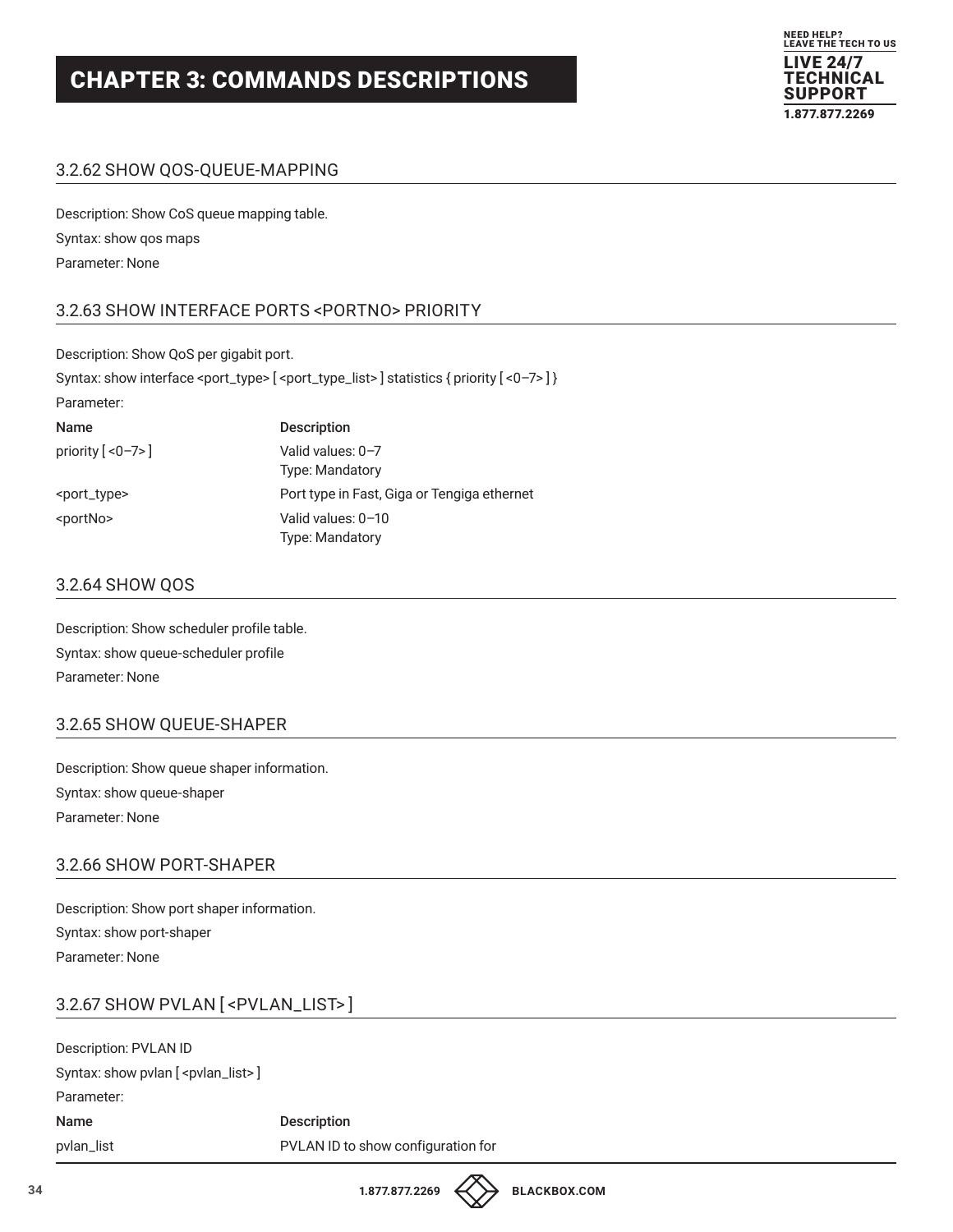# CHAPTER 3: COMMANDS DESCRIPTIONS

### 3.2.62 SHOW QOS-QUEUE-MAPPING

Description: Show CoS queue mapping table.

Syntax: show qos maps

Parameter: None

### 3.2.63 SHOW INTERFACE PORTS <PORTNO> PRIORITY

Description: Show QoS per gigabit port.

Syntax: show interface <port_type> [ <port_type_list> ] statistics { priority [ <0–7> ] }

Parameter:

| Name | Description |
|---|---|
| priority [ <0–7> ] | Valid values: 0–7<br>Type: Mandatory |
| <port_type> | Port type in Fast, Giga or Tengiga ethernet |
| <portNo> | Valid values: 0–10<br>Type: Mandatory |

### 3.2.64 SHOW QOS

Description: Show scheduler profile table.

Syntax: show queue-scheduler profile

Parameter: None

### 3.2.65 SHOW QUEUE-SHAPER

Description: Show queue shaper information.

Syntax: show queue-shaper

Parameter: None

### 3.2.66 SHOW PORT-SHAPER

Description: Show port shaper information.

Syntax: show port-shaper

Parameter: None

### 3.2.67 SHOW PVLAN [ <PVLAN_LIST> ]

Description: PVLAN ID

Syntax: show pvlan [ <pvlan_list> ]

Parameter:

| Name | Description |
|---|---|
| pvlan_list | PVLAN ID to show configuration for |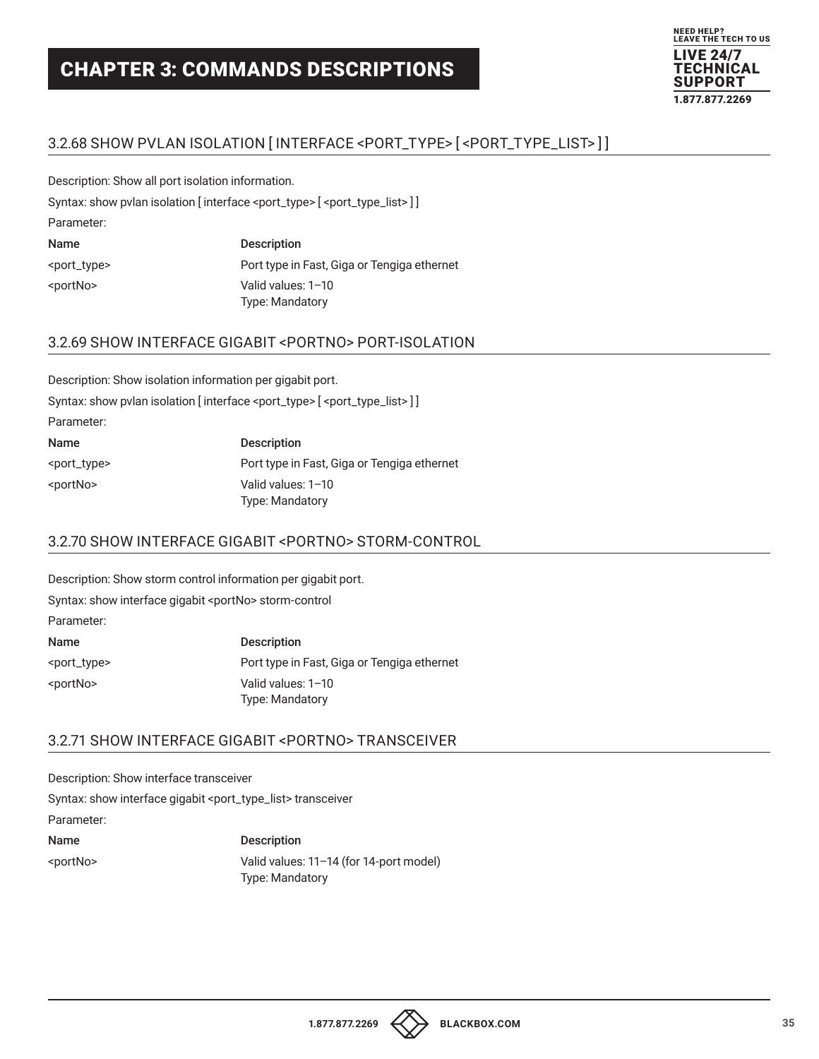## 3.2.68 SHOW PVLAN ISOLATION [ INTERFACE <PORT_TYPE> [ <PORT_TYPE_LIST> ] ]

Description: Show all port isolation information.

Syntax: show pvlan isolation [ interface <port_type> [ <port_type_list> ] ]

Parameter:

| Name | Description |
| --- | --- |
| <port_type> | Port type in Fast, Giga or Tengiga ethernet |
| <portNo> | Valid values: 1–10<br>Type: Mandatory |

## 3.2.69 SHOW INTERFACE GIGABIT <PORTNO> PORT-ISOLATION

Description: Show isolation information per gigabit port.

Syntax: show pvlan isolation [ interface <port_type> [ <port_type_list> ] ]

Parameter:

| Name | Description |
| --- | --- |
| <port_type> | Port type in Fast, Giga or Tengiga ethernet |
| <portNo> | Valid values: 1–10<br>Type: Mandatory |

## 3.2.70 SHOW INTERFACE GIGABIT <PORTNO> STORM-CONTROL

Description: Show storm control information per gigabit port.

Syntax: show interface gigabit <portNo> storm-control

Parameter:

| Name | Description |
| --- | --- |
| <port_type> | Port type in Fast, Giga or Tengiga ethernet |
| <portNo> | Valid values: 1–10<br>Type: Mandatory |

## 3.2.71 SHOW INTERFACE GIGABIT <PORTNO> TRANSCEIVER

Description: Show interface transceiver

Syntax: show interface gigabit <port_type_list> transceiver

Parameter:

| Name | Description |
| --- | --- |
| <portNo> | Valid values: 11–14 (for 14-port model)<br>Type: Mandatory |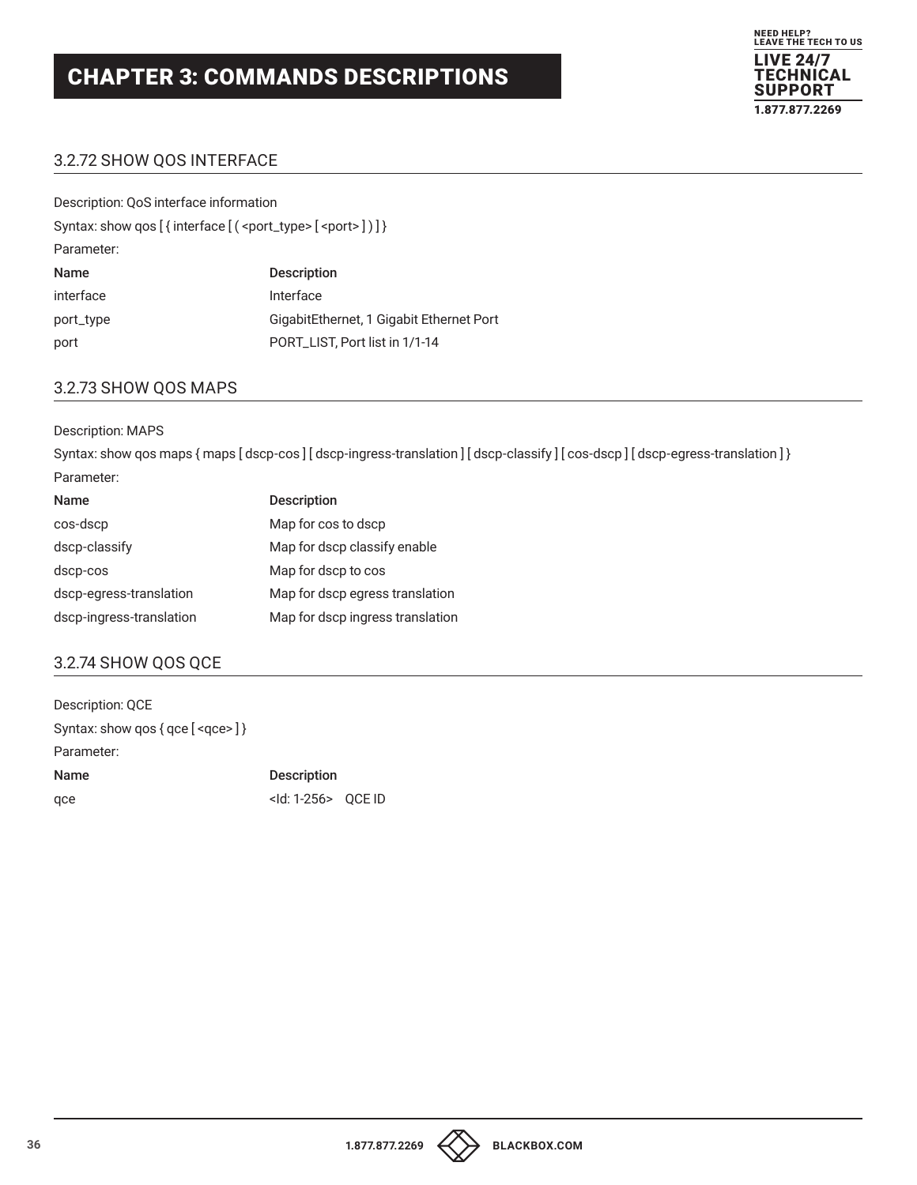# CHAPTER 3: COMMANDS DESCRIPTIONS

## 3.2.72 SHOW QOS INTERFACE

Description: QoS interface information

Syntax: show qos [ { interface [ ( <port_type> [ <port> ] ) ] } 

Parameter:

| Name | Description |
|---|---|
| interface | Interface |
| port_type | GigabitEthernet, 1 Gigabit Ethernet Port |
| port | PORT_LIST, Port list in 1/1-14 |

## 3.2.73 SHOW QOS MAPS

Description: MAPS

Syntax: show qos maps { maps [ dscp-cos ] [ dscp-ingress-translation ] [ dscp-classify ] [ cos-dscp ] [ dscp-egress-translation ] }

Parameter:

| Name | Description |
|---|---|
| cos-dscp | Map for cos to dscp |
| dscp-classify | Map for dscp classify enable |
| dscp-cos | Map for dscp to cos |
| dscp-egress-translation | Map for dscp egress translation |
| dscp-ingress-translation | Map for dscp ingress translation |

## 3.2.74 SHOW QOS QCE

Description: QCE

Syntax: show qos { qce [ <qce> ] }

Parameter:

| Name | Description |
|---|---|
| qce | <Id: 1-256> QCE ID |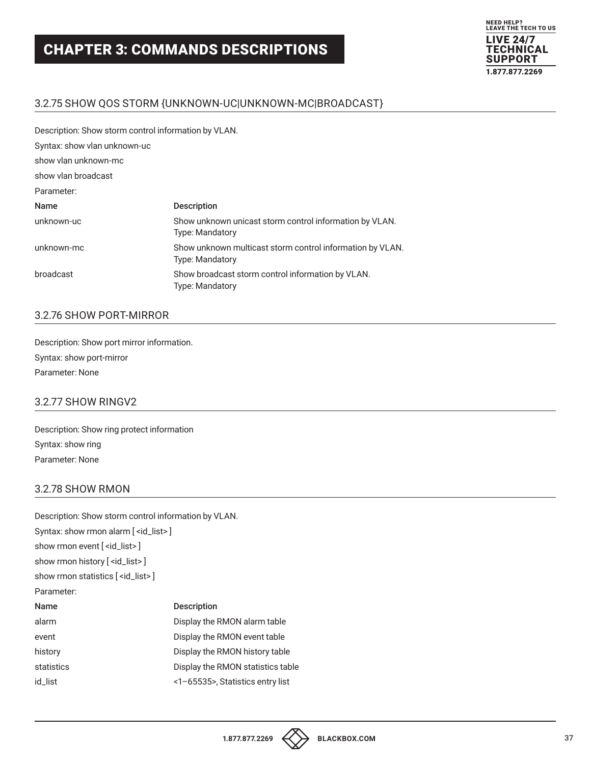### 3.2.75 SHOW QOS STORM {UNKNOWN-UC|UNKNOWN-MC|BROADCAST}

Description: Show storm control information by VLAN.

Syntax: show vlan unknown-uc

show vlan unknown-mc

show vlan broadcast

Parameter:

| Name | Description |
| --- | --- |
| unknown-uc | Show unknown unicast storm control information by VLAN.<br>Type: Mandatory |
| unknown-mc | Show unknown multicast storm control information by VLAN.<br>Type: Mandatory |
| broadcast | Show broadcast storm control information by VLAN.<br>Type: Mandatory |

### 3.2.76 SHOW PORT-MIRROR

Description: Show port mirror information.

Syntax: show port-mirror

Parameter: None

### 3.2.77 SHOW RINGV2

Description: Show ring protect information

Syntax: show ring

Parameter: None

### 3.2.78 SHOW RMON

Description: Show storm control information by VLAN.

Syntax: show rmon alarm [ <id_list> ]

show rmon event [ <id_list> ]

show rmon history [ <id_list> ]

show rmon statistics [ <id_list> ]

Parameter:

| Name | Description |
| --- | --- |
| alarm | Display the RMON alarm table |
| event | Display the RMON event table |
| history | Display the RMON history table |
| statistics | Display the RMON statistics table |
| id_list | <1–65535>, Statistics entry list |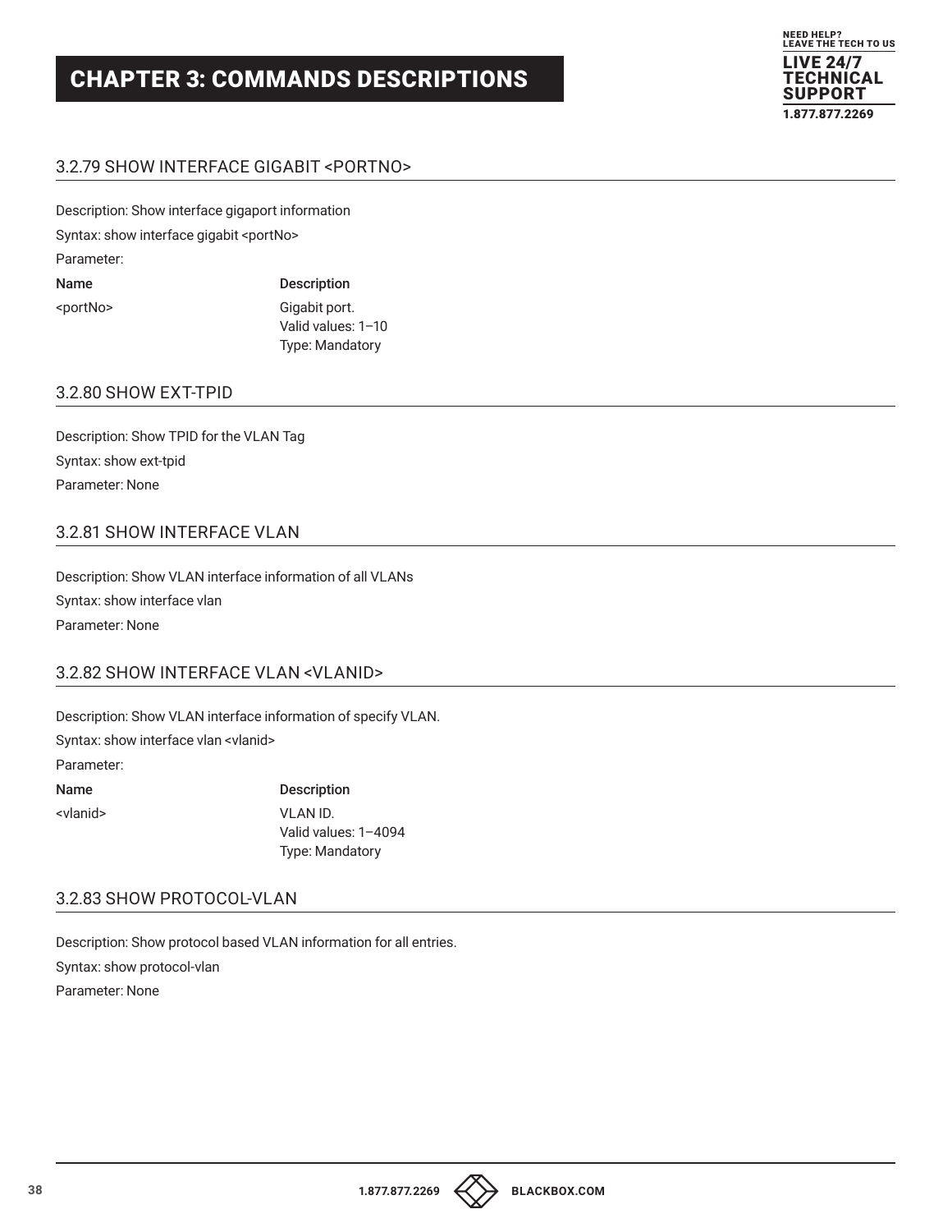### 3.2.79 SHOW INTERFACE GIGABIT <PORTNO>

Description: Show interface gigaport information

Syntax: show interface gigabit <portNo>

Parameter:

| Name | Description |
| --- | --- |
| <portNo> | Gigabit port.<br>Valid values: 1–10<br>Type: Mandatory |

### 3.2.80 SHOW EXT-TPID

Description: Show TPID for the VLAN Tag

Syntax: show ext-tpid

Parameter: None

### 3.2.81 SHOW INTERFACE VLAN

Description: Show VLAN interface information of all VLANs

Syntax: show interface vlan

Parameter: None

### 3.2.82 SHOW INTERFACE VLAN <VLANID>

Description: Show VLAN interface information of specify VLAN.

Syntax: show interface vlan <vlanid>

Parameter:

| Name | Description |
| --- | --- |
| <vlanid> | VLAN ID.<br>Valid values: 1–4094<br>Type: Mandatory |

### 3.2.83 SHOW PROTOCOL-VLAN

Description: Show protocol based VLAN information for all entries.

Syntax: show protocol-vlan

Parameter: None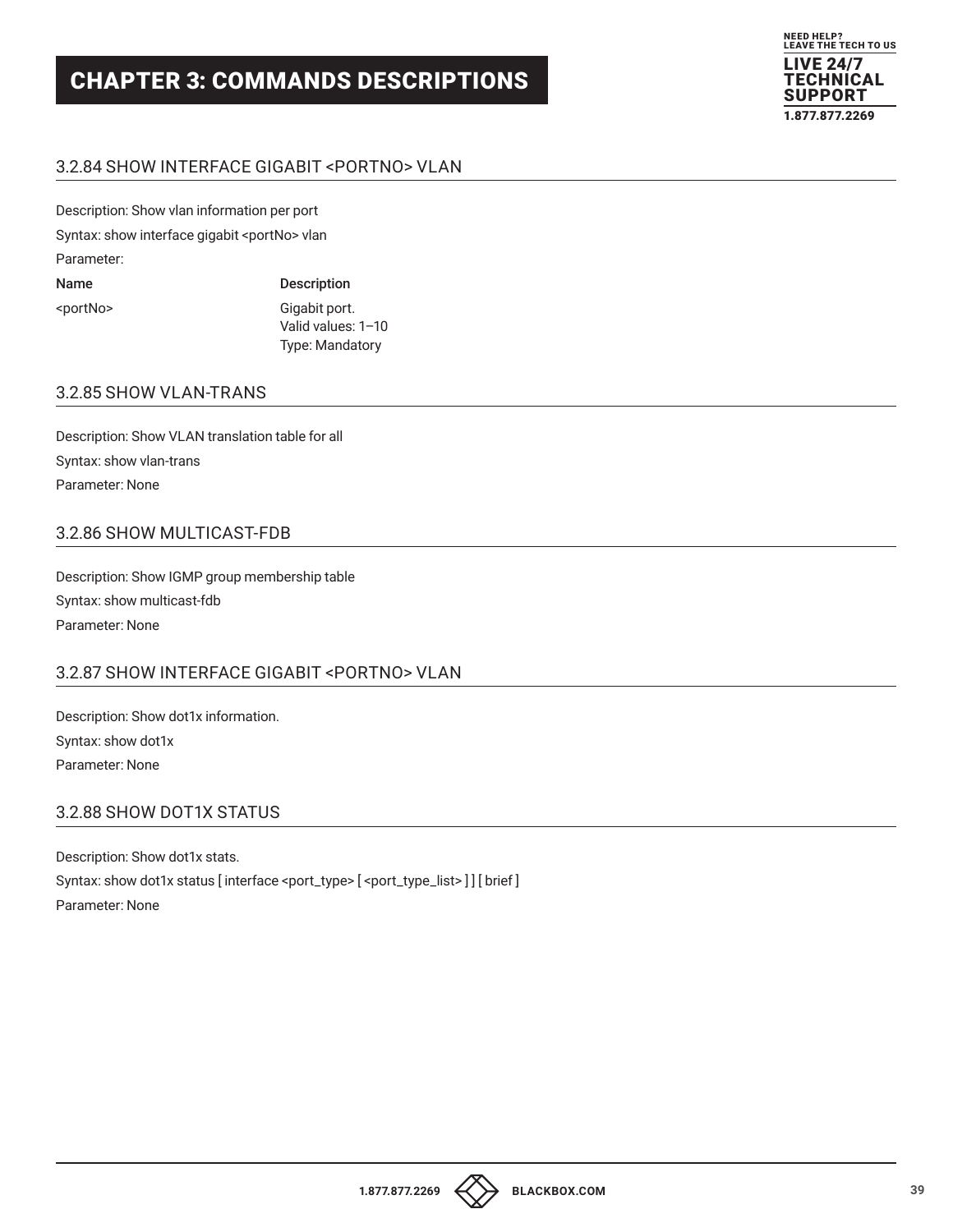# CHAPTER 3: COMMANDS DESCRIPTIONS

### 3.2.84 SHOW INTERFACE GIGABIT <PORTNO> VLAN

Description: Show vlan information per port

Syntax: show interface gigabit <portNo> vlan

Parameter:

| Name | Description |
|---|---|
| <portNo> | Gigabit port.<br>Valid values: 1–10<br>Type: Mandatory |

### 3.2.85 SHOW VLAN-TRANS

Description: Show VLAN translation table for all

Syntax: show vlan-trans

Parameter: None

### 3.2.86 SHOW MULTICAST-FDB

Description: Show IGMP group membership table

Syntax: show multicast-fdb

Parameter: None

### 3.2.87 SHOW INTERFACE GIGABIT <PORTNO> VLAN

Description: Show dot1x information.

Syntax: show dot1x

Parameter: None

### 3.2.88 SHOW DOT1X STATUS

Description: Show dot1x stats.

Syntax: show dot1x status [ interface <port_type> [ <port_type_list> ] ] [ brief ]

Parameter: None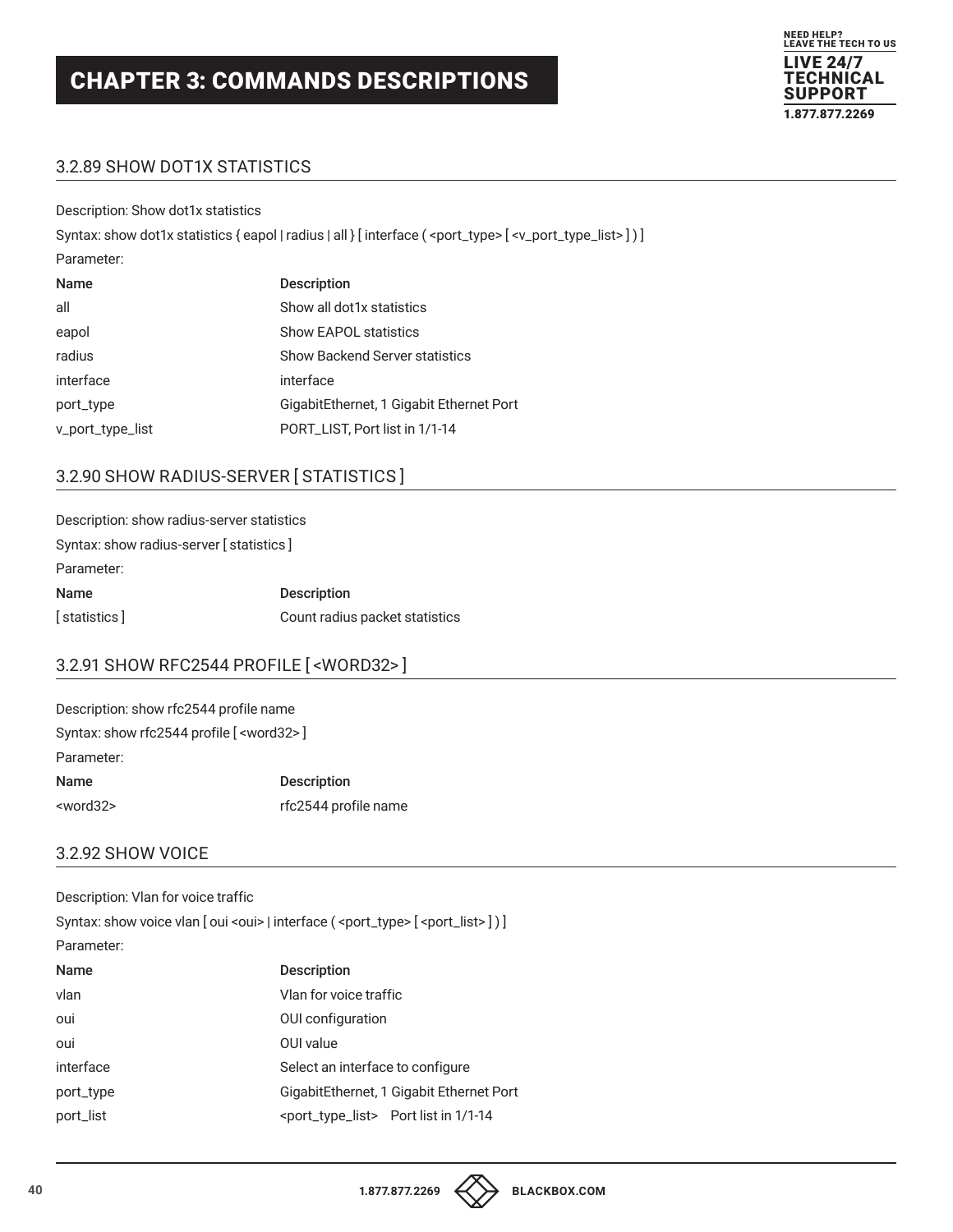# CHAPTER 3: COMMANDS DESCRIPTIONS

### 3.2.89 SHOW DOT1X STATISTICS

Description: Show dot1x statistics

Syntax: show dot1x statistics { eapol | radius | all } [ interface ( <port_type> [ <v_port_type_list> ] ) ]

Parameter:

| Name | Description |
| --- | --- |
| all | Show all dot1x statistics |
| eapol | Show EAPOL statistics |
| radius | Show Backend Server statistics |
| interface | interface |
| port_type | GigabitEthernet, 1 Gigabit Ethernet Port |
| v_port_type_list | PORT_LIST, Port list in 1/1-14 |

### 3.2.90 SHOW RADIUS-SERVER [ STATISTICS ]

Description: show radius-server statistics

Syntax: show radius-server [ statistics ]

Parameter:

| Name | Description |
| --- | --- |
| [ statistics ] | Count radius packet statistics |

### 3.2.91 SHOW RFC2544 PROFILE [ <WORD32> ]

Description: show rfc2544 profile name

Syntax: show rfc2544 profile [ <word32> ]

Parameter:

| Name | Description |
| --- | --- |
| <word32> | rfc2544 profile name |

### 3.2.92 SHOW VOICE

Description: Vlan for voice traffic

Syntax: show voice vlan [ oui <oui> | interface ( <port_type> [ <port_list> ] ) ]

Parameter:

| Name | Description |
| --- | --- |
| vlan | Vlan for voice traffic |
| oui | OUI configuration |
| oui | OUI value |
| interface | Select an interface to configure |
| port_type | GigabitEthernet, 1 Gigabit Ethernet Port |
| port_list | <port_type_list> Port list in 1/1-14 |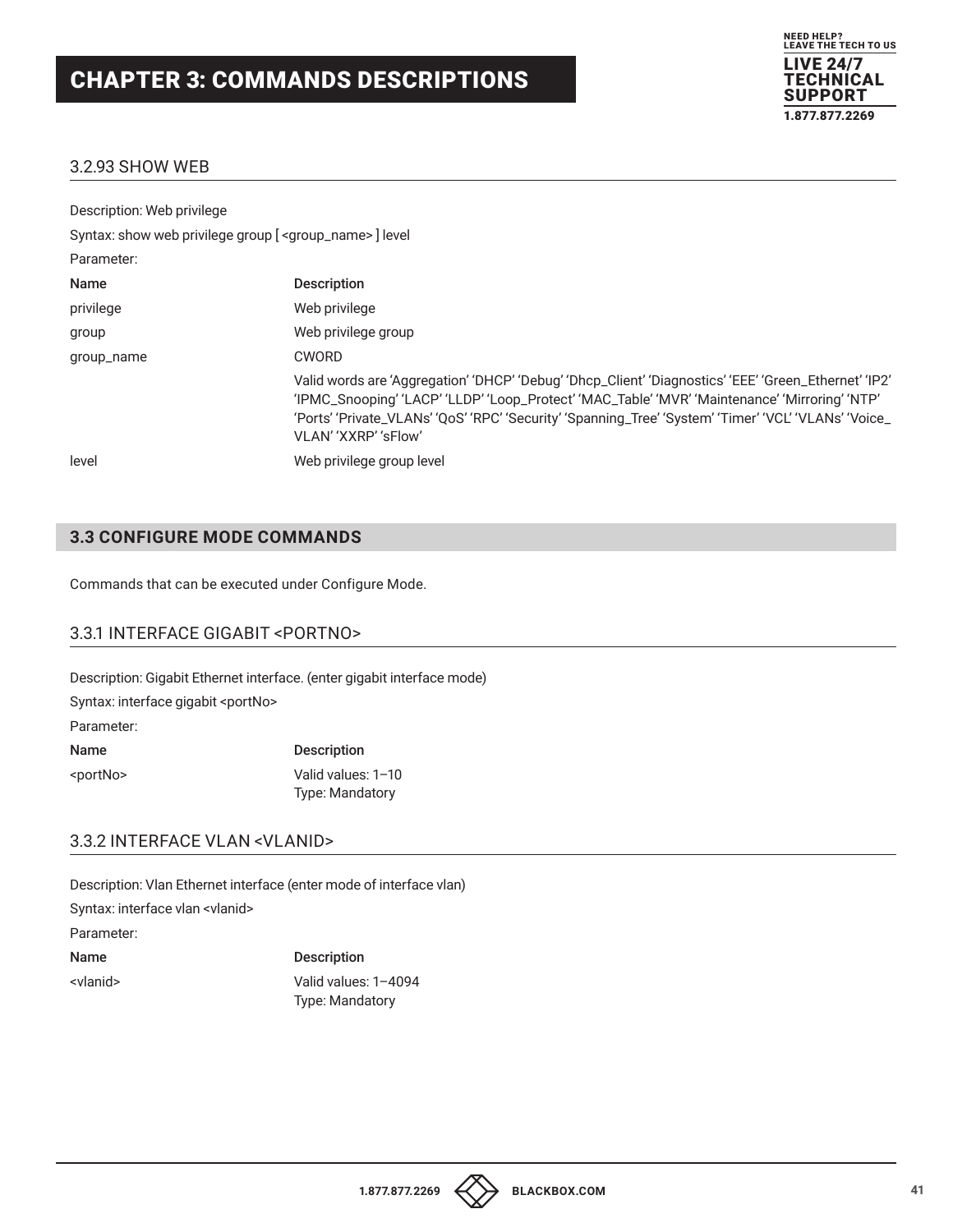### 3.2.93 SHOW WEB

Description: Web privilege

Syntax: show web privilege group [ <group_name> ] level

Parameter:

| Name | Description |
| --- | --- |
| privilege | Web privilege |
| group | Web privilege group |
| group_name | CWORD<br>Valid words are 'Aggregation' 'DHCP' 'Debug' 'Dhcp_Client' 'Diagnostics' 'EEE' 'Green_Ethernet' 'IP2' 'IPMC_Snooping' 'LACP' 'LLDP' 'Loop_Protect' 'MAC_Table' 'MVR' 'Maintenance' 'Mirroring' 'NTP' 'Ports' 'Private_VLANs' 'QoS' 'RPC' 'Security' 'Spanning_Tree' 'System' 'Timer' 'VCL' 'VLANs' 'Voice_VLAN' 'XXRP' 'sFlow' |
| level | Web privilege group level |

## 3.3 CONFIGURE MODE COMMANDS

Commands that can be executed under Configure Mode.

### 3.3.1 INTERFACE GIGABIT <PORTNO>

Description: Gigabit Ethernet interface. (enter gigabit interface mode)

Syntax: interface gigabit <portNo>

Parameter:

| Name | Description |
| --- | --- |
| <portNo> | Valid values: 1–10<br>Type: Mandatory |

### 3.3.2 INTERFACE VLAN <VLANID>

Description: Vlan Ethernet interface (enter mode of interface vlan)

Syntax: interface vlan <vlanid>

Parameter:

| Name | Description |
| --- | --- |
| <vlanid> | Valid values: 1–4094<br>Type: Mandatory |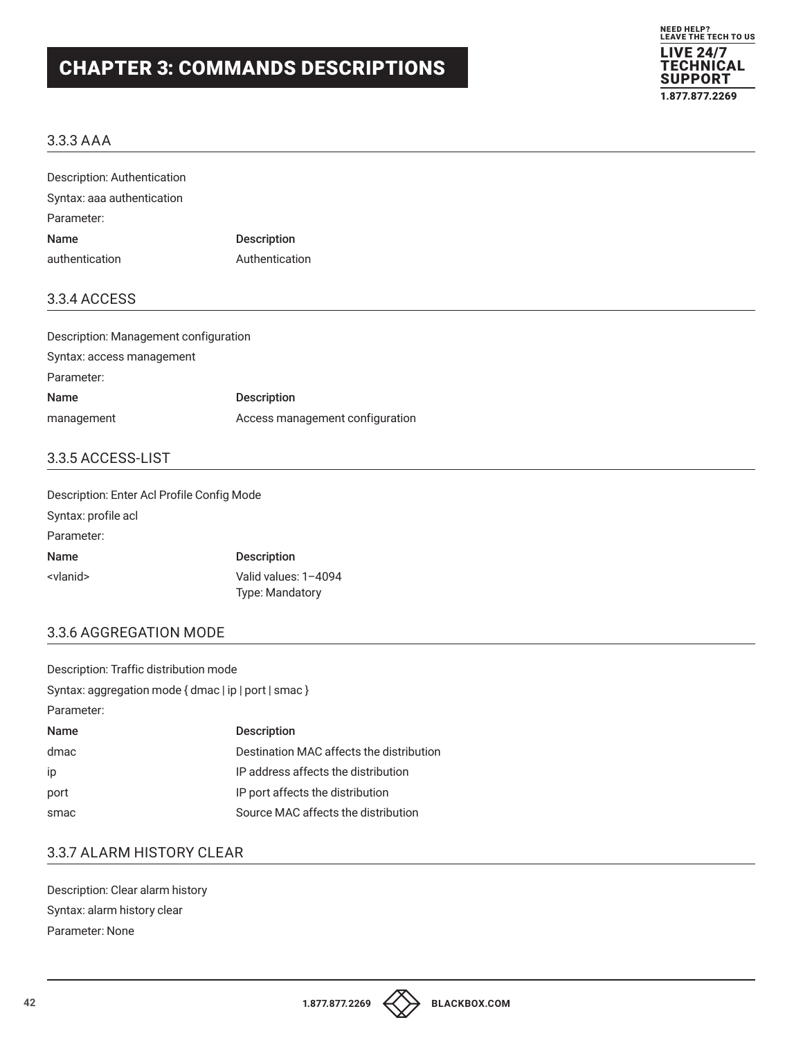## CHAPTER 3: COMMANDS DESCRIPTIONS

### 3.3.3 AAA

Description: Authentication

Syntax: aaa authentication

Parameter:

| Name | Description |
|---|---|
| authentication | Authentication |

### 3.3.4 ACCESS

Description: Management configuration

Syntax: access management

Parameter:

| Name | Description |
|---|---|
| management | Access management configuration |

### 3.3.5 ACCESS-LIST

Description: Enter Acl Profile Config Mode

Syntax: profile acl

Parameter:

| Name | Description |
|---|---|
| <vlanid> | Valid values: 1–4094<br>Type: Mandatory |

### 3.3.6 AGGREGATION MODE

Description: Traffic distribution mode

Syntax: aggregation mode { dmac | ip | port | smac }

Parameter:

| Name | Description |
|---|---|
| dmac | Destination MAC affects the distribution |
| ip | IP address affects the distribution |
| port | IP port affects the distribution |
| smac | Source MAC affects the distribution |

### 3.3.7 ALARM HISTORY CLEAR

Description: Clear alarm history

Syntax: alarm history clear

Parameter: None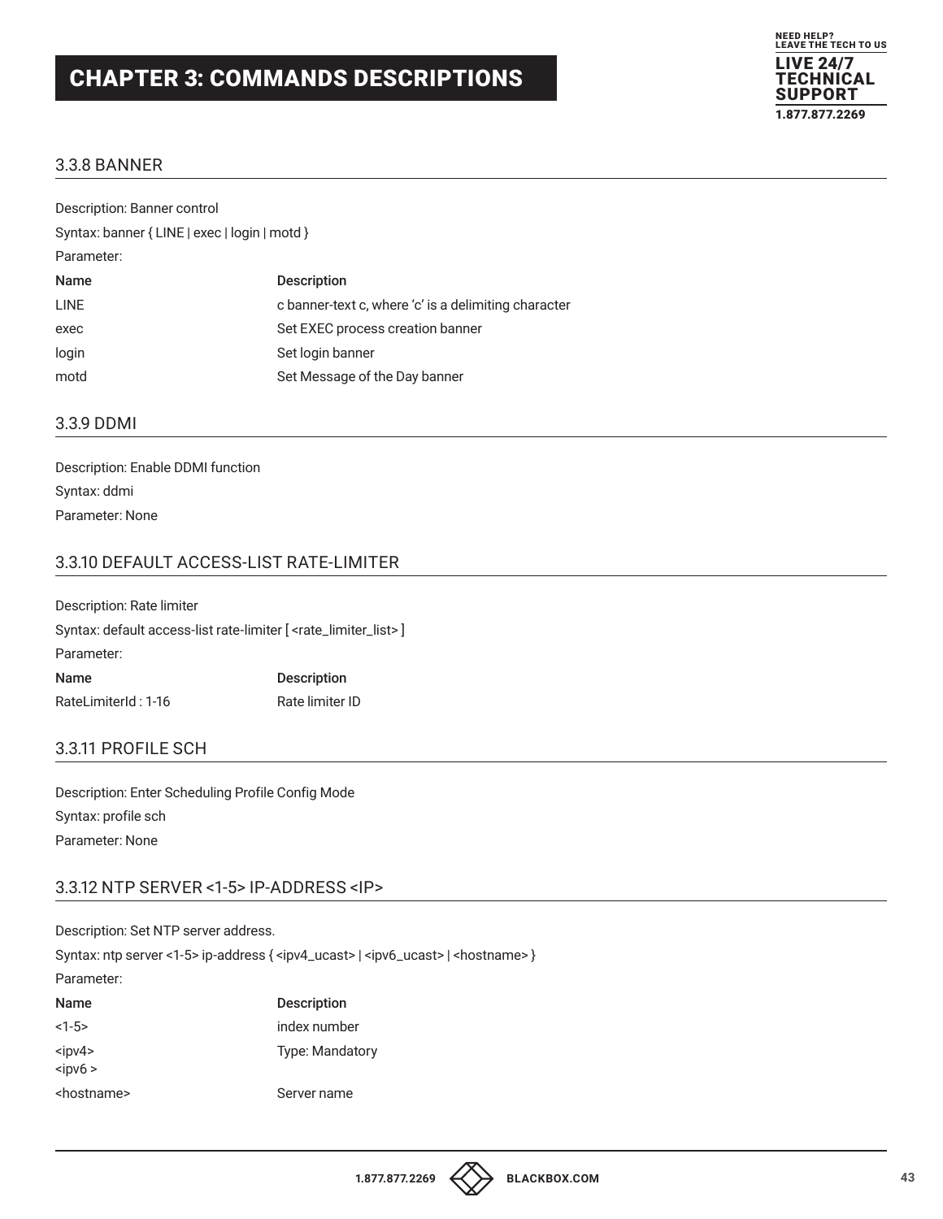# CHAPTER 3: COMMANDS DESCRIPTIONS

## 3.3.8 BANNER

Description: Banner control

Syntax: banner { LINE | exec | login | motd }

Parameter:

| Name | Description |
|---|---|
| LINE | c banner-text c, where 'c' is a delimiting character |
| exec | Set EXEC process creation banner |
| login | Set login banner |
| motd | Set Message of the Day banner |

## 3.3.9 DDMI

Description: Enable DDMI function

Syntax: ddmi

Parameter: None

## 3.3.10 DEFAULT ACCESS-LIST RATE-LIMITER

Description: Rate limiter

Syntax: default access-list rate-limiter [ <rate_limiter_list> ]

Parameter:

| Name | Description |
|---|---|
| RateLimiterId : 1-16 | Rate limiter ID |

## 3.3.11 PROFILE SCH

Description: Enter Scheduling Profile Config Mode

Syntax: profile sch

Parameter: None

## 3.3.12 NTP SERVER <1-5> IP-ADDRESS <IP>

Description: Set NTP server address.

Syntax: ntp server <1-5> ip-address { <ipv4_ucast> | <ipv6_ucast> | <hostname> }

Parameter:

| Name | Description |
|---|---|
| <1-5> | index number |
| <ipv4><br><ipv6 > | Type: Mandatory |
| <hostname> | Server name |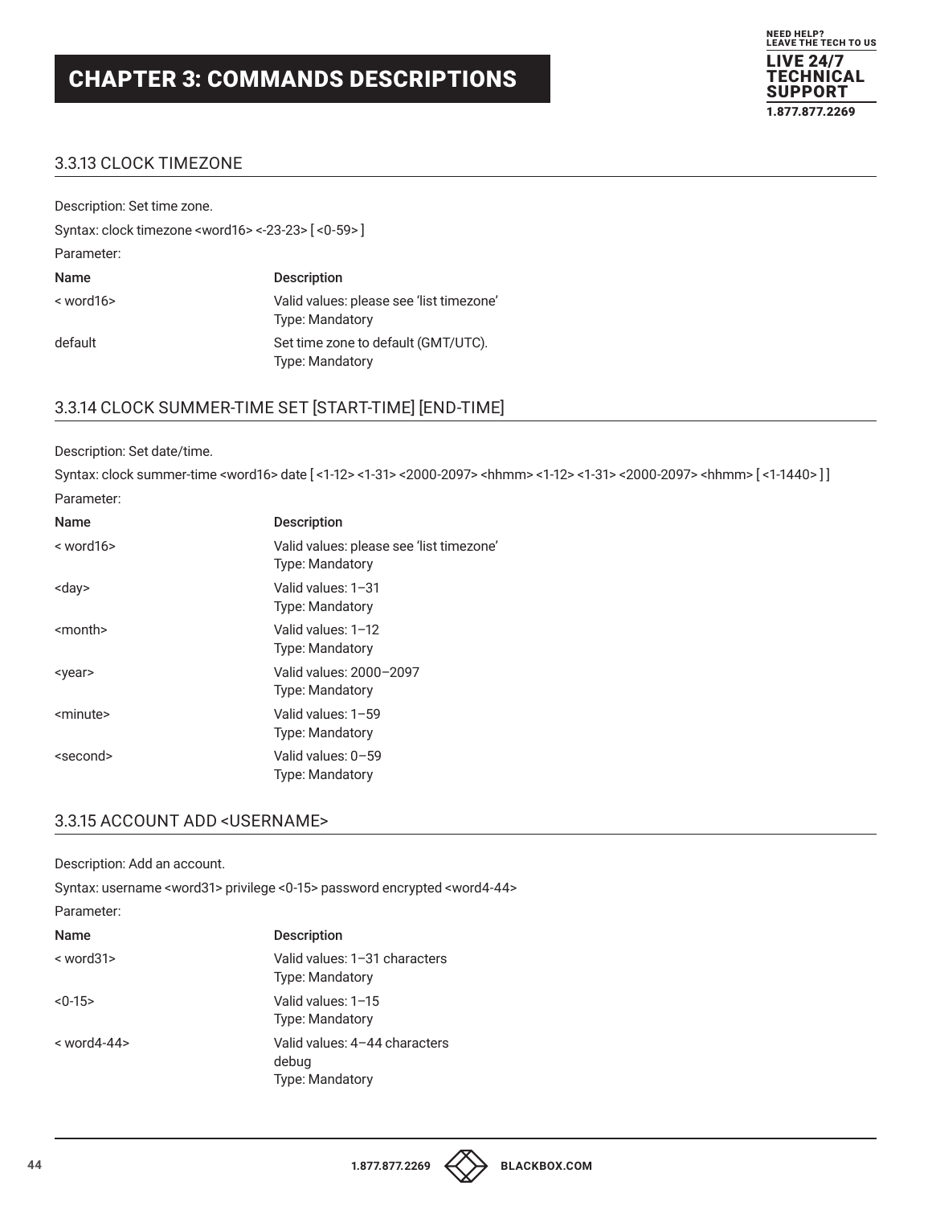# CHAPTER 3: COMMANDS DESCRIPTIONS

## 3.3.13 CLOCK TIMEZONE

Description: Set time zone.

Syntax: clock timezone <word16> <-23-23> [ <0-59> ]

Parameter:

| Name | Description |
|---|---|
| < word16> | Valid values: please see 'list timezone'<br>Type: Mandatory |
| default | Set time zone to default (GMT/UTC).<br>Type: Mandatory |

## 3.3.14 CLOCK SUMMER-TIME SET [START-TIME] [END-TIME]

Description: Set date/time.

Syntax: clock summer-time <word16> date [ <1-12> <1-31> <2000-2097> <hhmm> <1-12> <1-31> <2000-2097> <hhmm> [ <1-1440> ] ]

Parameter:

| Name | Description |
|---|---|
| < word16> | Valid values: please see 'list timezone'<br>Type: Mandatory |
| <day> | Valid values: 1–31<br>Type: Mandatory |
| <month> | Valid values: 1–12<br>Type: Mandatory |
| <year> | Valid values: 2000–2097<br>Type: Mandatory |
| <minute> | Valid values: 1–59<br>Type: Mandatory |
| <second> | Valid values: 0–59<br>Type: Mandatory |

## 3.3.15 ACCOUNT ADD <USERNAME>

Description: Add an account.

Syntax: username <word31> privilege <0-15> password encrypted <word4-44>

Parameter:

| Name | Description |
|---|---|
| < word31> | Valid values: 1–31 characters<br>Type: Mandatory |
| <0-15> | Valid values: 1–15<br>Type: Mandatory |
| < word4-44> | Valid values: 4–44 characters<br>debug<br>Type: Mandatory |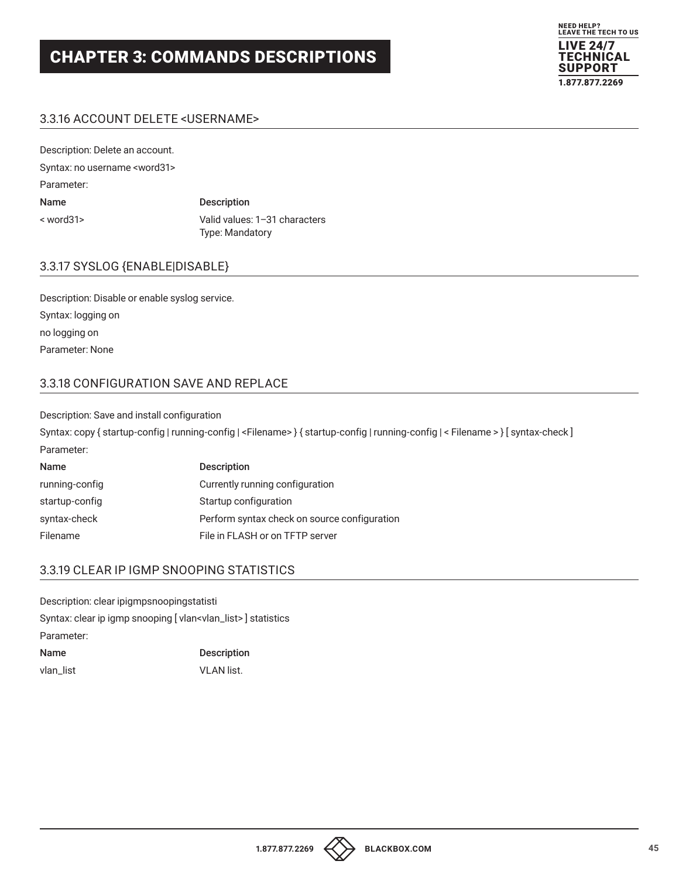## 3.3.16 ACCOUNT DELETE <USERNAME>

Description: Delete an account.

Syntax: no username <word31>

Parameter:

| Name | Description |
|---|---|
| < word31> | Valid values: 1–31 characters<br>Type: Mandatory |

## 3.3.17 SYSLOG {ENABLE|DISABLE}

Description: Disable or enable syslog service.

Syntax: logging on

no logging on

Parameter: None

## 3.3.18 CONFIGURATION SAVE AND REPLACE

Description: Save and install configuration

Syntax: copy { startup-config | running-config | <Filename> } { startup-config | running-config | < Filename > } [ syntax-check ]

Parameter:

| Name | Description |
|---|---|
| running-config | Currently running configuration |
| startup-config | Startup configuration |
| syntax-check | Perform syntax check on source configuration |
| Filename | File in FLASH or on TFTP server |

## 3.3.19 CLEAR IP IGMP SNOOPING STATISTICS

Description: clear ipigmpsnoopingstatisti

Syntax: clear ip igmp snooping [ vlan<vlan_list> ] statistics

Parameter:

| Name | Description |
|---|---|
| vlan_list | VLAN list. |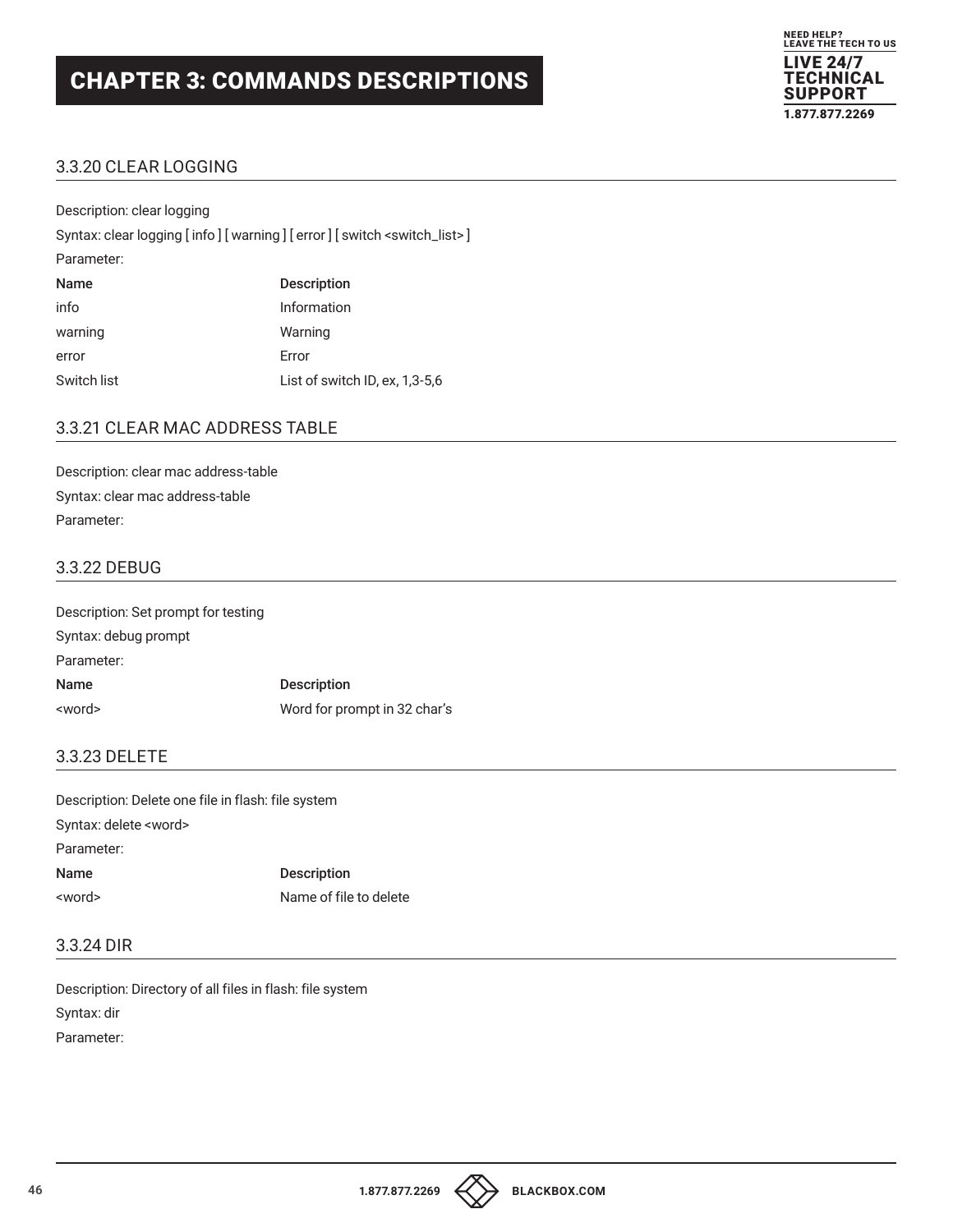## 3.3.20 CLEAR LOGGING

Description: clear logging

Syntax: clear logging [ info ] [ warning ] [ error ] [ switch <switch_list> ]

Parameter:

| Name | Description |
|---|---|
| info | Information |
| warning | Warning |
| error | Error |
| Switch list | List of switch ID, ex, 1,3-5,6 |

## 3.3.21 CLEAR MAC ADDRESS TABLE

Description: clear mac address-table

Syntax: clear mac address-table

Parameter:

## 3.3.22 DEBUG

Description: Set prompt for testing

Syntax: debug prompt

Parameter:

| Name | Description |
|---|---|
| <word> | Word for prompt in 32 char's |

## 3.3.23 DELETE

Description: Delete one file in flash: file system

Syntax: delete <word>

Parameter:

| Name | Description |
|---|---|
| <word> | Name of file to delete |

## 3.3.24 DIR

Description: Directory of all files in flash: file system

Syntax: dir

Parameter: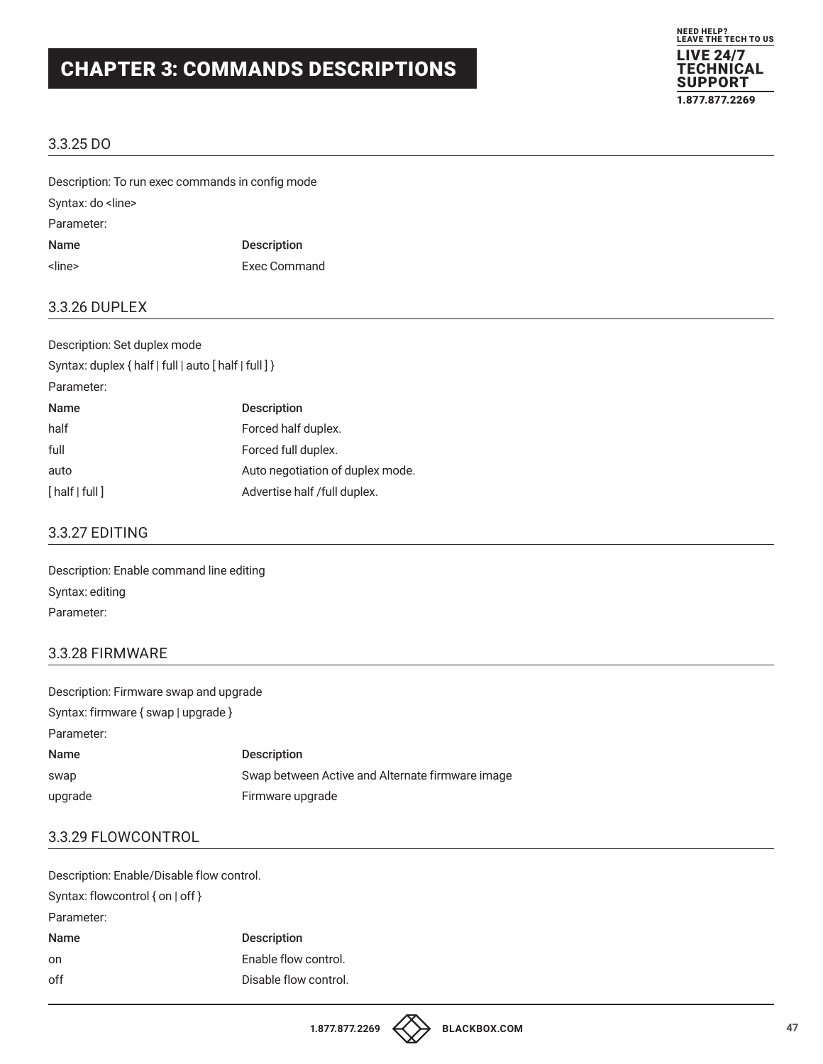# CHAPTER 3: COMMANDS DESCRIPTIONS

### 3.3.25 DO

Description: To run exec commands in config mode

Syntax: do <line>

Parameter:

| Name | Description |
| --- | --- |
| <line> | Exec Command |

### 3.3.26 DUPLEX

Description: Set duplex mode

Syntax: duplex { half | full | auto [ half | full ] }

Parameter:

| Name | Description |
| --- | --- |
| half | Forced half duplex. |
| full | Forced full duplex. |
| auto | Auto negotiation of duplex mode. |
| [ half | full ] | Advertise half /full duplex. |

### 3.3.27 EDITING

Description: Enable command line editing

Syntax: editing

Parameter:

### 3.3.28 FIRMWARE

Description: Firmware swap and upgrade

Syntax: firmware { swap | upgrade }

Parameter:

| Name | Description |
| --- | --- |
| swap | Swap between Active and Alternate firmware image |
| upgrade | Firmware upgrade |

### 3.3.29 FLOWCONTROL

Description: Enable/Disable flow control.

Syntax: flowcontrol { on | off }

Parameter:

| Name | Description |
| --- | --- |
| on | Enable flow control. |
| off | Disable flow control. |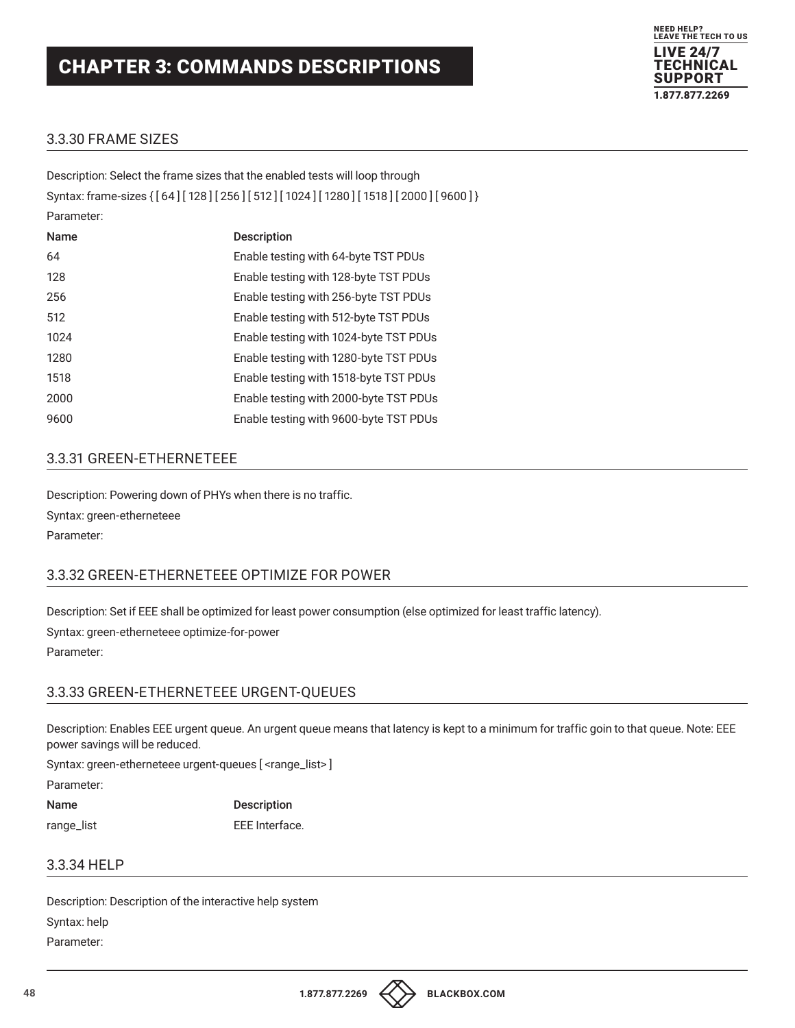# CHAPTER 3: COMMANDS DESCRIPTIONS

### 3.3.30 FRAME SIZES

Description: Select the frame sizes that the enabled tests will loop through

Syntax: frame-sizes { [ 64 ] [ 128 ] [ 256 ] [ 512 ] [ 1024 ] [ 1280 ] [ 1518 ] [ 2000 ] [ 9600 ] }

Parameter:

| Name | Description |
|---|---|
| 64 | Enable testing with 64-byte TST PDUs |
| 128 | Enable testing with 128-byte TST PDUs |
| 256 | Enable testing with 256-byte TST PDUs |
| 512 | Enable testing with 512-byte TST PDUs |
| 1024 | Enable testing with 1024-byte TST PDUs |
| 1280 | Enable testing with 1280-byte TST PDUs |
| 1518 | Enable testing with 1518-byte TST PDUs |
| 2000 | Enable testing with 2000-byte TST PDUs |
| 9600 | Enable testing with 9600-byte TST PDUs |

### 3.3.31 GREEN-ETHERNETEEE

Description: Powering down of PHYs when there is no traffic.

Syntax: green-etherneteee

Parameter:

### 3.3.32 GREEN-ETHERNETEEE OPTIMIZE FOR POWER

Description: Set if EEE shall be optimized for least power consumption (else optimized for least traffic latency).

Syntax: green-etherneteee optimize-for-power

Parameter:

### 3.3.33 GREEN-ETHERNETEEE URGENT-QUEUES

Description: Enables EEE urgent queue. An urgent queue means that latency is kept to a minimum for traffic goin to that queue. Note: EEE power savings will be reduced.

Syntax: green-etherneteee urgent-queues [ <range_list> ]

Parameter:

| Name | Description |
|---|---|
| range_list | EEE Interface. |

### 3.3.34 HELP

Description: Description of the interactive help system

Syntax: help

Parameter: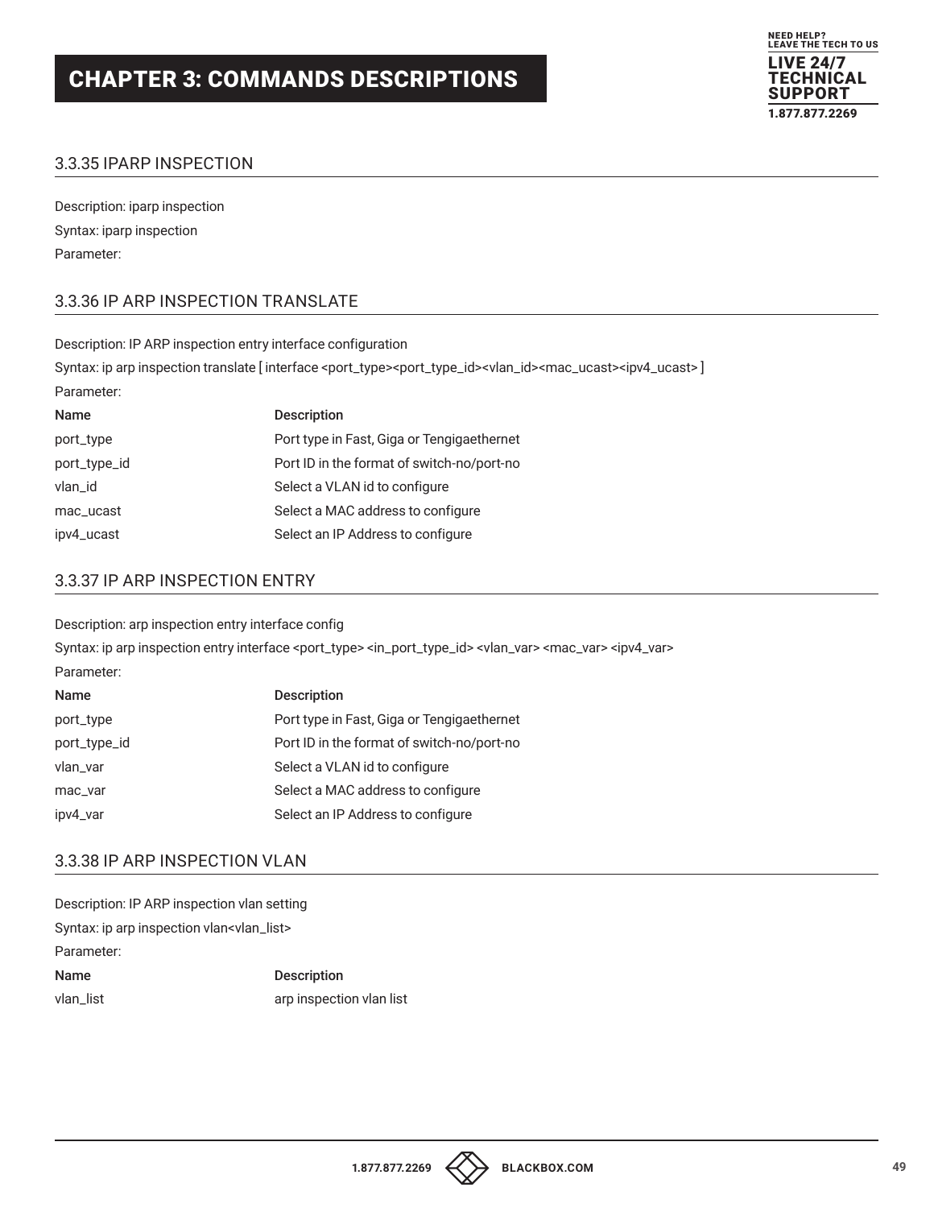## 3.3.35 IPARP INSPECTION

Description: iparp inspection

Syntax: iparp inspection

Parameter:

## 3.3.36 IP ARP INSPECTION TRANSLATE

Description: IP ARP inspection entry interface configuration

Syntax: ip arp inspection translate [ interface <port_type><port_type_id><vlan_id><mac_ucast><ipv4_ucast> ]

Parameter:

| Name | Description |
| --- | --- |
| port_type | Port type in Fast, Giga or Tengigaethernet |
| port_type_id | Port ID in the format of switch-no/port-no |
| vlan_id | Select a VLAN id to configure |
| mac_ucast | Select a MAC address to configure |
| ipv4_ucast | Select an IP Address to configure |

## 3.3.37 IP ARP INSPECTION ENTRY

Description: arp inspection entry interface config

Syntax: ip arp inspection entry interface <port_type> <in_port_type_id> <vlan_var> <mac_var> <ipv4_var>

Parameter:

| Name | Description |
| --- | --- |
| port_type | Port type in Fast, Giga or Tengigaethernet |
| port_type_id | Port ID in the format of switch-no/port-no |
| vlan_var | Select a VLAN id to configure |
| mac_var | Select a MAC address to configure |
| ipv4_var | Select an IP Address to configure |

## 3.3.38 IP ARP INSPECTION VLAN

Description: IP ARP inspection vlan setting

Syntax: ip arp inspection vlan<vlan_list>

Parameter:

| Name | Description |
| --- | --- |
| vlan_list | arp inspection vlan list |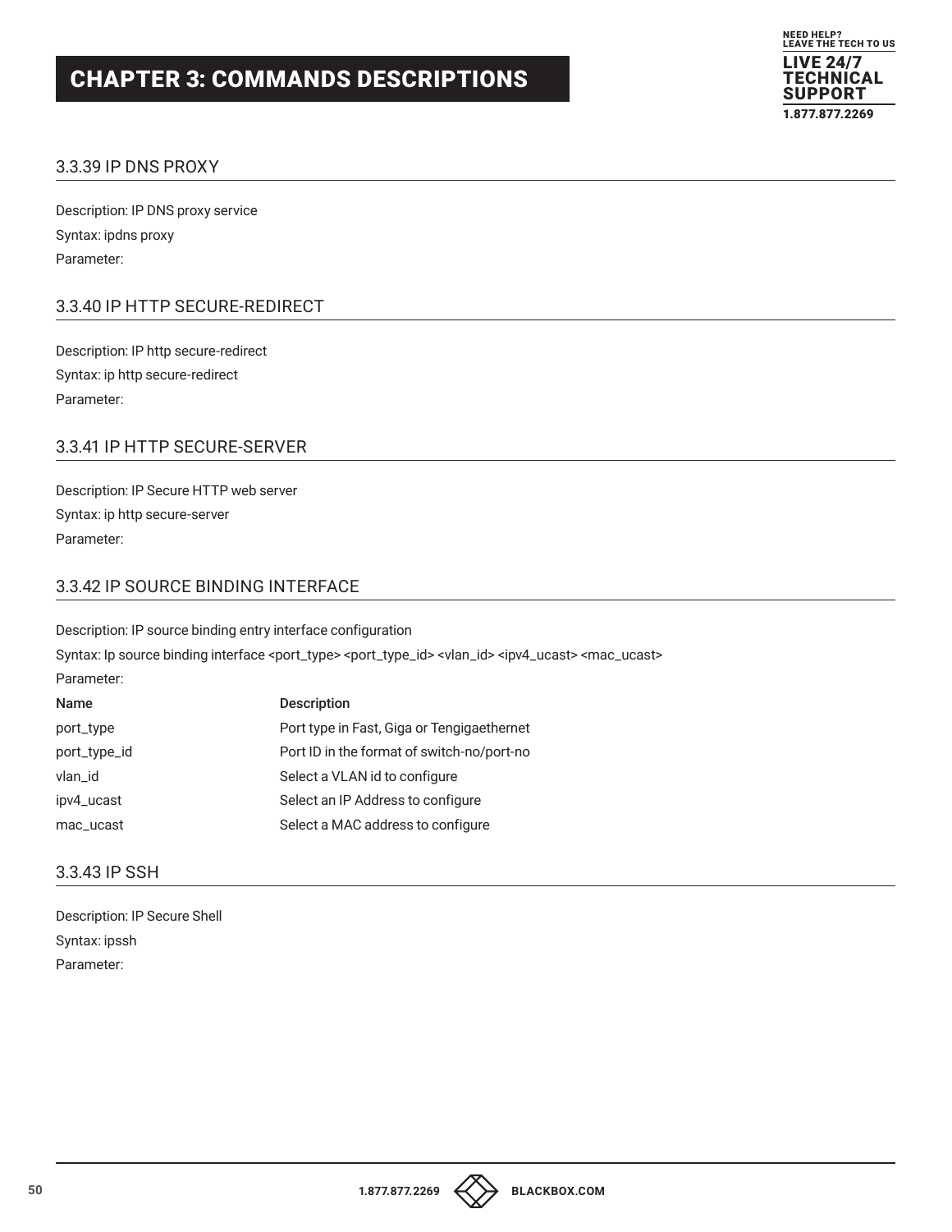# CHAPTER 3: COMMANDS DESCRIPTIONS

### 3.3.39 IP DNS PROXY

Description: IP DNS proxy service

Syntax: ipdns proxy

Parameter:

### 3.3.40 IP HTTP SECURE-REDIRECT

Description: IP http secure-redirect

Syntax: ip http secure-redirect

Parameter:

### 3.3.41 IP HTTP SECURE-SERVER

Description: IP Secure HTTP web server

Syntax: ip http secure-server

Parameter:

### 3.3.42 IP SOURCE BINDING INTERFACE

Description: IP source binding entry interface configuration

Syntax: Ip source binding interface <port_type> <port_type_id> <vlan_id> <ipv4_ucast> <mac_ucast>

Parameter:

| Name | Description |
|---|---|
| port_type | Port type in Fast, Giga or Tengigaethernet |
| port_type_id | Port ID in the format of switch-no/port-no |
| vlan_id | Select a VLAN id to configure |
| ipv4_ucast | Select an IP Address to configure |
| mac_ucast | Select a MAC address to configure |

### 3.3.43 IP SSH

Description: IP Secure Shell

Syntax: ipssh

Parameter: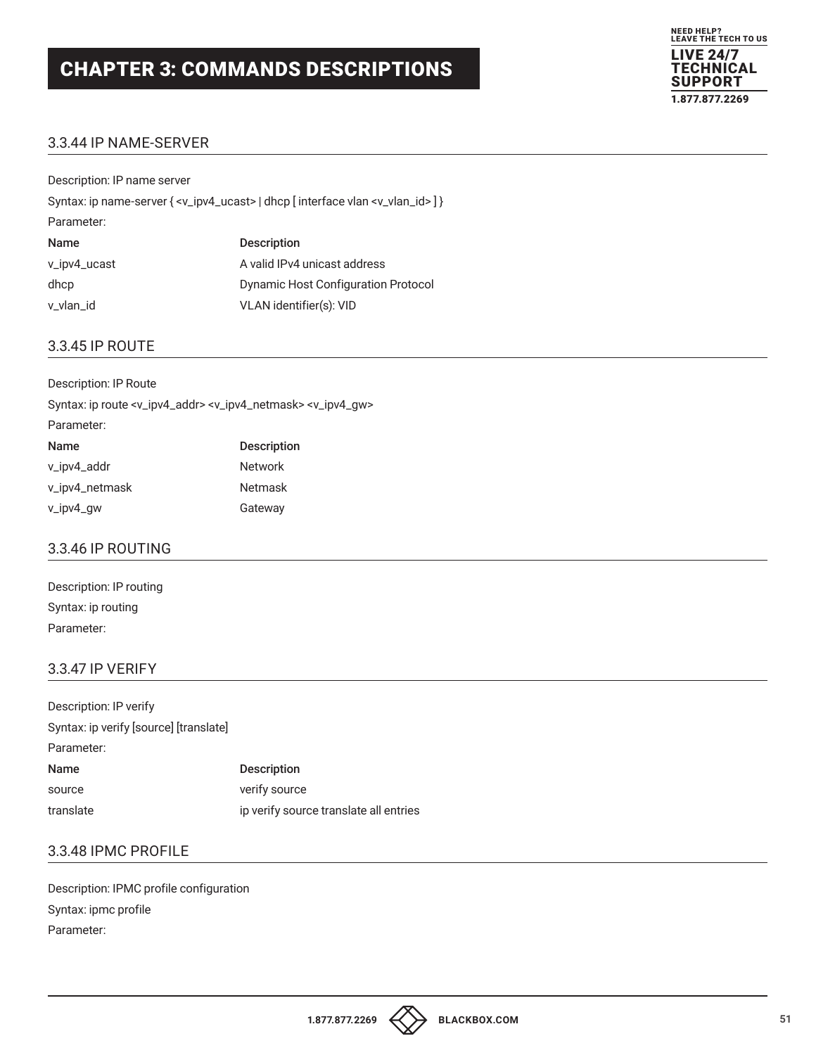# CHAPTER 3: COMMANDS DESCRIPTIONS

### 3.3.44 IP NAME-SERVER

Description: IP name server

Syntax: ip name-server { <v_ipv4_ucast> | dhcp [ interface vlan <v_vlan_id> ] }

Parameter:

| Name | Description |
|---|---|
| v_ipv4_ucast | A valid IPv4 unicast address |
| dhcp | Dynamic Host Configuration Protocol |
| v_vlan_id | VLAN identifier(s): VID |

### 3.3.45 IP ROUTE

Description: IP Route

Syntax: ip route <v_ipv4_addr> <v_ipv4_netmask> <v_ipv4_gw>

Parameter:

| Name | Description |
|---|---|
| v_ipv4_addr | Network |
| v_ipv4_netmask | Netmask |
| v_ipv4_gw | Gateway |

### 3.3.46 IP ROUTING

Description: IP routing

Syntax: ip routing

Parameter:

### 3.3.47 IP VERIFY

Description: IP verify

Syntax: ip verify [source] [translate]

Parameter:

| Name | Description |
|---|---|
| source | verify source |
| translate | ip verify source translate all entries |

### 3.3.48 IPMC PROFILE

Description: IPMC profile configuration

Syntax: ipmc profile

Parameter: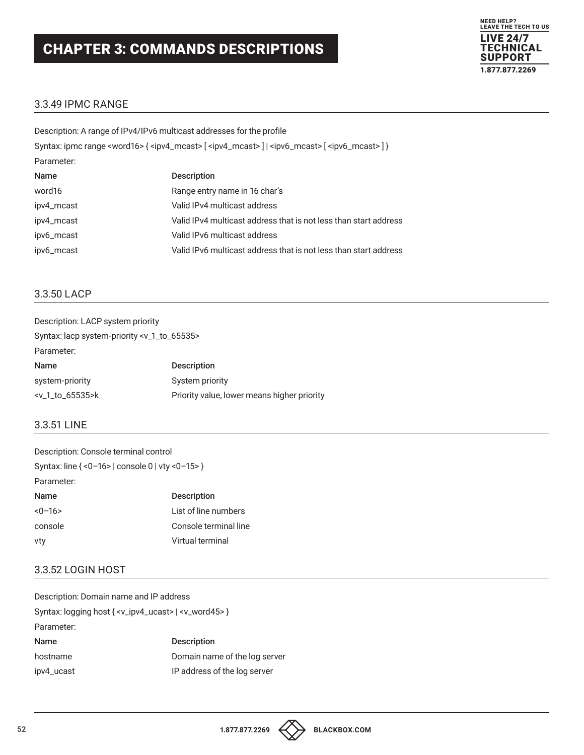# CHAPTER 3: COMMANDS DESCRIPTIONS

### 3.3.49 IPMC RANGE

Description: A range of IPv4/IPv6 multicast addresses for the profile

Syntax: ipmc range <word16> { <ipv4_mcast> [ <ipv4_mcast> ] | <ipv6_mcast> [ <ipv6_mcast> ] }

Parameter:

| Name | Description |
|---|---|
| word16 | Range entry name in 16 char's |
| ipv4_mcast | Valid IPv4 multicast address |
| ipv4_mcast | Valid IPv4 multicast address that is not less than start address |
| ipv6_mcast | Valid IPv6 multicast address |
| ipv6_mcast | Valid IPv6 multicast address that is not less than start address |

### 3.3.50 LACP

Description: LACP system priority

Syntax: lacp system-priority <v_1_to_65535>

Parameter:

| Name | Description |
|---|---|
| system-priority | System priority |
| <v_1_to_65535>k | Priority value, lower means higher priority |

### 3.3.51 LINE

Description: Console terminal control

Syntax: line { <0–16> | console 0 | vty <0–15> }

Parameter:

| Name | Description |
|---|---|
| <0–16> | List of line numbers |
| console | Console terminal line |
| vty | Virtual terminal |

### 3.3.52 LOGIN HOST

Description: Domain name and IP address

Syntax: logging host { <v_ipv4_ucast> | <v_word45> }

Parameter:

| Name | Description |
|---|---|
| hostname | Domain name of the log server |
| ipv4_ucast | IP address of the log server |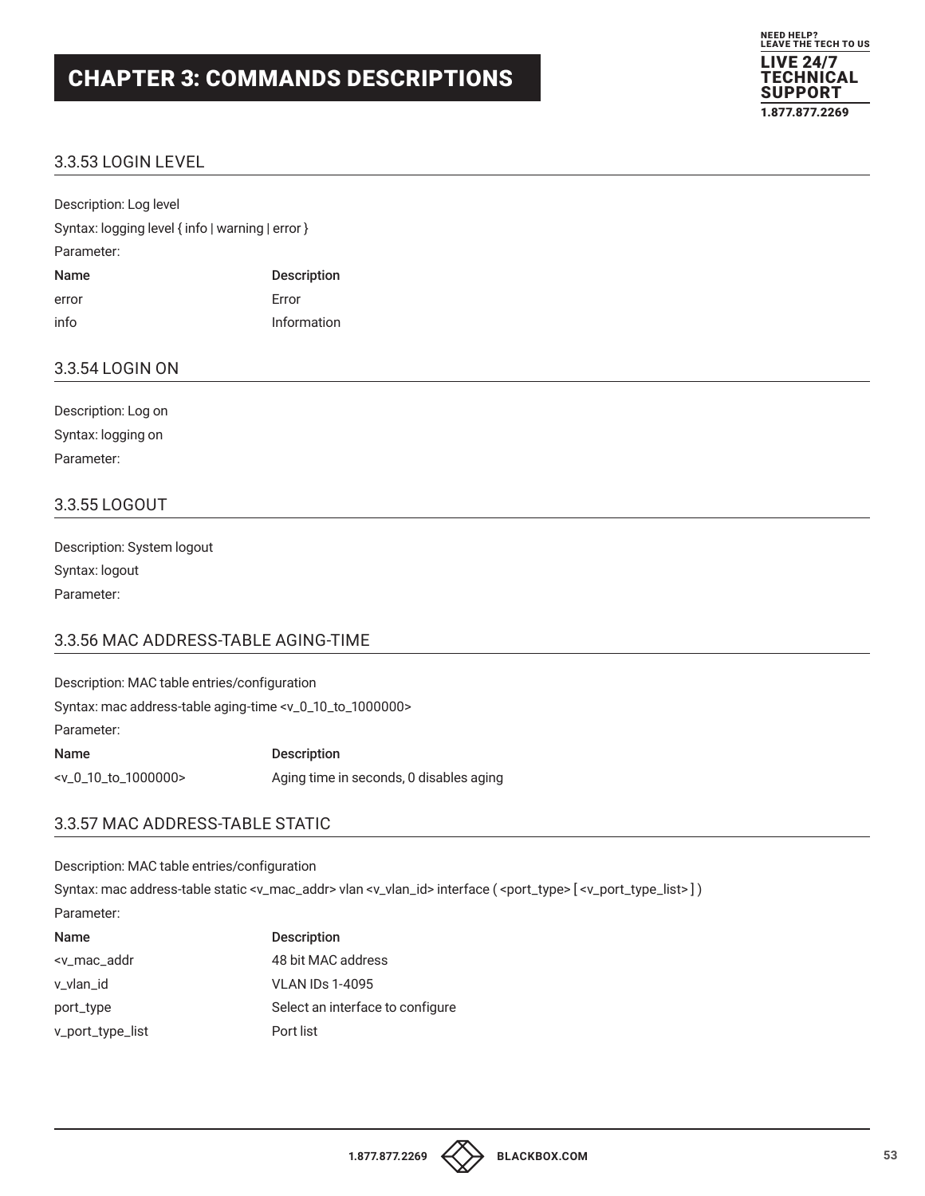## CHAPTER 3: COMMANDS DESCRIPTIONS

### 3.3.53 LOGIN LEVEL

Description: Log level

Syntax: logging level { info | warning | error }

Parameter:

| Name | Description |
| --- | --- |
| error | Error |
| info | Information |

### 3.3.54 LOGIN ON

Description: Log on

Syntax: logging on

Parameter:

### 3.3.55 LOGOUT

Description: System logout

Syntax: logout

Parameter:

### 3.3.56 MAC ADDRESS-TABLE AGING-TIME

Description: MAC table entries/configuration

Syntax: mac address-table aging-time <v_0_10_to_1000000>

Parameter:

| Name | Description |
| --- | --- |
| <v_0_10_to_1000000> | Aging time in seconds, 0 disables aging |

### 3.3.57 MAC ADDRESS-TABLE STATIC

Description: MAC table entries/configuration

Syntax: mac address-table static <v_mac_addr> vlan <v_vlan_id> interface ( <port_type> [ <v_port_type_list> ] )

Parameter:

| Name | Description |
| --- | --- |
| <v_mac_addr | 48 bit MAC address |
| v_vlan_id | VLAN IDs 1-4095 |
| port_type | Select an interface to configure |
| v_port_type_list | Port list |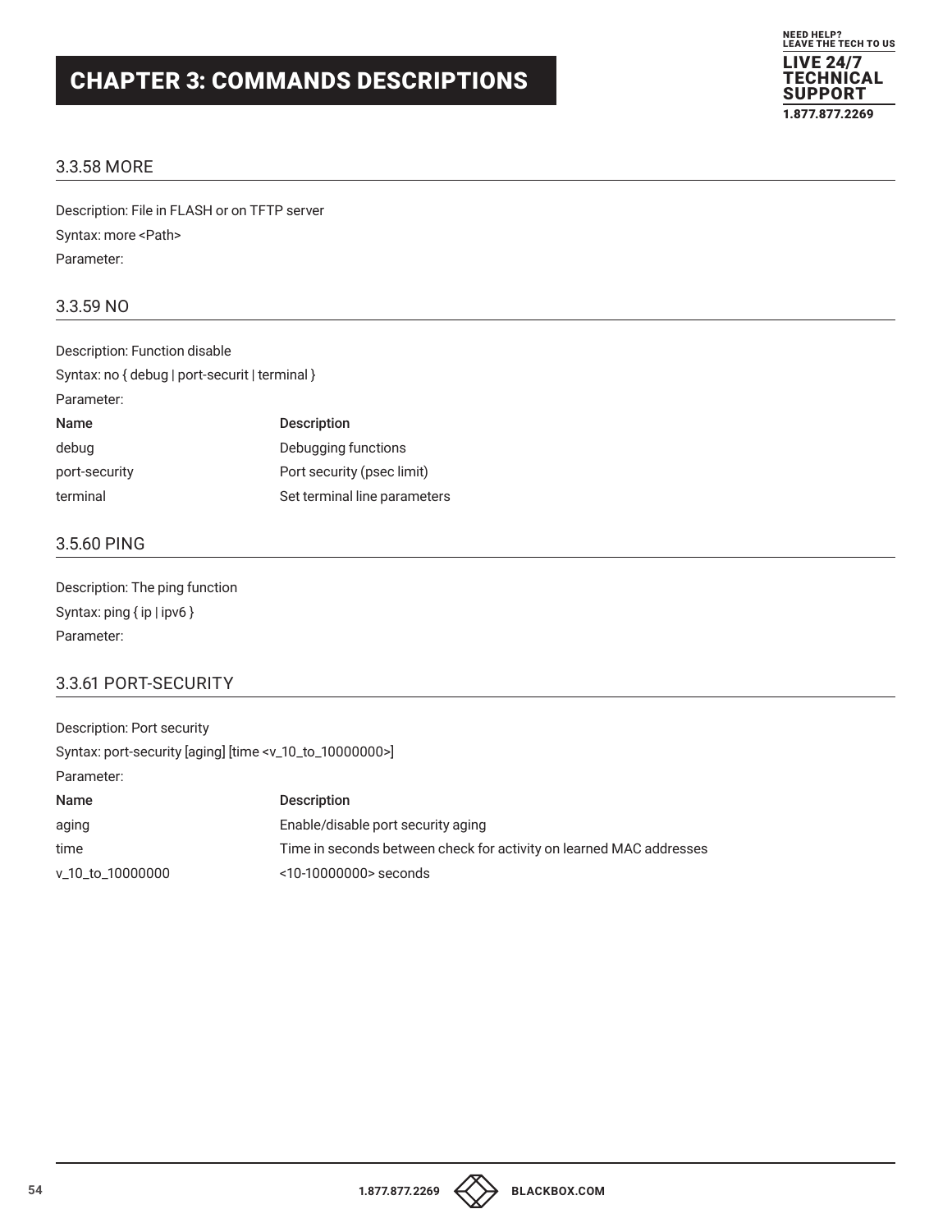### 3.3.58 MORE

Description: File in FLASH or on TFTP server

Syntax: more <Path>

Parameter:

### 3.3.59 NO

Description: Function disable

Syntax: no { debug | port-securit | terminal }

Parameter:

| Name | Description |
|---|---|
| debug | Debugging functions |
| port-security | Port security (psec limit) |
| terminal | Set terminal line parameters |

### 3.5.60 PING

Description: The ping function

Syntax: ping { ip | ipv6 }

Parameter:

### 3.3.61 PORT-SECURITY

Description: Port security

Syntax: port-security [aging] [time <v_10_to_10000000>]

Parameter:

| Name | Description |
|---|---|
| aging | Enable/disable port security aging |
| time | Time in seconds between check for activity on learned MAC addresses |
| v_10_to_10000000 | <10-10000000> seconds |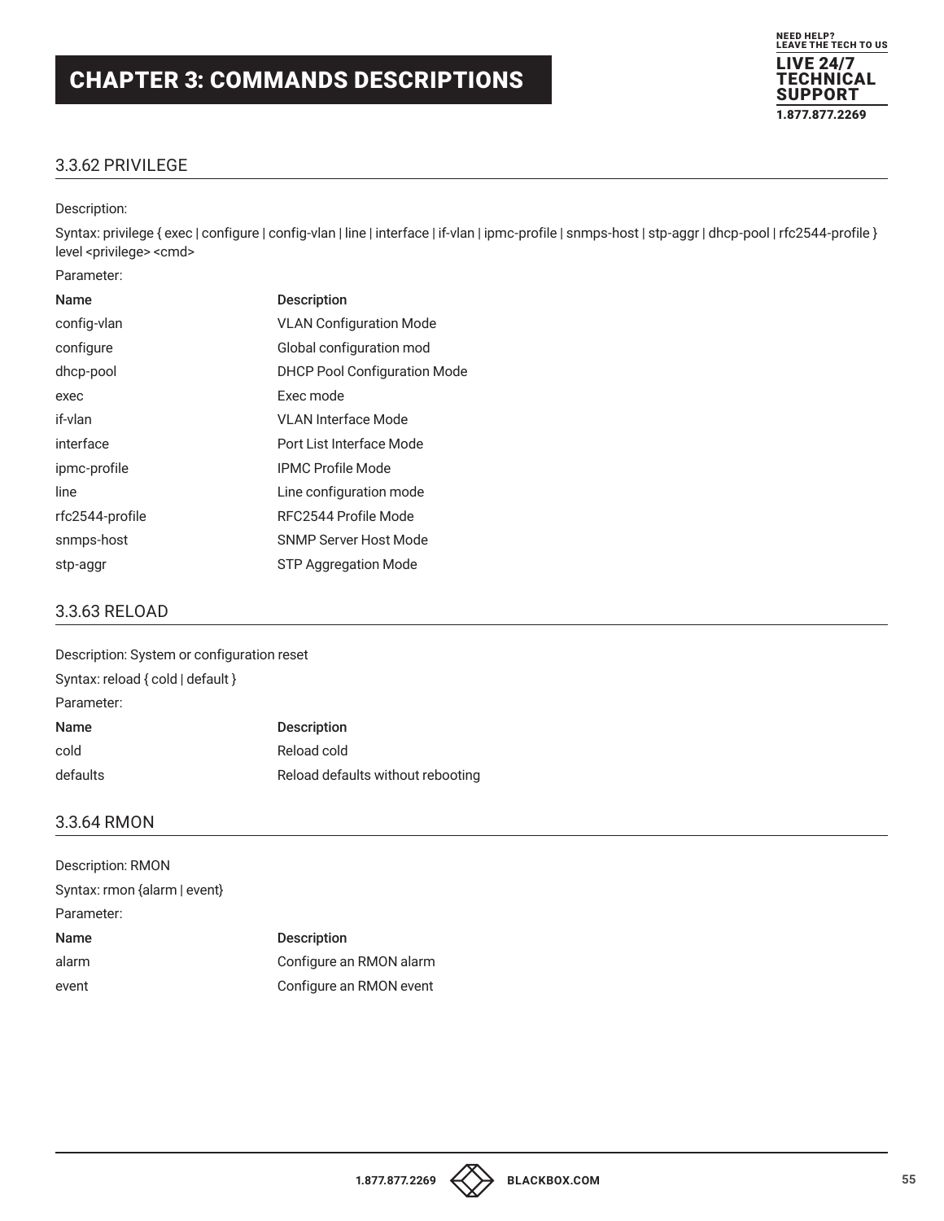## CHAPTER 3: COMMANDS DESCRIPTIONS

### 3.3.62 PRIVILEGE

Description:

Syntax: privilege { exec | configure | config-vlan | line | interface | if-vlan | ipmc-profile | snmps-host | stp-aggr | dhcp-pool | rfc2544-profile } level <privilege> <cmd>

Parameter:

| Name | Description |
|---|---|
| config-vlan | VLAN Configuration Mode |
| configure | Global configuration mod |
| dhcp-pool | DHCP Pool Configuration Mode |
| exec | Exec mode |
| if-vlan | VLAN Interface Mode |
| interface | Port List Interface Mode |
| ipmc-profile | IPMC Profile Mode |
| line | Line configuration mode |
| rfc2544-profile | RFC2544 Profile Mode |
| snmps-host | SNMP Server Host Mode |
| stp-aggr | STP Aggregation Mode |

### 3.3.63 RELOAD

Description: System or configuration reset

Syntax: reload { cold | default }

Parameter:

| Name | Description |
|---|---|
| cold | Reload cold |
| defaults | Reload defaults without rebooting |

### 3.3.64 RMON

Description: RMON

Syntax: rmon {alarm | event}

Parameter:

| Name | Description |
|---|---|
| alarm | Configure an RMON alarm |
| event | Configure an RMON event |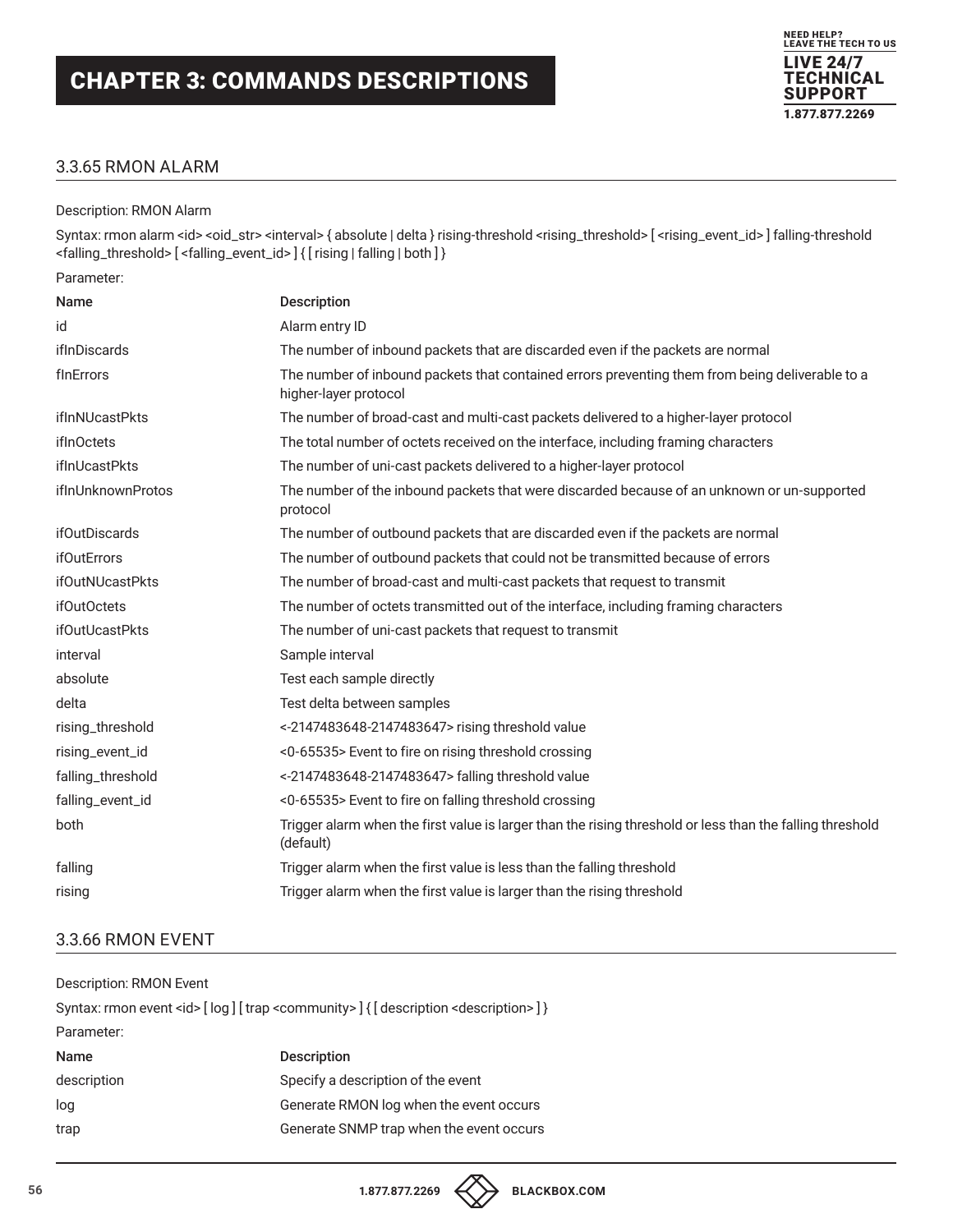## CHAPTER 3: COMMANDS DESCRIPTIONS

### 3.3.65 RMON ALARM

Description: RMON Alarm

Syntax: rmon alarm <id> <oid_str> <interval> { absolute | delta } rising-threshold <rising_threshold> [ <rising_event_id> ] falling-threshold <falling_threshold> [ <falling_event_id> ] { [ rising | falling | both ] }

Parameter:

| Name | Description |
|---|---|
| id | Alarm entry ID |
| ifInDiscards | The number of inbound packets that are discarded even if the packets are normal |
| fInErrors | The number of inbound packets that contained errors preventing them from being deliverable to a higher-layer protocol |
| ifInNUcastPkts | The number of broad-cast and multi-cast packets delivered to a higher-layer protocol |
| ifInOctets | The total number of octets received on the interface, including framing characters |
| ifInUcastPkts | The number of uni-cast packets delivered to a higher-layer protocol |
| ifInUnknownProtos | The number of the inbound packets that were discarded because of an unknown or un-supported protocol |
| ifOutDiscards | The number of outbound packets that are discarded even if the packets are normal |
| ifOutErrors | The number of outbound packets that could not be transmitted because of errors |
| ifOutNUcastPkts | The number of broad-cast and multi-cast packets that request to transmit |
| ifOutOctets | The number of octets transmitted out of the interface, including framing characters |
| ifOutUcastPkts | The number of uni-cast packets that request to transmit |
| interval | Sample interval |
| absolute | Test each sample directly |
| delta | Test delta between samples |
| rising_threshold | <-2147483648-2147483647> rising threshold value |
| rising_event_id | <0-65535> Event to fire on rising threshold crossing |
| falling_threshold | <-2147483648-2147483647> falling threshold value |
| falling_event_id | <0-65535> Event to fire on falling threshold crossing |
| both | Trigger alarm when the first value is larger than the rising threshold or less than the falling threshold (default) |
| falling | Trigger alarm when the first value is less than the falling threshold |
| rising | Trigger alarm when the first value is larger than the rising threshold |

### 3.3.66 RMON EVENT

Description: RMON Event

Syntax: rmon event <id> [ log ] [ trap <community> ] { [ description <description> ] }

Parameter:

| Name | Description |
|---|---|
| description | Specify a description of the event |
| log | Generate RMON log when the event occurs |
| trap | Generate SNMP trap when the event occurs |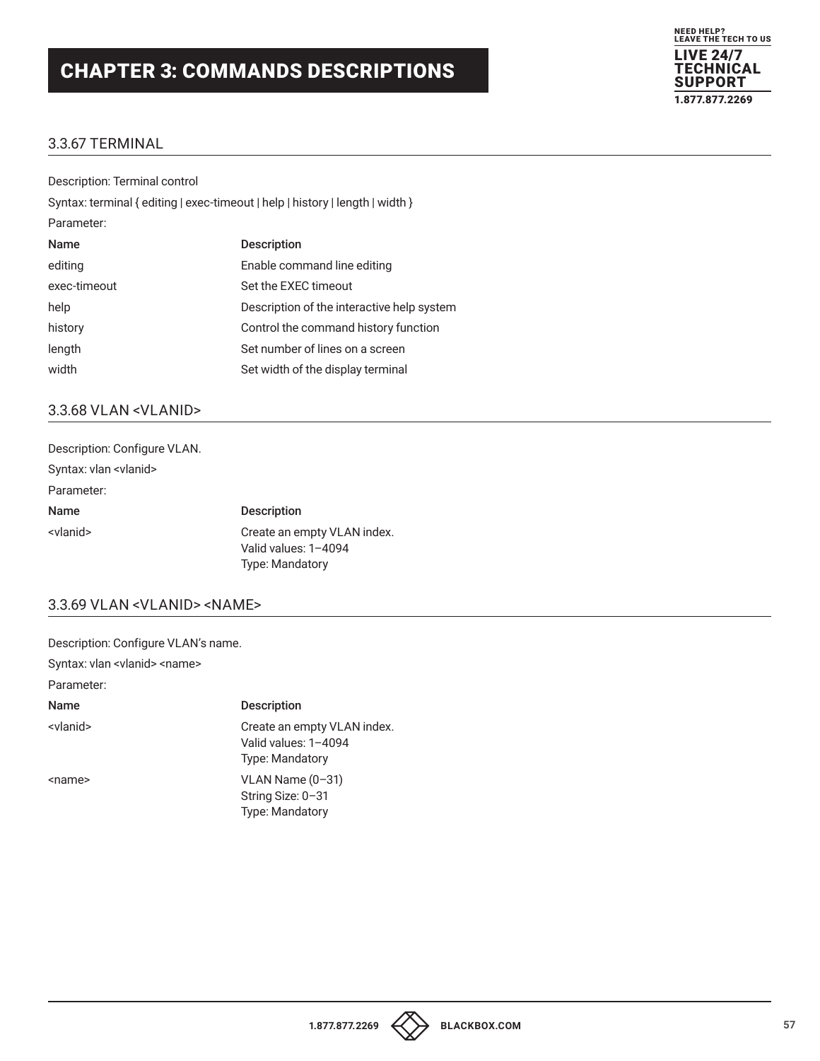# CHAPTER 3: COMMANDS DESCRIPTIONS

### 3.3.67 TERMINAL

Description: Terminal control

Syntax: terminal { editing | exec-timeout | help | history | length | width }

Parameter:

| Name | Description |
|---|---|
| editing | Enable command line editing |
| exec-timeout | Set the EXEC timeout |
| help | Description of the interactive help system |
| history | Control the command history function |
| length | Set number of lines on a screen |
| width | Set width of the display terminal |

### 3.3.68 VLAN <VLANID>

Description: Configure VLAN.

Syntax: vlan <vlanid>

Parameter:

| Name | Description |
|---|---|
| <vlanid> | Create an empty VLAN index.<br>Valid values: 1–4094<br>Type: Mandatory |

### 3.3.69 VLAN <VLANID> <NAME>

Description: Configure VLAN's name.

Syntax: vlan <vlanid> <name>

Parameter:

| Name | Description |
|---|---|
| <vlanid> | Create an empty VLAN index.<br>Valid values: 1–4094<br>Type: Mandatory |
| <name> | VLAN Name (0–31)<br>String Size: 0–31<br>Type: Mandatory |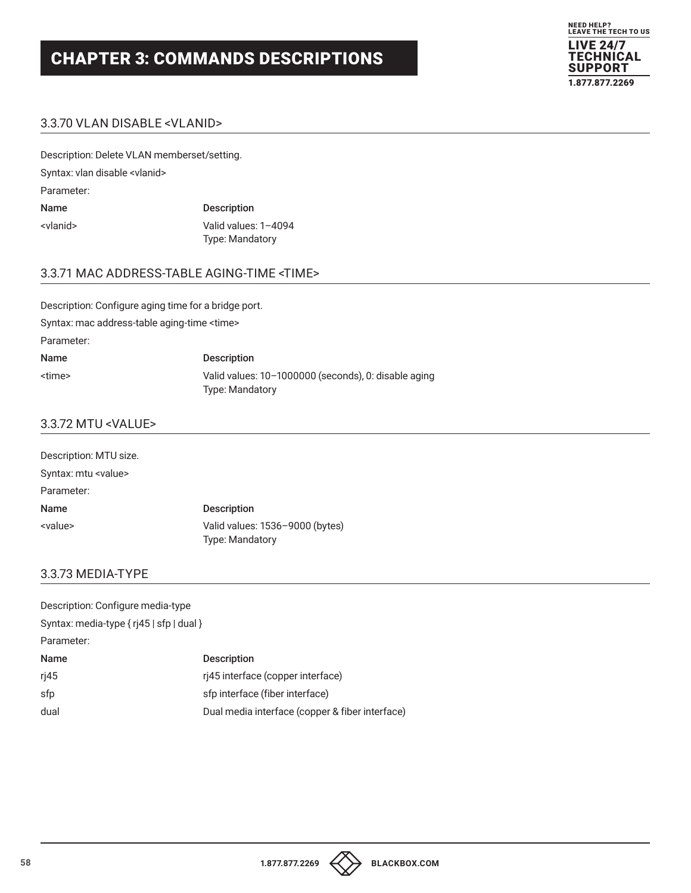### 3.3.70 VLAN DISABLE <VLANID>

Description: Delete VLAN memberset/setting.

Syntax: vlan disable <vlanid>

Parameter:

| Name | Description |
|---|---|
| <vlanid> | Valid values: 1–4094<br>Type: Mandatory |

### 3.3.71 MAC ADDRESS-TABLE AGING-TIME <TIME>

Description: Configure aging time for a bridge port.

Syntax: mac address-table aging-time <time>

Parameter:

| Name | Description |
|---|---|
| <time> | Valid values: 10–1000000 (seconds), 0: disable aging<br>Type: Mandatory |

### 3.3.72 MTU <VALUE>

Description: MTU size.

Syntax: mtu <value>

Parameter:

| Name | Description |
|---|---|
| <value> | Valid values: 1536–9000 (bytes)<br>Type: Mandatory |

### 3.3.73 MEDIA-TYPE

Description: Configure media-type

Syntax: media-type { rj45 | sfp | dual }

Parameter:

| Name | Description |
|---|---|
| rj45 | rj45 interface (copper interface) |
| sfp | sfp interface (fiber interface) |
| dual | Dual media interface (copper & fiber interface) |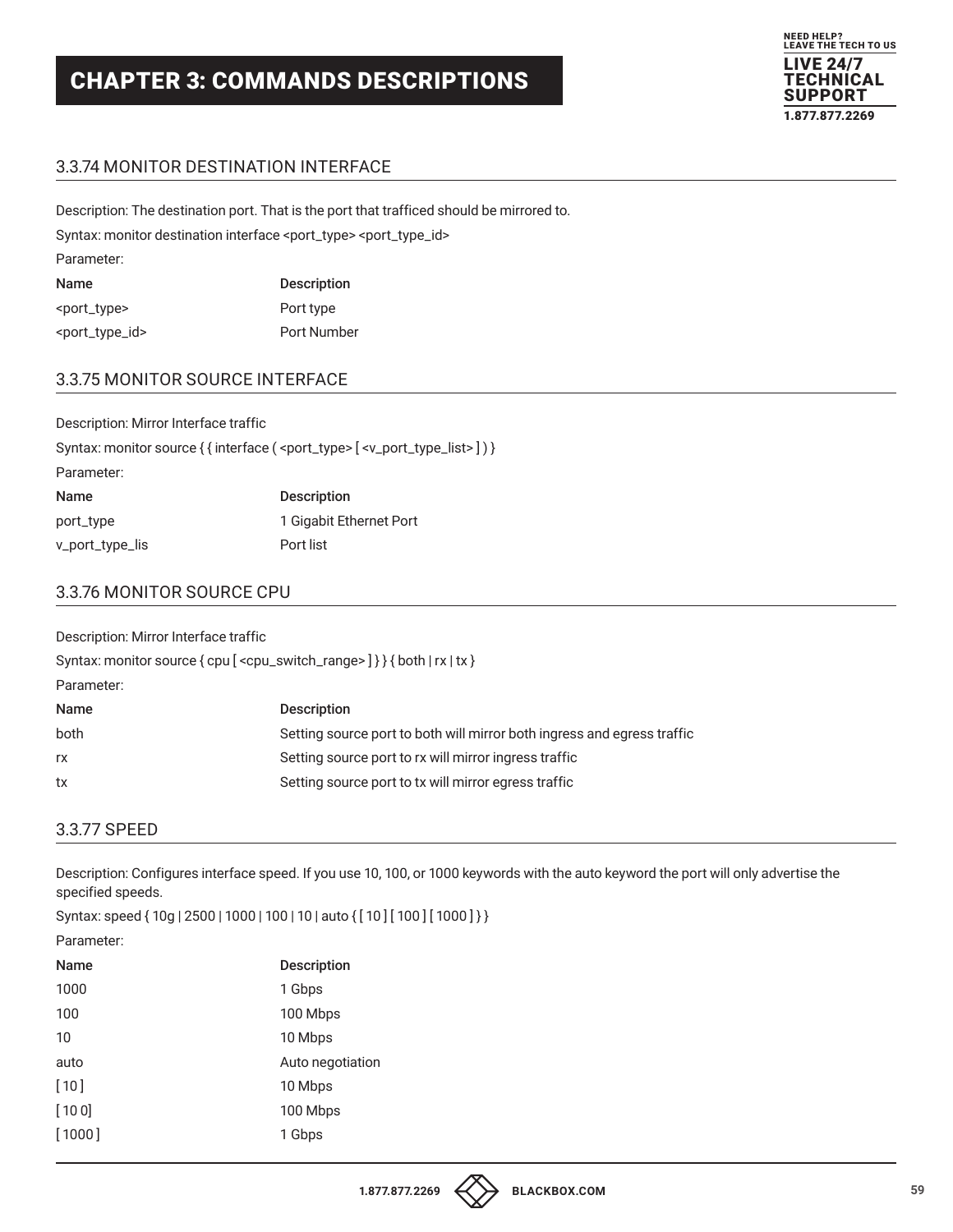# CHAPTER 3: COMMANDS DESCRIPTIONS

## 3.3.74 MONITOR DESTINATION INTERFACE

Description: The destination port. That is the port that trafficed should be mirrored to.

Syntax: monitor destination interface <port_type> <port_type_id>

Parameter:

| Name | Description |
|---|---|
| <port_type> | Port type |
| <port_type_id> | Port Number |

## 3.3.75 MONITOR SOURCE INTERFACE

Description: Mirror Interface traffic

Syntax: monitor source { { interface ( <port_type> [ <v_port_type_list> ] ) }

Parameter:

| Name | Description |
|---|---|
| port_type | 1 Gigabit Ethernet Port |
| v_port_type_lis | Port list |

## 3.3.76 MONITOR SOURCE CPU

Description: Mirror Interface traffic

Syntax: monitor source { cpu [ <cpu_switch_range> ] } } { both | rx | tx }

Parameter:

| Name | Description |
|---|---|
| both | Setting source port to both will mirror both ingress and egress traffic |
| rx | Setting source port to rx will mirror ingress traffic |
| tx | Setting source port to tx will mirror egress traffic |

## 3.3.77 SPEED

Description: Configures interface speed. If you use 10, 100, or 1000 keywords with the auto keyword the port will only advertise the specified speeds.

Syntax: speed { 10g | 2500 | 1000 | 100 | 10 | auto { [ 10 ] [ 100 ] [ 1000 ] } }

Parameter:

| Name | Description |
|---|---|
| 1000 | 1 Gbps |
| 100 | 100 Mbps |
| 10 | 10 Mbps |
| auto | Auto negotiation |
| [ 10 ] | 10 Mbps |
| [ 10 0] | 100 Mbps |
| [ 1000 ] | 1 Gbps |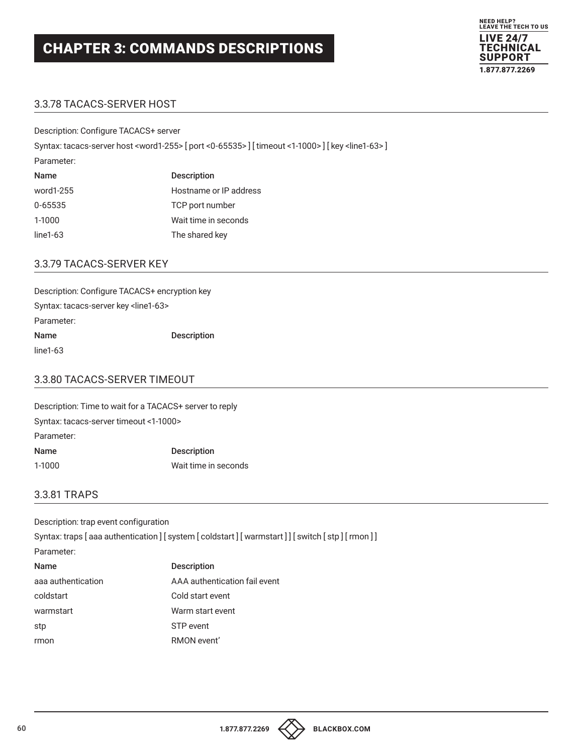# CHAPTER 3: COMMANDS DESCRIPTIONS

## 3.3.78 TACACS-SERVER HOST

Description: Configure TACACS+ server

Syntax: tacacs-server host <word1-255> [ port <0-65535> ] [ timeout <1-1000> ] [ key <line1-63> ]

Parameter:

| Name | Description |
|---|---|
| word1-255 | Hostname or IP address |
| 0-65535 | TCP port number |
| 1-1000 | Wait time in seconds |
| line1-63 | The shared key |

## 3.3.79 TACACS-SERVER KEY

Description: Configure TACACS+ encryption key

Syntax: tacacs-server key <line1-63>

Parameter:

| Name | Description |
|---|---|
| line1-63 | |

## 3.3.80 TACACS-SERVER TIMEOUT

Description: Time to wait for a TACACS+ server to reply

Syntax: tacacs-server timeout <1-1000>

Parameter:

| Name | Description |
|---|---|
| 1-1000 | Wait time in seconds |

## 3.3.81 TRAPS

Description: trap event configuration

Syntax: traps [ aaa authentication ] [ system [ coldstart ] [ warmstart ] ] [ switch [ stp ] [ rmon ] ]

Parameter:

| Name | Description |
|---|---|
| aaa authentication | AAA authentication fail event |
| coldstart | Cold start event |
| warmstart | Warm start event |
| stp | STP event |
| rmon | RMON event' |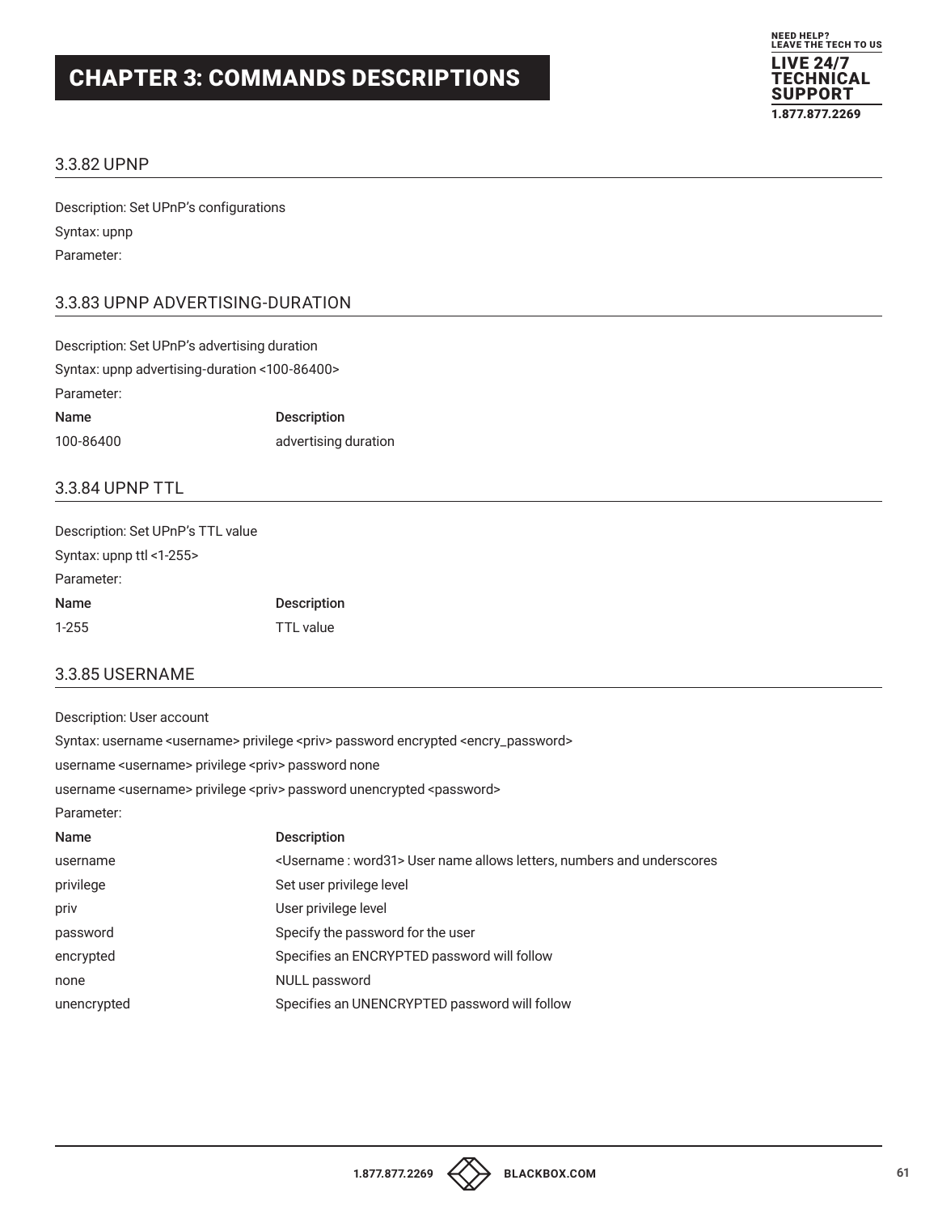# CHAPTER 3: COMMANDS DESCRIPTIONS

### 3.3.82 UPNP

Description: Set UPnP's configurations

Syntax: upnp

Parameter:

### 3.3.83 UPNP ADVERTISING-DURATION

Description: Set UPnP's advertising duration

Syntax: upnp advertising-duration <100-86400>

Parameter:

| Name | Description |
|---|---|
| 100-86400 | advertising duration |

### 3.3.84 UPNP TTL

Description: Set UPnP's TTL value

Syntax: upnp ttl <1-255>

Parameter:

| Name | Description |
|---|---|
| 1-255 | TTL value |

### 3.3.85 USERNAME

Description: User account

Syntax: username <username> privilege <priv> password encrypted <encry_password>

username <username> privilege <priv> password none

username <username> privilege <priv> password unencrypted <password>

Parameter:

| Name | Description |
|---|---|
| username | <Username : word31> User name allows letters, numbers and underscores |
| privilege | Set user privilege level |
| priv | User privilege level |
| password | Specify the password for the user |
| encrypted | Specifies an ENCRYPTED password will follow |
| none | NULL password |
| unencrypted | Specifies an UNENCRYPTED password will follow |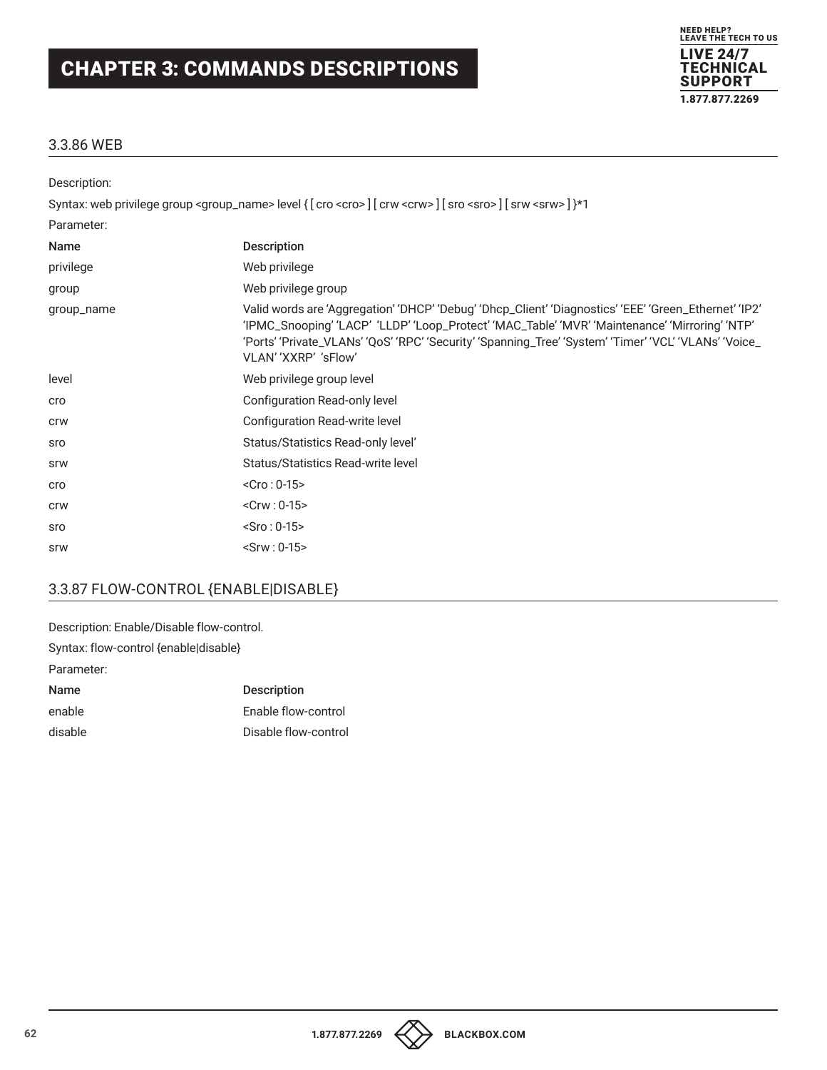## 3.3.86 WEB

Description:

Syntax: web privilege group <group_name> level { [ cro <cro> ] [ crw <crw> ] [ sro <sro> ] [ srw <srw> ] }*1

Parameter:

| Name | Description |
|---|---|
| privilege | Web privilege |
| group | Web privilege group |
| group_name | Valid words are 'Aggregation' 'DHCP' 'Debug' 'Dhcp_Client' 'Diagnostics' 'EEE' 'Green_Ethernet' 'IP2' 'IPMC_Snooping' 'LACP' 'LLDP' 'Loop_Protect' 'MAC_Table' 'MVR' 'Maintenance' 'Mirroring' 'NTP' 'Ports' 'Private_VLANs' 'QoS' 'RPC' 'Security' 'Spanning_Tree' 'System' 'Timer' 'VCL' 'VLANs' 'Voice_VLAN' 'XXRP' 'sFlow' |
| level | Web privilege group level |
| cro | Configuration Read-only level |
| crw | Configuration Read-write level |
| sro | Status/Statistics Read-only level' |
| srw | Status/Statistics Read-write level |
| cro | <Cro : 0-15> |
| crw | <Crw : 0-15> |
| sro | <Sro : 0-15> |
| srw | <Srw : 0-15> |

## 3.3.87 FLOW-CONTROL {ENABLE|DISABLE}

Description: Enable/Disable flow-control.

Syntax: flow-control {enable|disable}

Parameter:

| Name | Description |
|---|---|
| enable | Enable flow-control |
| disable | Disable flow-control |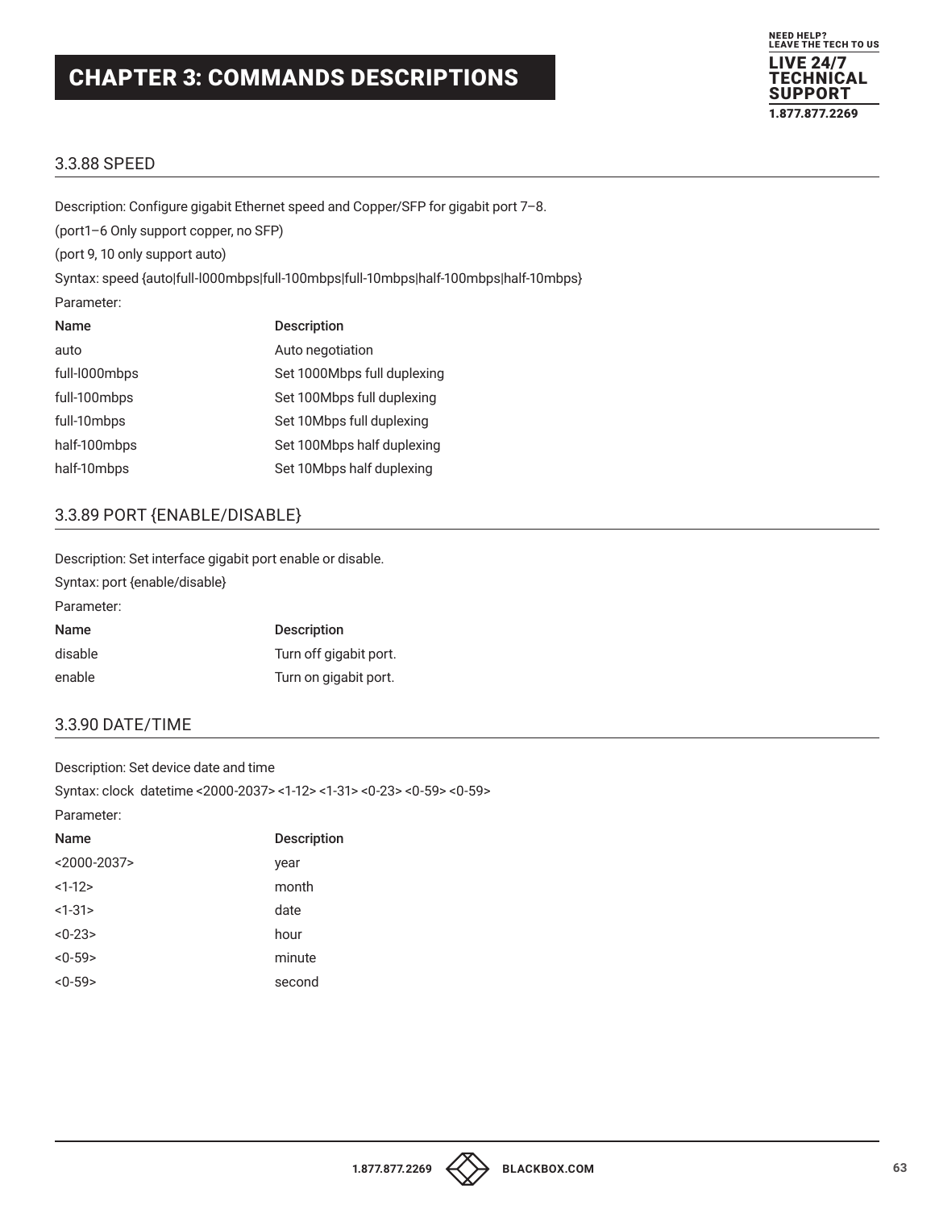# CHAPTER 3: COMMANDS DESCRIPTIONS

### 3.3.88 SPEED

Description: Configure gigabit Ethernet speed and Copper/SFP for gigabit port 7–8.

(port1–6 Only support copper, no SFP)

(port 9, 10 only support auto)

Syntax: speed {auto|full-l000mbps|full-100mbps|full-10mbps|half-100mbps|half-10mbps}

Parameter:

| Name | Description |
|---|---|
| auto | Auto negotiation |
| full-l000mbps | Set 1000Mbps full duplexing |
| full-100mbps | Set 100Mbps full duplexing |
| full-10mbps | Set 10Mbps full duplexing |
| half-100mbps | Set 100Mbps half duplexing |
| half-10mbps | Set 10Mbps half duplexing |

### 3.3.89 PORT {ENABLE/DISABLE}

Description: Set interface gigabit port enable or disable.

Syntax: port {enable/disable}

Parameter:

| Name | Description |
|---|---|
| disable | Turn off gigabit port. |
| enable | Turn on gigabit port. |

### 3.3.90 DATE/TIME

Description: Set device date and time

Syntax: clock  datetime <2000-2037> <1-12> <1-31> <0-23> <0-59> <0-59>

Parameter:

| Name | Description |
|---|---|
| <2000-2037> | year |
| <1-12> | month |
| <1-31> | date |
| <0-23> | hour |
| <0-59> | minute |
| <0-59> | second |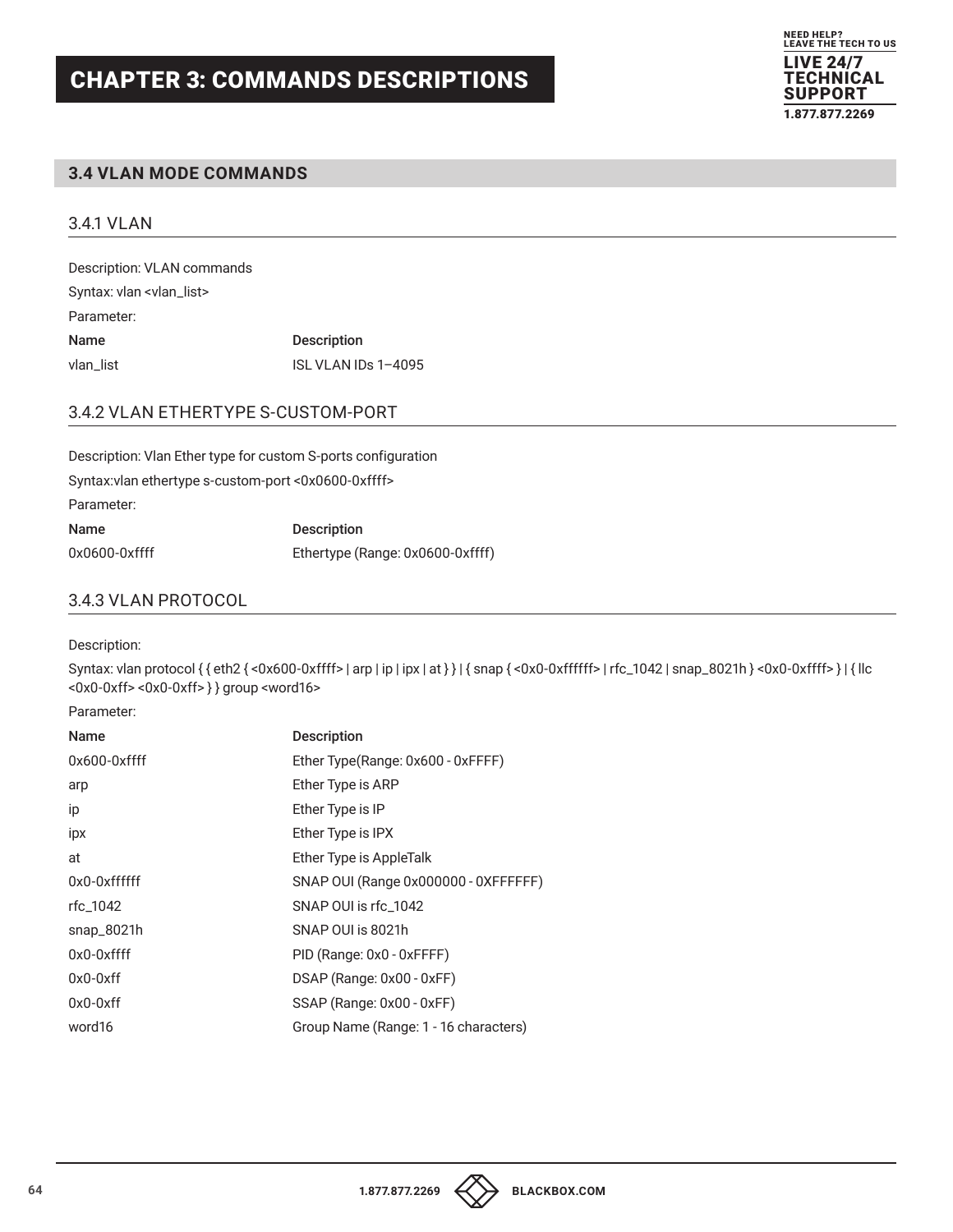# CHAPTER 3: COMMANDS DESCRIPTIONS

## 3.4 VLAN MODE COMMANDS

### 3.4.1 VLAN

Description: VLAN commands

Syntax: vlan <vlan_list>

Parameter:

| Name | Description |
|---|---|
| vlan_list | ISL VLAN IDs 1–4095 |

### 3.4.2 VLAN ETHERTYPE S-CUSTOM-PORT

Description: Vlan Ether type for custom S-ports configuration

Syntax:vlan ethertype s-custom-port <0x0600-0xffff>

Parameter:

| Name | Description |
|---|---|
| 0x0600-0xffff | Ethertype (Range: 0x0600-0xffff) |

### 3.4.3 VLAN PROTOCOL

Description:

Syntax: vlan protocol { { eth2 { <0x600-0xffff> | arp | ip | ipx | at } } | { snap { <0x0-0xffffff> | rfc_1042 | snap_8021h } <0x0-0xffff> } | { llc <0x0-0xff> <0x0-0xff> } } group <word16>

Parameter:

| Name | Description |
|---|---|
| 0x600-0xffff | Ether Type(Range: 0x600 - 0xFFFF) |
| arp | Ether Type is ARP |
| ip | Ether Type is IP |
| ipx | Ether Type is IPX |
| at | Ether Type is AppleTalk |
| 0x0-0xffffff | SNAP OUI (Range 0x000000 - 0XFFFFFF) |
| rfc_1042 | SNAP OUI is rfc_1042 |
| snap_8021h | SNAP OUI is 8021h |
| 0x0-0xffff | PID (Range: 0x0 - 0xFFFF) |
| 0x0-0xff | DSAP (Range: 0x00 - 0xFF) |
| 0x0-0xff | SSAP (Range: 0x00 - 0xFF) |
| word16 | Group Name (Range: 1 - 16 characters) |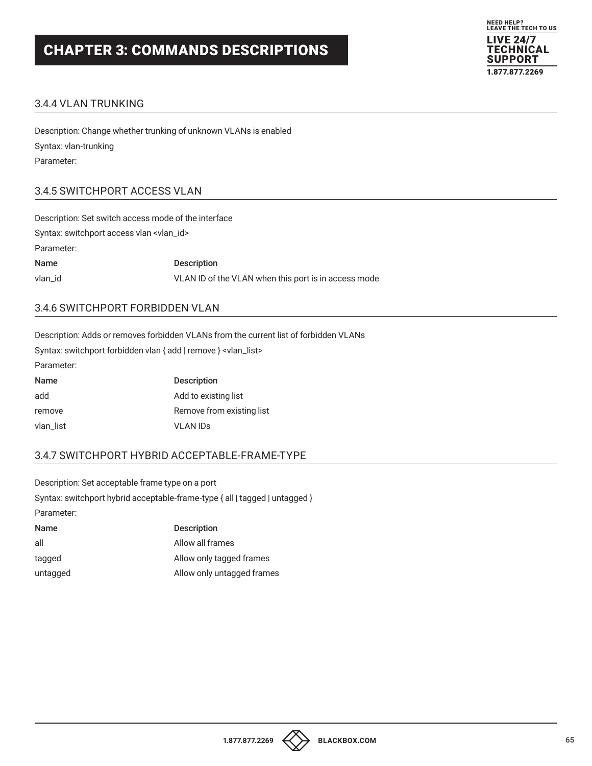# CHAPTER 3: COMMANDS DESCRIPTIONS

### 3.4.4 VLAN TRUNKING

Description: Change whether trunking of unknown VLANs is enabled

Syntax: vlan-trunking

Parameter:

### 3.4.5 SWITCHPORT ACCESS VLAN

Description: Set switch access mode of the interface

Syntax: switchport access vlan <vlan_id>

Parameter:

| Name | Description |
|---|---|
| vlan_id | VLAN ID of the VLAN when this port is in access mode |

### 3.4.6 SWITCHPORT FORBIDDEN VLAN

Description: Adds or removes forbidden VLANs from the current list of forbidden VLANs

Syntax: switchport forbidden vlan { add | remove } <vlan_list>

Parameter:

| Name | Description |
|---|---|
| add | Add to existing list |
| remove | Remove from existing list |
| vlan_list | VLAN IDs |

### 3.4.7 SWITCHPORT HYBRID ACCEPTABLE-FRAME-TYPE

Description: Set acceptable frame type on a port

Syntax: switchport hybrid acceptable-frame-type { all | tagged | untagged }

Parameter:

| Name | Description |
|---|---|
| all | Allow all frames |
| tagged | Allow only tagged frames |
| untagged | Allow only untagged frames |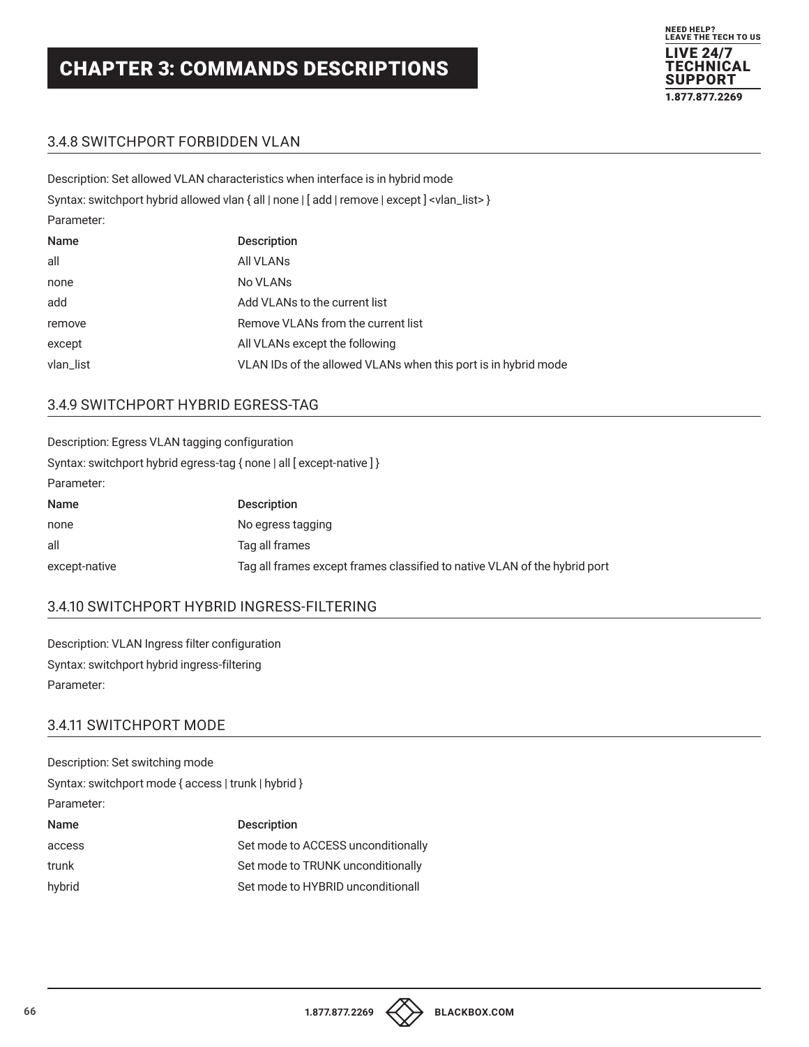# CHAPTER 3: COMMANDS DESCRIPTIONS

## 3.4.8 SWITCHPORT FORBIDDEN VLAN

Description: Set allowed VLAN characteristics when interface is in hybrid mode

Syntax: switchport hybrid allowed vlan { all | none | [ add | remove | except ] <vlan_list> }

Parameter:

| Name | Description |
|---|---|
| all | All VLANs |
| none | No VLANs |
| add | Add VLANs to the current list |
| remove | Remove VLANs from the current list |
| except | All VLANs except the following |
| vlan_list | VLAN IDs of the allowed VLANs when this port is in hybrid mode |

## 3.4.9 SWITCHPORT HYBRID EGRESS-TAG

Description: Egress VLAN tagging configuration

Syntax: switchport hybrid egress-tag { none | all [ except-native ] }

Parameter:

| Name | Description |
|---|---|
| none | No egress tagging |
| all | Tag all frames |
| except-native | Tag all frames except frames classified to native VLAN of the hybrid port |

## 3.4.10 SWITCHPORT HYBRID INGRESS-FILTERING

Description: VLAN Ingress filter configuration

Syntax: switchport hybrid ingress-filtering

Parameter:

## 3.4.11 SWITCHPORT MODE

Description: Set switching mode

Syntax: switchport mode { access | trunk | hybrid }

Parameter:

| Name | Description |
|---|---|
| access | Set mode to ACCESS unconditionally |
| trunk | Set mode to TRUNK unconditionally |
| hybrid | Set mode to HYBRID unconditionall |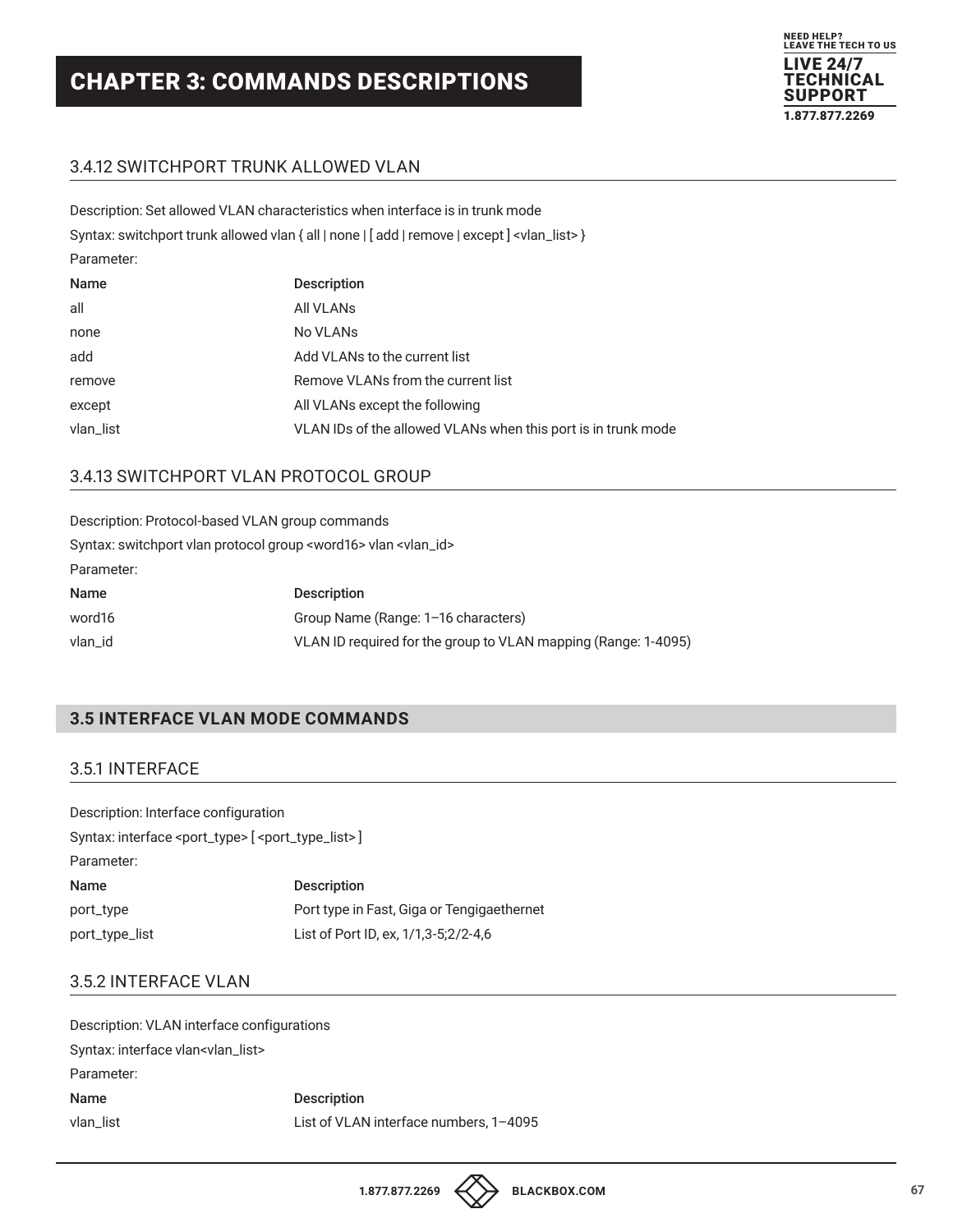## 3.4.12 SWITCHPORT TRUNK ALLOWED VLAN

Description: Set allowed VLAN characteristics when interface is in trunk mode

Syntax: switchport trunk allowed vlan { all | none | [ add | remove | except ] <vlan_list> }

Parameter:

| Name | Description |
| --- | --- |
| all | All VLANs |
| none | No VLANs |
| add | Add VLANs to the current list |
| remove | Remove VLANs from the current list |
| except | All VLANs except the following |
| vlan_list | VLAN IDs of the allowed VLANs when this port is in trunk mode |

## 3.4.13 SWITCHPORT VLAN PROTOCOL GROUP

Description: Protocol-based VLAN group commands

Syntax: switchport vlan protocol group <word16> vlan <vlan_id>

Parameter:

| Name | Description |
| --- | --- |
| word16 | Group Name (Range: 1–16 characters) |
| vlan_id | VLAN ID required for the group to VLAN mapping (Range: 1-4095) |

# 3.5 INTERFACE VLAN MODE COMMANDS

## 3.5.1 INTERFACE

Description: Interface configuration

Syntax: interface <port_type> [ <port_type_list> ]

Parameter:

| Name | Description |
| --- | --- |
| port_type | Port type in Fast, Giga or Tengigaethernet |
| port_type_list | List of Port ID, ex, 1/1,3-5;2/2-4,6 |

## 3.5.2 INTERFACE VLAN

Description: VLAN interface configurations

Syntax: interface vlan<vlan_list>

Parameter:

| Name | Description |
| --- | --- |
| vlan_list | List of VLAN interface numbers, 1–4095 |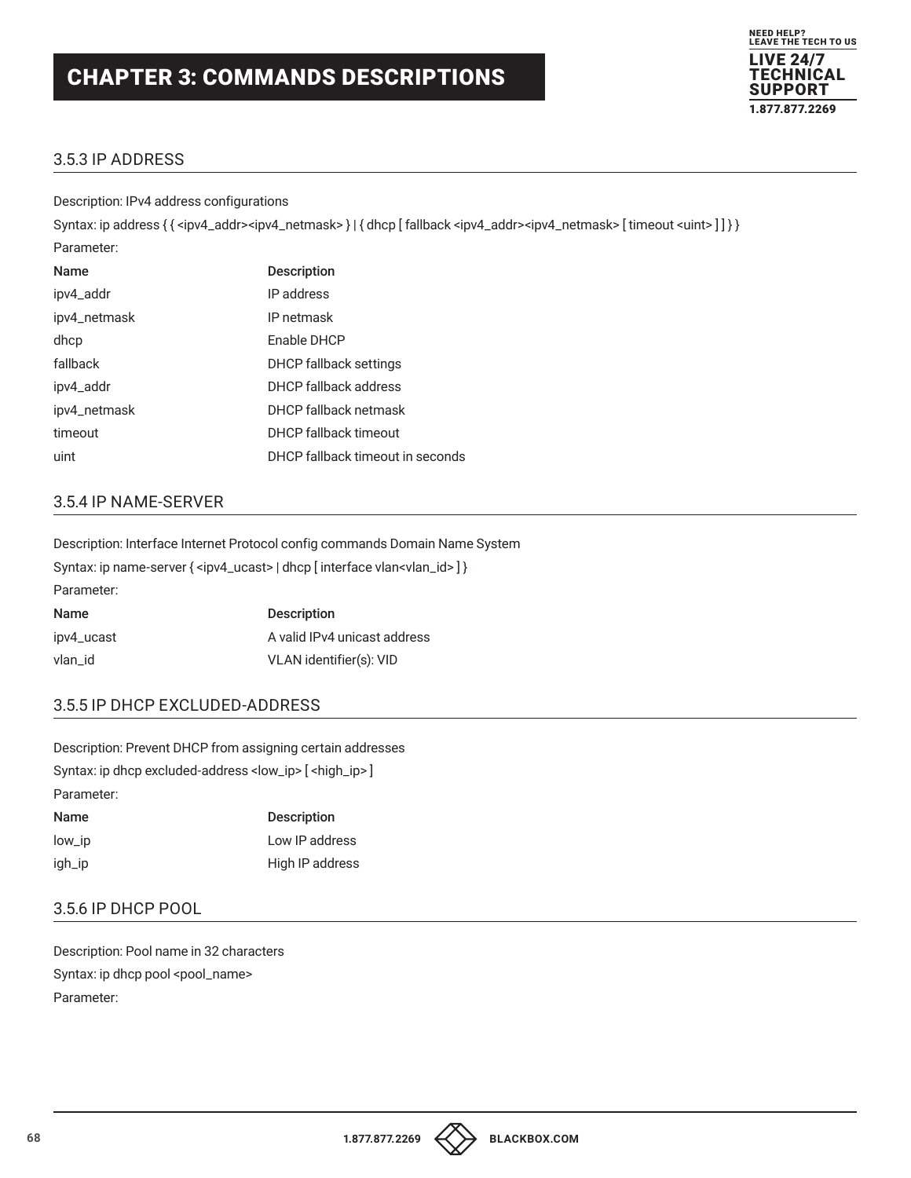# CHAPTER 3: COMMANDS DESCRIPTIONS

### 3.5.3 IP ADDRESS

Description: IPv4 address configurations

Syntax: ip address { { <ipv4_addr><ipv4_netmask> } | { dhcp [ fallback <ipv4_addr><ipv4_netmask> [ timeout <uint> ] ] } }

Parameter:

| Name | Description |
|---|---|
| ipv4_addr | IP address |
| ipv4_netmask | IP netmask |
| dhcp | Enable DHCP |
| fallback | DHCP fallback settings |
| ipv4_addr | DHCP fallback address |
| ipv4_netmask | DHCP fallback netmask |
| timeout | DHCP fallback timeout |
| uint | DHCP fallback timeout in seconds |

### 3.5.4 IP NAME-SERVER

Description: Interface Internet Protocol config commands Domain Name System

Syntax: ip name-server { <ipv4_ucast> | dhcp [ interface vlan<vlan_id> ] }

Parameter:

| Name | Description |
|---|---|
| ipv4_ucast | A valid IPv4 unicast address |
| vlan_id | VLAN identifier(s): VID |

### 3.5.5 IP DHCP EXCLUDED-ADDRESS

Description: Prevent DHCP from assigning certain addresses

Syntax: ip dhcp excluded-address <low_ip> [ <high_ip> ]

Parameter:

| Name | Description |
|---|---|
| low_ip | Low IP address |
| igh_ip | High IP address |

### 3.5.6 IP DHCP POOL

Description: Pool name in 32 characters

Syntax: ip dhcp pool <pool_name>

Parameter: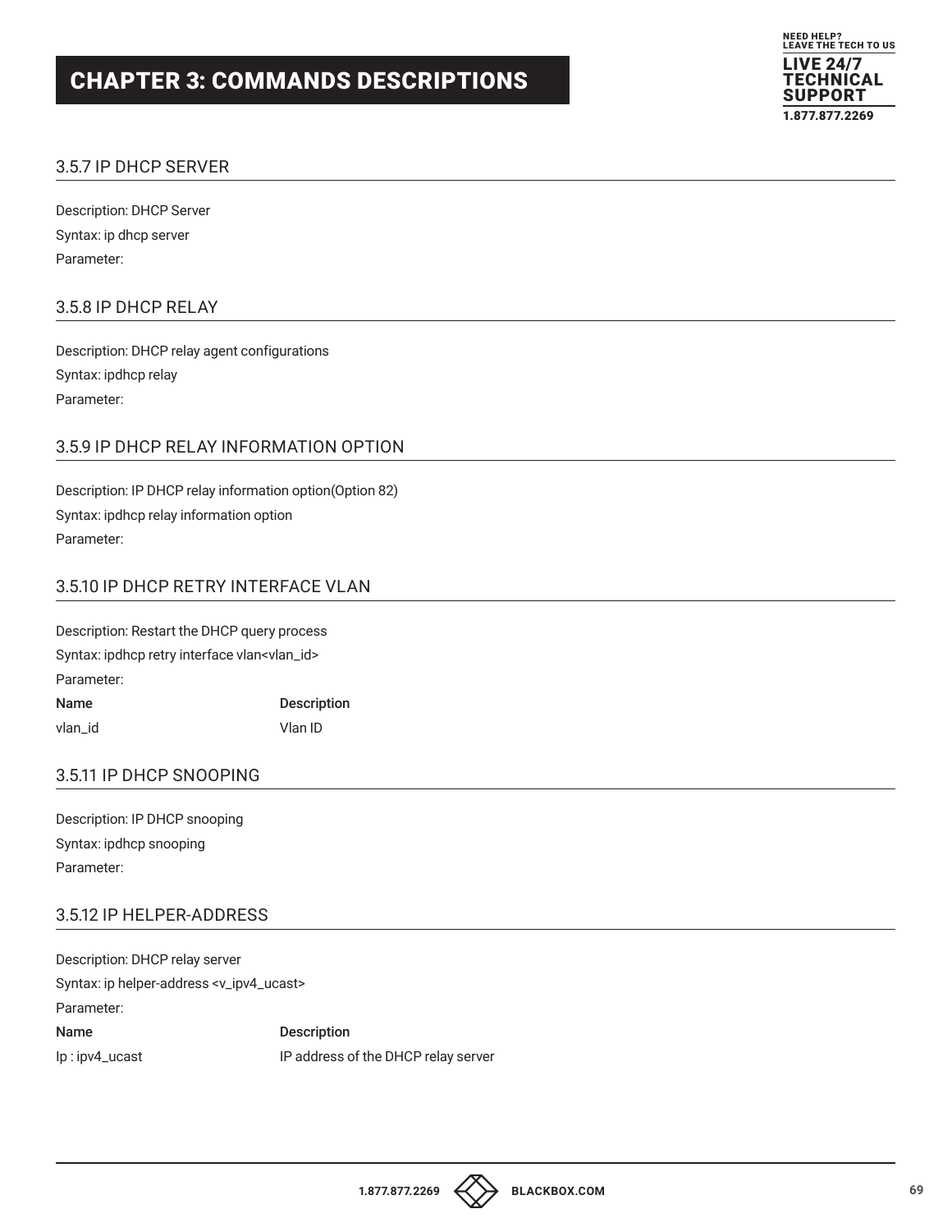# CHAPTER 3: COMMANDS DESCRIPTIONS

### 3.5.7 IP DHCP SERVER

Description: DHCP Server

Syntax: ip dhcp server

Parameter:

### 3.5.8 IP DHCP RELAY

Description: DHCP relay agent configurations

Syntax: ipdhcp relay

Parameter:

### 3.5.9 IP DHCP RELAY INFORMATION OPTION

Description: IP DHCP relay information option(Option 82)

Syntax: ipdhcp relay information option

Parameter:

### 3.5.10 IP DHCP RETRY INTERFACE VLAN

Description: Restart the DHCP query process

Syntax: ipdhcp retry interface vlan<vlan_id>

Parameter:

| Name | Description |
| --- | --- |
| vlan_id | Vlan ID |

### 3.5.11 IP DHCP SNOOPING

Description: IP DHCP snooping

Syntax: ipdhcp snooping

Parameter:

### 3.5.12 IP HELPER-ADDRESS

Description: DHCP relay server

Syntax: ip helper-address <v_ipv4_ucast>

Parameter:

| Name | Description |
| --- | --- |
| Ip : ipv4_ucast | IP address of the DHCP relay server |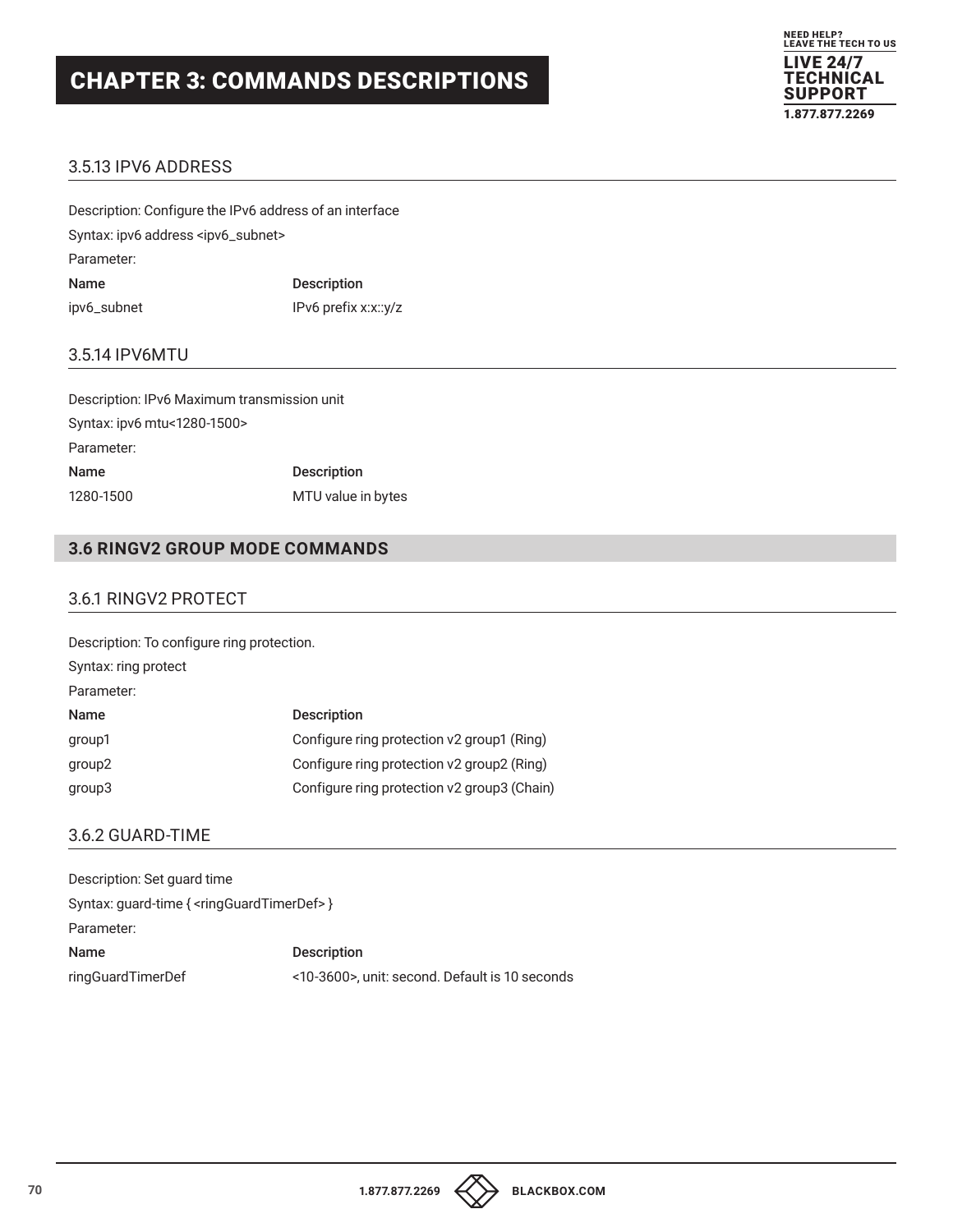# CHAPTER 3: COMMANDS DESCRIPTIONS

### 3.5.13 IPV6 ADDRESS

Description: Configure the IPv6 address of an interface

Syntax: ipv6 address <ipv6_subnet>

Parameter:

| Name | Description |
| --- | --- |
| ipv6_subnet | IPv6 prefix x:x::y/z |

### 3.5.14 IPV6MTU

Description: IPv6 Maximum transmission unit

Syntax: ipv6 mtu<1280-1500>

Parameter:

| Name | Description |
| --- | --- |
| 1280-1500 | MTU value in bytes |

## 3.6 RINGV2 GROUP MODE COMMANDS

### 3.6.1 RINGV2 PROTECT

Description: To configure ring protection.

Syntax: ring protect

Parameter:

| Name | Description |
| --- | --- |
| group1 | Configure ring protection v2 group1 (Ring) |
| group2 | Configure ring protection v2 group2 (Ring) |
| group3 | Configure ring protection v2 group3 (Chain) |

### 3.6.2 GUARD-TIME

Description: Set guard time

Syntax: guard-time { <ringGuardTimerDef> }

Parameter:

| Name | Description |
| --- | --- |
| ringGuardTimerDef | <10-3600>, unit: second. Default is 10 seconds |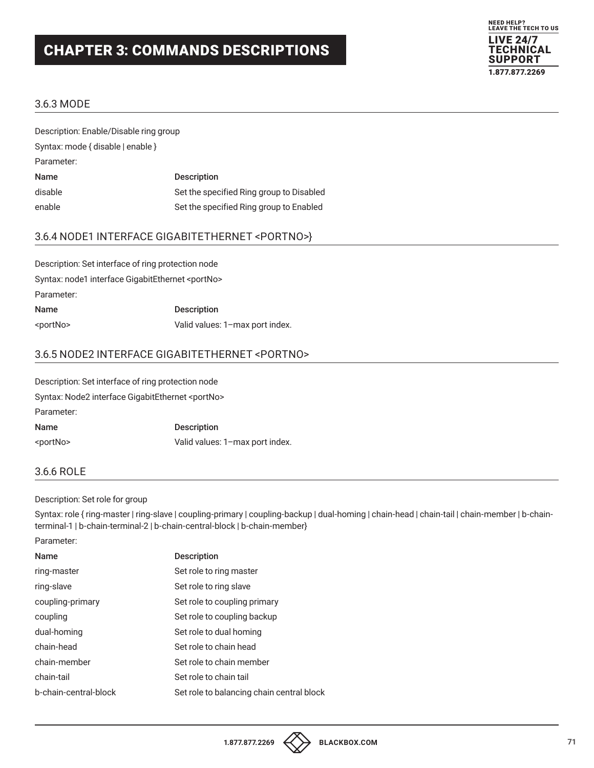## CHAPTER 3: COMMANDS DESCRIPTIONS

### 3.6.3 MODE

Description: Enable/Disable ring group

Syntax: mode { disable | enable }

Parameter:

| Name | Description |
|---|---|
| disable | Set the specified Ring group to Disabled |
| enable | Set the specified Ring group to Enabled |

### 3.6.4 NODE1 INTERFACE GIGABITETHERNET <PORTNO>}

Description: Set interface of ring protection node

Syntax: node1 interface GigabitEthernet <portNo>

Parameter:

| Name | Description |
|---|---|
| <portNo> | Valid values: 1–max port index. |

### 3.6.5 NODE2 INTERFACE GIGABITETHERNET <PORTNO>

Description: Set interface of ring protection node

Syntax: Node2 interface GigabitEthernet <portNo>

Parameter:

| Name | Description |
|---|---|
| <portNo> | Valid values: 1–max port index. |

### 3.6.6 ROLE

Description: Set role for group

Syntax: role { ring-master | ring-slave | coupling-primary | coupling-backup | dual-homing | chain-head | chain-tail | chain-member | b-chain-terminal-1 | b-chain-terminal-2 | b-chain-central-block | b-chain-member}

Parameter:

| Name | Description |
|---|---|
| ring-master | Set role to ring master |
| ring-slave | Set role to ring slave |
| coupling-primary | Set role to coupling primary |
| coupling | Set role to coupling backup |
| dual-homing | Set role to dual homing |
| chain-head | Set role to chain head |
| chain-member | Set role to chain member |
| chain-tail | Set role to chain tail |
| b-chain-central-block | Set role to balancing chain central block |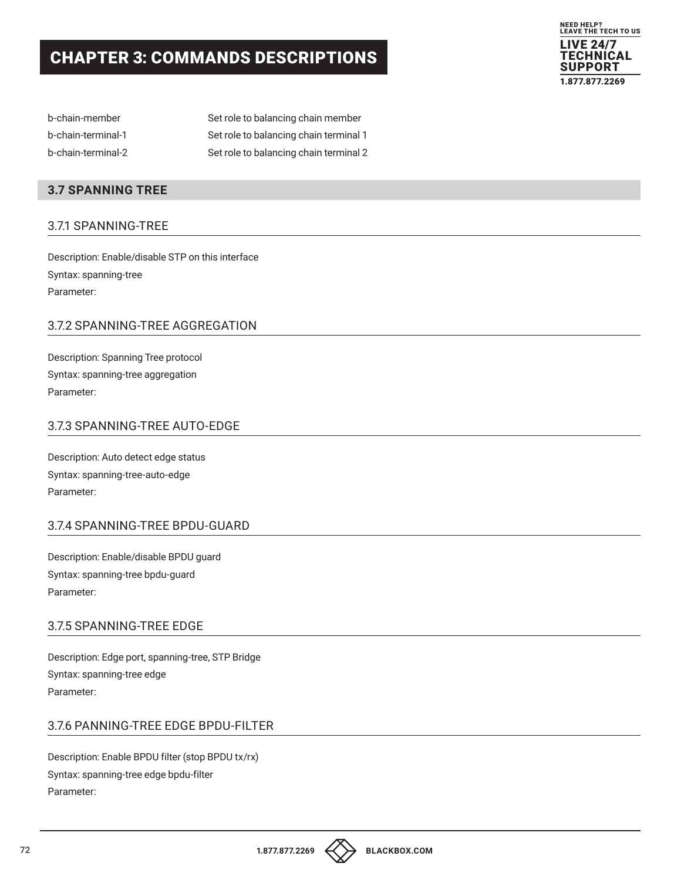| | |
|---|---|
| b-chain-member | Set role to balancing chain member |
| b-chain-terminal-1 | Set role to balancing chain terminal 1 |
| b-chain-terminal-2 | Set role to balancing chain terminal 2 |

## 3.7 SPANNING TREE

### 3.7.1 SPANNING-TREE

Description: Enable/disable STP on this interface

Syntax: spanning-tree

Parameter:

### 3.7.2 SPANNING-TREE AGGREGATION

Description: Spanning Tree protocol

Syntax: spanning-tree aggregation

Parameter:

### 3.7.3 SPANNING-TREE AUTO-EDGE

Description: Auto detect edge status

Syntax: spanning-tree-auto-edge

Parameter:

### 3.7.4 SPANNING-TREE BPDU-GUARD

Description: Enable/disable BPDU guard

Syntax: spanning-tree bpdu-guard

Parameter:

### 3.7.5 SPANNING-TREE EDGE

Description: Edge port, spanning-tree, STP Bridge

Syntax: spanning-tree edge

Parameter:

### 3.7.6 PANNING-TREE EDGE BPDU-FILTER

Description: Enable BPDU filter (stop BPDU tx/rx)

Syntax: spanning-tree edge bpdu-filter

Parameter: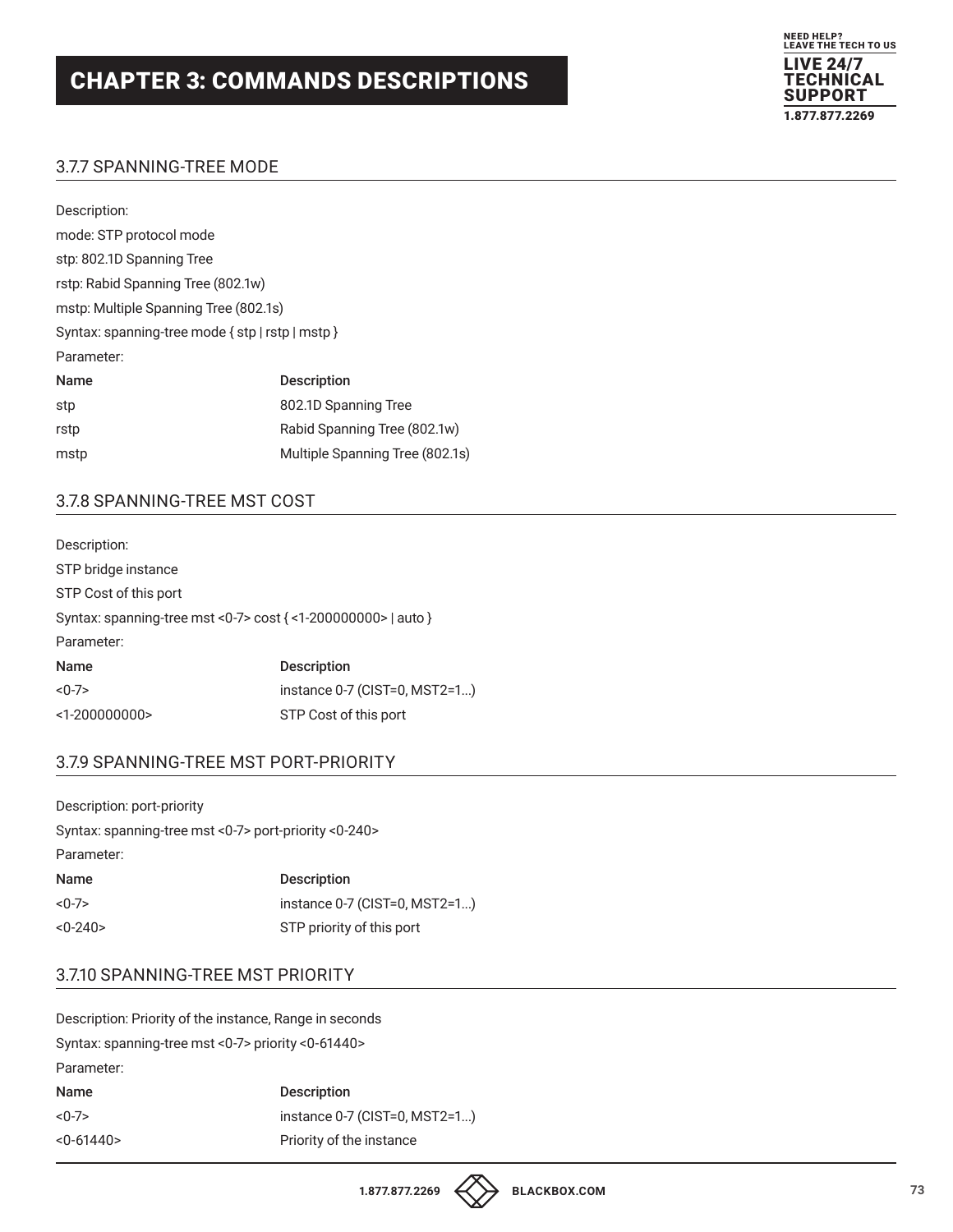# CHAPTER 3: COMMANDS DESCRIPTIONS

## 3.7.7 SPANNING-TREE MODE

Description:

mode: STP protocol mode

stp: 802.1D Spanning Tree

rstp: Rabid Spanning Tree (802.1w)

mstp: Multiple Spanning Tree (802.1s)

Syntax: spanning-tree mode { stp | rstp | mstp }

Parameter:

| Name | Description |
|---|---|
| stp | 802.1D Spanning Tree |
| rstp | Rabid Spanning Tree (802.1w) |
| mstp | Multiple Spanning Tree (802.1s) |

## 3.7.8 SPANNING-TREE MST COST

Description:

STP bridge instance

STP Cost of this port

Syntax: spanning-tree mst <0-7> cost { <1-200000000> | auto }

Parameter:

| Name | Description |
|---|---|
| <0-7> | instance 0-7 (CIST=0, MST2=1...) |
| <1-200000000> | STP Cost of this port |

## 3.7.9 SPANNING-TREE MST PORT-PRIORITY

Description: port-priority

Syntax: spanning-tree mst <0-7> port-priority <0-240>

Parameter:

| Name | Description |
|---|---|
| <0-7> | instance 0-7 (CIST=0, MST2=1...) |
| <0-240> | STP priority of this port |

## 3.7.10 SPANNING-TREE MST PRIORITY

Description: Priority of the instance, Range in seconds

Syntax: spanning-tree mst <0-7> priority <0-61440>

Parameter:

| Name | Description |
|---|---|
| <0-7> | instance 0-7 (CIST=0, MST2=1...) |
| <0-61440> | Priority of the instance |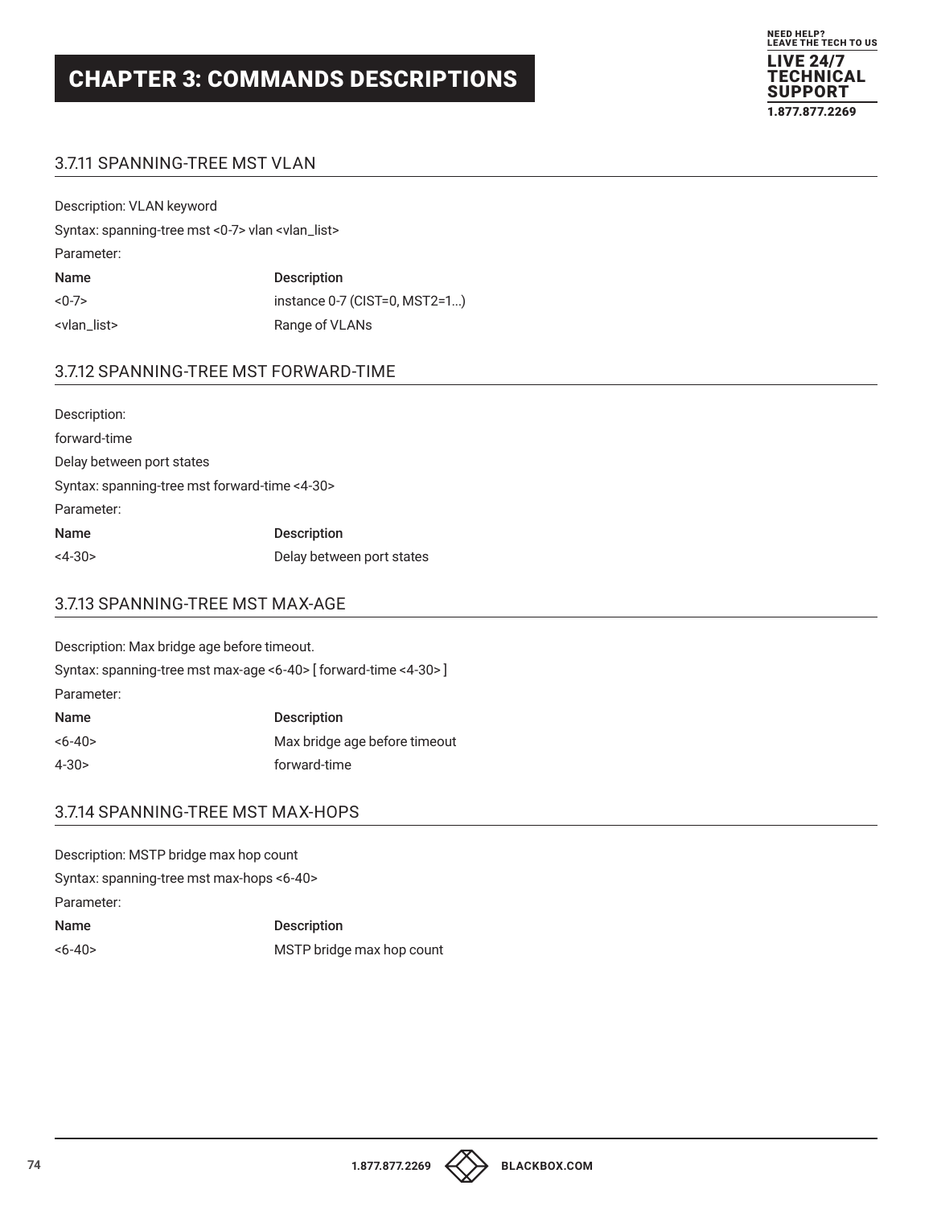# CHAPTER 3: COMMANDS DESCRIPTIONS

## 3.7.11 SPANNING-TREE MST VLAN

Description: VLAN keyword

Syntax: spanning-tree mst <0-7> vlan <vlan_list>

Parameter:

| Name | Description |
|---|---|
| <0-7> | instance 0-7 (CIST=0, MST2=1...) |
| <vlan_list> | Range of VLANs |

## 3.7.12 SPANNING-TREE MST FORWARD-TIME

Description:

forward-time

Delay between port states

Syntax: spanning-tree mst forward-time <4-30>

Parameter:

| Name | Description |
|---|---|
| <4-30> | Delay between port states |

## 3.7.13 SPANNING-TREE MST MAX-AGE

Description: Max bridge age before timeout.

Syntax: spanning-tree mst max-age <6-40> [ forward-time <4-30> ]

Parameter:

| Name | Description |
|---|---|
| <6-40> | Max bridge age before timeout |
| 4-30> | forward-time |

## 3.7.14 SPANNING-TREE MST MAX-HOPS

Description: MSTP bridge max hop count

Syntax: spanning-tree mst max-hops <6-40>

Parameter:

| Name | Description |
|---|---|
| <6-40> | MSTP bridge max hop count |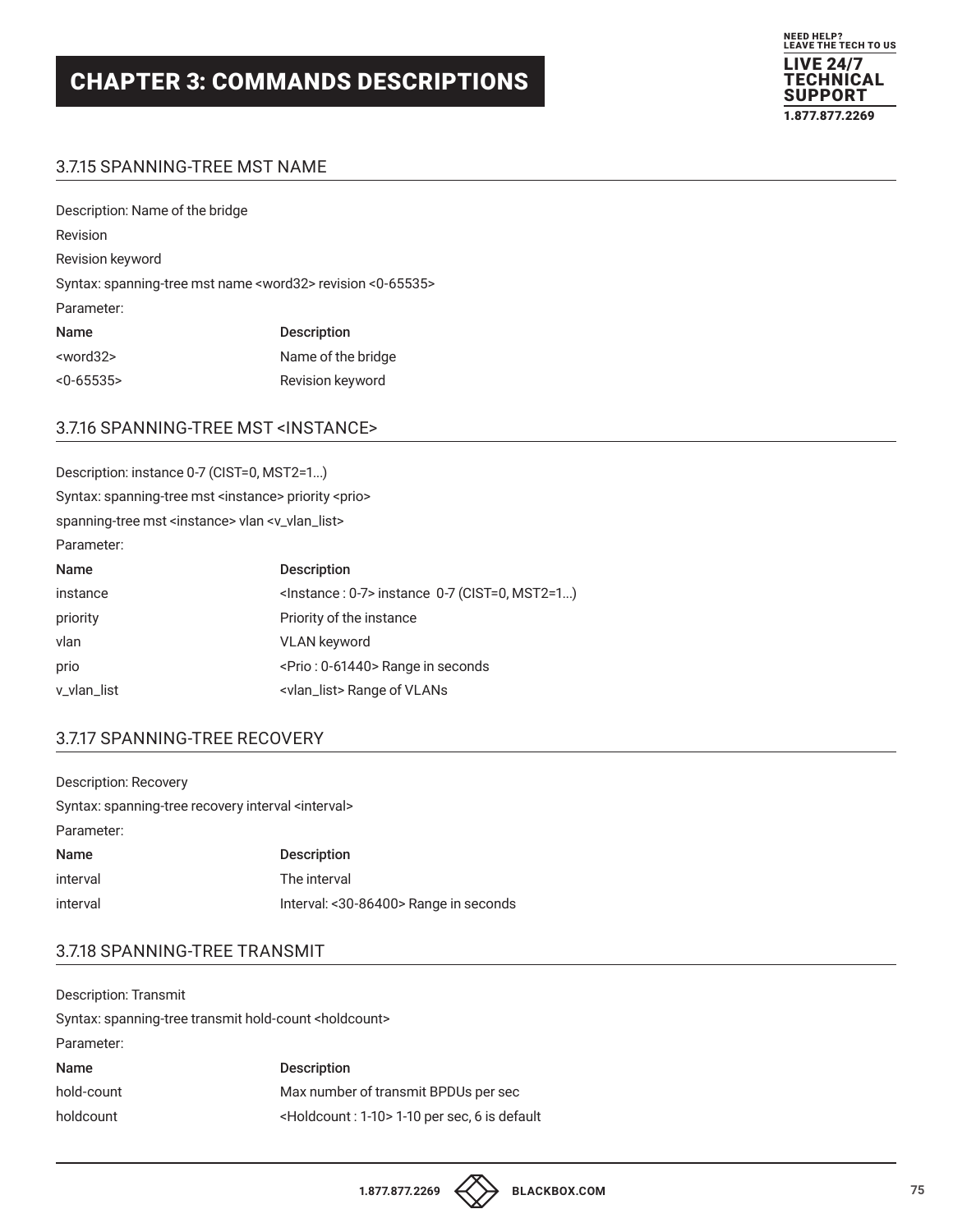# CHAPTER 3: COMMANDS DESCRIPTIONS

## 3.7.15 SPANNING-TREE MST NAME

Description: Name of the bridge

Revision

Revision keyword

Syntax: spanning-tree mst name <word32> revision <0-65535>

Parameter:

| Name | Description |
| --- | --- |
| <word32> | Name of the bridge |
| <0-65535> | Revision keyword |

## 3.7.16 SPANNING-TREE MST <INSTANCE>

Description: instance 0-7 (CIST=0, MST2=1...)

Syntax: spanning-tree mst <instance> priority <prio>

spanning-tree mst <instance> vlan <v_vlan_list>

Parameter:

| Name | Description |
| --- | --- |
| instance | <Instance : 0-7> instance 0-7 (CIST=0, MST2=1...) |
| priority | Priority of the instance |
| vlan | VLAN keyword |
| prio | <Prio : 0-61440> Range in seconds |
| v_vlan_list | <vlan_list> Range of VLANs |

## 3.7.17 SPANNING-TREE RECOVERY

Description: Recovery

Syntax: spanning-tree recovery interval <interval>

Parameter:

| Name | Description |
| --- | --- |
| interval | The interval |
| interval | Interval: <30-86400> Range in seconds |

## 3.7.18 SPANNING-TREE TRANSMIT

Description: Transmit

Syntax: spanning-tree transmit hold-count <holdcount>

Parameter:

| Name | Description |
| --- | --- |
| hold-count | Max number of transmit BPDUs per sec |
| holdcount | <Holdcount : 1-10> 1-10 per sec, 6 is default |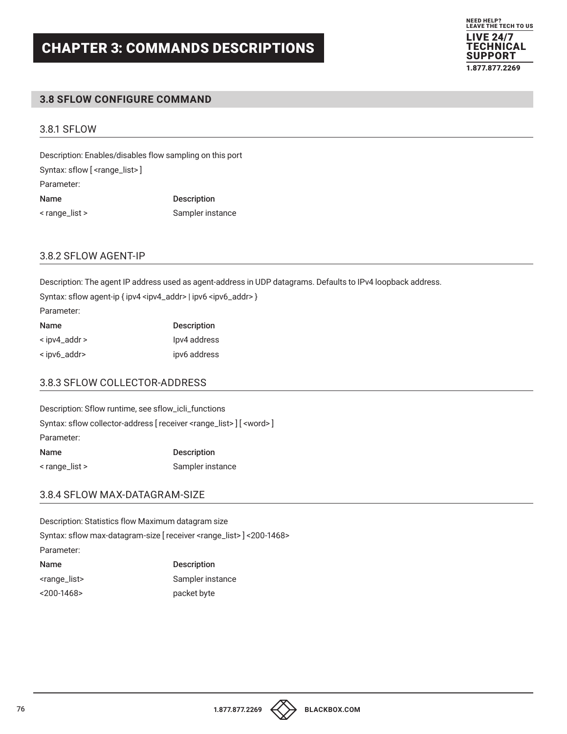# CHAPTER 3: COMMANDS DESCRIPTIONS

## 3.8 SFLOW CONFIGURE COMMAND

### 3.8.1 SFLOW

Description: Enables/disables flow sampling on this port

Syntax: sflow [ <range_list> ]

Parameter:

| Name | Description |
| --- | --- |
| < range_list > | Sampler instance |

### 3.8.2 SFLOW AGENT-IP

Description: The agent IP address used as agent-address in UDP datagrams. Defaults to IPv4 loopback address.

Syntax: sflow agent-ip { ipv4 <ipv4_addr> | ipv6 <ipv6_addr> }

Parameter:

| Name | Description |
| --- | --- |
| < ipv4_addr > | Ipv4 address |
| < ipv6_addr> | ipv6 address |

### 3.8.3 SFLOW COLLECTOR-ADDRESS

Description: Sflow runtime, see sflow_icli_functions

Syntax: sflow collector-address [ receiver <range_list> ] [ <word> ]

Parameter:

| Name | Description |
| --- | --- |
| < range_list > | Sampler instance |

### 3.8.4 SFLOW MAX-DATAGRAM-SIZE

Description: Statistics flow Maximum datagram size

Syntax: sflow max-datagram-size [ receiver <range_list> ] <200-1468>

Parameter:

| Name | Description |
| --- | --- |
| <range_list> | Sampler instance |
| <200-1468> | packet byte |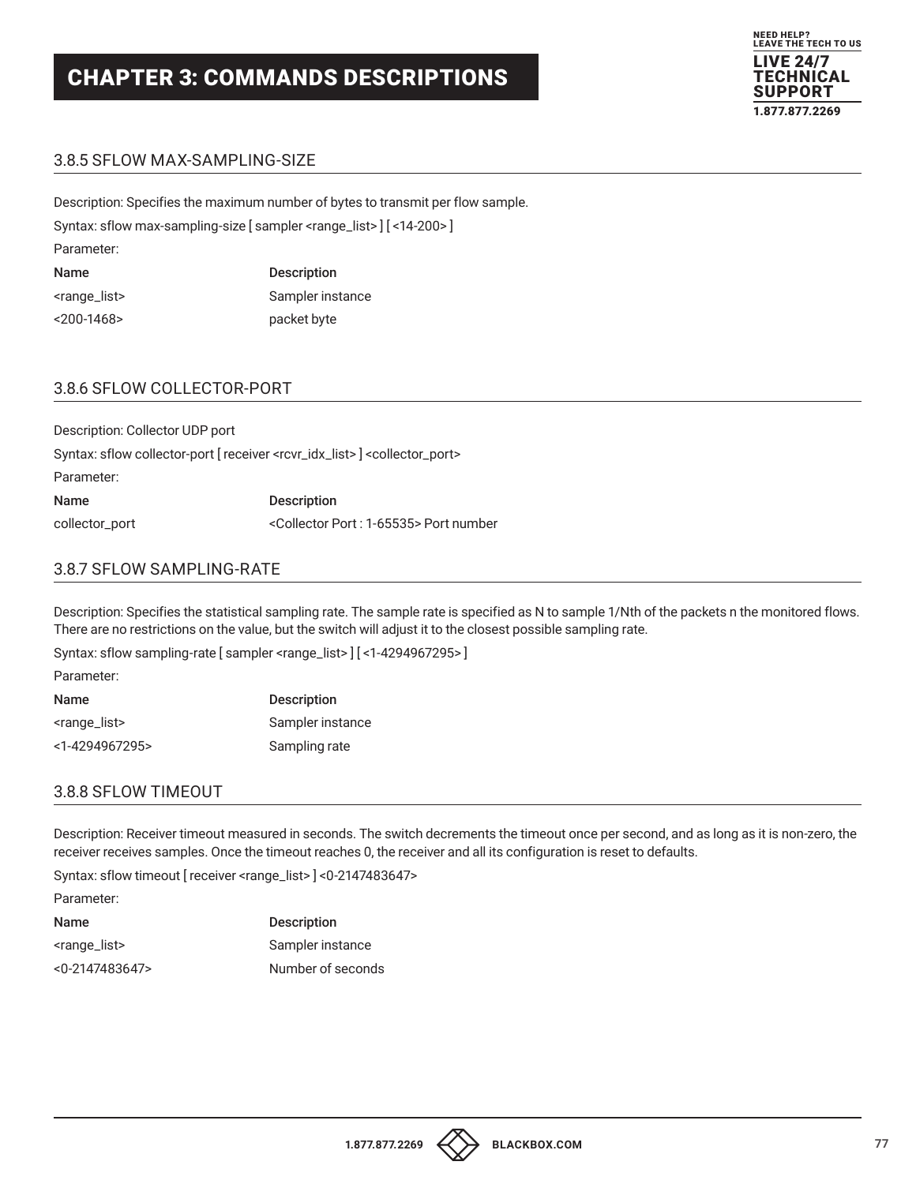## 3.8.5 SFLOW MAX-SAMPLING-SIZE

Description: Specifies the maximum number of bytes to transmit per flow sample.

Syntax: sflow max-sampling-size [ sampler <range_list> ] [ <14-200> ]

Parameter:

| Name | Description |
|---|---|
| <range_list> | Sampler instance |
| <200-1468> | packet byte |

## 3.8.6 SFLOW COLLECTOR-PORT

Description: Collector UDP port

Syntax: sflow collector-port [ receiver <rcvr_idx_list> ] <collector_port>

Parameter:

| Name | Description |
|---|---|
| collector_port | <Collector Port : 1-65535> Port number |

## 3.8.7 SFLOW SAMPLING-RATE

Description: Specifies the statistical sampling rate. The sample rate is specified as N to sample 1/Nth of the packets n the monitored flows. There are no restrictions on the value, but the switch will adjust it to the closest possible sampling rate.

Syntax: sflow sampling-rate [ sampler <range_list> ] [ <1-4294967295> ]

Parameter:

| Name | Description |
|---|---|
| <range_list> | Sampler instance |
| <1-4294967295> | Sampling rate |

## 3.8.8 SFLOW TIMEOUT

Description: Receiver timeout measured in seconds. The switch decrements the timeout once per second, and as long as it is non-zero, the receiver receives samples. Once the timeout reaches 0, the receiver and all its configuration is reset to defaults.

Syntax: sflow timeout [ receiver <range_list> ] <0-2147483647>

Parameter:

| Name | Description |
|---|---|
| <range_list> | Sampler instance |
| <0-2147483647> | Number of seconds |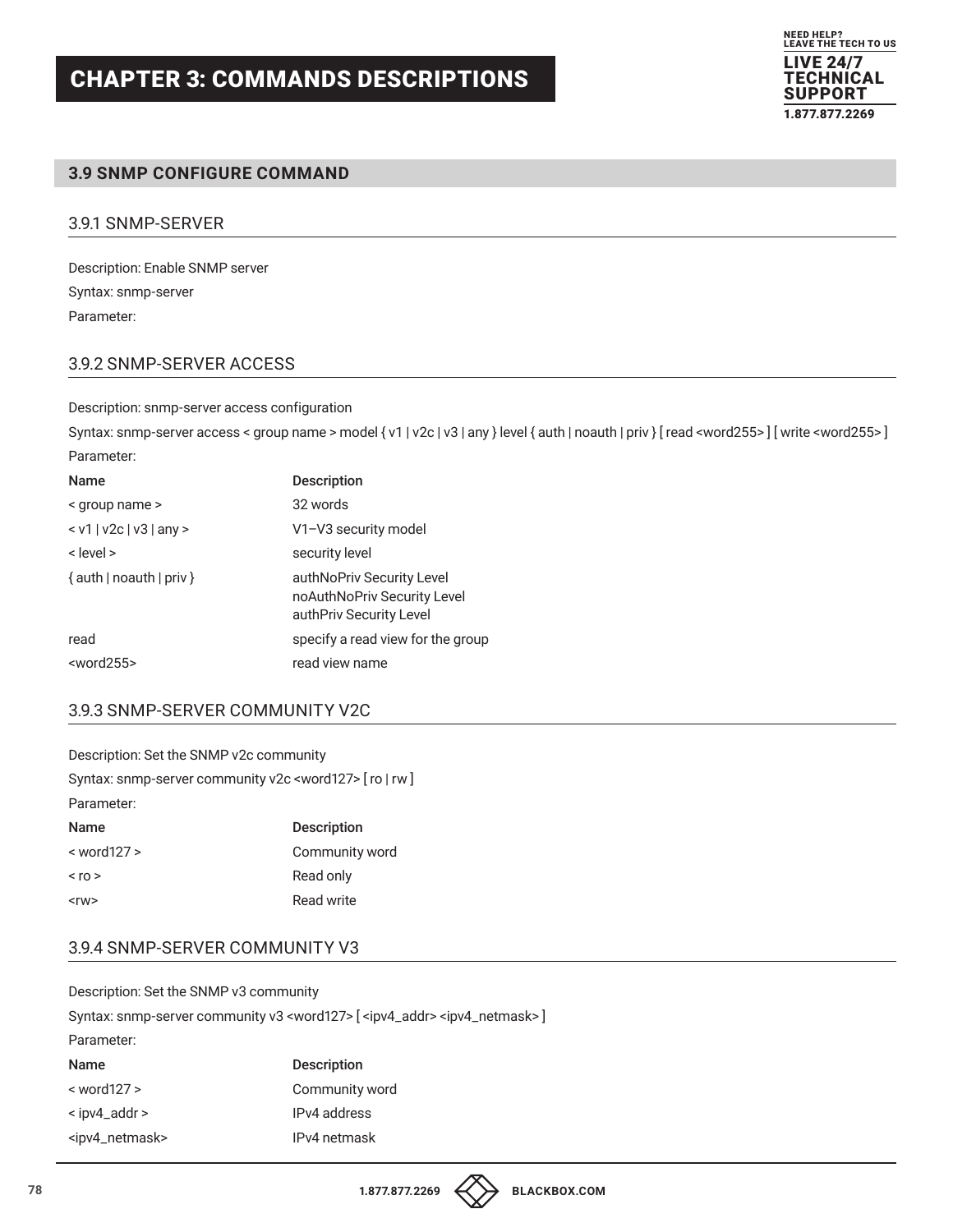# CHAPTER 3: COMMANDS DESCRIPTIONS

## 3.9 SNMP CONFIGURE COMMAND

### 3.9.1 SNMP-SERVER

Description: Enable SNMP server

Syntax: snmp-server

Parameter:

### 3.9.2 SNMP-SERVER ACCESS

Description: snmp-server access configuration

Syntax: snmp-server access < group name > model { v1 | v2c | v3 | any } level { auth | noauth | priv } [ read <word255> ] [ write <word255> ]

Parameter:

| Name | Description |
|---|---|
| < group name > | 32 words |
| < v1 \| v2c \| v3 \| any > | V1–V3 security model |
| < level > | security level |
| { auth \| noauth \| priv } | authNoPriv Security Level<br>noAuthNoPriv Security Level<br>authPriv Security Level |
| read | specify a read view for the group |
| <word255> | read view name |

### 3.9.3 SNMP-SERVER COMMUNITY V2C

Description: Set the SNMP v2c community

Syntax: snmp-server community v2c <word127> [ ro | rw ]

Parameter:

| Name | Description |
|---|---|
| < word127 > | Community word |
| < ro > | Read only |
| <rw> | Read write |

### 3.9.4 SNMP-SERVER COMMUNITY V3

Description: Set the SNMP v3 community

Syntax: snmp-server community v3 <word127> [ <ipv4_addr> <ipv4_netmask> ]

Parameter:

| Name | Description |
|---|---|
| < word127 > | Community word |
| < ipv4_addr > | IPv4 address |
| <ipv4_netmask> | IPv4 netmask |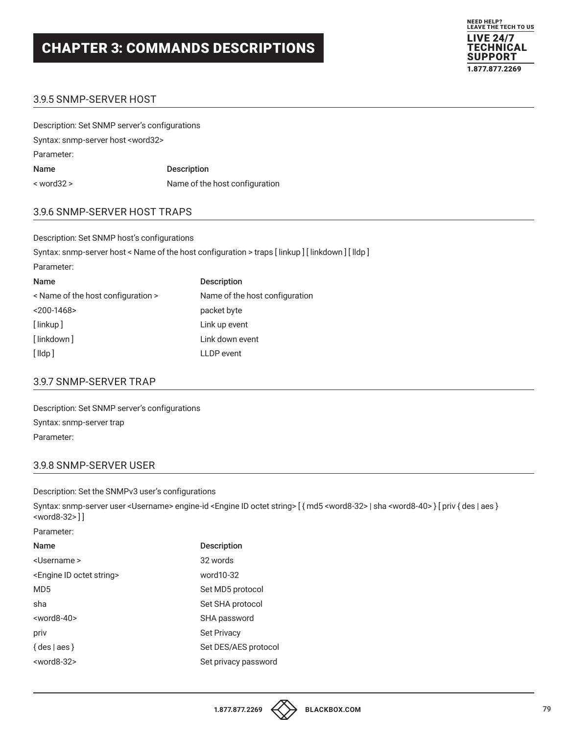# CHAPTER 3: COMMANDS DESCRIPTIONS

## 3.9.5 SNMP-SERVER HOST

Description: Set SNMP server's configurations

Syntax: snmp-server host <word32>

Parameter:

| Name | Description |
|---|---|
| < word32 > | Name of the host configuration |

## 3.9.6 SNMP-SERVER HOST TRAPS

Description: Set SNMP host's configurations

Syntax: snmp-server host < Name of the host configuration > traps [ linkup ] [ linkdown ] [ lldp ]

Parameter:

| Name | Description |
|---|---|
| < Name of the host configuration > | Name of the host configuration |
| <200-1468> | packet byte |
| [ linkup ] | Link up event |
| [ linkdown ] | Link down event |
| [ lldp ] | LLDP event |

## 3.9.7 SNMP-SERVER TRAP

Description: Set SNMP server's configurations

Syntax: snmp-server trap

Parameter:

## 3.9.8 SNMP-SERVER USER

Description: Set the SNMPv3 user's configurations

Syntax: snmp-server user <Username> engine-id <Engine ID octet string> [ { md5 <word8-32> | sha <word8-40> } [ priv { des | aes } <word8-32> ] ]

Parameter:

| Name | Description |
|---|---|
| <Username > | 32 words |
| <Engine ID octet string> | word10-32 |
| MD5 | Set MD5 protocol |
| sha | Set SHA protocol |
| <word8-40> | SHA password |
| priv | Set Privacy |
| { des \| aes } | Set DES/AES protocol |
| <word8-32> | Set privacy password |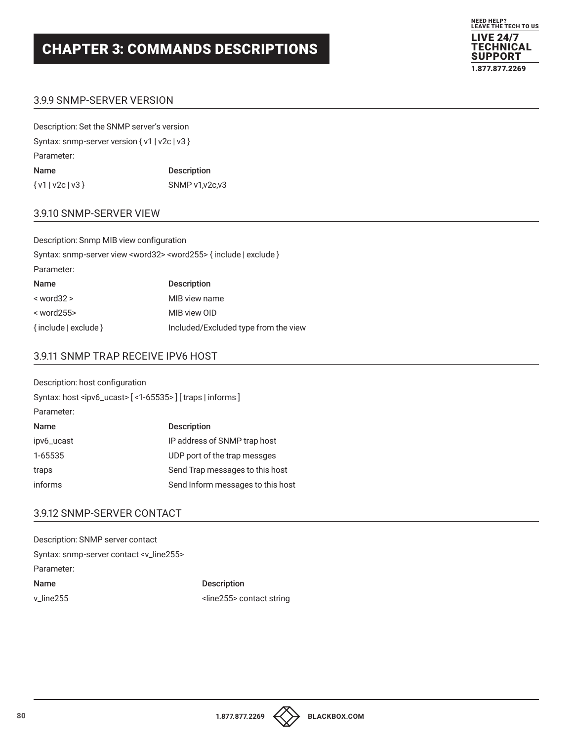## CHAPTER 3: COMMANDS DESCRIPTIONS

### 3.9.9 SNMP-SERVER VERSION

Description: Set the SNMP server's version

Syntax: snmp-server version { v1 | v2c | v3 }

Parameter:

| Name | Description |
|---|---|
| { v1 \| v2c \| v3 } | SNMP v1,v2c,v3 |

### 3.9.10 SNMP-SERVER VIEW

Description: Snmp MIB view configuration

Syntax: snmp-server view <word32> <word255> { include | exclude }

Parameter:

| Name | Description |
|---|---|
| < word32 > | MIB view name |
| < word255> | MIB view OID |
| { include \| exclude } | Included/Excluded type from the view |

### 3.9.11 SNMP TRAP RECEIVE IPV6 HOST

Description: host configuration

Syntax: host <ipv6_ucast> [ <1-65535> ] [ traps | informs ]

Parameter:

| Name | Description |
|---|---|
| ipv6_ucast | IP address of SNMP trap host |
| 1-65535 | UDP port of the trap messges |
| traps | Send Trap messages to this host |
| informs | Send Inform messages to this host |

### 3.9.12 SNMP-SERVER CONTACT

Description: SNMP server contact

Syntax: snmp-server contact <v_line255>

Parameter:

| Name | Description |
|---|---|
| v_line255 | <line255> contact string |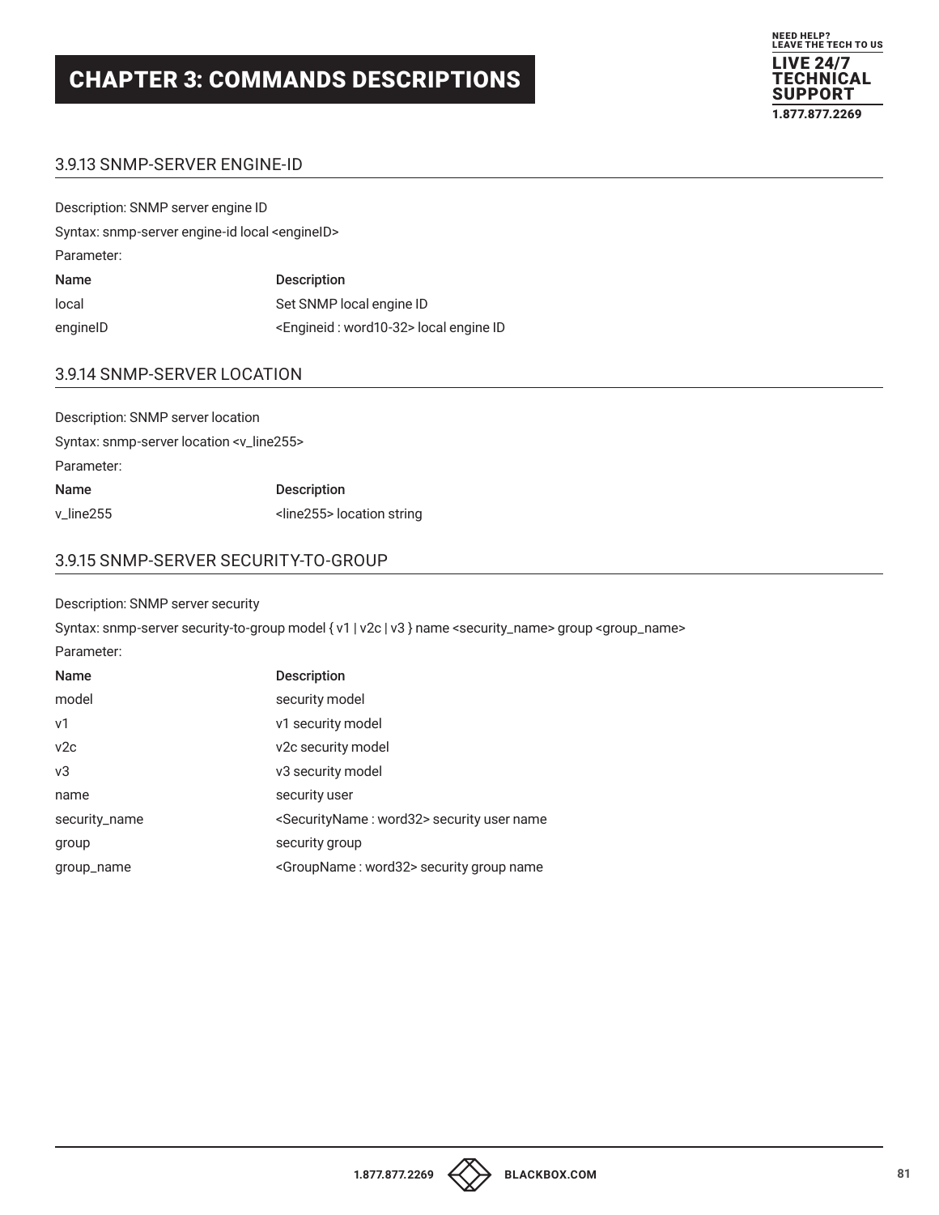# CHAPTER 3: COMMANDS DESCRIPTIONS

## 3.9.13 SNMP-SERVER ENGINE-ID

Description: SNMP server engine ID

Syntax: snmp-server engine-id local <engineID>

Parameter:

| Name | Description |
|---|---|
| local | Set SNMP local engine ID |
| engineID | <Engineid : word10-32> local engine ID |

## 3.9.14 SNMP-SERVER LOCATION

Description: SNMP server location

Syntax: snmp-server location <v_line255>

Parameter:

| Name | Description |
|---|---|
| v_line255 | <line255> location string |

## 3.9.15 SNMP-SERVER SECURITY-TO-GROUP

Description: SNMP server security

Syntax: snmp-server security-to-group model { v1 | v2c | v3 } name <security_name> group <group_name>

Parameter:

| Name | Description |
|---|---|
| model | security model |
| v1 | v1 security model |
| v2c | v2c security model |
| v3 | v3 security model |
| name | security user |
| security_name | <SecurityName : word32> security user name |
| group | security group |
| group_name | <GroupName : word32> security group name |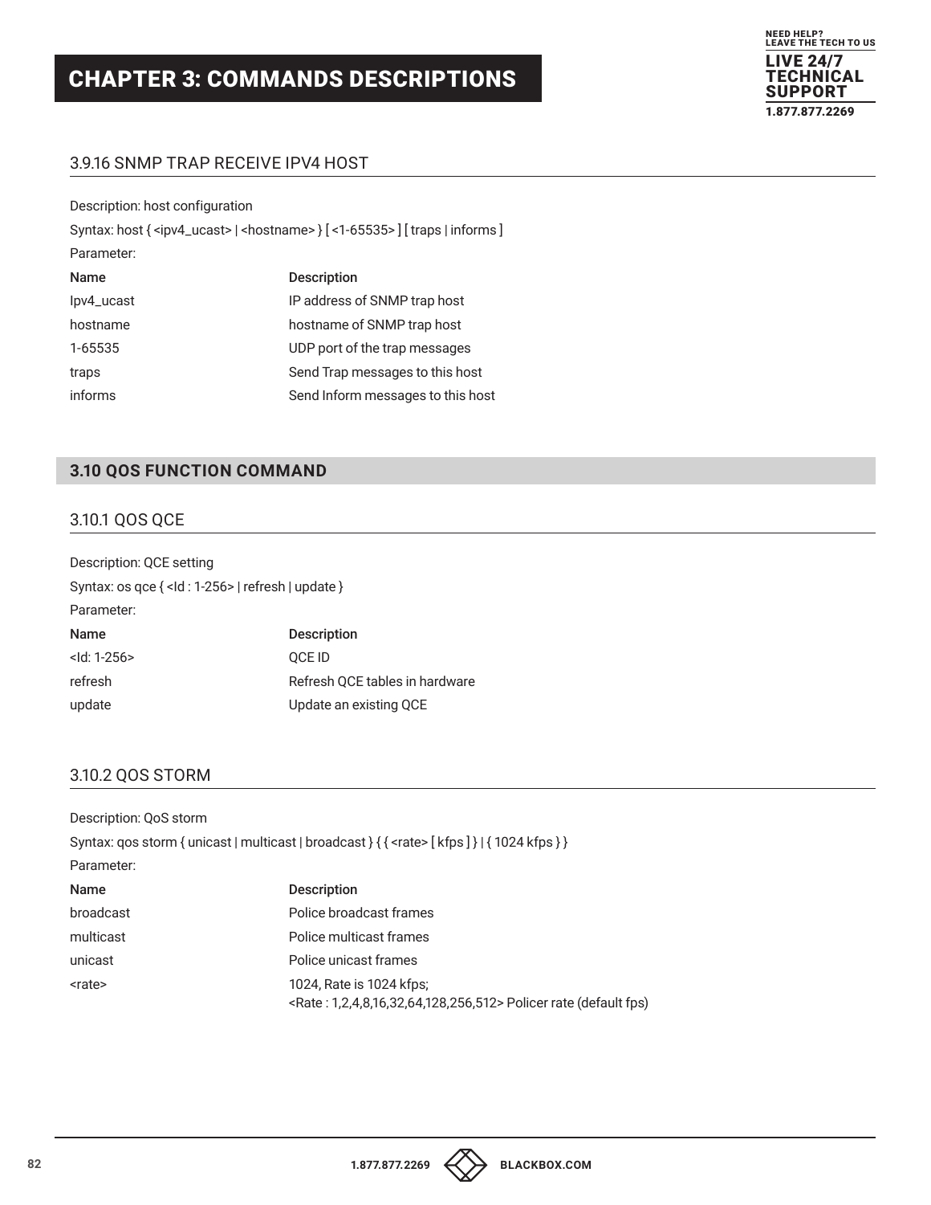## 3.9.16 SNMP TRAP RECEIVE IPV4 HOST

Description: host configuration

Syntax: host { <ipv4_ucast> | <hostname> } [ <1-65535> ] [ traps | informs ]

Parameter:

| Name | Description |
|---|---|
| Ipv4_ucast | IP address of SNMP trap host |
| hostname | hostname of SNMP trap host |
| 1-65535 | UDP port of the trap messages |
| traps | Send Trap messages to this host |
| informs | Send Inform messages to this host |

# 3.10 QOS FUNCTION COMMAND

## 3.10.1 QOS QCE

Description: QCE setting

Syntax: os qce { <Id : 1-256> | refresh | update }

Parameter:

| Name | Description |
|---|---|
| <Id: 1-256> | QCE ID |
| refresh | Refresh QCE tables in hardware |
| update | Update an existing QCE |

## 3.10.2 QOS STORM

Description: QoS storm

Syntax: qos storm { unicast | multicast | broadcast } { { <rate> [ kfps ] } | { 1024 kfps } }

Parameter:

| Name | Description |
|---|---|
| broadcast | Police broadcast frames |
| multicast | Police multicast frames |
| unicast | Police unicast frames |
| <rate> | 1024, Rate is 1024 kfps;<br><Rate : 1,2,4,8,16,32,64,128,256,512> Policer rate (default fps) |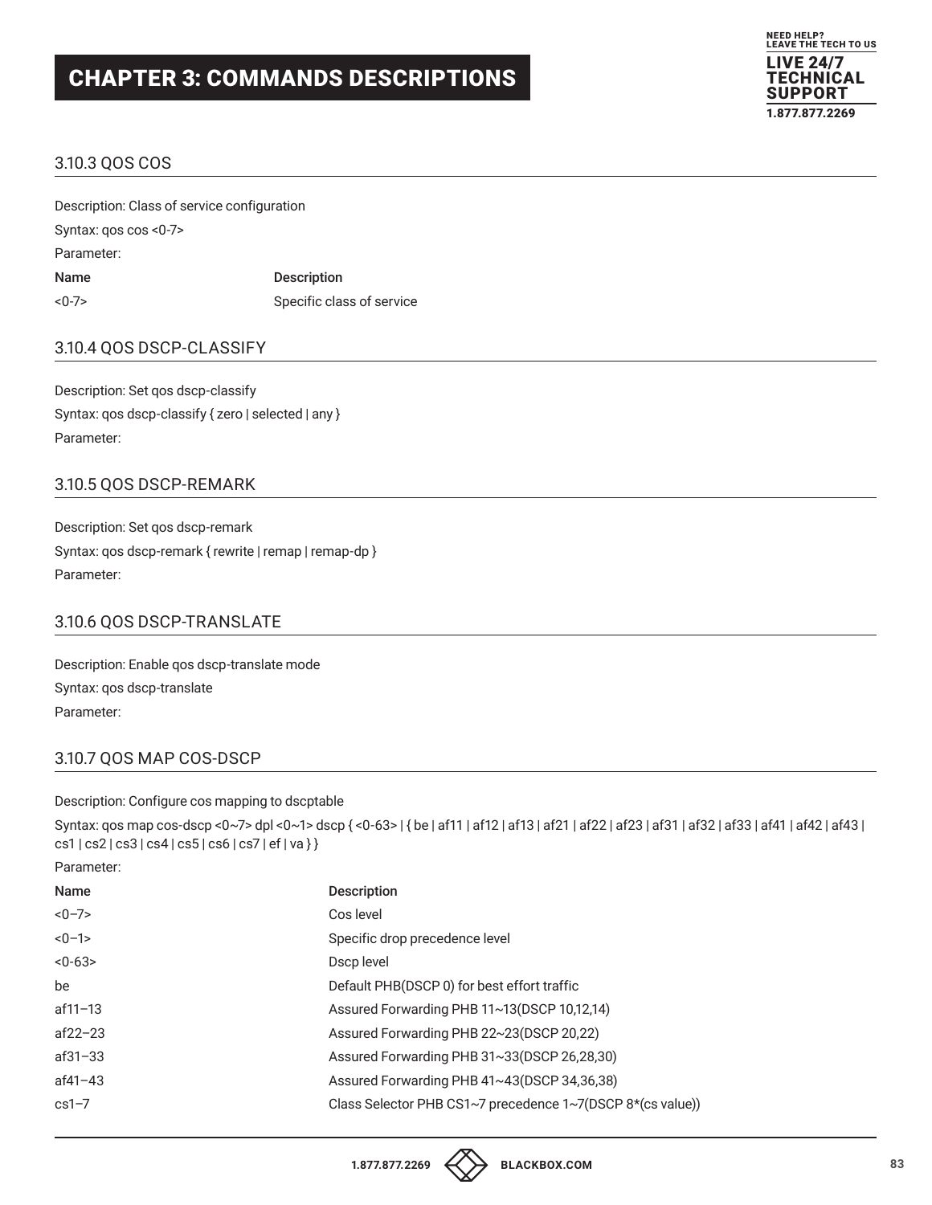# CHAPTER 3: COMMANDS DESCRIPTIONS

## 3.10.3 QOS COS

Description: Class of service configuration

Syntax: qos cos <0-7>

Parameter:

| Name | Description |
|---|---|
| <0-7> | Specific class of service |

## 3.10.4 QOS DSCP-CLASSIFY

Description: Set qos dscp-classify

Syntax: qos dscp-classify { zero | selected | any }

Parameter:

## 3.10.5 QOS DSCP-REMARK

Description: Set qos dscp-remark

Syntax: qos dscp-remark { rewrite | remap | remap-dp }

Parameter:

## 3.10.6 QOS DSCP-TRANSLATE

Description: Enable qos dscp-translate mode

Syntax: qos dscp-translate

Parameter:

## 3.10.7 QOS MAP COS-DSCP

Description: Configure cos mapping to dscptable

Syntax: qos map cos-dscp <0~7> dpl <0~1> dscp { <0-63> | { be | af11 | af12 | af13 | af21 | af22 | af23 | af31 | af32 | af33 | af41 | af42 | af43 | cs1 | cs2 | cs3 | cs4 | cs5 | cs6 | cs7 | ef | va } }

Parameter:

| Name | Description |
|---|---|
| <0–7> | Cos level |
| <0–1> | Specific drop precedence level |
| <0-63> | Dscp level |
| be | Default PHB(DSCP 0) for best effort traffic |
| af11–13 | Assured Forwarding PHB 11~13(DSCP 10,12,14) |
| af22–23 | Assured Forwarding PHB 22~23(DSCP 20,22) |
| af31–33 | Assured Forwarding PHB 31~33(DSCP 26,28,30) |
| af41–43 | Assured Forwarding PHB 41~43(DSCP 34,36,38) |
| cs1–7 | Class Selector PHB CS1~7 precedence 1~7(DSCP 8*(cs value)) |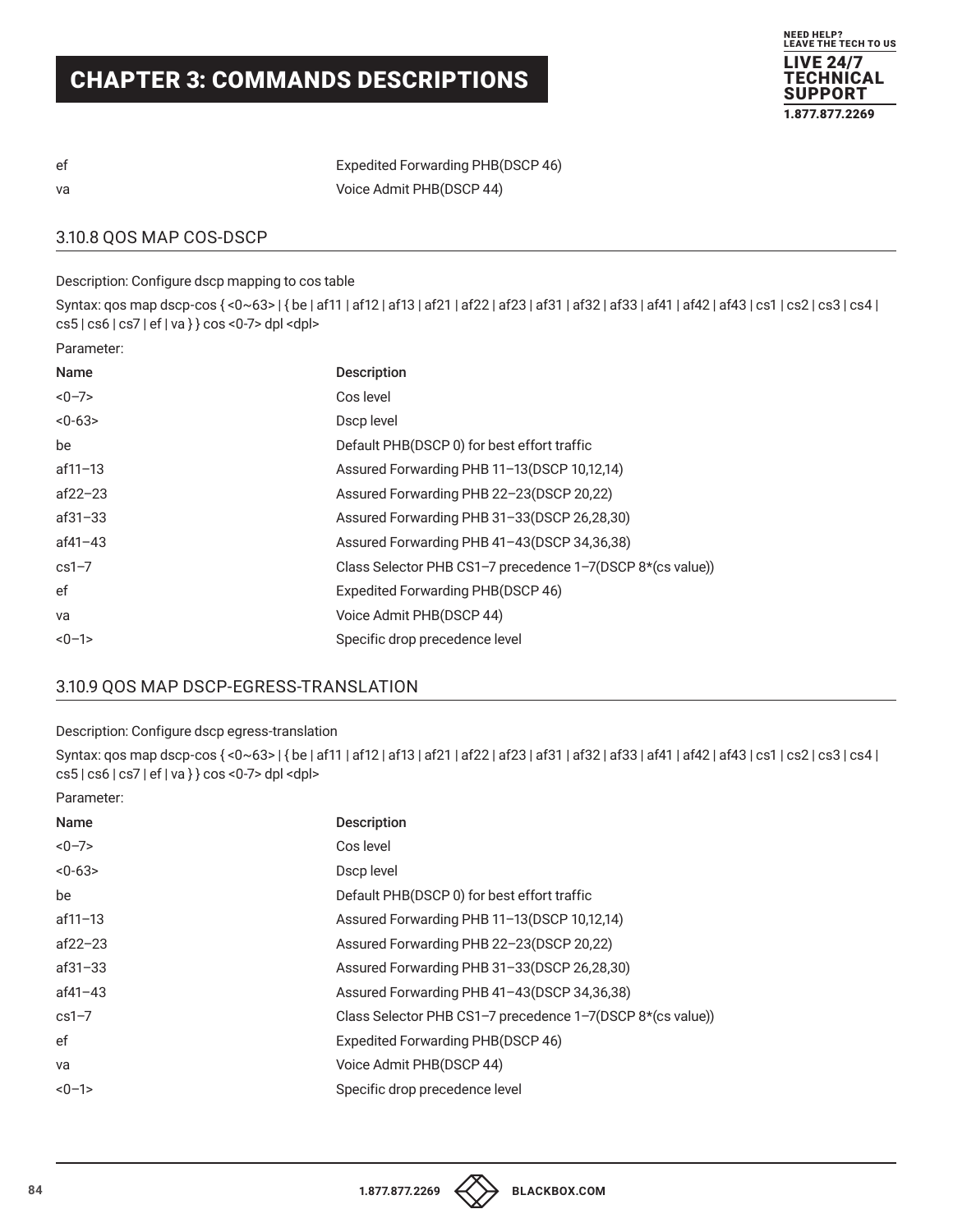| | |
|---|---|
| ef | Expedited Forwarding PHB(DSCP 46) |
| va | Voice Admit PHB(DSCP 44) |

### 3.10.8 QOS MAP COS-DSCP

Description: Configure dscp mapping to cos table

Syntax: qos map dscp-cos { <0~63> | { be | af11 | af12 | af13 | af21 | af22 | af23 | af31 | af32 | af33 | af41 | af42 | af43 | cs1 | cs2 | cs3 | cs4 | cs5 | cs6 | cs7 | ef | va } } cos <0-7> dpl <dpl>

Parameter:

| Name | Description |
|---|---|
| <0–7> | Cos level |
| <0-63> | Dscp level |
| be | Default PHB(DSCP 0) for best effort traffic |
| af11–13 | Assured Forwarding PHB 11–13(DSCP 10,12,14) |
| af22–23 | Assured Forwarding PHB 22–23(DSCP 20,22) |
| af31–33 | Assured Forwarding PHB 31–33(DSCP 26,28,30) |
| af41–43 | Assured Forwarding PHB 41–43(DSCP 34,36,38) |
| cs1–7 | Class Selector PHB CS1–7 precedence 1–7(DSCP 8*(cs value)) |
| ef | Expedited Forwarding PHB(DSCP 46) |
| va | Voice Admit PHB(DSCP 44) |
| <0–1> | Specific drop precedence level |

### 3.10.9 QOS MAP DSCP-EGRESS-TRANSLATION

Description: Configure dscp egress-translation

Syntax: qos map dscp-cos { <0~63> | { be | af11 | af12 | af13 | af21 | af22 | af23 | af31 | af32 | af33 | af41 | af42 | af43 | cs1 | cs2 | cs3 | cs4 | cs5 | cs6 | cs7 | ef | va } } cos <0-7> dpl <dpl>

Parameter:

| Name | Description |
|---|---|
| <0–7> | Cos level |
| <0-63> | Dscp level |
| be | Default PHB(DSCP 0) for best effort traffic |
| af11–13 | Assured Forwarding PHB 11–13(DSCP 10,12,14) |
| af22–23 | Assured Forwarding PHB 22–23(DSCP 20,22) |
| af31–33 | Assured Forwarding PHB 31–33(DSCP 26,28,30) |
| af41–43 | Assured Forwarding PHB 41–43(DSCP 34,36,38) |
| cs1–7 | Class Selector PHB CS1–7 precedence 1–7(DSCP 8*(cs value)) |
| ef | Expedited Forwarding PHB(DSCP 46) |
| va | Voice Admit PHB(DSCP 44) |
| <0–1> | Specific drop precedence level |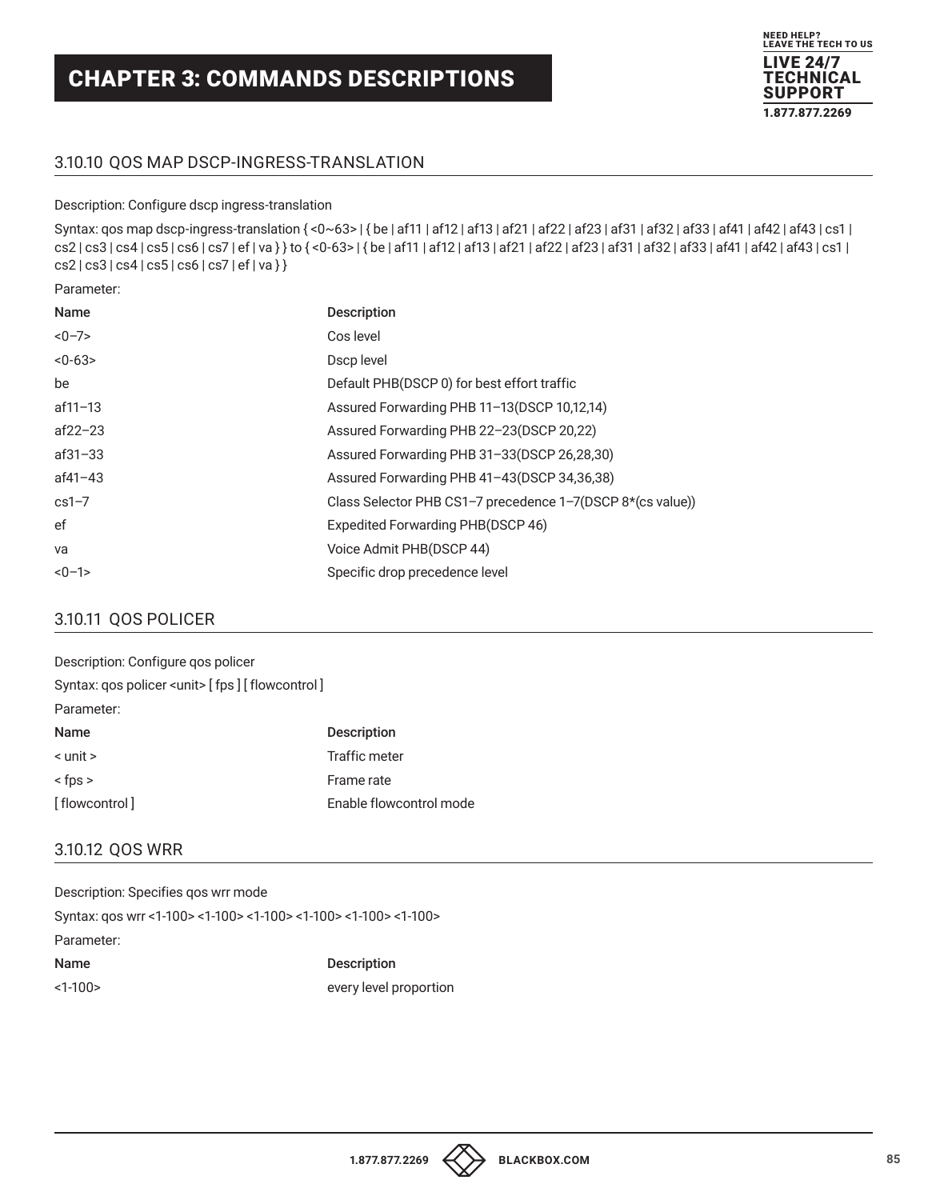## 3.10.10 QOS MAP DSCP-INGRESS-TRANSLATION

Description: Configure dscp ingress-translation

Syntax: qos map dscp-ingress-translation { <0~63> | { be | af11 | af12 | af13 | af21 | af22 | af23 | af31 | af32 | af33 | af41 | af42 | af43 | cs1 | cs2 | cs3 | cs4 | cs5 | cs6 | cs7 | ef | va } } to { <0-63> | { be | af11 | af12 | af13 | af21 | af22 | af23 | af31 | af32 | af33 | af41 | af42 | af43 | cs1 | cs2 | cs3 | cs4 | cs5 | cs6 | cs7 | ef | va } }

Parameter:

| Name | Description |
|---|---|
| <0–7> | Cos level |
| <0-63> | Dscp level |
| be | Default PHB(DSCP 0) for best effort traffic |
| af11–13 | Assured Forwarding PHB 11–13(DSCP 10,12,14) |
| af22–23 | Assured Forwarding PHB 22–23(DSCP 20,22) |
| af31–33 | Assured Forwarding PHB 31–33(DSCP 26,28,30) |
| af41–43 | Assured Forwarding PHB 41–43(DSCP 34,36,38) |
| cs1–7 | Class Selector PHB CS1–7 precedence 1–7(DSCP 8*(cs value)) |
| ef | Expedited Forwarding PHB(DSCP 46) |
| va | Voice Admit PHB(DSCP 44) |
| <0–1> | Specific drop precedence level |

## 3.10.11 QOS POLICER

Description: Configure qos policer

Syntax: qos policer <unit> [ fps ] [ flowcontrol ]

Parameter:

| Name | Description |
|---|---|
| < unit > | Traffic meter |
| < fps > | Frame rate |
| [ flowcontrol ] | Enable flowcontrol mode |

## 3.10.12 QOS WRR

Description: Specifies qos wrr mode

Syntax: qos wrr <1-100> <1-100> <1-100> <1-100> <1-100> <1-100>

Parameter:

| Name | Description |
|---|---|
| <1-100> | every level proportion |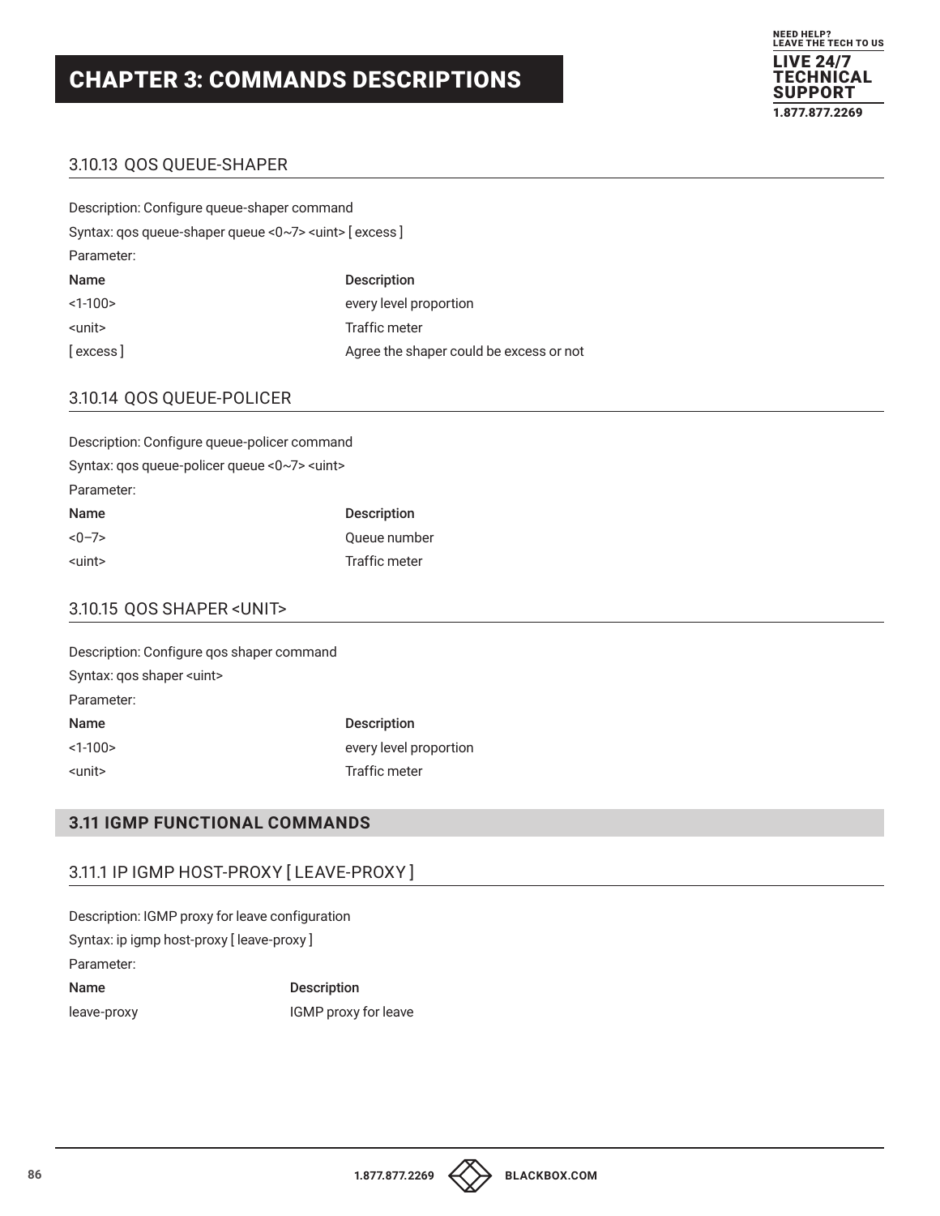# CHAPTER 3: COMMANDS DESCRIPTIONS

### 3.10.13 QOS QUEUE-SHAPER

Description: Configure queue-shaper command

Syntax: qos queue-shaper queue <0~7> <uint> [ excess ]

Parameter:

| Name | Description |
|---|---|
| <1-100> | every level proportion |
| <unit> | Traffic meter |
| [ excess ] | Agree the shaper could be excess or not |

### 3.10.14 QOS QUEUE-POLICER

Description: Configure queue-policer command

Syntax: qos queue-policer queue <0~7> <uint>

Parameter:

| Name | Description |
|---|---|
| <0–7> | Queue number |
| <uint> | Traffic meter |

### 3.10.15 QOS SHAPER <UNIT>

Description: Configure qos shaper command

Syntax: qos shaper <uint>

Parameter:

| Name | Description |
|---|---|
| <1-100> | every level proportion |
| <unit> | Traffic meter |

## 3.11 IGMP FUNCTIONAL COMMANDS

### 3.11.1 IP IGMP HOST-PROXY [ LEAVE-PROXY ]

Description: IGMP proxy for leave configuration

Syntax: ip igmp host-proxy [ leave-proxy ]

Parameter:

| Name | Description |
|---|---|
| leave-proxy | IGMP proxy for leave |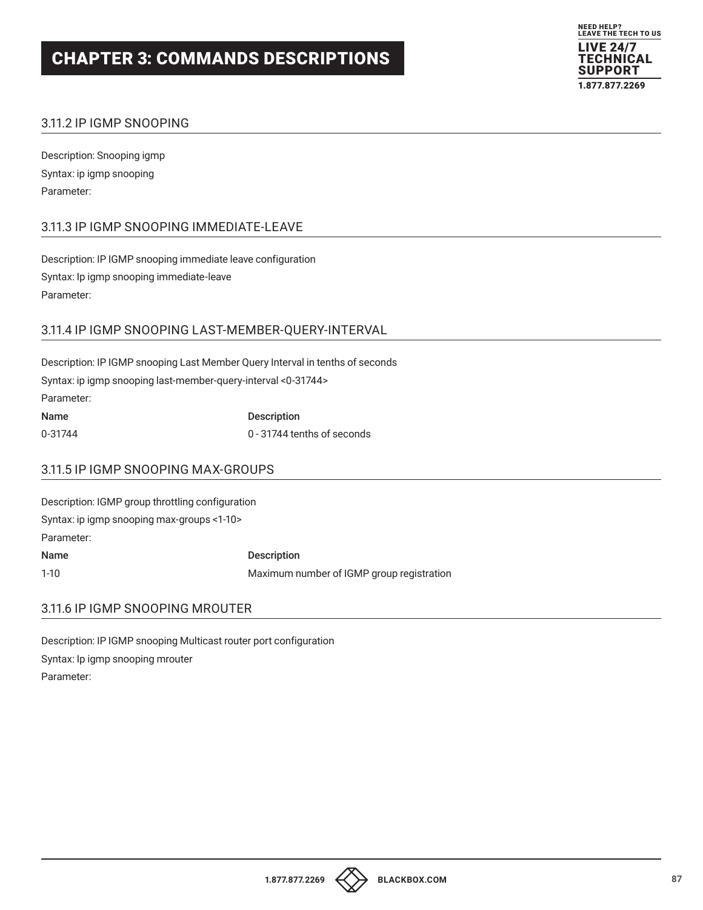### 3.11.2 IP IGMP SNOOPING

Description: Snooping igmp

Syntax: ip igmp snooping

Parameter:

### 3.11.3 IP IGMP SNOOPING IMMEDIATE-LEAVE

Description: IP IGMP snooping immediate leave configuration

Syntax: Ip igmp snooping immediate-leave

Parameter:

### 3.11.4 IP IGMP SNOOPING LAST-MEMBER-QUERY-INTERVAL

Description: IP IGMP snooping Last Member Query Interval in tenths of seconds

Syntax: ip igmp snooping last-member-query-interval <0-31744>

Parameter:

| Name | Description |
|---|---|
| 0-31744 | 0 - 31744 tenths of seconds |

### 3.11.5 IP IGMP SNOOPING MAX-GROUPS

Description: IGMP group throttling configuration

Syntax: ip igmp snooping max-groups <1-10>

Parameter:

| Name | Description |
|---|---|
| 1-10 | Maximum number of IGMP group registration |

### 3.11.6 IP IGMP SNOOPING MROUTER

Description: IP IGMP snooping Multicast router port configuration

Syntax: Ip igmp snooping mrouter

Parameter: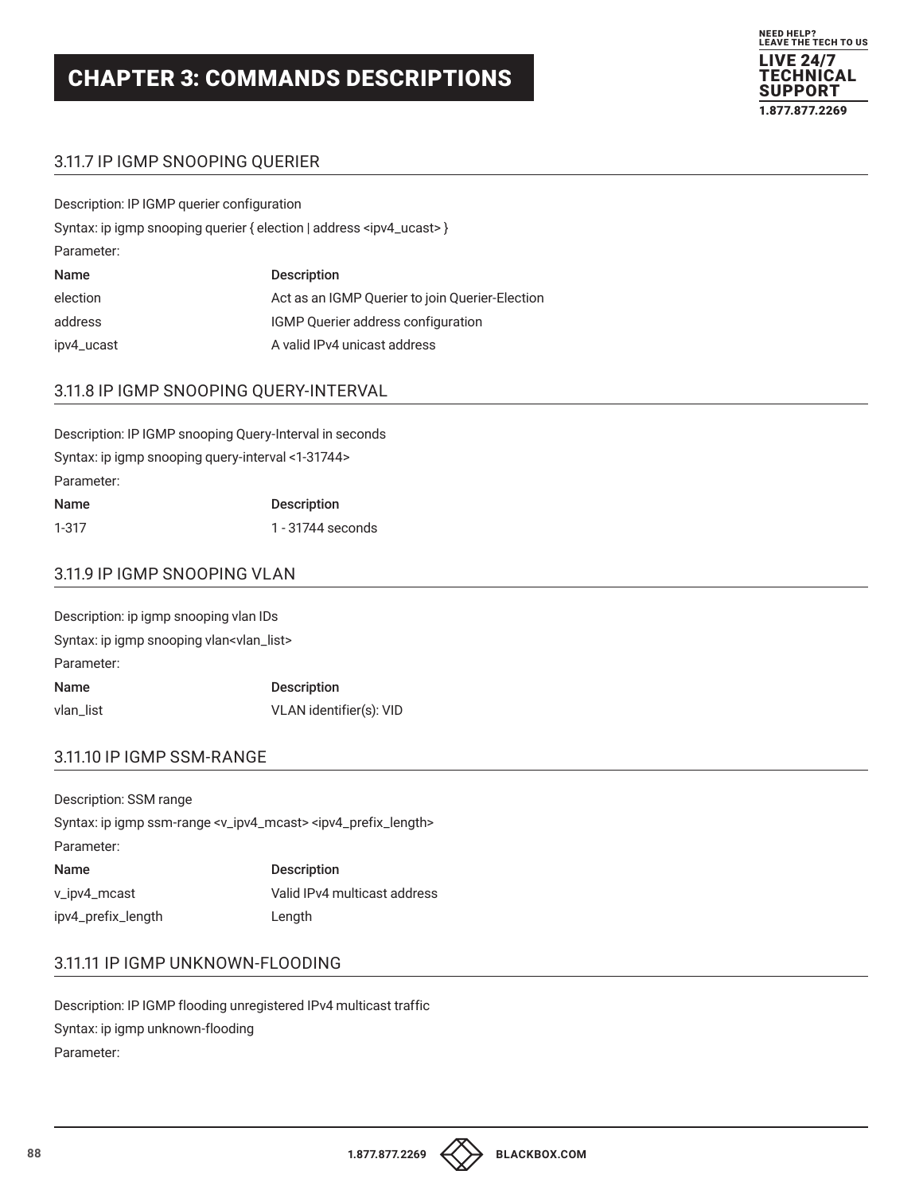# CHAPTER 3: COMMANDS DESCRIPTIONS

## 3.11.7 IP IGMP SNOOPING QUERIER

Description: IP IGMP querier configuration

Syntax: ip igmp snooping querier { election | address <ipv4_ucast> }

Parameter:

| Name | Description |
|---|---|
| election | Act as an IGMP Querier to join Querier-Election |
| address | IGMP Querier address configuration |
| ipv4_ucast | A valid IPv4 unicast address |

## 3.11.8 IP IGMP SNOOPING QUERY-INTERVAL

Description: IP IGMP snooping Query-Interval in seconds

Syntax: ip igmp snooping query-interval <1-31744>

Parameter:

| Name | Description |
|---|---|
| 1-317 | 1 - 31744 seconds |

## 3.11.9 IP IGMP SNOOPING VLAN

Description: ip igmp snooping vlan IDs

Syntax: ip igmp snooping vlan<vlan_list>

Parameter:

| Name | Description |
|---|---|
| vlan_list | VLAN identifier(s): VID |

## 3.11.10 IP IGMP SSM-RANGE

Description: SSM range

Syntax: ip igmp ssm-range <v_ipv4_mcast> <ipv4_prefix_length>

Parameter:

| Name | Description |
|---|---|
| v_ipv4_mcast | Valid IPv4 multicast address |
| ipv4_prefix_length | Length |

## 3.11.11 IP IGMP UNKNOWN-FLOODING

Description: IP IGMP flooding unregistered IPv4 multicast traffic

Syntax: ip igmp unknown-flooding

Parameter: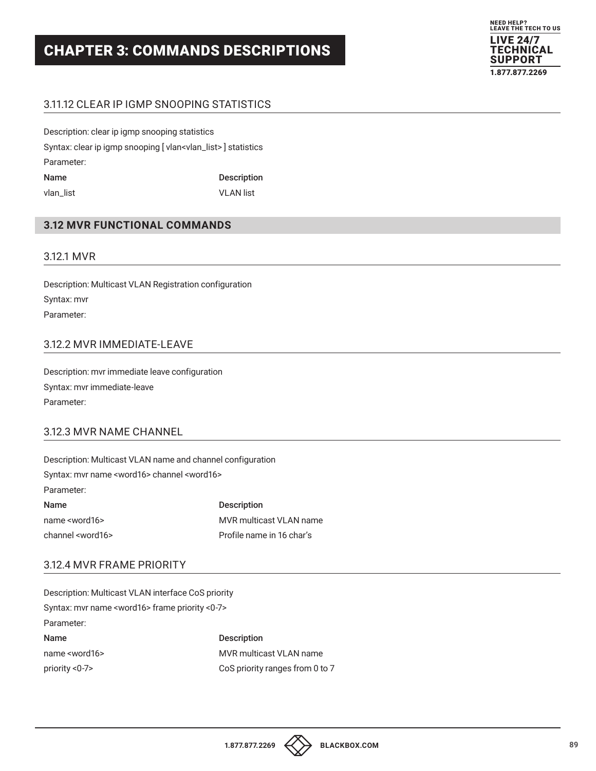# CHAPTER 3: COMMANDS DESCRIPTIONS

### 3.11.12 CLEAR IP IGMP SNOOPING STATISTICS

Description: clear ip igmp snooping statistics

Syntax: clear ip igmp snooping [ vlan<vlan_list> ] statistics

Parameter:

| Name | Description |
| --- | --- |
| vlan_list | VLAN list |

## 3.12 MVR FUNCTIONAL COMMANDS

### 3.12.1 MVR

Description: Multicast VLAN Registration configuration

Syntax: mvr

Parameter:

### 3.12.2 MVR IMMEDIATE-LEAVE

Description: mvr immediate leave configuration

Syntax: mvr immediate-leave

Parameter:

### 3.12.3 MVR NAME CHANNEL

Description: Multicast VLAN name and channel configuration

Syntax: mvr name <word16> channel <word16>

Parameter:

| Name | Description |
| --- | --- |
| name <word16> | MVR multicast VLAN name |
| channel <word16> | Profile name in 16 char's |

### 3.12.4 MVR FRAME PRIORITY

Description: Multicast VLAN interface CoS priority

Syntax: mvr name <word16> frame priority <0-7>

Parameter:

| Name | Description |
| --- | --- |
| name <word16> | MVR multicast VLAN name |
| priority <0-7> | CoS priority ranges from 0 to 7 |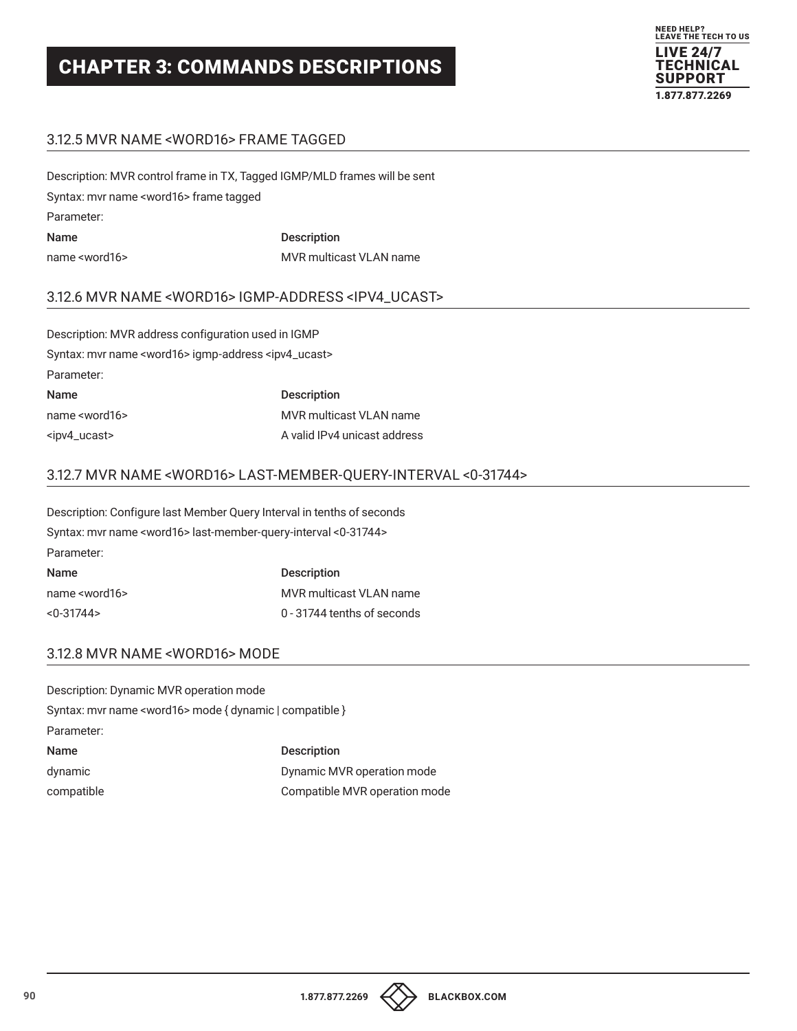## 3.12.5 MVR NAME <WORD16> FRAME TAGGED

Description: MVR control frame in TX, Tagged IGMP/MLD frames will be sent

Syntax: mvr name <word16> frame tagged

Parameter:

| Name | Description |
|---|---|
| name <word16> | MVR multicast VLAN name |

## 3.12.6 MVR NAME <WORD16> IGMP-ADDRESS <IPV4_UCAST>

Description: MVR address configuration used in IGMP

Syntax: mvr name <word16> igmp-address <ipv4_ucast>

Parameter:

| Name | Description |
|---|---|
| name <word16> | MVR multicast VLAN name |
| <ipv4_ucast> | A valid IPv4 unicast address |

## 3.12.7 MVR NAME <WORD16> LAST-MEMBER-QUERY-INTERVAL <0-31744>

Description: Configure last Member Query Interval in tenths of seconds

Syntax: mvr name <word16> last-member-query-interval <0-31744>

Parameter:

| Name | Description |
|---|---|
| name <word16> | MVR multicast VLAN name |
| <0-31744> | 0 - 31744 tenths of seconds |

## 3.12.8 MVR NAME <WORD16> MODE

Description: Dynamic MVR operation mode

Syntax: mvr name <word16> mode { dynamic | compatible }

Parameter:

| Name | Description |
|---|---|
| dynamic | Dynamic MVR operation mode |
| compatible | Compatible MVR operation mode |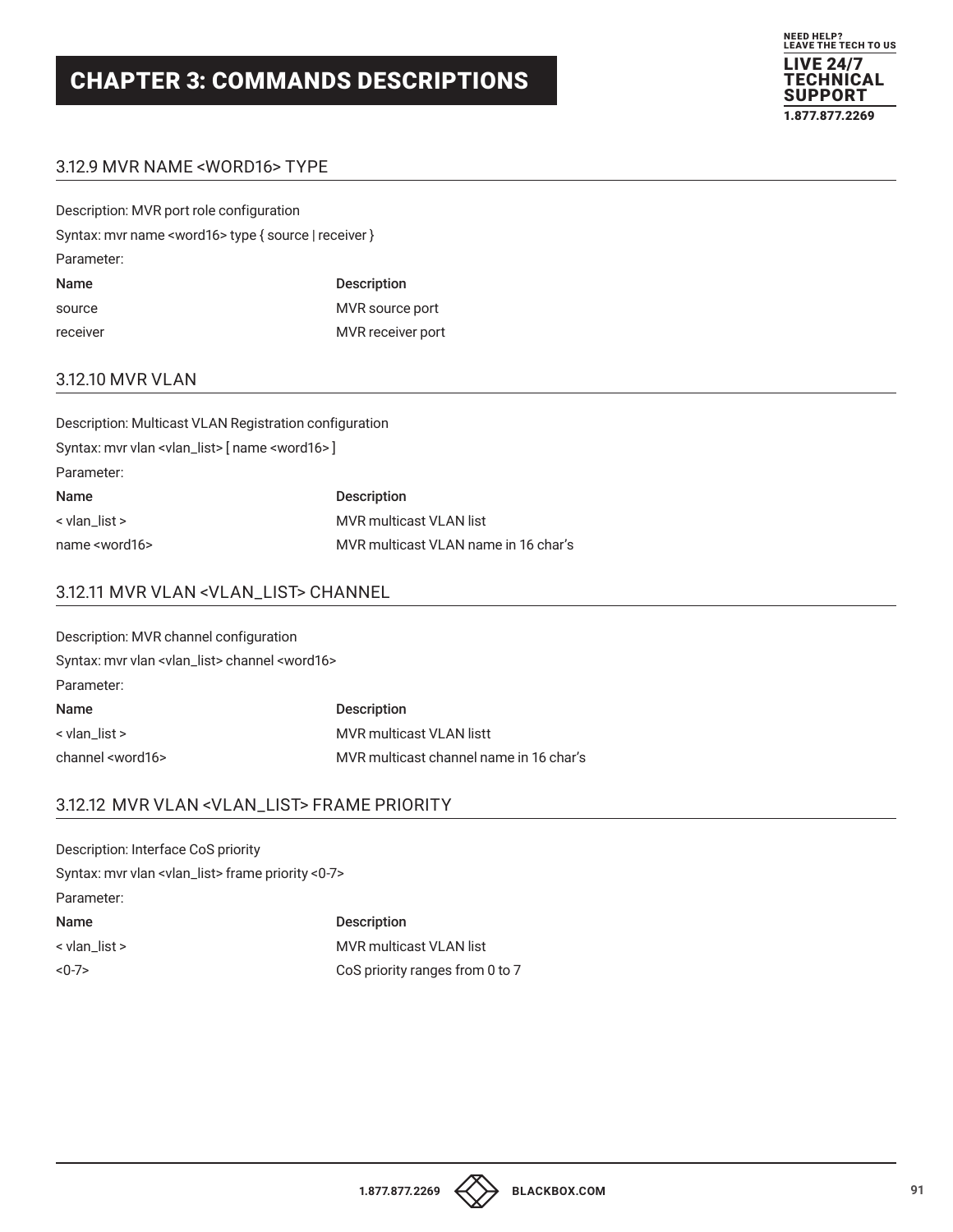# CHAPTER 3: COMMANDS DESCRIPTIONS

## 3.12.9 MVR NAME <WORD16> TYPE

Description: MVR port role configuration

Syntax: mvr name <word16> type { source | receiver }

Parameter:

| Name | Description |
|---|---|
| source | MVR source port |
| receiver | MVR receiver port |

## 3.12.10 MVR VLAN

Description: Multicast VLAN Registration configuration

Syntax: mvr vlan <vlan_list> [ name <word16> ]

Parameter:

| Name | Description |
|---|---|
| < vlan_list > | MVR multicast VLAN list |
| name <word16> | MVR multicast VLAN name in 16 char's |

## 3.12.11 MVR VLAN <VLAN_LIST> CHANNEL

Description: MVR channel configuration

Syntax: mvr vlan <vlan_list> channel <word16>

Parameter:

| Name | Description |
|---|---|
| < vlan_list > | MVR multicast VLAN listt |
| channel <word16> | MVR multicast channel name in 16 char's |

## 3.12.12 MVR VLAN <VLAN_LIST> FRAME PRIORITY

Description: Interface CoS priority

Syntax: mvr vlan <vlan_list> frame priority <0-7>

Parameter:

| Name | Description |
|---|---|
| < vlan_list > | MVR multicast VLAN list |
| <0-7> | CoS priority ranges from 0 to 7 |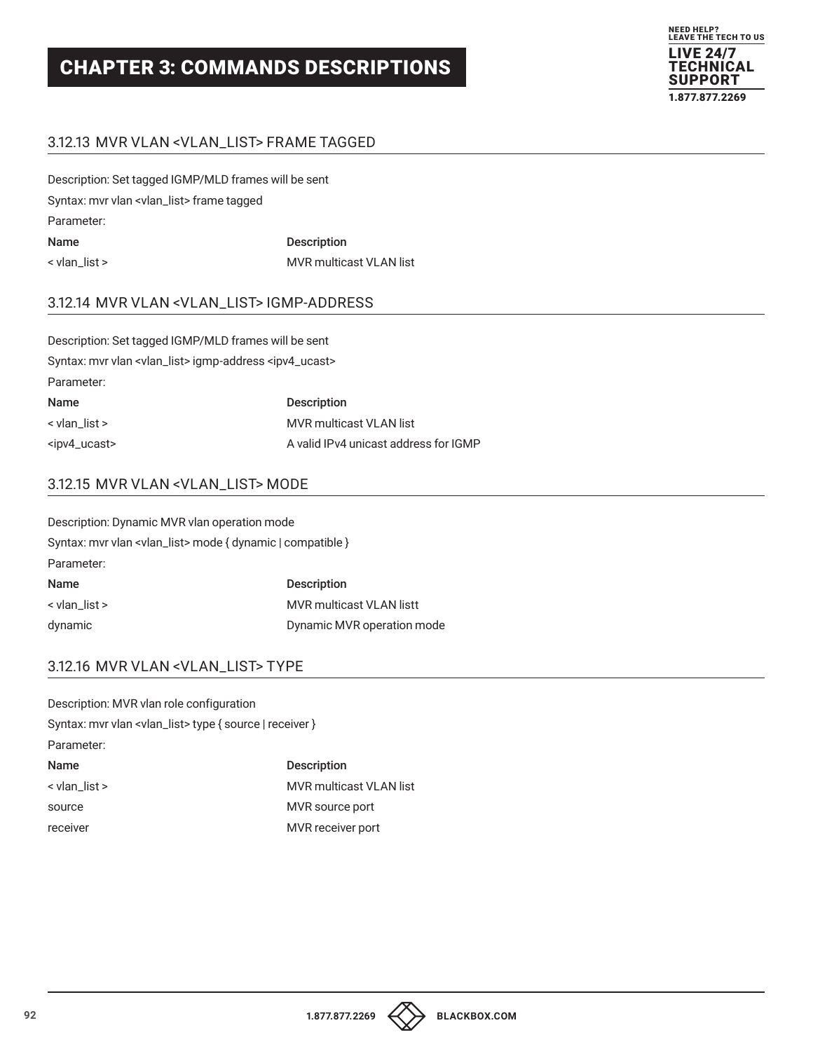# CHAPTER 3: COMMANDS DESCRIPTIONS

### 3.12.13 MVR VLAN <VLAN_LIST> FRAME TAGGED

Description: Set tagged IGMP/MLD frames will be sent

Syntax: mvr vlan <vlan_list> frame tagged

Parameter:

| Name | Description |
| --- | --- |
| < vlan_list > | MVR multicast VLAN list |

### 3.12.14 MVR VLAN <VLAN_LIST> IGMP-ADDRESS

Description: Set tagged IGMP/MLD frames will be sent

Syntax: mvr vlan <vlan_list> igmp-address <ipv4_ucast>

Parameter:

| Name | Description |
| --- | --- |
| < vlan_list > | MVR multicast VLAN list |
| <ipv4_ucast> | A valid IPv4 unicast address for IGMP |

### 3.12.15 MVR VLAN <VLAN_LIST> MODE

Description: Dynamic MVR vlan operation mode

Syntax: mvr vlan <vlan_list> mode { dynamic | compatible }

Parameter:

| Name | Description |
| --- | --- |
| < vlan_list > | MVR multicast VLAN listt |
| dynamic | Dynamic MVR operation mode |

### 3.12.16 MVR VLAN <VLAN_LIST> TYPE

Description: MVR vlan role configuration

Syntax: mvr vlan <vlan_list> type { source | receiver }

Parameter:

| Name | Description |
| --- | --- |
| < vlan_list > | MVR multicast VLAN list |
| source | MVR source port |
| receiver | MVR receiver port |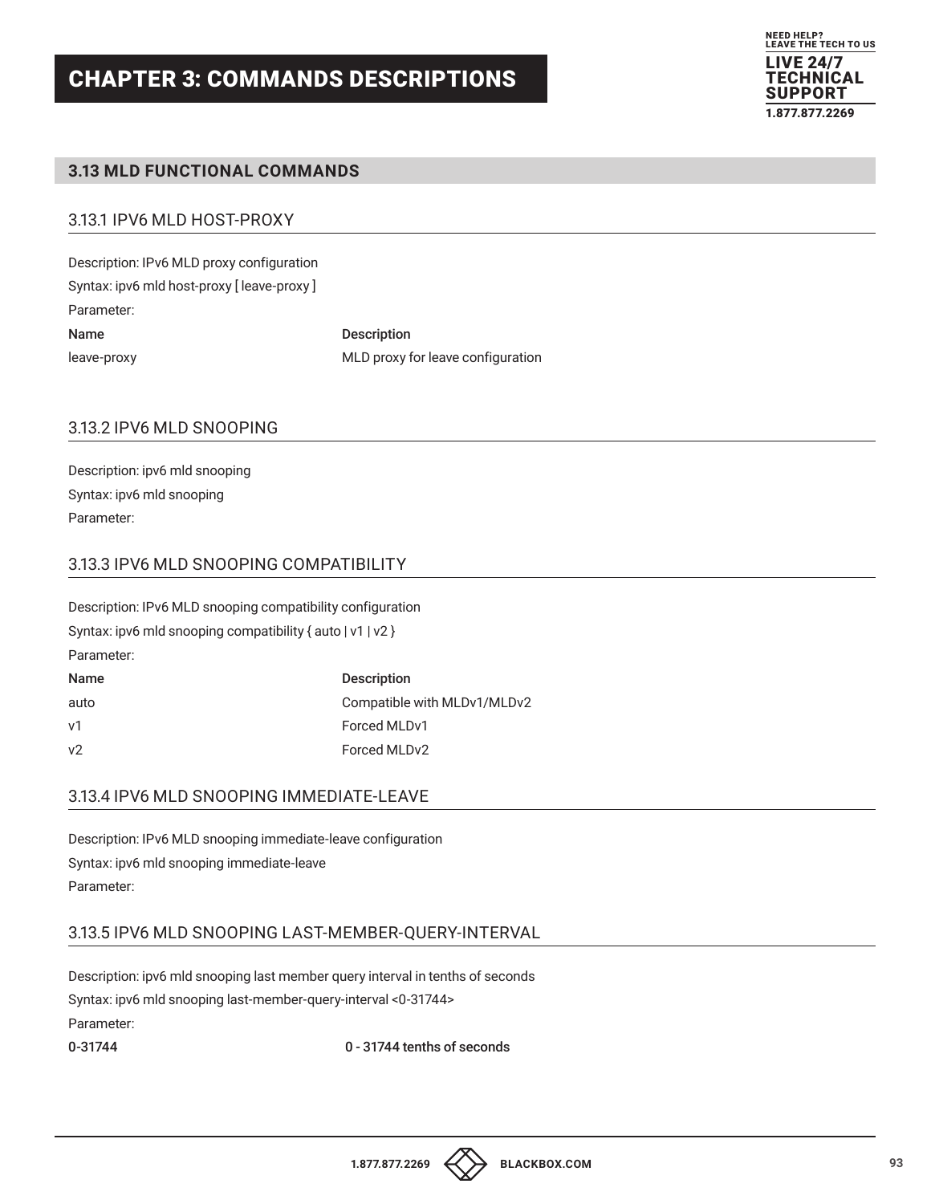# CHAPTER 3: COMMANDS DESCRIPTIONS

## 3.13 MLD FUNCTIONAL COMMANDS

### 3.13.1 IPV6 MLD HOST-PROXY

Description: IPv6 MLD proxy configuration

Syntax: ipv6 mld host-proxy [ leave-proxy ]

Parameter:

| Name | Description |
|---|---|
| leave-proxy | MLD proxy for leave configuration |

### 3.13.2 IPV6 MLD SNOOPING

Description: ipv6 mld snooping

Syntax: ipv6 mld snooping

Parameter:

### 3.13.3 IPV6 MLD SNOOPING COMPATIBILITY

Description: IPv6 MLD snooping compatibility configuration

Syntax: ipv6 mld snooping compatibility { auto | v1 | v2 }

Parameter:

| Name | Description |
|---|---|
| auto | Compatible with MLDv1/MLDv2 |
| v1 | Forced MLDv1 |
| v2 | Forced MLDv2 |

### 3.13.4 IPV6 MLD SNOOPING IMMEDIATE-LEAVE

Description: IPv6 MLD snooping immediate-leave configuration

Syntax: ipv6 mld snooping immediate-leave

Parameter:

### 3.13.5 IPV6 MLD SNOOPING LAST-MEMBER-QUERY-INTERVAL

Description: ipv6 mld snooping last member query interval in tenths of seconds

Syntax: ipv6 mld snooping last-member-query-interval <0-31744>

Parameter:

| | |
|---|---|
| 0-31744 | 0 - 31744 tenths of seconds |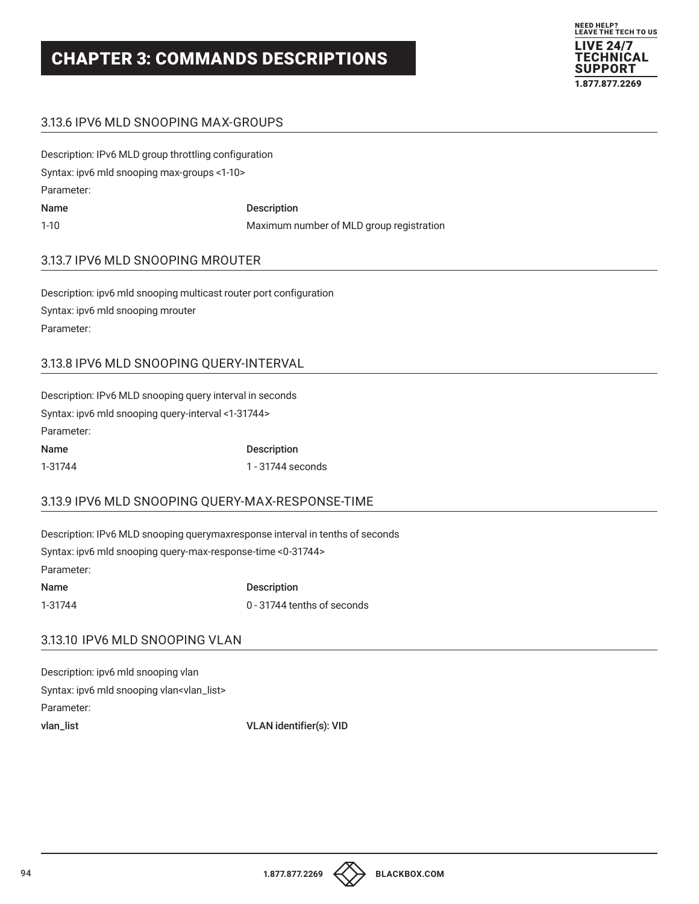## 3.13.6 IPV6 MLD SNOOPING MAX-GROUPS

Description: IPv6 MLD group throttling configuration

Syntax: ipv6 mld snooping max-groups <1-10>

Parameter:

| Name | Description |
|---|---|
| 1-10 | Maximum number of MLD group registration |

## 3.13.7 IPV6 MLD SNOOPING MROUTER

Description: ipv6 mld snooping multicast router port configuration

Syntax: ipv6 mld snooping mrouter

Parameter:

## 3.13.8 IPV6 MLD SNOOPING QUERY-INTERVAL

Description: IPv6 MLD snooping query interval in seconds

Syntax: ipv6 mld snooping query-interval <1-31744>

Parameter:

| Name | Description |
|---|---|
| 1-31744 | 1 - 31744 seconds |

## 3.13.9 IPV6 MLD SNOOPING QUERY-MAX-RESPONSE-TIME

Description: IPv6 MLD snooping querymaxresponse interval in tenths of seconds

Syntax: ipv6 mld snooping query-max-response-time <0-31744>

Parameter:

| Name | Description |
|---|---|
| 1-31744 | 0 - 31744 tenths of seconds |

## 3.13.10 IPV6 MLD SNOOPING VLAN

Description: ipv6 mld snooping vlan

Syntax: ipv6 mld snooping vlan<vlan_list>

Parameter:

| vlan_list | VLAN identifier(s): VID |
|---|---|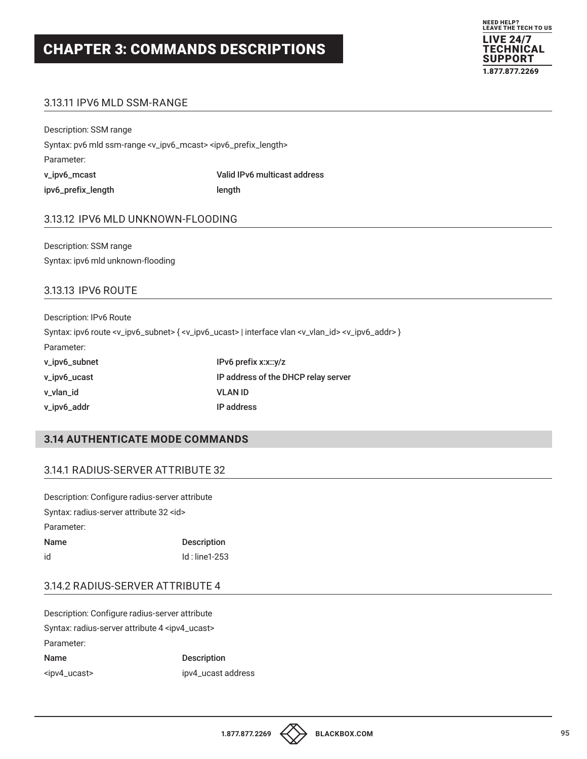# CHAPTER 3: COMMANDS DESCRIPTIONS

### 3.13.11 IPV6 MLD SSM-RANGE

Description: SSM range

Syntax: pv6 mld ssm-range <v_ipv6_mcast> <ipv6_prefix_length>

Parameter:

| | |
|---|---|
| **v_ipv6_mcast** | **Valid IPv6 multicast address** |
| **ipv6_prefix_length** | **length** |

### 3.13.12 IPV6 MLD UNKNOWN-FLOODING

Description: SSM range

Syntax: ipv6 mld unknown-flooding

### 3.13.13 IPV6 ROUTE

Description: IPv6 Route

Syntax: ipv6 route <v_ipv6_subnet> { <v_ipv6_ucast> | interface vlan <v_vlan_id> <v_ipv6_addr> }

Parameter:

| | |
|---|---|
| **v_ipv6_subnet** | **IPv6 prefix x:x::y/z** |
| **v_ipv6_ucast** | **IP address of the DHCP relay server** |
| **v_vlan_id** | **VLAN ID** |
| **v_ipv6_addr** | **IP address** |

## 3.14 AUTHENTICATE MODE COMMANDS

### 3.14.1 RADIUS-SERVER ATTRIBUTE 32

Description: Configure radius-server attribute

Syntax: radius-server attribute 32 <id>

Parameter:

| Name | Description |
|---|---|
| id | Id : line1-253 |

### 3.14.2 RADIUS-SERVER ATTRIBUTE 4

Description: Configure radius-server attribute

Syntax: radius-server attribute 4 <ipv4_ucast>

Parameter:

| Name | Description |
|---|---|
| <ipv4_ucast> | ipv4_ucast address |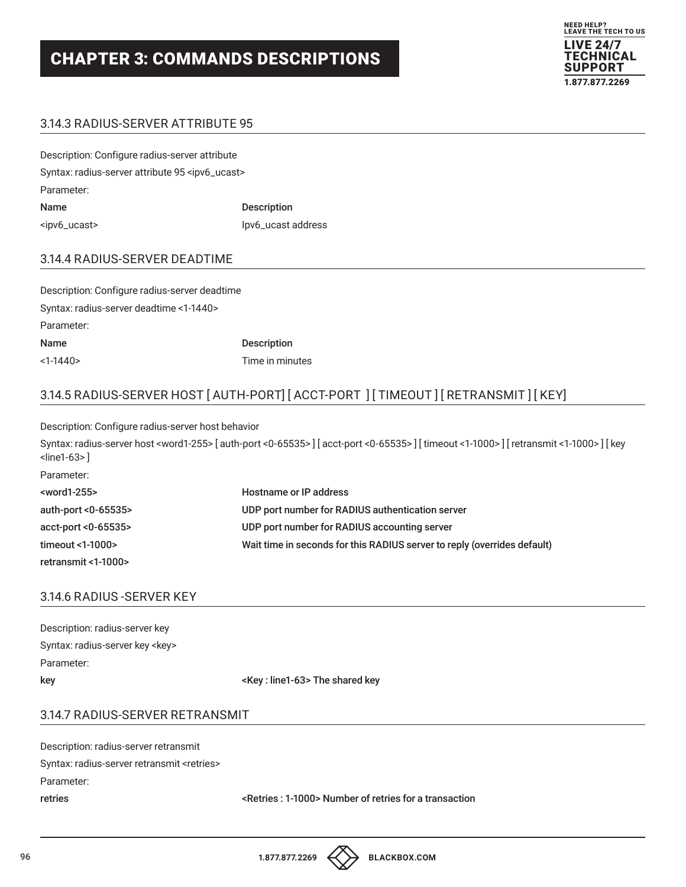# CHAPTER 3: COMMANDS DESCRIPTIONS

## 3.14.3 RADIUS-SERVER ATTRIBUTE 95

Description: Configure radius-server attribute

Syntax: radius-server attribute 95 <ipv6_ucast>

Parameter:

| Name | Description |
|---|---|
| <ipv6_ucast> | Ipv6_ucast address |

## 3.14.4 RADIUS-SERVER DEADTIME

Description: Configure radius-server deadtime

Syntax: radius-server deadtime <1-1440>

Parameter:

| Name | Description |
|---|---|
| <1-1440> | Time in minutes |

## 3.14.5 RADIUS-SERVER HOST [ AUTH-PORT] [ ACCT-PORT ] [ TIMEOUT ] [ RETRANSMIT ] [ KEY]

Description: Configure radius-server host behavior

Syntax: radius-server host <word1-255> [ auth-port <0-65535> ] [ acct-port <0-65535> ] [ timeout <1-1000> ] [ retransmit <1-1000> ] [ key <line1-63> ]

Parameter:

| | |
|---|---|
| **<word1-255>** | **Hostname or IP address** |
| **auth-port <0-65535>** | **UDP port number for RADIUS authentication server** |
| **acct-port <0-65535>** | **UDP port number for RADIUS accounting server** |
| **timeout <1-1000>** | **Wait time in seconds for this RADIUS server to reply (overrides default)** |
| **retransmit <1-1000>** | |

## 3.14.6 RADIUS -SERVER KEY

Description: radius-server key

Syntax: radius-server key <key>

Parameter:

| | |
|---|---|
| **key** | **<Key : line1-63> The shared key** |

## 3.14.7 RADIUS-SERVER RETRANSMIT

Description: radius-server retransmit

Syntax: radius-server retransmit <retries>

Parameter:

| | |
|---|---|
| **retries** | **<Retries : 1-1000> Number of retries for a transaction** |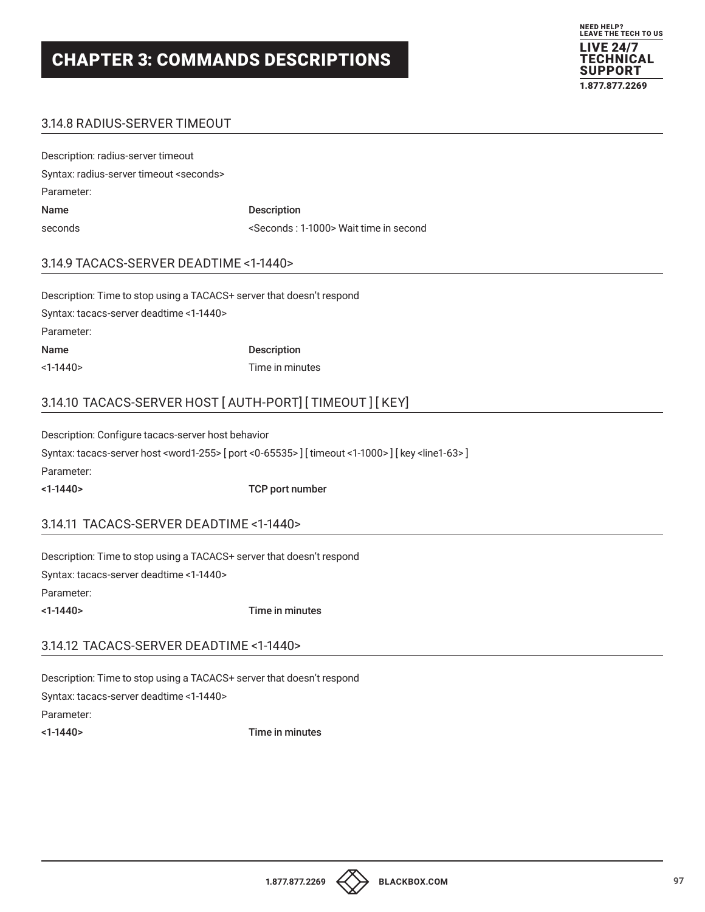## CHAPTER 3: COMMANDS DESCRIPTIONS

### 3.14.8 RADIUS-SERVER TIMEOUT

Description: radius-server timeout

Syntax: radius-server timeout <seconds>

Parameter:

| Name | Description |
|---|---|
| seconds | <Seconds : 1-1000> Wait time in second |

### 3.14.9 TACACS-SERVER DEADTIME <1-1440>

Description: Time to stop using a TACACS+ server that doesn't respond

Syntax: tacacs-server deadtime <1-1440>

Parameter:

| Name | Description |
|---|---|
| <1-1440> | Time in minutes |

### 3.14.10 TACACS-SERVER HOST [ AUTH-PORT] [ TIMEOUT ] [ KEY]

Description: Configure tacacs-server host behavior

Syntax: tacacs-server host <word1-255> [ port <0-65535> ] [ timeout <1-1000> ] [ key <line1-63> ]

Parameter:

| <1-1440> | TCP port number |
|---|---|

### 3.14.11 TACACS-SERVER DEADTIME <1-1440>

Description: Time to stop using a TACACS+ server that doesn't respond

Syntax: tacacs-server deadtime <1-1440>

Parameter:

| <1-1440> | Time in minutes |
|---|---|

### 3.14.12 TACACS-SERVER DEADTIME <1-1440>

Description: Time to stop using a TACACS+ server that doesn't respond

Syntax: tacacs-server deadtime <1-1440>

Parameter:

| <1-1440> | Time in minutes |
|---|---|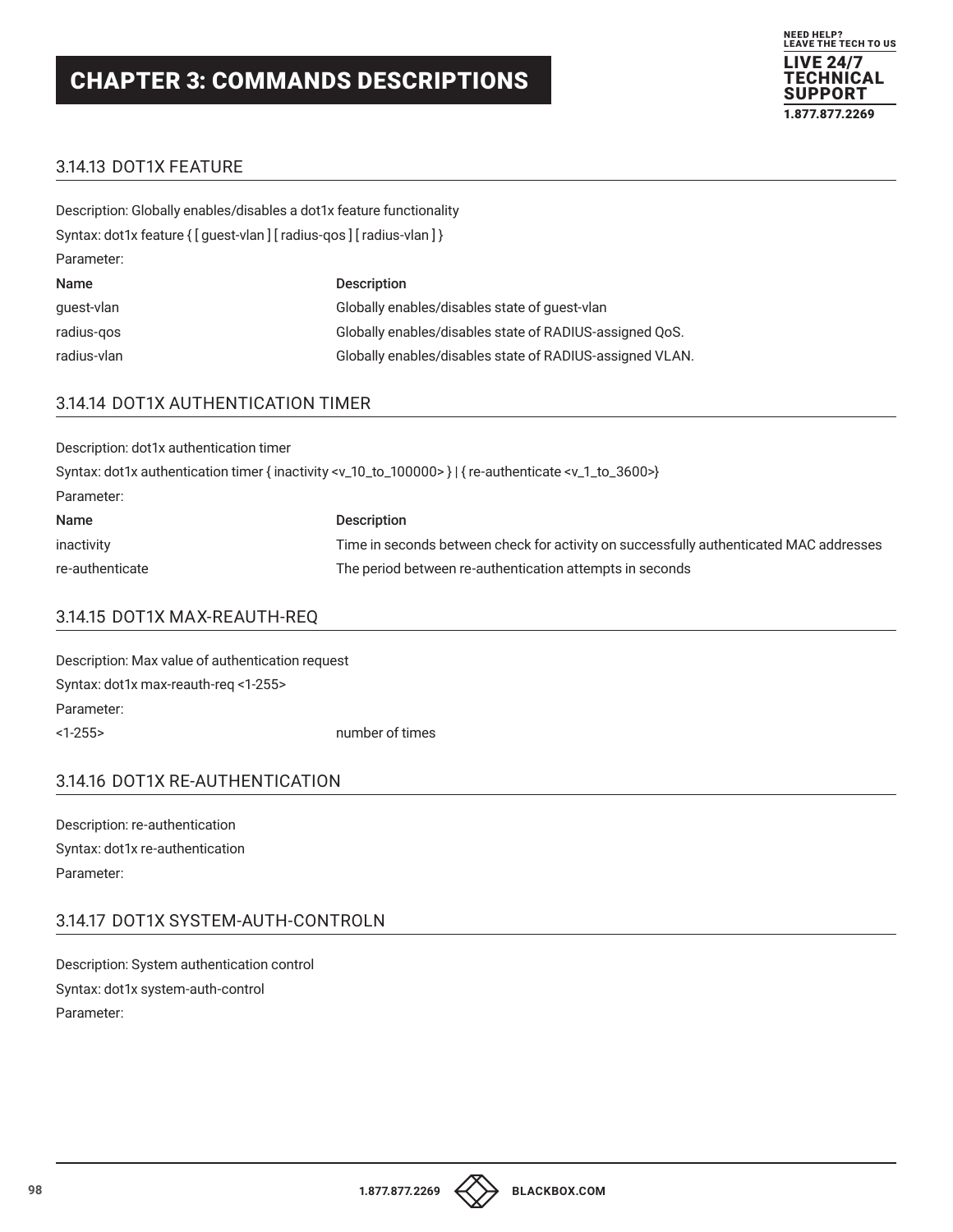# CHAPTER 3: COMMANDS DESCRIPTIONS

### 3.14.13 DOT1X FEATURE

Description: Globally enables/disables a dot1x feature functionality

Syntax: dot1x feature { [ guest-vlan ] [ radius-qos ] [ radius-vlan ] }

Parameter:

| Name | Description |
|---|---|
| guest-vlan | Globally enables/disables state of guest-vlan |
| radius-qos | Globally enables/disables state of RADIUS-assigned QoS. |
| radius-vlan | Globally enables/disables state of RADIUS-assigned VLAN. |

### 3.14.14 DOT1X AUTHENTICATION TIMER

Description: dot1x authentication timer

Syntax: dot1x authentication timer { inactivity <v_10_to_100000> } | { re-authenticate <v_1_to_3600>}

Parameter:

| Name | Description |
|---|---|
| inactivity | Time in seconds between check for activity on successfully authenticated MAC addresses |
| re-authenticate | The period between re-authentication attempts in seconds |

### 3.14.15 DOT1X MAX-REAUTH-REQ

Description: Max value of authentication request

Syntax: dot1x max-reauth-req <1-255>

Parameter:

| | |
|---|---|
| <1-255> | number of times |

### 3.14.16 DOT1X RE-AUTHENTICATION

Description: re-authentication

Syntax: dot1x re-authentication

Parameter:

### 3.14.17 DOT1X SYSTEM-AUTH-CONTROLN

Description: System authentication control

Syntax: dot1x system-auth-control

Parameter: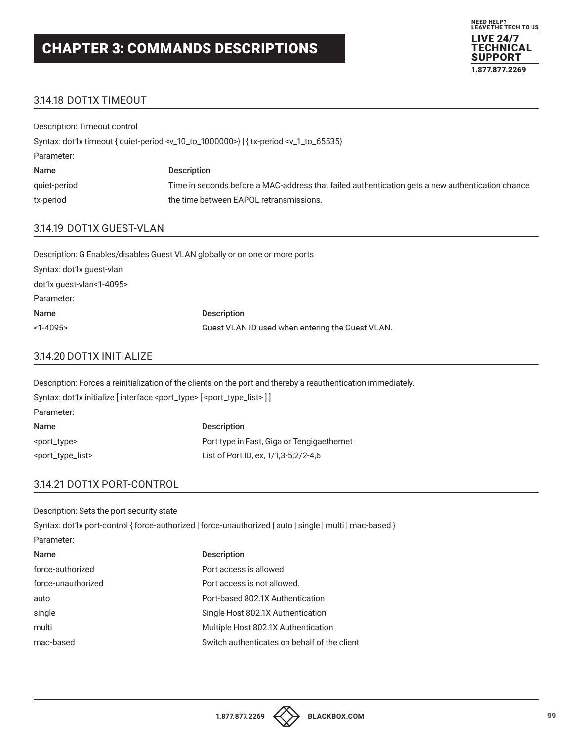## 3.14.18 DOT1X TIMEOUT

Description: Timeout control

Syntax: dot1x timeout { quiet-period <v_10_to_1000000>} | { tx-period <v_1_to_65535}

Parameter:

| Name | Description |
| --- | --- |
| quiet-period | Time in seconds before a MAC-address that failed authentication gets a new authentication chance |
| tx-period | the time between EAPOL retransmissions. |

## 3.14.19 DOT1X GUEST-VLAN

Description: G Enables/disables Guest VLAN globally or on one or more ports

Syntax: dot1x guest-vlan

dot1x guest-vlan<1-4095>

Parameter:

| Name | Description |
| --- | --- |
| <1-4095> | Guest VLAN ID used when entering the Guest VLAN. |

## 3.14.20 DOT1X INITIALIZE

Description: Forces a reinitialization of the clients on the port and thereby a reauthentication immediately.

Syntax: dot1x initialize [ interface <port_type> [ <port_type_list> ] ]

Parameter:

| Name | Description |
| --- | --- |
| <port_type> | Port type in Fast, Giga or Tengigaethernet |
| <port_type_list> | List of Port ID, ex, 1/1,3-5;2/2-4,6 |

## 3.14.21 DOT1X PORT-CONTROL

Description: Sets the port security state

Syntax: dot1x port-control { force-authorized | force-unauthorized | auto | single | multi | mac-based }

Parameter:

| Name | Description |
| --- | --- |
| force-authorized | Port access is allowed |
| force-unauthorized | Port access is not allowed. |
| auto | Port-based 802.1X Authentication |
| single | Single Host 802.1X Authentication |
| multi | Multiple Host 802.1X Authentication |
| mac-based | Switch authenticates on behalf of the client |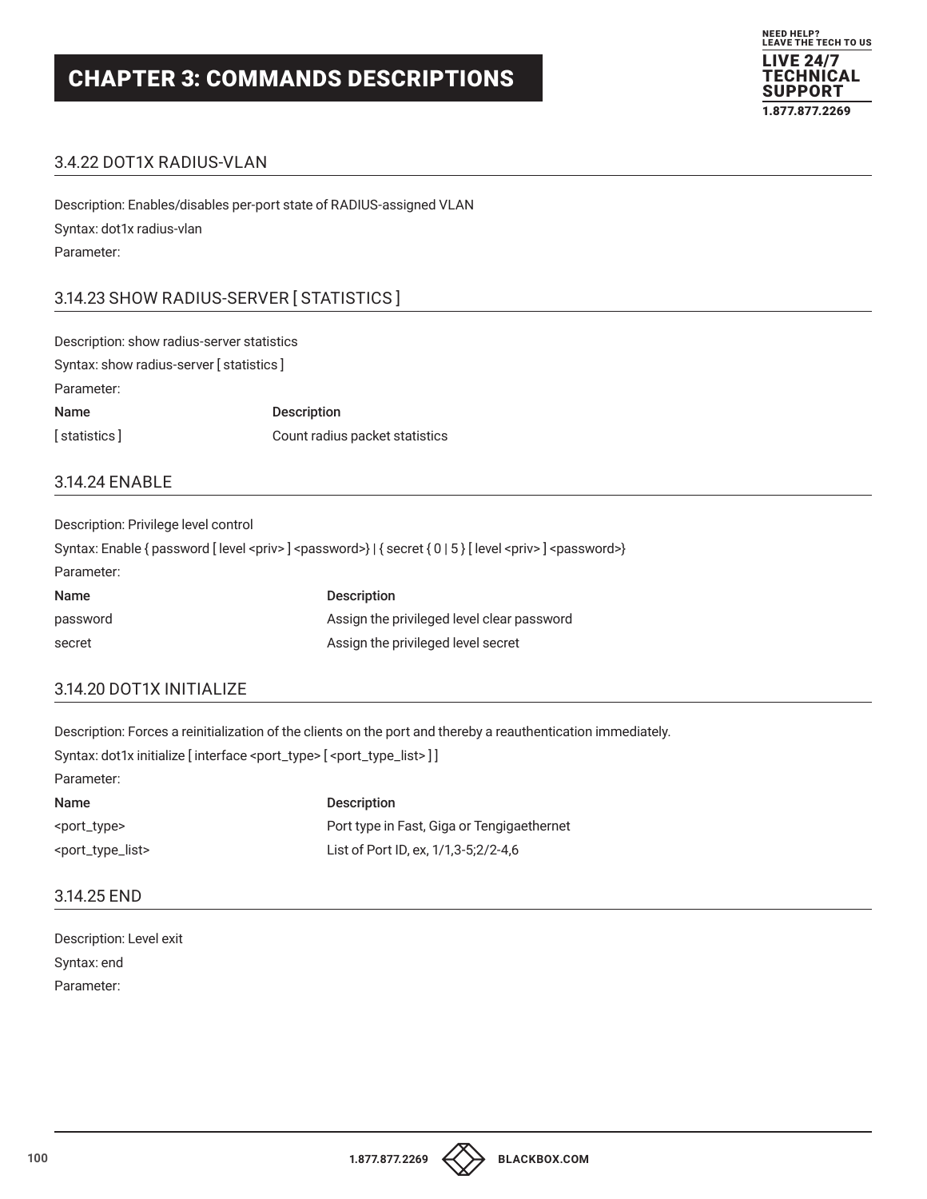# CHAPTER 3: COMMANDS DESCRIPTIONS

### 3.4.22 DOT1X RADIUS-VLAN

Description: Enables/disables per-port state of RADIUS-assigned VLAN

Syntax: dot1x radius-vlan

Parameter:

### 3.14.23 SHOW RADIUS-SERVER [ STATISTICS ]

Description: show radius-server statistics

Syntax: show radius-server [ statistics ]

Parameter:

| Name | Description |
| --- | --- |
| [ statistics ] | Count radius packet statistics |

### 3.14.24 ENABLE

Description: Privilege level control

Syntax: Enable { password [ level <priv> ] <password>} | { secret { 0 | 5 } [ level <priv> ] <password>}

Parameter:

| Name | Description |
| --- | --- |
| password | Assign the privileged level clear password |
| secret | Assign the privileged level secret |

### 3.14.20 DOT1X INITIALIZE

Description: Forces a reinitialization of the clients on the port and thereby a reauthentication immediately.

Syntax: dot1x initialize [ interface <port_type> [ <port_type_list> ] ]

Parameter:

| Name | Description |
| --- | --- |
| <port_type> | Port type in Fast, Giga or Tengigaethernet |
| <port_type_list> | List of Port ID, ex, 1/1,3-5;2/2-4,6 |

### 3.14.25 END

Description: Level exit

Syntax: end

Parameter: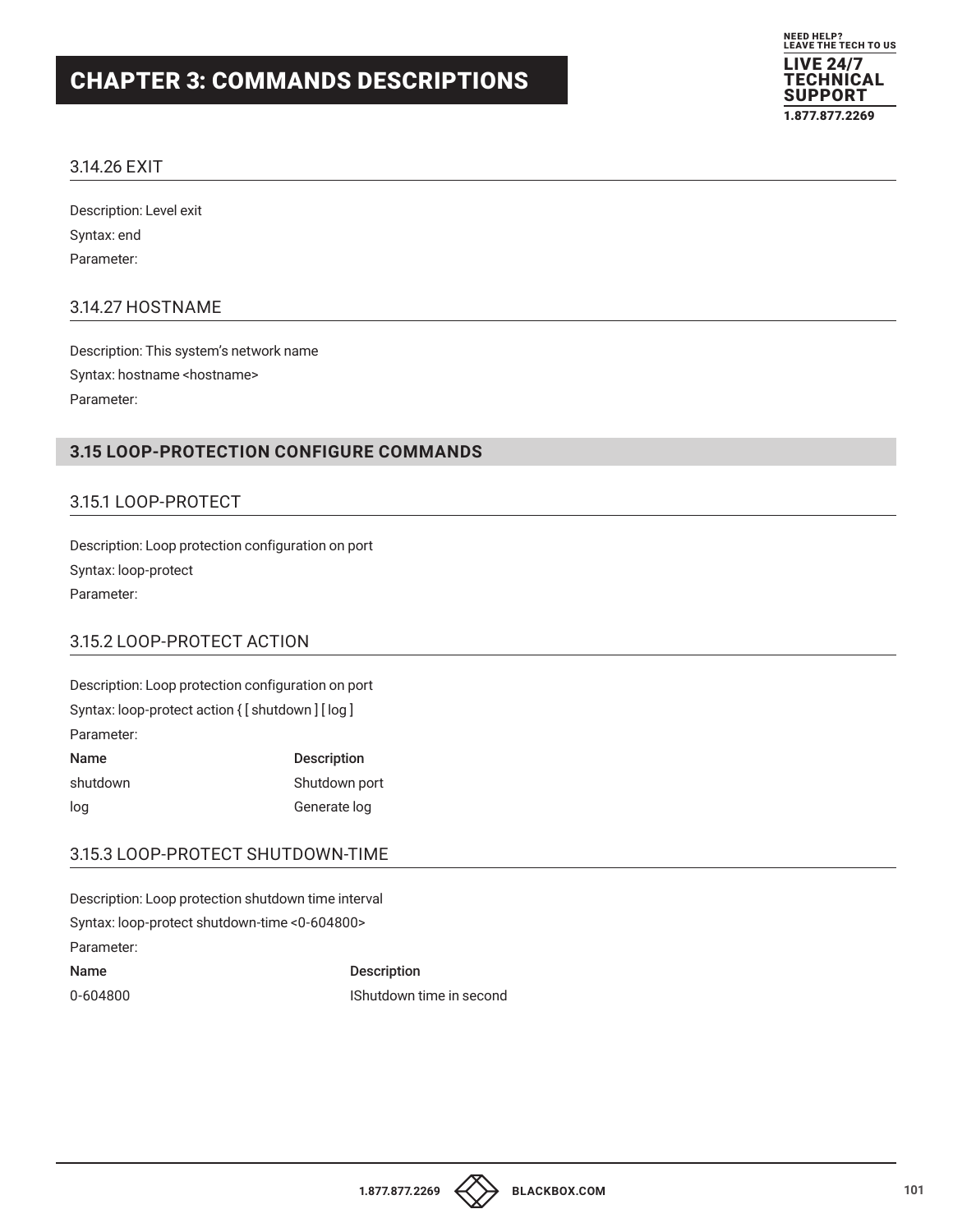# CHAPTER 3: COMMANDS DESCRIPTIONS

### 3.14.26 EXIT

Description: Level exit

Syntax: end

Parameter:

### 3.14.27 HOSTNAME

Description: This system's network name

Syntax: hostname <hostname>

Parameter:

## 3.15 LOOP-PROTECTION CONFIGURE COMMANDS

### 3.15.1 LOOP-PROTECT

Description: Loop protection configuration on port

Syntax: loop-protect

Parameter:

### 3.15.2 LOOP-PROTECT ACTION

Description: Loop protection configuration on port

Syntax: loop-protect action { [ shutdown ] [ log ]

Parameter:

| Name | Description |
|---|---|
| shutdown | Shutdown port |
| log | Generate log |

### 3.15.3 LOOP-PROTECT SHUTDOWN-TIME

Description: Loop protection shutdown time interval

Syntax: loop-protect shutdown-time <0-604800>

Parameter:

| Name | Description |
|---|---|
| 0-604800 | IShutdown time in second |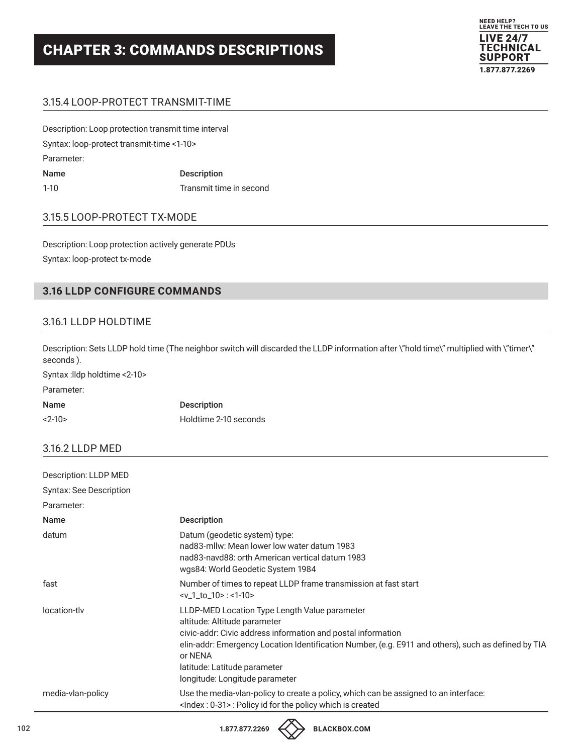## CHAPTER 3: COMMANDS DESCRIPTIONS

### 3.15.4 LOOP-PROTECT TRANSMIT-TIME

Description: Loop protection transmit time interval

Syntax: loop-protect transmit-time <1-10>

Parameter:

| Name | Description |
|---|---|
| 1-10 | Transmit time in second |

### 3.15.5 LOOP-PROTECT TX-MODE

Description: Loop protection actively generate PDUs

Syntax: loop-protect tx-mode

## 3.16 LLDP CONFIGURE COMMANDS

### 3.16.1 LLDP HOLDTIME

Description: Sets LLDP hold time (The neighbor switch will discarded the LLDP information after \"hold time\" multiplied with \"timer\" seconds ).

Syntax :lldp holdtime <2-10>

Parameter:

| Name | Description |
|---|---|
| <2-10> | Holdtime 2-10 seconds |

### 3.16.2 LLDP MED

Description: LLDP MED

Syntax: See Description

Parameter:

| Name | Description |
|---|---|
| datum | Datum (geodetic system) type:<br>nad83-mllw: Mean lower low water datum 1983<br>nad83-navd88: orth American vertical datum 1983<br>wgs84: World Geodetic System 1984 |
| fast | Number of times to repeat LLDP frame transmission at fast start<br><v_1_to_10> : <1-10> |
| location-tlv | LLDP-MED Location Type Length Value parameter<br>altitude: Altitude parameter<br>civic-addr: Civic address information and postal information<br>elin-addr: Emergency Location Identification Number, (e.g. E911 and others), such as defined by TIA or NENA<br>latitude: Latitude parameter<br>longitude: Longitude parameter |
| media-vlan-policy | Use the media-vlan-policy to create a policy, which can be assigned to an interface:<br><Index : 0-31> : Policy id for the policy which is created |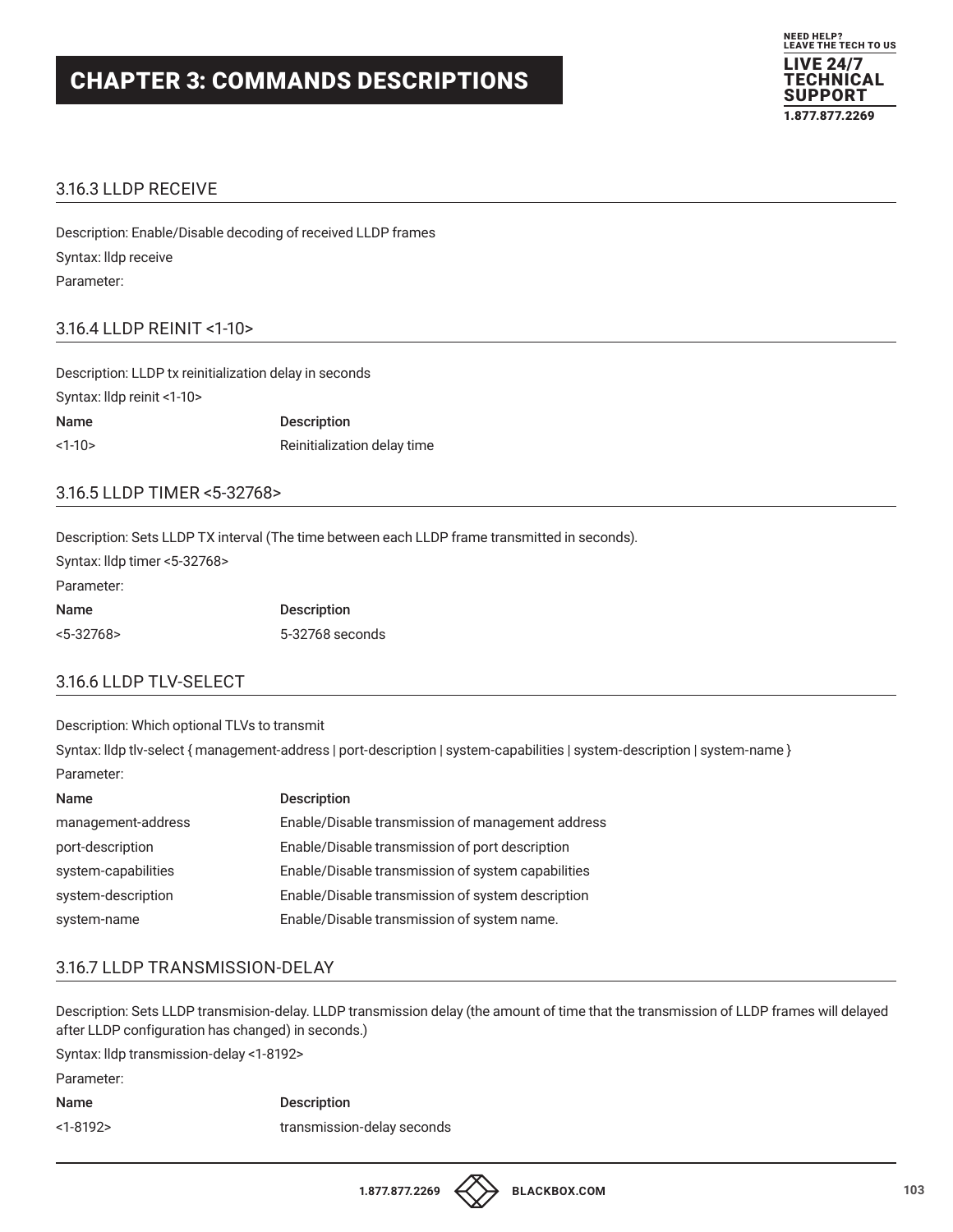## 3.16.3 LLDP RECEIVE

Description: Enable/Disable decoding of received LLDP frames

Syntax: lldp receive

Parameter:

## 3.16.4 LLDP REINIT <1-10>

Description: LLDP tx reinitialization delay in seconds

Syntax: lldp reinit <1-10>

| Name | Description |
|---|---|
| <1-10> | Reinitialization delay time |

## 3.16.5 LLDP TIMER <5-32768>

Description: Sets LLDP TX interval (The time between each LLDP frame transmitted in seconds).

Syntax: lldp timer <5-32768>

Parameter:

| Name | Description |
|---|---|
| <5-32768> | 5-32768 seconds |

## 3.16.6 LLDP TLV-SELECT

Description: Which optional TLVs to transmit

Syntax: lldp tlv-select { management-address | port-description | system-capabilities | system-description | system-name }

Parameter:

| Name | Description |
|---|---|
| management-address | Enable/Disable transmission of management address |
| port-description | Enable/Disable transmission of port description |
| system-capabilities | Enable/Disable transmission of system capabilities |
| system-description | Enable/Disable transmission of system description |
| system-name | Enable/Disable transmission of system name. |

## 3.16.7 LLDP TRANSMISSION-DELAY

Description: Sets LLDP transmision-delay. LLDP transmission delay (the amount of time that the transmission of LLDP frames will delayed after LLDP configuration has changed) in seconds.)

Syntax: lldp transmission-delay <1-8192>

Parameter:

| Name | Description |
|---|---|
| <1-8192> | transmission-delay seconds |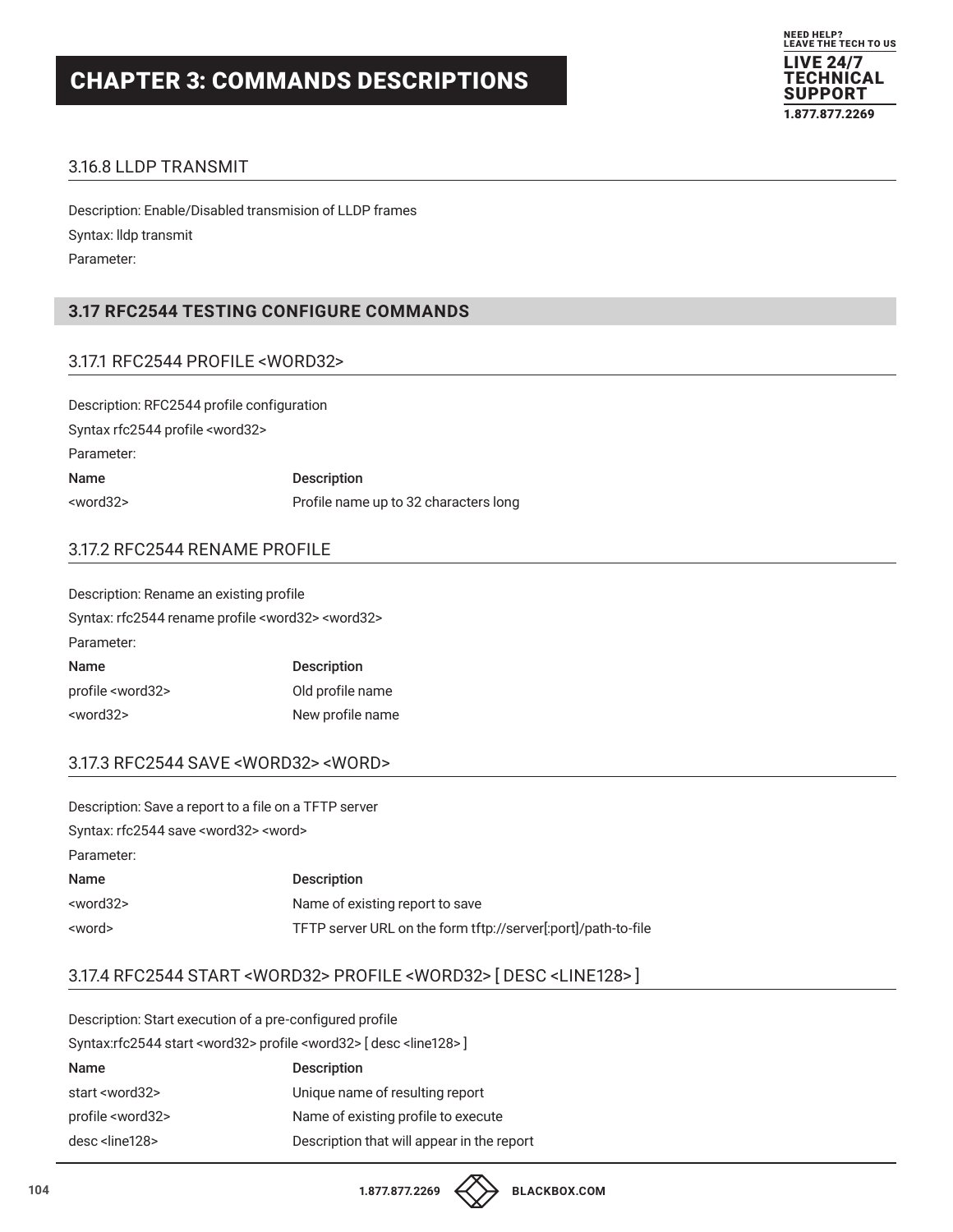# CHAPTER 3: COMMANDS DESCRIPTIONS

### 3.16.8 LLDP TRANSMIT

Description: Enable/Disabled transmision of LLDP frames

Syntax: lldp transmit

Parameter:

## 3.17 RFC2544 TESTING CONFIGURE COMMANDS

### 3.17.1 RFC2544 PROFILE <WORD32>

Description: RFC2544 profile configuration

Syntax rfc2544 profile <word32>

Parameter:

| Name | Description |
|---|---|
| <word32> | Profile name up to 32 characters long |

### 3.17.2 RFC2544 RENAME PROFILE

Description: Rename an existing profile

Syntax: rfc2544 rename profile <word32> <word32>

Parameter:

| Name | Description |
|---|---|
| profile <word32> | Old profile name |
| <word32> | New profile name |

### 3.17.3 RFC2544 SAVE <WORD32> <WORD>

Description: Save a report to a file on a TFTP server

Syntax: rfc2544 save <word32> <word>

Parameter:

| Name | Description |
|---|---|
| <word32> | Name of existing report to save |
| <word> | TFTP server URL on the form tftp://server[:port]/path-to-file |

### 3.17.4 RFC2544 START <WORD32> PROFILE <WORD32> [ DESC <LINE128> ]

Description: Start execution of a pre-configured profile

Syntax:rfc2544 start <word32> profile <word32> [ desc <line128> ]

| Name | Description |
|---|---|
| start <word32> | Unique name of resulting report |
| profile <word32> | Name of existing profile to execute |
| desc <line128> | Description that will appear in the report |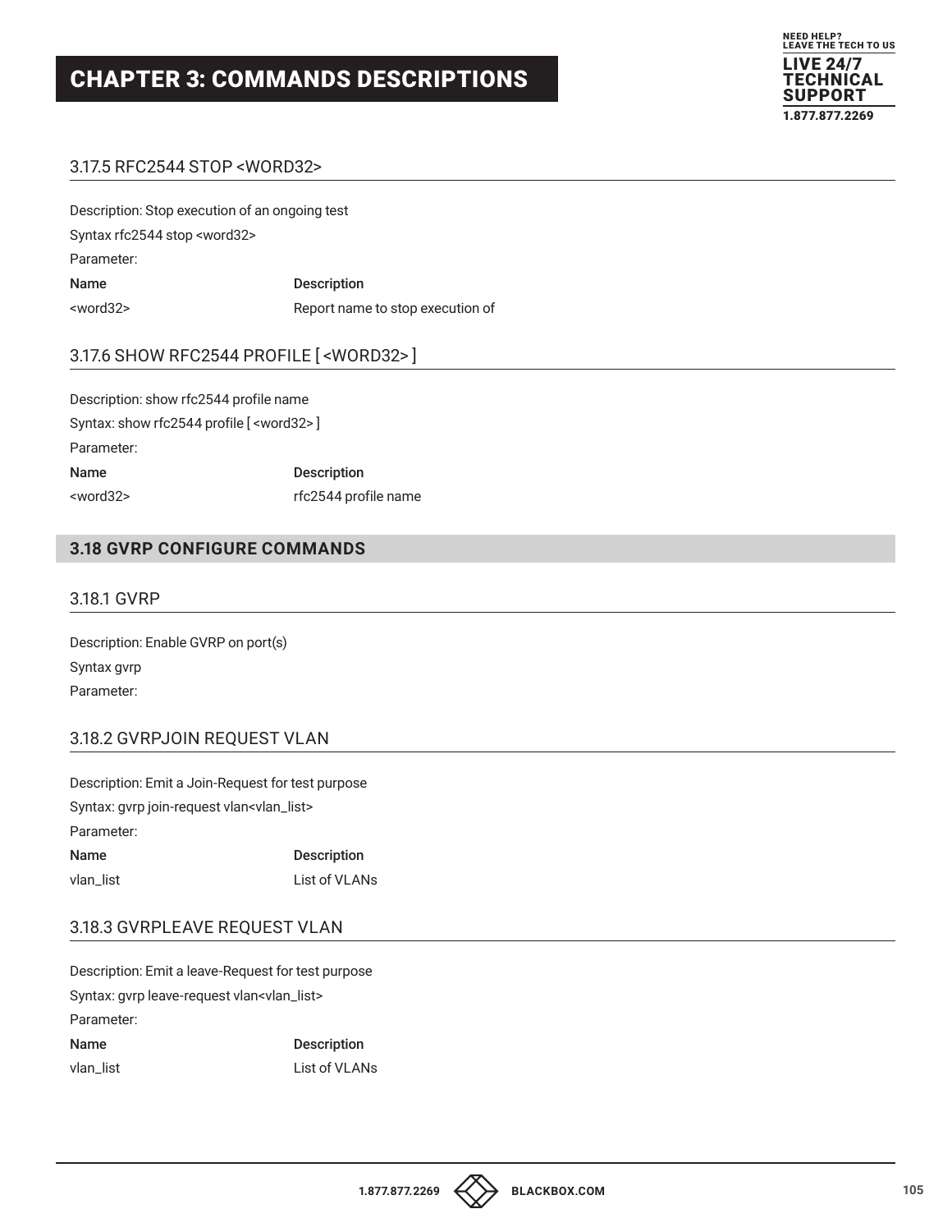### 3.17.5 RFC2544 STOP <WORD32>

Description: Stop execution of an ongoing test

Syntax rfc2544 stop <word32>

Parameter:

| Name | Description |
|---|---|
| <word32> | Report name to stop execution of |

### 3.17.6 SHOW RFC2544 PROFILE [ <WORD32> ]

Description: show rfc2544 profile name

Syntax: show rfc2544 profile [ <word32> ]

Parameter:

| Name | Description |
|---|---|
| <word32> | rfc2544 profile name |

## 3.18 GVRP CONFIGURE COMMANDS

### 3.18.1 GVRP

Description: Enable GVRP on port(s)

Syntax gvrp

Parameter:

### 3.18.2 GVRPJOIN REQUEST VLAN

Description: Emit a Join-Request for test purpose

Syntax: gvrp join-request vlan<vlan_list>

Parameter:

| Name | Description |
|---|---|
| vlan_list | List of VLANs |

### 3.18.3 GVRPLEAVE REQUEST VLAN

Description: Emit a leave-Request for test purpose

Syntax: gvrp leave-request vlan<vlan_list>

Parameter:

| Name | Description |
|---|---|
| vlan_list | List of VLANs |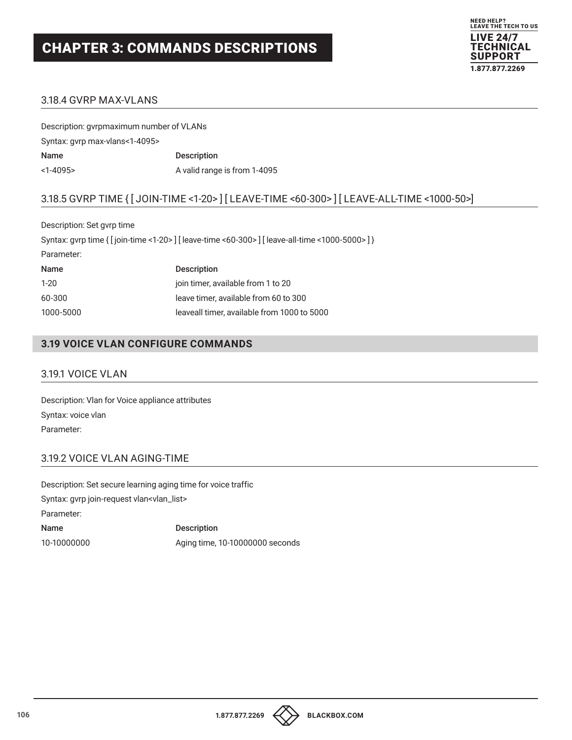# CHAPTER 3: COMMANDS DESCRIPTIONS

### 3.18.4 GVRP MAX-VLANS

Description: gvrpmaximum number of VLANs

Syntax: gvrp max-vlans<1-4095>

| Name | Description |
|---|---|
| <1-4095> | A valid range is from 1-4095 |

### 3.18.5 GVRP TIME { [ JOIN-TIME <1-20> ] [ LEAVE-TIME <60-300> ] [ LEAVE-ALL-TIME <1000-50>]

Description: Set gvrp time

Syntax: gvrp time { [ join-time <1-20> ] [ leave-time <60-300> ] [ leave-all-time <1000-5000> ] }

Parameter:

| Name | Description |
|---|---|
| 1-20 | join timer, available from 1 to 20 |
| 60-300 | leave timer, available from 60 to 300 |
| 1000-5000 | leaveall timer, available from 1000 to 5000 |

## 3.19 VOICE VLAN CONFIGURE COMMANDS

### 3.19.1 VOICE VLAN

Description: Vlan for Voice appliance attributes

Syntax: voice vlan

Parameter:

### 3.19.2 VOICE VLAN AGING-TIME

Description: Set secure learning aging time for voice traffic

Syntax: gvrp join-request vlan<vlan_list>

Parameter:

| Name | Description |
|---|---|
| 10-10000000 | Aging time, 10-10000000 seconds |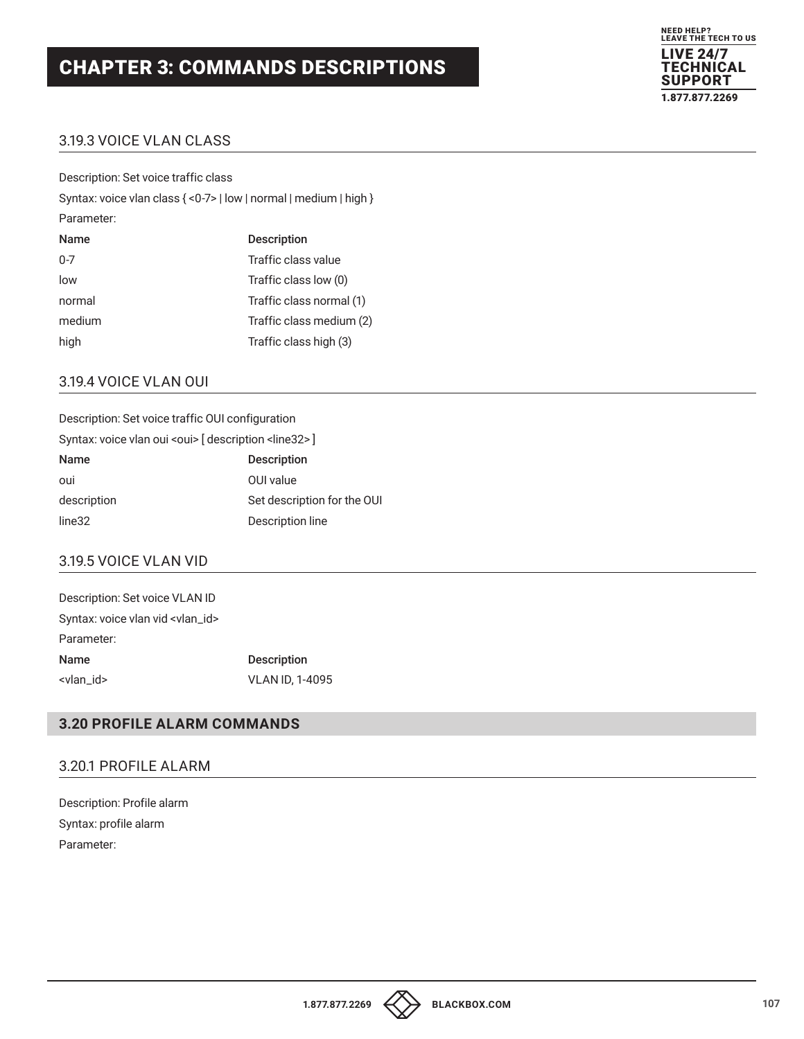### 3.19.3 VOICE VLAN CLASS

Description: Set voice traffic class

Syntax: voice vlan class { <0-7> | low | normal | medium | high }

Parameter:

| Name | Description |
| --- | --- |
| 0-7 | Traffic class value |
| low | Traffic class low (0) |
| normal | Traffic class normal (1) |
| medium | Traffic class medium (2) |
| high | Traffic class high (3) |

### 3.19.4 VOICE VLAN OUI

Description: Set voice traffic OUI configuration

Syntax: voice vlan oui <oui> [ description <line32> ]

| Name | Description |
| --- | --- |
| oui | OUI value |
| description | Set description for the OUI |
| line32 | Description line |

### 3.19.5 VOICE VLAN VID

Description: Set voice VLAN ID

Syntax: voice vlan vid <vlan_id>

Parameter:

| Name | Description |
| --- | --- |
| <vlan_id> | VLAN ID, 1-4095 |

## 3.20 PROFILE ALARM COMMANDS

### 3.20.1 PROFILE ALARM

Description: Profile alarm

Syntax: profile alarm

Parameter: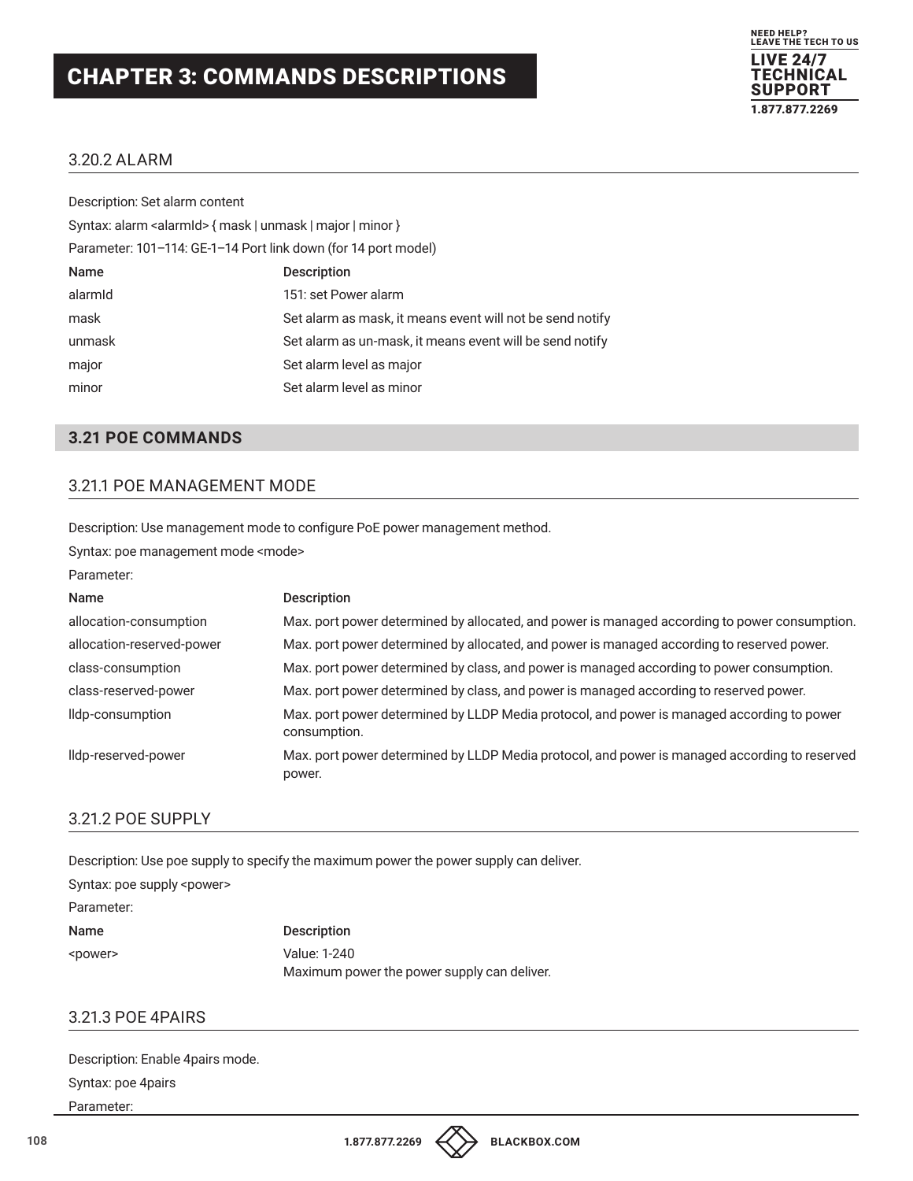# CHAPTER 3: COMMANDS DESCRIPTIONS

### 3.20.2 ALARM

Description: Set alarm content

Syntax: alarm <alarmId> { mask | unmask | major | minor }

Parameter: 101–114: GE-1–14 Port link down (for 14 port model)

| Name | Description |
|---|---|
| alarmId | 151: set Power alarm |
| mask | Set alarm as mask, it means event will not be send notify |
| unmask | Set alarm as un-mask, it means event will be send notify |
| major | Set alarm level as major |
| minor | Set alarm level as minor |

## 3.21 POE COMMANDS

### 3.21.1 POE MANAGEMENT MODE

Description: Use management mode to configure PoE power management method.

Syntax: poe management mode <mode>

Parameter:

| Name | Description |
|---|---|
| allocation-consumption | Max. port power determined by allocated, and power is managed according to power consumption. |
| allocation-reserved-power | Max. port power determined by allocated, and power is managed according to reserved power. |
| class-consumption | Max. port power determined by class, and power is managed according to power consumption. |
| class-reserved-power | Max. port power determined by class, and power is managed according to reserved power. |
| lldp-consumption | Max. port power determined by LLDP Media protocol, and power is managed according to power consumption. |
| lldp-reserved-power | Max. port power determined by LLDP Media protocol, and power is managed according to reserved power. |

### 3.21.2 POE SUPPLY

Description: Use poe supply to specify the maximum power the power supply can deliver.

Syntax: poe supply <power>

Parameter:

| Name | Description |
|---|---|
| <power> | Value: 1-240<br>Maximum power the power supply can deliver. |

### 3.21.3 POE 4PAIRS

Description: Enable 4pairs mode.

Syntax: poe 4pairs

Parameter: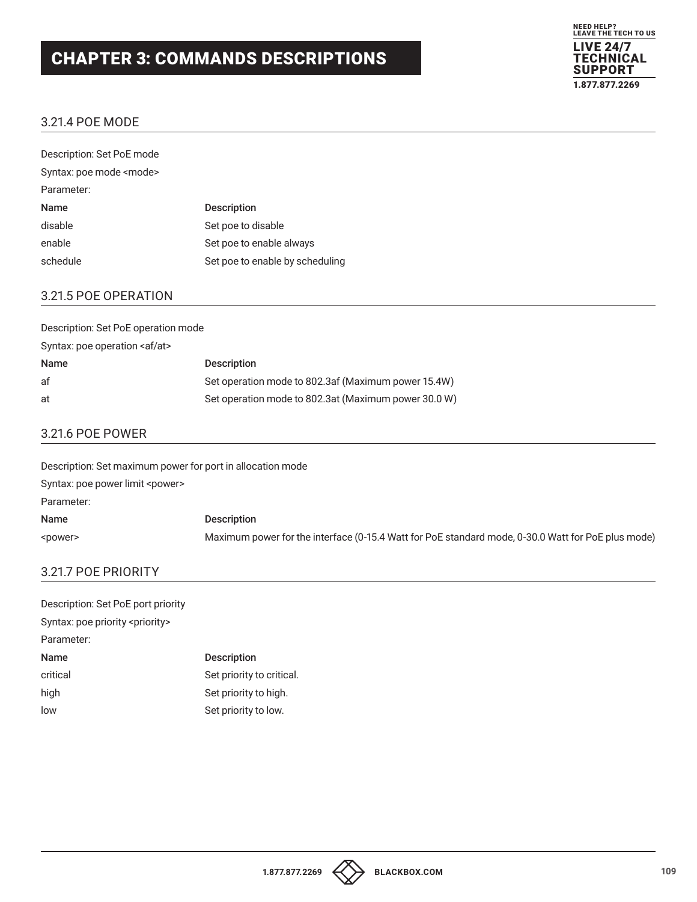## 3.21.4 POE MODE

Description: Set PoE mode

Syntax: poe mode <mode>

Parameter:

| Name | Description |
| --- | --- |
| disable | Set poe to disable |
| enable | Set poe to enable always |
| schedule | Set poe to enable by scheduling |

## 3.21.5 POE OPERATION

Description: Set PoE operation mode

Syntax: poe operation <af/at>

| Name | Description |
| --- | --- |
| af | Set operation mode to 802.3af (Maximum power 15.4W) |
| at | Set operation mode to 802.3at (Maximum power 30.0 W) |

## 3.21.6 POE POWER

Description: Set maximum power for port in allocation mode

Syntax: poe power limit <power>

Parameter:

| Name | Description |
| --- | --- |
| <power> | Maximum power for the interface (0-15.4 Watt for PoE standard mode, 0-30.0 Watt for PoE plus mode) |

## 3.21.7 POE PRIORITY

Description: Set PoE port priority

Syntax: poe priority <priority>

Parameter:

| Name | Description |
| --- | --- |
| critical | Set priority to critical. |
| high | Set priority to high. |
| low | Set priority to low. |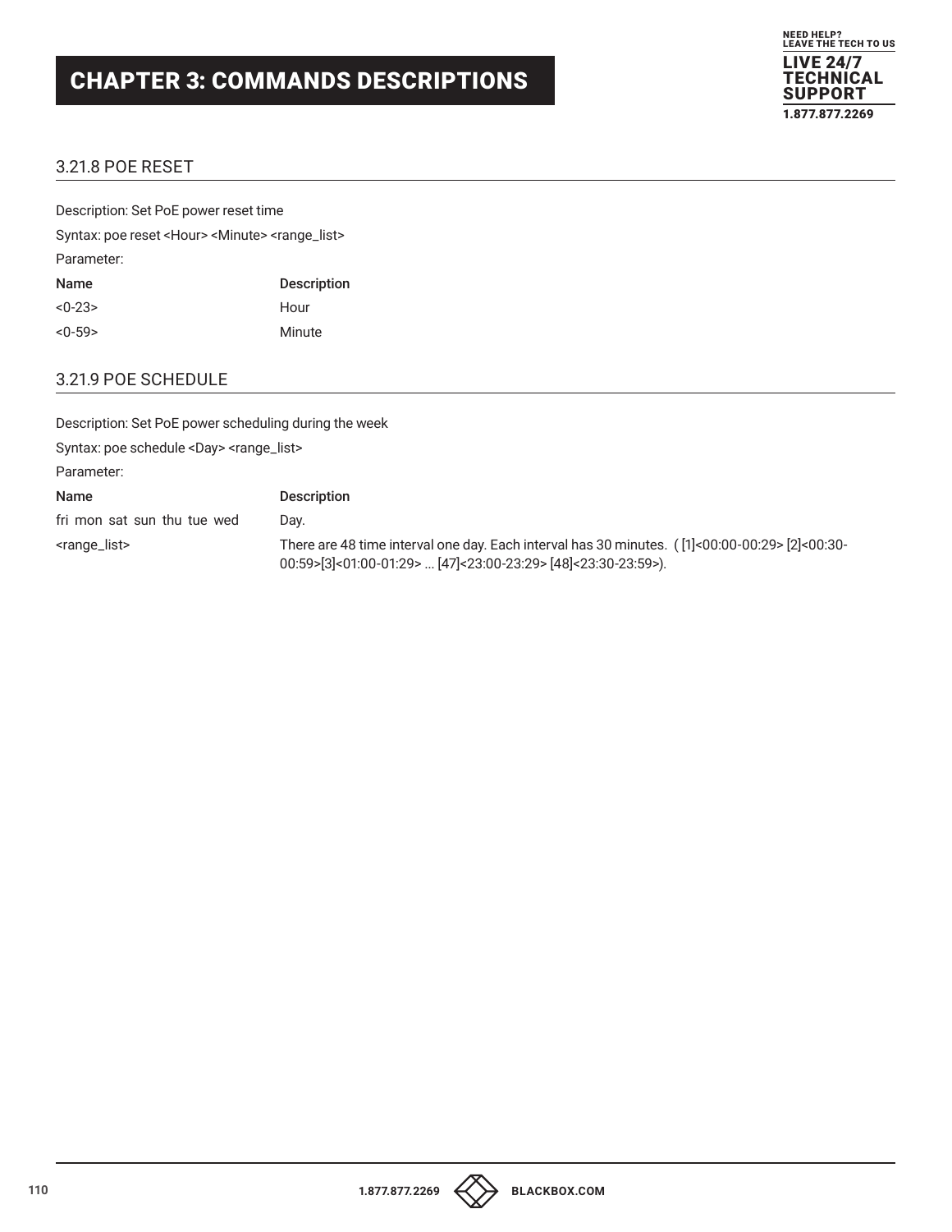# CHAPTER 3: COMMANDS DESCRIPTIONS

## 3.21.8 POE RESET

Description: Set PoE power reset time

Syntax: poe reset <Hour> <Minute> <range_list>

Parameter:

| Name | Description |
|---|---|
| <0-23> | Hour |
| <0-59> | Minute |

## 3.21.9 POE SCHEDULE

Description: Set PoE power scheduling during the week

Syntax: poe schedule <Day> <range_list>

Parameter:

| Name | Description |
|---|---|
| fri mon sat sun thu tue wed | Day. |
| <range_list> | There are 48 time interval one day. Each interval has 30 minutes. ( [1]<00:00-00:29> [2]<00:30-00:59>[3]<01:00-01:29> ... [47]<23:00-23:29> [48]<23:30-23:59>). |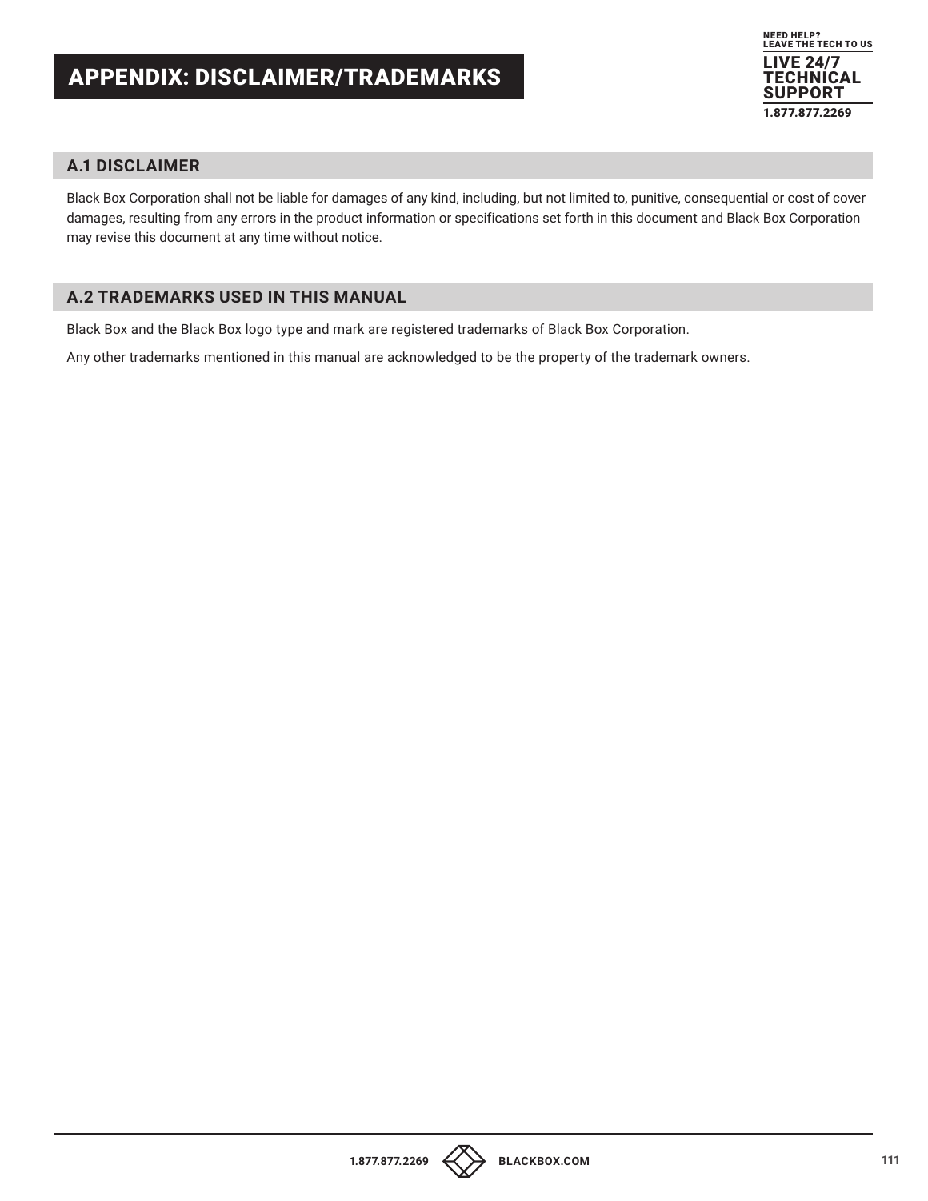# APPENDIX: DISCLAIMER/TRADEMARKS

## A.1 DISCLAIMER

Black Box Corporation shall not be liable for damages of any kind, including, but not limited to, punitive, consequential or cost of cover damages, resulting from any errors in the product information or specifications set forth in this document and Black Box Corporation may revise this document at any time without notice.

## A.2 TRADEMARKS USED IN THIS MANUAL

Black Box and the Black Box logo type and mark are registered trademarks of Black Box Corporation.

Any other trademarks mentioned in this manual are acknowledged to be the property of the trademark owners.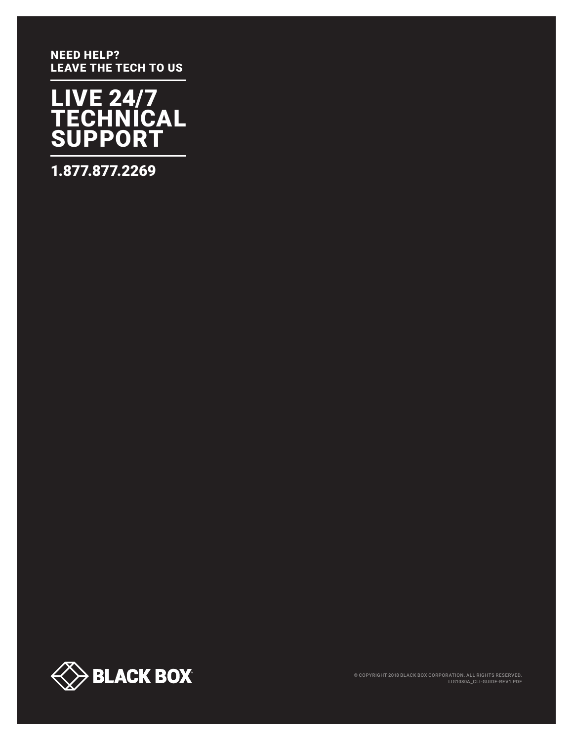NEED HELP?
LEAVE THE TECH TO US

# LIVE 24/7 TECHNICAL SUPPORT

1.877.877.2269

BLACK BOX

© COPYRIGHT 2018 BLACK BOX CORPORATION. ALL RIGHTS RESERVED.
LIG1080A_CLI-GUIDE-REV1.PDF